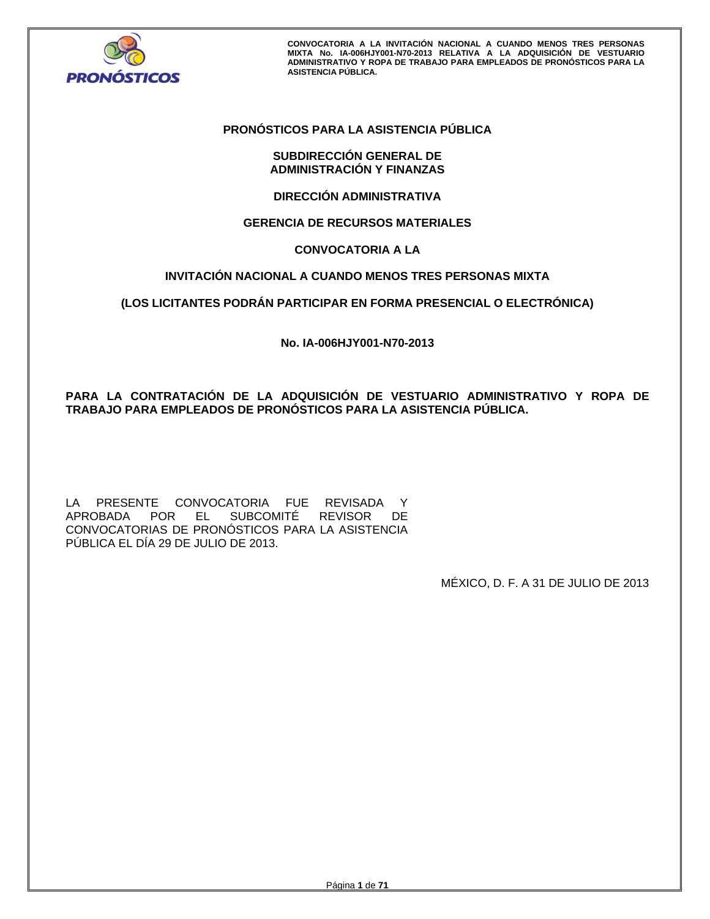# PRONÓSTICOS PARA LA ASISTENCIA PÚBLICA

## SUBDIRECCIÓN GENERAL DE ADMINISTRACIÓN Y FINANZAS

## DIRECCIÓN ADMINISTRATIVA

## GERENCIA DE RECURSOS MATERIALES

## CONVOCATORIA A LA

## INVITACIÓN NACIONAL A CUANDO MENOS TRES PERSONAS MIXTA

**(LOS LICITANTES PODRÁN PARTICIPAR EN FORMA PRESENCIAL O ELECTRÓNICA)**

**No. IA-006HJY001-N70-2013**

**PARA LA CONTRATACIÓN DE LA ADQUISICIÓN DE VESTUARIO ADMINISTRATIVO Y ROPA DE TRABAJO PARA EMPLEADOS DE PRONÓSTICOS PARA LA ASISTENCIA PÚBLICA.**

LA PRESENTE CONVOCATORIA FUE REVISADA Y APROBADA POR EL SUBCOMITÉ REVISOR DE CONVOCATORIAS DE PRONÓSTICOS PARA LA ASISTENCIA PÚBLICA EL DÍA 29 DE JULIO DE 2013.

MÉXICO, D. F. A 31 DE JULIO DE 2013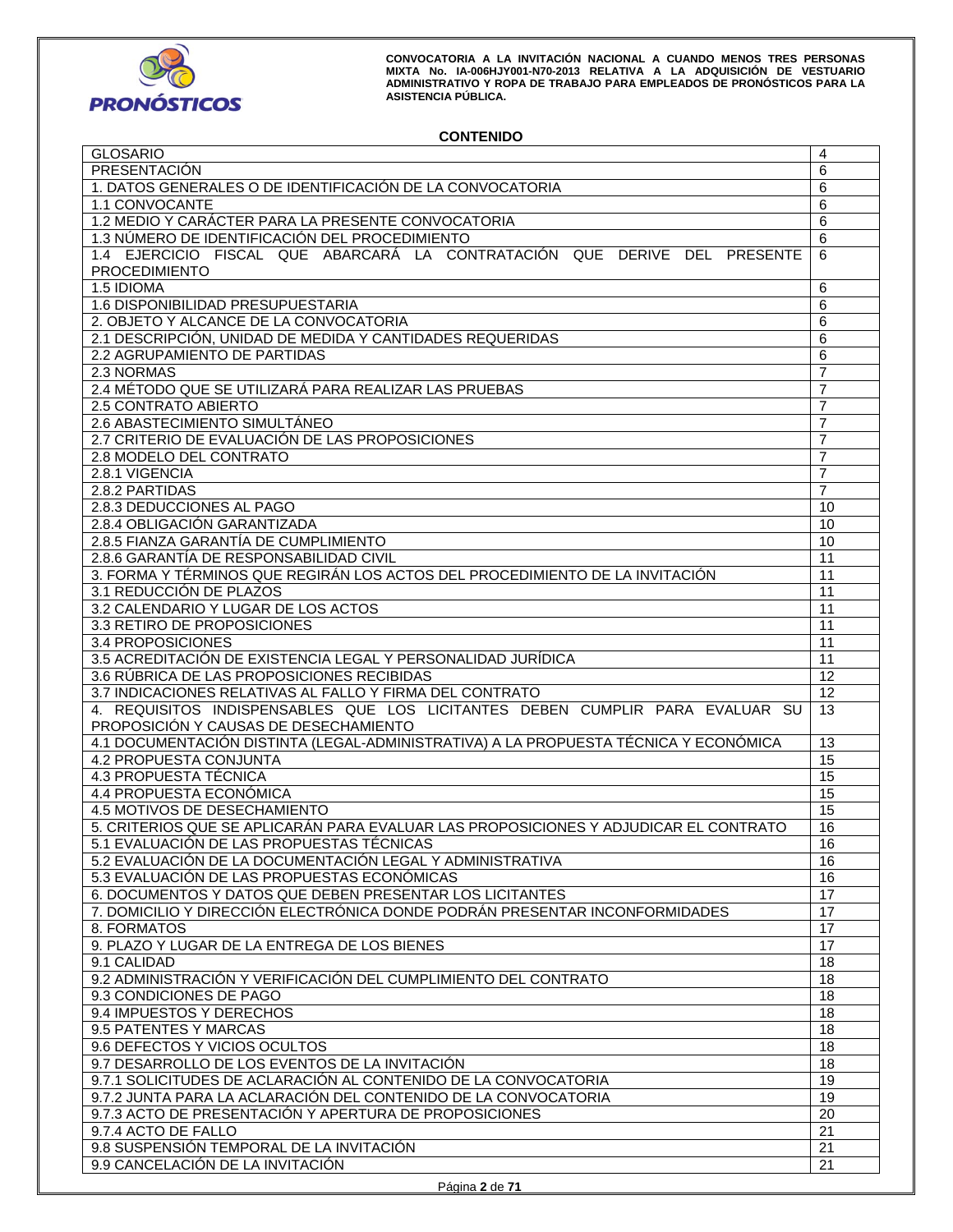**CONTENIDO**

| | |
|---|---|
| GLOSARIO | 4 |
| PRESENTACIÓN | 6 |
| 1. DATOS GENERALES O DE IDENTIFICACIÓN DE LA CONVOCATORIA | 6 |
| 1.1 CONVOCANTE | 6 |
| 1.2 MEDIO Y CARÁCTER PARA LA PRESENTE CONVOCATORIA | 6 |
| 1.3 NÚMERO DE IDENTIFICACIÓN DEL PROCEDIMIENTO | 6 |
| 1.4 EJERCICIO FISCAL QUE ABARCARÁ LA CONTRATACIÓN QUE DERIVE DEL PRESENTE PROCEDIMIENTO | 6 |
| 1.5 IDIOMA | 6 |
| 1.6 DISPONIBILIDAD PRESUPUESTARIA | 6 |
| 2. OBJETO Y ALCANCE DE LA CONVOCATORIA | 6 |
| 2.1 DESCRIPCIÓN, UNIDAD DE MEDIDA Y CANTIDADES REQUERIDAS | 6 |
| 2.2 AGRUPAMIENTO DE PARTIDAS | 6 |
| 2.3 NORMAS | 7 |
| 2.4 MÉTODO QUE SE UTILIZARÁ PARA REALIZAR LAS PRUEBAS | 7 |
| 2.5 CONTRATO ABIERTO | 7 |
| 2.6 ABASTECIMIENTO SIMULTÁNEO | 7 |
| 2.7 CRITERIO DE EVALUACIÓN DE LAS PROPOSICIONES | 7 |
| 2.8 MODELO DEL CONTRATO | 7 |
| 2.8.1 VIGENCIA | 7 |
| 2.8.2 PARTIDAS | 7 |
| 2.8.3 DEDUCCIONES AL PAGO | 10 |
| 2.8.4 OBLIGACIÓN GARANTIZADA | 10 |
| 2.8.5 FIANZA GARANTÍA DE CUMPLIMIENTO | 10 |
| 2.8.6 GARANTÍA DE RESPONSABILIDAD CIVIL | 11 |
| 3. FORMA Y TÉRMINOS QUE REGIRÁN LOS ACTOS DEL PROCEDIMIENTO DE LA INVITACIÓN | 11 |
| 3.1 REDUCCIÓN DE PLAZOS | 11 |
| 3.2 CALENDARIO Y LUGAR DE LOS ACTOS | 11 |
| 3.3 RETIRO DE PROPOSICIONES | 11 |
| 3.4 PROPOSICIONES | 11 |
| 3.5 ACREDITACIÓN DE EXISTENCIA LEGAL Y PERSONALIDAD JURÍDICA | 11 |
| 3.6 RÚBRICA DE LAS PROPOSICIONES RECIBIDAS | 12 |
| 3.7 INDICACIONES RELATIVAS AL FALLO Y FIRMA DEL CONTRATO | 12 |
| 4. REQUISITOS INDISPENSABLES QUE LOS LICITANTES DEBEN CUMPLIR PARA EVALUAR SU PROPOSICIÓN Y CAUSAS DE DESECHAMIENTO | 13 |
| 4.1 DOCUMENTACIÓN DISTINTA (LEGAL-ADMINISTRATIVA) A LA PROPUESTA TÉCNICA Y ECONÓMICA | 13 |
| 4.2 PROPUESTA CONJUNTA | 15 |
| 4.3 PROPUESTA TÉCNICA | 15 |
| 4.4 PROPUESTA ECONÓMICA | 15 |
| 4.5 MOTIVOS DE DESECHAMIENTO | 15 |
| 5. CRITERIOS QUE SE APLICARÁN PARA EVALUAR LAS PROPOSICIONES Y ADJUDICAR EL CONTRATO | 16 |
| 5.1 EVALUACIÓN DE LAS PROPUESTAS TÉCNICAS | 16 |
| 5.2 EVALUACIÓN DE LA DOCUMENTACIÓN LEGAL Y ADMINISTRATIVA | 16 |
| 5.3 EVALUACIÓN DE LAS PROPUESTAS ECONÓMICAS | 16 |
| 6. DOCUMENTOS Y DATOS QUE DEBEN PRESENTAR LOS LICITANTES | 17 |
| 7. DOMICILIO Y DIRECCIÓN ELECTRÓNICA DONDE PODRÁN PRESENTAR INCONFORMIDADES | 17 |
| 8. FORMATOS | 17 |
| 9. PLAZO Y LUGAR DE LA ENTREGA DE LOS BIENES | 17 |
| 9.1 CALIDAD | 18 |
| 9.2 ADMINISTRACIÓN Y VERIFICACIÓN DEL CUMPLIMIENTO DEL CONTRATO | 18 |
| 9.3 CONDICIONES DE PAGO | 18 |
| 9.4 IMPUESTOS Y DERECHOS | 18 |
| 9.5 PATENTES Y MARCAS | 18 |
| 9.6 DEFECTOS Y VICIOS OCULTOS | 18 |
| 9.7 DESARROLLO DE LOS EVENTOS DE LA INVITACIÓN | 18 |
| 9.7.1 SOLICITUDES DE ACLARACIÓN AL CONTENIDO DE LA CONVOCATORIA | 19 |
| 9.7.2 JUNTA PARA LA ACLARACIÓN DEL CONTENIDO DE LA CONVOCATORIA | 19 |
| 9.7.3 ACTO DE PRESENTACIÓN Y APERTURA DE PROPOSICIONES | 20 |
| 9.7.4 ACTO DE FALLO | 21 |
| 9.8 SUSPENSIÓN TEMPORAL DE LA INVITACIÓN | 21 |
| 9.9 CANCELACIÓN DE LA INVITACIÓN | 21 |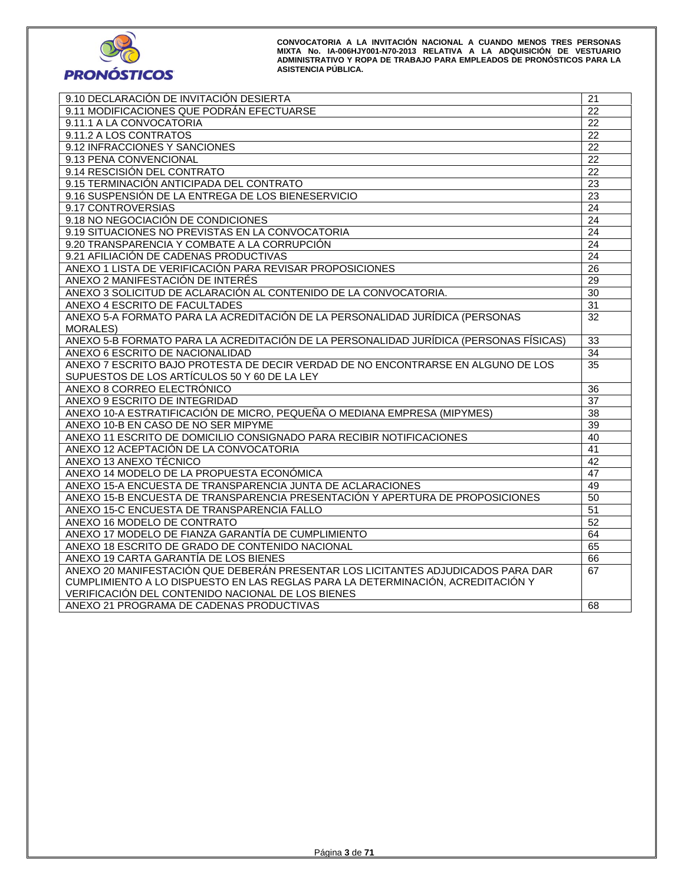| | |
|---|---|
| 9.10 DECLARACIÓN DE INVITACIÓN DESIERTA | 21 |
| 9.11 MODIFICACIONES QUE PODRÁN EFECTUARSE | 22 |
| 9.11.1 A LA CONVOCATORIA | 22 |
| 9.11.2 A LOS CONTRATOS | 22 |
| 9.12 INFRACCIONES Y SANCIONES | 22 |
| 9.13 PENA CONVENCIONAL | 22 |
| 9.14 RESCISIÓN DEL CONTRATO | 22 |
| 9.15 TERMINACIÓN ANTICIPADA DEL CONTRATO | 23 |
| 9.16 SUSPENSIÓN DE LA ENTREGA DE LOS BIENESERVICIO | 23 |
| 9.17 CONTROVERSIAS | 24 |
| 9.18 NO NEGOCIACIÓN DE CONDICIONES | 24 |
| 9.19 SITUACIONES NO PREVISTAS EN LA CONVOCATORIA | 24 |
| 9.20 TRANSPARENCIA Y COMBATE A LA CORRUPCIÓN | 24 |
| 9.21 AFILIACIÓN DE CADENAS PRODUCTIVAS | 24 |
| ANEXO 1 LISTA DE VERIFICACIÓN PARA REVISAR PROPOSICIONES | 26 |
| ANEXO 2 MANIFESTACIÓN DE INTERÉS | 29 |
| ANEXO 3 SOLICITUD DE ACLARACIÓN AL CONTENIDO DE LA CONVOCATORIA. | 30 |
| ANEXO 4 ESCRITO DE FACULTADES | 31 |
| ANEXO 5-A FORMATO PARA LA ACREDITACIÓN DE LA PERSONALIDAD JURÍDICA (PERSONAS MORALES) | 32 |
| ANEXO 5-B FORMATO PARA LA ACREDITACIÓN DE LA PERSONALIDAD JURÍDICA (PERSONAS FÍSICAS) | 33 |
| ANEXO 6 ESCRITO DE NACIONALIDAD | 34 |
| ANEXO 7 ESCRITO BAJO PROTESTA DE DECIR VERDAD DE NO ENCONTRARSE EN ALGUNO DE LOS SUPUESTOS DE LOS ARTÍCULOS 50 Y 60 DE LA LEY | 35 |
| ANEXO 8 CORREO ELECTRÓNICO | 36 |
| ANEXO 9 ESCRITO DE INTEGRIDAD | 37 |
| ANEXO 10-A ESTRATIFICACIÓN DE MICRO, PEQUEÑA O MEDIANA EMPRESA (MIPYMES) | 38 |
| ANEXO 10-B EN CASO DE NO SER MIPYME | 39 |
| ANEXO 11 ESCRITO DE DOMICILIO CONSIGNADO PARA RECIBIR NOTIFICACIONES | 40 |
| ANEXO 12 ACEPTACIÓN DE LA CONVOCATORIA | 41 |
| ANEXO 13 ANEXO TÉCNICO | 42 |
| ANEXO 14 MODELO DE LA PROPUESTA ECONÓMICA | 47 |
| ANEXO 15-A ENCUESTA DE TRANSPARENCIA JUNTA DE ACLARACIONES | 49 |
| ANEXO 15-B ENCUESTA DE TRANSPARENCIA PRESENTACIÓN Y APERTURA DE PROPOSICIONES | 50 |
| ANEXO 15-C ENCUESTA DE TRANSPARENCIA FALLO | 51 |
| ANEXO 16 MODELO DE CONTRATO | 52 |
| ANEXO 17 MODELO DE FIANZA GARANTÍA DE CUMPLIMIENTO | 64 |
| ANEXO 18 ESCRITO DE GRADO DE CONTENIDO NACIONAL | 65 |
| ANEXO 19 CARTA GARANTÍA DE LOS BIENES | 66 |
| ANEXO 20 MANIFESTACIÓN QUE DEBERÁN PRESENTAR LOS LICITANTES ADJUDICADOS PARA DAR CUMPLIMIENTO A LO DISPUESTO EN LAS REGLAS PARA LA DETERMINACIÓN, ACREDITACIÓN Y VERIFICACIÓN DEL CONTENIDO NACIONAL DE LOS BIENES | 67 |
| ANEXO 21 PROGRAMA DE CADENAS PRODUCTIVAS | 68 |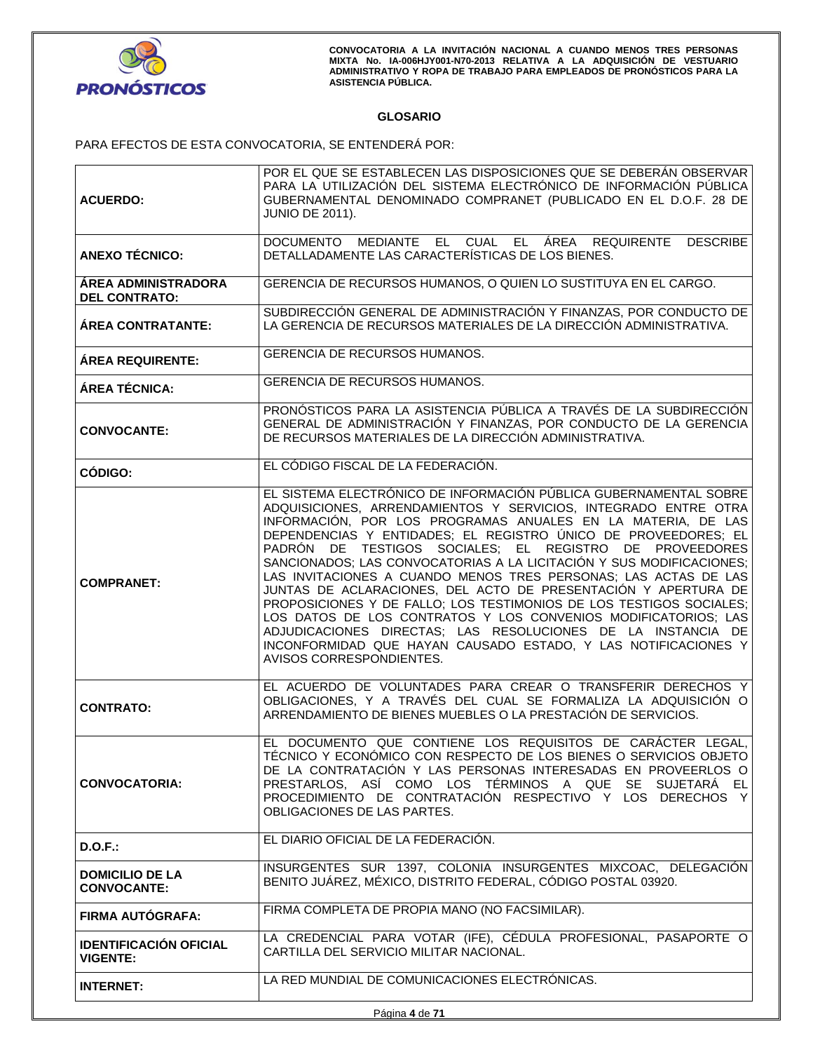## GLOSARIO

PARA EFECTOS DE ESTA CONVOCATORIA, SE ENTENDERÁ POR:

| | |
|---|---|
| **ACUERDO:** | POR EL QUE SE ESTABLECEN LAS DISPOSICIONES QUE SE DEBERÁN OBSERVAR PARA LA UTILIZACIÓN DEL SISTEMA ELECTRÓNICO DE INFORMACIÓN PÚBLICA GUBERNAMENTAL DENOMINADO COMPRANET (PUBLICADO EN EL D.O.F. 28 DE JUNIO DE 2011). |
| **ANEXO TÉCNICO:** | DOCUMENTO MEDIANTE EL CUAL EL ÁREA REQUIRENTE DESCRIBE DETALLADAMENTE LAS CARACTERÍSTICAS DE LOS BIENES. |
| **ÁREA ADMINISTRADORA DEL CONTRATO:** | GERENCIA DE RECURSOS HUMANOS, O QUIEN LO SUSTITUYA EN EL CARGO. |
| **ÁREA CONTRATANTE:** | SUBDIRECCIÓN GENERAL DE ADMINISTRACIÓN Y FINANZAS, POR CONDUCTO DE LA GERENCIA DE RECURSOS MATERIALES DE LA DIRECCIÓN ADMINISTRATIVA. |
| **ÁREA REQUIRENTE:** | GERENCIA DE RECURSOS HUMANOS. |
| **ÁREA TÉCNICA:** | GERENCIA DE RECURSOS HUMANOS. |
| **CONVOCANTE:** | PRONÓSTICOS PARA LA ASISTENCIA PÚBLICA A TRAVÉS DE LA SUBDIRECCIÓN GENERAL DE ADMINISTRACIÓN Y FINANZAS, POR CONDUCTO DE LA GERENCIA DE RECURSOS MATERIALES DE LA DIRECCIÓN ADMINISTRATIVA. |
| **CÓDIGO:** | EL CÓDIGO FISCAL DE LA FEDERACIÓN. |
| **COMPRANET:** | EL SISTEMA ELECTRÓNICO DE INFORMACIÓN PÚBLICA GUBERNAMENTAL SOBRE ADQUISICIONES, ARRENDAMIENTOS Y SERVICIOS, INTEGRADO ENTRE OTRA INFORMACIÓN, POR LOS PROGRAMAS ANUALES EN LA MATERIA, DE LAS DEPENDENCIAS Y ENTIDADES; EL REGISTRO ÚNICO DE PROVEEDORES; EL PADRÓN DE TESTIGOS SOCIALES; EL REGISTRO DE PROVEEDORES SANCIONADOS; LAS CONVOCATORIAS A LA LICITACIÓN Y SUS MODIFICACIONES; LAS INVITACIONES A CUANDO MENOS TRES PERSONAS; LAS ACTAS DE LAS JUNTAS DE ACLARACIONES, DEL ACTO DE PRESENTACIÓN Y APERTURA DE PROPOSICIONES Y DE FALLO; LOS TESTIMONIOS DE LOS TESTIGOS SOCIALES; LOS DATOS DE LOS CONTRATOS Y LOS CONVENIOS MODIFICATORIOS; LAS ADJUDICACIONES DIRECTAS; LAS RESOLUCIONES DE LA INSTANCIA DE INCONFORMIDAD QUE HAYAN CAUSADO ESTADO, Y LAS NOTIFICACIONES Y AVISOS CORRESPONDIENTES. |
| **CONTRATO:** | EL ACUERDO DE VOLUNTADES PARA CREAR O TRANSFERIR DERECHOS Y OBLIGACIONES, Y A TRAVÉS DEL CUAL SE FORMALIZA LA ADQUISICIÓN O ARRENDAMIENTO DE BIENES MUEBLES O LA PRESTACIÓN DE SERVICIOS. |
| **CONVOCATORIA:** | EL DOCUMENTO QUE CONTIENE LOS REQUISITOS DE CARÁCTER LEGAL, TÉCNICO Y ECONÓMICO CON RESPECTO DE LOS BIENES O SERVICIOS OBJETO DE LA CONTRATACIÓN Y LAS PERSONAS INTERESADAS EN PROVEERLOS O PRESTARLOS, ASÍ COMO LOS TÉRMINOS A QUE SE SUJETARÁ EL PROCEDIMIENTO DE CONTRATACIÓN RESPECTIVO Y LOS DERECHOS Y OBLIGACIONES DE LAS PARTES. |
| **D.O.F.:** | EL DIARIO OFICIAL DE LA FEDERACIÓN. |
| **DOMICILIO DE LA CONVOCANTE:** | INSURGENTES SUR 1397, COLONIA INSURGENTES MIXCOAC, DELEGACIÓN BENITO JUÁREZ, MÉXICO, DISTRITO FEDERAL, CÓDIGO POSTAL 03920. |
| **FIRMA AUTÓGRAFA:** | FIRMA COMPLETA DE PROPIA MANO (NO FACSIMILAR). |
| **IDENTIFICACIÓN OFICIAL VIGENTE:** | LA CREDENCIAL PARA VOTAR (IFE), CÉDULA PROFESIONAL, PASAPORTE O CARTILLA DEL SERVICIO MILITAR NACIONAL. |
| **INTERNET:** | LA RED MUNDIAL DE COMUNICACIONES ELECTRÓNICAS. |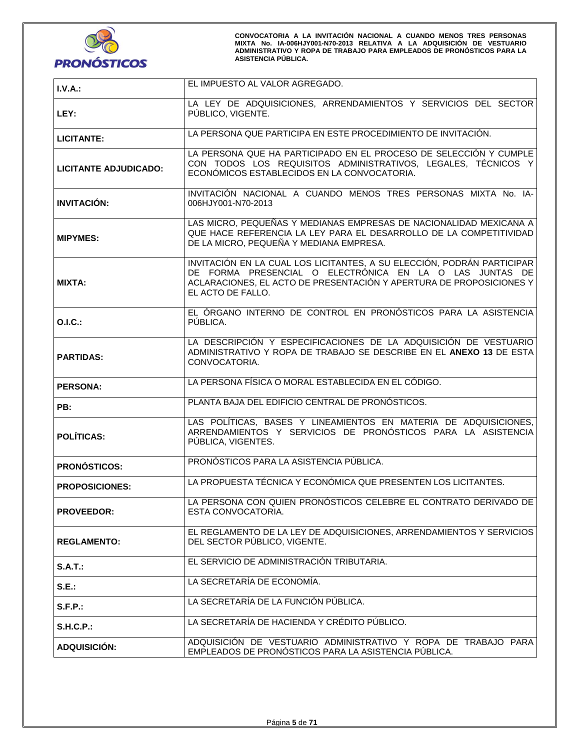| | |
|---|---|
| **I.V.A.:** | EL IMPUESTO AL VALOR AGREGADO. |
| **LEY:** | LA LEY DE ADQUISICIONES, ARRENDAMIENTOS Y SERVICIOS DEL SECTOR PÚBLICO, VIGENTE. |
| **LICITANTE:** | LA PERSONA QUE PARTICIPA EN ESTE PROCEDIMIENTO DE INVITACIÓN. |
| **LICITANTE ADJUDICADO:** | LA PERSONA QUE HA PARTICIPADO EN EL PROCESO DE SELECCIÓN Y CUMPLE CON TODOS LOS REQUISITOS ADMINISTRATIVOS, LEGALES, TÉCNICOS Y ECONÓMICOS ESTABLECIDOS EN LA CONVOCATORIA. |
| **INVITACIÓN:** | INVITACIÓN NACIONAL A CUANDO MENOS TRES PERSONAS MIXTA No. IA-006HJY001-N70-2013 |
| **MIPYMES:** | LAS MICRO, PEQUEÑAS Y MEDIANAS EMPRESAS DE NACIONALIDAD MEXICANA A QUE HACE REFERENCIA LA LEY PARA EL DESARROLLO DE LA COMPETITIVIDAD DE LA MICRO, PEQUEÑA Y MEDIANA EMPRESA. |
| **MIXTA:** | INVITACIÓN EN LA CUAL LOS LICITANTES, A SU ELECCIÓN, PODRÁN PARTICIPAR DE FORMA PRESENCIAL O ELECTRÓNICA EN LA O LAS JUNTAS DE ACLARACIONES, EL ACTO DE PRESENTACIÓN Y APERTURA DE PROPOSICIONES Y EL ACTO DE FALLO. |
| **O.I.C.:** | EL ÓRGANO INTERNO DE CONTROL EN PRONÓSTICOS PARA LA ASISTENCIA PÚBLICA. |
| **PARTIDAS:** | LA DESCRIPCIÓN Y ESPECIFICACIONES DE LA ADQUISICIÓN DE VESTUARIO ADMINISTRATIVO Y ROPA DE TRABAJO SE DESCRIBE EN EL **ANEXO 13** DE ESTA CONVOCATORIA. |
| **PERSONA:** | LA PERSONA FÍSICA O MORAL ESTABLECIDA EN EL CÓDIGO. |
| **PB:** | PLANTA BAJA DEL EDIFICIO CENTRAL DE PRONÓSTICOS. |
| **POLÍTICAS:** | LAS POLÍTICAS, BASES Y LINEAMIENTOS EN MATERIA DE ADQUISICIONES, ARRENDAMIENTOS Y SERVICIOS DE PRONÓSTICOS PARA LA ASISTENCIA PÚBLICA, VIGENTES. |
| **PRONÓSTICOS:** | PRONÓSTICOS PARA LA ASISTENCIA PÚBLICA. |
| **PROPOSICIONES:** | LA PROPUESTA TÉCNICA Y ECONÓMICA QUE PRESENTEN LOS LICITANTES. |
| **PROVEEDOR:** | LA PERSONA CON QUIEN PRONÓSTICOS CELEBRE EL CONTRATO DERIVADO DE ESTA CONVOCATORIA. |
| **REGLAMENTO:** | EL REGLAMENTO DE LA LEY DE ADQUISICIONES, ARRENDAMIENTOS Y SERVICIOS DEL SECTOR PÚBLICO, VIGENTE. |
| **S.A.T.:** | EL SERVICIO DE ADMINISTRACIÓN TRIBUTARIA. |
| **S.E.:** | LA SECRETARÍA DE ECONOMÍA. |
| **S.F.P.:** | LA SECRETARÍA DE LA FUNCIÓN PÚBLICA. |
| **S.H.C.P.:** | LA SECRETARÍA DE HACIENDA Y CRÉDITO PÚBLICO. |
| **ADQUISICIÓN:** | ADQUISICIÓN DE VESTUARIO ADMINISTRATIVO Y ROPA DE TRABAJO PARA EMPLEADOS DE PRONÓSTICOS PARA LA ASISTENCIA PÚBLICA. |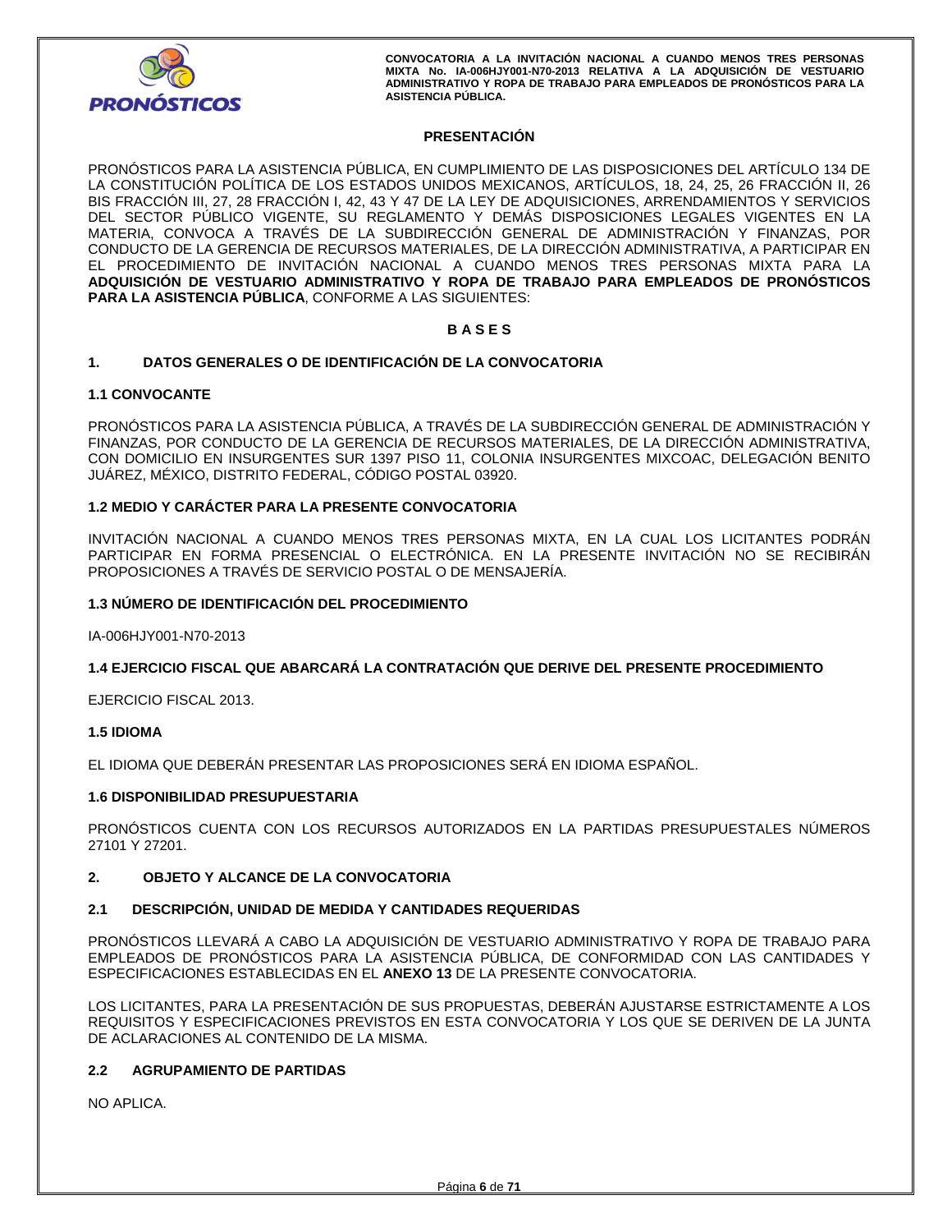## PRESENTACIÓN

PRONÓSTICOS PARA LA ASISTENCIA PÚBLICA, EN CUMPLIMIENTO DE LAS DISPOSICIONES DEL ARTÍCULO 134 DE LA CONSTITUCIÓN POLÍTICA DE LOS ESTADOS UNIDOS MEXICANOS, ARTÍCULOS, 18, 24, 25, 26 FRACCIÓN II, 26 BIS FRACCIÓN III, 27, 28 FRACCIÓN I, 42, 43 Y 47 DE LA LEY DE ADQUISICIONES, ARRENDAMIENTOS Y SERVICIOS DEL SECTOR PÚBLICO VIGENTE, SU REGLAMENTO Y DEMÁS DISPOSICIONES LEGALES VIGENTES EN LA MATERIA, CONVOCA A TRAVÉS DE LA SUBDIRECCIÓN GENERAL DE ADMINISTRACIÓN Y FINANZAS, POR CONDUCTO DE LA GERENCIA DE RECURSOS MATERIALES, DE LA DIRECCIÓN ADMINISTRATIVA, A PARTICIPAR EN EL PROCEDIMIENTO DE INVITACIÓN NACIONAL A CUANDO MENOS TRES PERSONAS MIXTA PARA LA **ADQUISICIÓN DE VESTUARIO ADMINISTRATIVO Y ROPA DE TRABAJO PARA EMPLEADOS DE PRONÓSTICOS PARA LA ASISTENCIA PÚBLICA**, CONFORME A LAS SIGUIENTES:

## B A S E S

## 1. DATOS GENERALES O DE IDENTIFICACIÓN DE LA CONVOCATORIA

### 1.1 CONVOCANTE

PRONÓSTICOS PARA LA ASISTENCIA PÚBLICA, A TRAVÉS DE LA SUBDIRECCIÓN GENERAL DE ADMINISTRACIÓN Y FINANZAS, POR CONDUCTO DE LA GERENCIA DE RECURSOS MATERIALES, DE LA DIRECCIÓN ADMINISTRATIVA, CON DOMICILIO EN INSURGENTES SUR 1397 PISO 11, COLONIA INSURGENTES MIXCOAC, DELEGACIÓN BENITO JUÁREZ, MÉXICO, DISTRITO FEDERAL, CÓDIGO POSTAL 03920.

### 1.2 MEDIO Y CARÁCTER PARA LA PRESENTE CONVOCATORIA

INVITACIÓN NACIONAL A CUANDO MENOS TRES PERSONAS MIXTA, EN LA CUAL LOS LICITANTES PODRÁN PARTICIPAR EN FORMA PRESENCIAL O ELECTRÓNICA. EN LA PRESENTE INVITACIÓN NO SE RECIBIRÁN PROPOSICIONES A TRAVÉS DE SERVICIO POSTAL O DE MENSAJERÍA.

### 1.3 NÚMERO DE IDENTIFICACIÓN DEL PROCEDIMIENTO

IA-006HJY001-N70-2013

### 1.4 EJERCICIO FISCAL QUE ABARCARÁ LA CONTRATACIÓN QUE DERIVE DEL PRESENTE PROCEDIMIENTO

EJERCICIO FISCAL 2013.

### 1.5 IDIOMA

EL IDIOMA QUE DEBERÁN PRESENTAR LAS PROPOSICIONES SERÁ EN IDIOMA ESPAÑOL.

### 1.6 DISPONIBILIDAD PRESUPUESTARIA

PRONÓSTICOS CUENTA CON LOS RECURSOS AUTORIZADOS EN LA PARTIDAS PRESUPUESTALES NÚMEROS 27101 Y 27201.

## 2. OBJETO Y ALCANCE DE LA CONVOCATORIA

### 2.1 DESCRIPCIÓN, UNIDAD DE MEDIDA Y CANTIDADES REQUERIDAS

PRONÓSTICOS LLEVARÁ A CABO LA ADQUISICIÓN DE VESTUARIO ADMINISTRATIVO Y ROPA DE TRABAJO PARA EMPLEADOS DE PRONÓSTICOS PARA LA ASISTENCIA PÚBLICA, DE CONFORMIDAD CON LAS CANTIDADES Y ESPECIFICACIONES ESTABLECIDAS EN EL **ANEXO 13** DE LA PRESENTE CONVOCATORIA.

LOS LICITANTES, PARA LA PRESENTACIÓN DE SUS PROPUESTAS, DEBERÁN AJUSTARSE ESTRICTAMENTE A LOS REQUISITOS Y ESPECIFICACIONES PREVISTOS EN ESTA CONVOCATORIA Y LOS QUE SE DERIVEN DE LA JUNTA DE ACLARACIONES AL CONTENIDO DE LA MISMA.

### 2.2 AGRUPAMIENTO DE PARTIDAS

NO APLICA.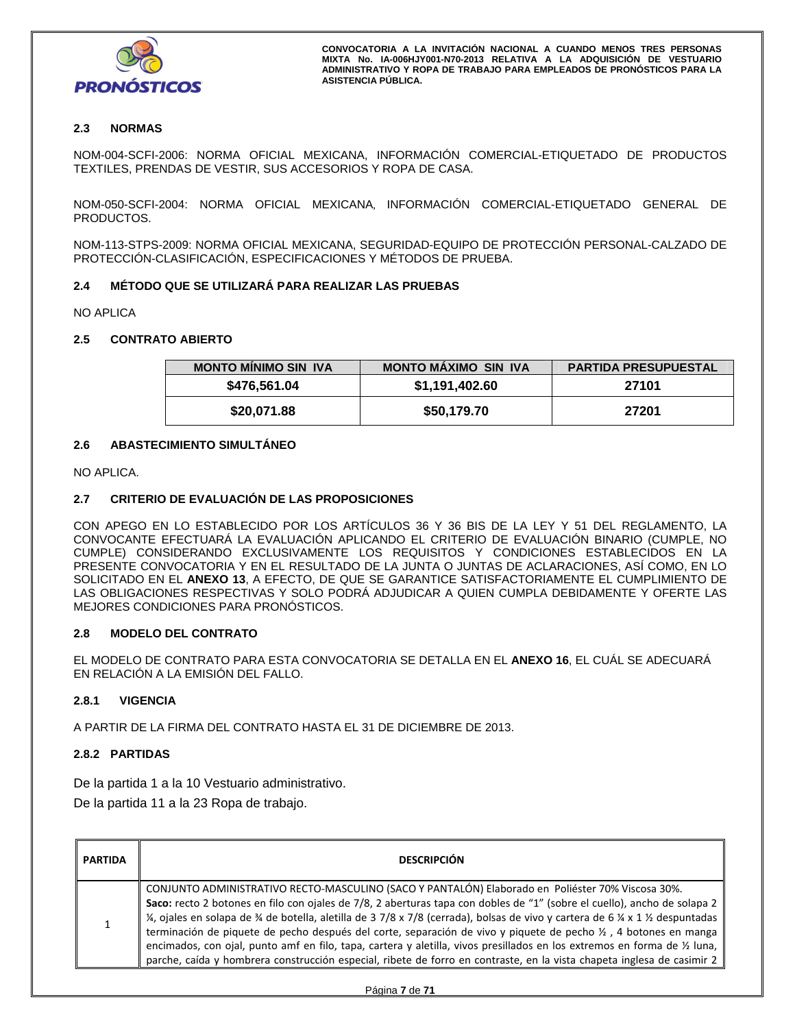### 2.3 NORMAS

NOM-004-SCFI-2006: NORMA OFICIAL MEXICANA, INFORMACIÓN COMERCIAL-ETIQUETADO DE PRODUCTOS TEXTILES, PRENDAS DE VESTIR, SUS ACCESORIOS Y ROPA DE CASA.

NOM-050-SCFI-2004: NORMA OFICIAL MEXICANA, INFORMACIÓN COMERCIAL-ETIQUETADO GENERAL DE PRODUCTOS.

NOM-113-STPS-2009: NORMA OFICIAL MEXICANA, SEGURIDAD-EQUIPO DE PROTECCIÓN PERSONAL-CALZADO DE PROTECCIÓN-CLASIFICACIÓN, ESPECIFICACIONES Y MÉTODOS DE PRUEBA.

### 2.4 MÉTODO QUE SE UTILIZARÁ PARA REALIZAR LAS PRUEBAS

NO APLICA

### 2.5 CONTRATO ABIERTO

| MONTO MÍNIMO SIN IVA | MONTO MÁXIMO SIN IVA | PARTIDA PRESUPUESTAL |
|---|---|---|
| **$476,561.04** | **$1,191,402.60** | **27101** |
| **$20,071.88** | **$50,179.70** | **27201** |

### 2.6 ABASTECIMIENTO SIMULTÁNEO

NO APLICA.

### 2.7 CRITERIO DE EVALUACIÓN DE LAS PROPOSICIONES

CON APEGO EN LO ESTABLECIDO POR LOS ARTÍCULOS 36 Y 36 BIS DE LA LEY Y 51 DEL REGLAMENTO, LA CONVOCANTE EFECTUARÁ LA EVALUACIÓN APLICANDO EL CRITERIO DE EVALUACIÓN BINARIO (CUMPLE, NO CUMPLE) CONSIDERANDO EXCLUSIVAMENTE LOS REQUISITOS Y CONDICIONES ESTABLECIDOS EN LA PRESENTE CONVOCATORIA Y EN EL RESULTADO DE LA JUNTA O JUNTAS DE ACLARACIONES, ASÍ COMO, EN LO SOLICITADO EN EL **ANEXO 13**, A EFECTO, DE QUE SE GARANTICE SATISFACTORIAMENTE EL CUMPLIMIENTO DE LAS OBLIGACIONES RESPECTIVAS Y SOLO PODRÁ ADJUDICAR A QUIEN CUMPLA DEBIDAMENTE Y OFERTE LAS MEJORES CONDICIONES PARA PRONÓSTICOS.

### 2.8 MODELO DEL CONTRATO

EL MODELO DE CONTRATO PARA ESTA CONVOCATORIA SE DETALLA EN EL **ANEXO 16**, EL CUÁL SE ADECUARÁ EN RELACIÓN A LA EMISIÓN DEL FALLO.

#### 2.8.1 VIGENCIA

A PARTIR DE LA FIRMA DEL CONTRATO HASTA EL 31 DE DICIEMBRE DE 2013.

#### 2.8.2 PARTIDAS

De la partida 1 a la 10 Vestuario administrativo.

De la partida 11 a la 23 Ropa de trabajo.

| PARTIDA | DESCRIPCIÓN |
|---|---|
| 1 | CONJUNTO ADMINISTRATIVO RECTO-MASCULINO (SACO Y PANTALÓN) Elaborado en Poliéster 70% Viscosa 30%. **Saco:** recto 2 botones en filo con ojales de 7/8, 2 aberturas tapa con dobles de "1" (sobre el cuello), ancho de solapa 2 ¼, ojales en solapa de ¾ de botella, aletilla de 3 7/8 x 7/8 (cerrada), bolsas de vivo y cartera de 6 ¼ x 1 ½ despuntadas terminación de piquete de pecho después del corte, separación de vivo y piquete de pecho ½ , 4 botones en manga encimados, con ojal, punto amf en filo, tapa, cartera y aletilla, vivos presillados en los extremos en forma de ½ luna, parche, caída y hombrera construcción especial, ribete de forro en contraste, en la vista chapeta inglesa de casimir 2 |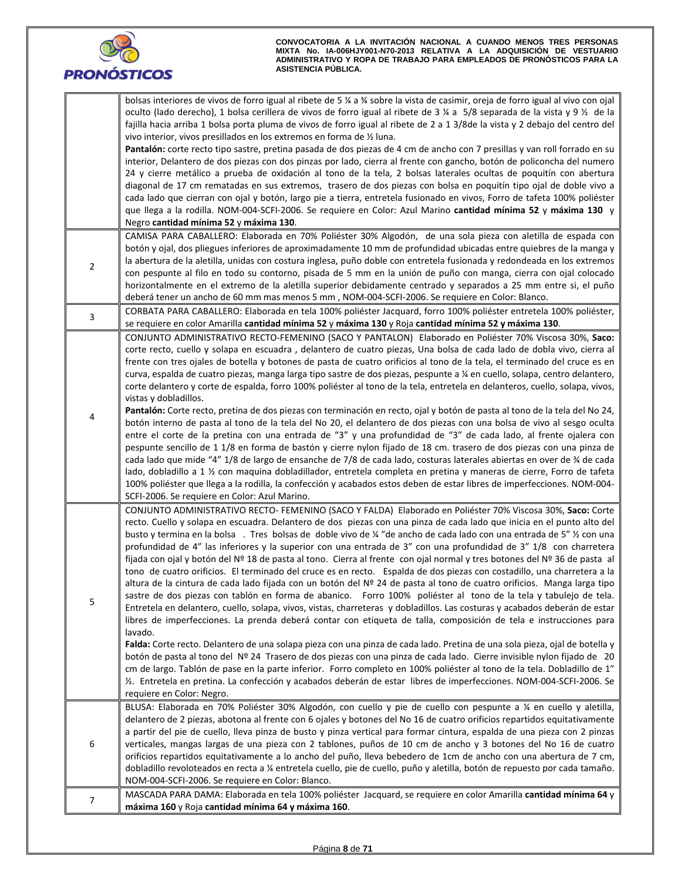| | |
|---|---|
| | bolsas interiores de vivos de forro igual al ribete de 5 ¼ a ¾ sobre la vista de casimir, oreja de forro igual al vivo con ojal oculto (lado derecho), 1 bolsa cerillera de vivos de forro igual al ribete de 3 ¼ a 5/8 separada de la vista y 9 ½ de la fajilla hacia arriba 1 bolsa porta pluma de vivos de forro igual al ribete de 2 a 1 3/8de la vista y 2 debajo del centro del vivo interior, vivos presillados en los extremos en forma de ½ luna.<br>**Pantalón:** corte recto tipo sastre, pretina pasada de dos piezas de 4 cm de ancho con 7 presillas y van roll forrado en su interior, Delantero de dos piezas con dos pinzas por lado, cierra al frente con gancho, botón de policoncha del numero 24 y cierre metálico a prueba de oxidación al tono de la tela, 2 bolsas laterales ocultas de poquitín con abertura diagonal de 17 cm rematadas en sus extremos, trasero de dos piezas con bolsa en poquitín tipo ojal de doble vivo a cada lado que cierran con ojal y botón, largo pie a tierra, entretela fusionado en vivos, Forro de tafeta 100% poliéster que llega a la rodilla. NOM-004-SCFI-2006. Se requiere en Color: Azul Marino **cantidad mínima 52** y **máxima 130** y Negro **cantidad mínima 52** y **máxima 130**. |
| 2 | CAMISA PARA CABALLERO: Elaborada en 70% Poliéster 30% Algodón, de una sola pieza con aletilla de espada con botón y ojal, dos pliegues inferiores de aproximadamente 10 mm de profundidad ubicadas entre quiebres de la manga y la abertura de la aletilla, unidas con costura inglesa, puño doble con entretela fusionada y redondeada en los extremos con pespunte al filo en todo su contorno, pisada de 5 mm en la unión de puño con manga, cierra con ojal colocado horizontalmente en el extremo de la aletilla superior debidamente centrado y separados a 25 mm entre si, el puño deberá tener un ancho de 60 mm mas menos 5 mm , NOM-004-SCFI-2006. Se requiere en Color: Blanco. |
| 3 | CORBATA PARA CABALLERO: Elaborada en tela 100% poliéster Jacquard, forro 100% poliéster entretela 100% poliéster, se requiere en color Amarilla **cantidad mínima 52** y **máxima 130** y Roja **cantidad mínima 52 y máxima 130**. |
| 4 | CONJUNTO ADMINISTRATIVO RECTO-FEMENINO (SACO Y PANTALON) Elaborado en Poliéster 70% Viscosa 30%, **Saco:** corte recto, cuello y solapa en escuadra , delantero de cuatro piezas, Una bolsa de cada lado de dobla vivo, cierra al frente con tres ojales de botella y botones de pasta de cuatro orificios al tono de la tela, el terminado del cruce es en curva, espalda de cuatro piezas, manga larga tipo sastre de dos piezas, pespunte a ¼ en cuello, solapa, centro delantero, corte delantero y corte de espalda, forro 100% poliéster al tono de la tela, entretela en delanteros, cuello, solapa, vivos, vistas y dobladillos.<br>**Pantalón:** Corte recto, pretina de dos piezas con terminación en recto, ojal y botón de pasta al tono de la tela del No 24, botón interno de pasta al tono de la tela del No 20, el delantero de dos piezas con una bolsa de vivo al sesgo oculta entre el corte de la pretina con una entrada de "3" y una profundidad de "3" de cada lado, al frente ojalera con pespunte sencillo de 1 1/8 en forma de bastón y cierre nylon fijado de 18 cm. trasero de dos piezas con una pinza de cada lado que mide "4" 1/8 de largo de ensanche de 7/8 de cada lado, costuras laterales abiertas en over de ¾ de cada lado, dobladillo a 1 ½ con maquina dobladillador, entretela completa en pretina y maneras de cierre, Forro de tafeta 100% poliéster que llega a la rodilla, la confección y acabados estos deben de estar libres de imperfecciones. NOM-004-SCFI-2006. Se requiere en Color: Azul Marino. |
| 5 | CONJUNTO ADMINISTRATIVO RECTO- FEMENINO (SACO Y FALDA) Elaborado en Poliéster 70% Viscosa 30%, **Saco:** Corte recto. Cuello y solapa en escuadra. Delantero de dos piezas con una pinza de cada lado que inicia en el punto alto del busto y termina en la bolsa . Tres bolsas de doble vivo de ¼ "de ancho de cada lado con una entrada de 5" ½ con una profundidad de 4" las inferiores y la superior con una entrada de 3" con una profundidad de 3" 1/8 con charretera fijada con ojal y botón del Nº 18 de pasta al tono. Cierra al frente con ojal normal y tres botones del Nº 36 de pasta al tono de cuatro orificios. El terminado del cruce es en recto. Espalda de dos piezas con costadillo, una charretera a la altura de la cintura de cada lado fijada con un botón del Nº 24 de pasta al tono de cuatro orificios. Manga larga tipo sastre de dos piezas con tablón en forma de abanico. Forro 100% poliéster al tono de la tela y tabulejo de tela. Entretela en delantero, cuello, solapa, vivos, vistas, charreteras y dobladillos. Las costuras y acabados deberán de estar libres de imperfecciones. La prenda deberá contar con etiqueta de talla, composición de tela e instrucciones para lavado.<br>**Falda:** Corte recto. Delantero de una solapa pieza con una pinza de cada lado. Pretina de una sola pieza, ojal de botella y botón de pasta al tono del Nº 24 Trasero de dos piezas con una pinza de cada lado. Cierre invisible nylon fijado de 20 cm de largo. Tablón de pase en la parte inferior. Forro completo en 100% poliéster al tono de la tela. Dobladillo de 1" ½. Entretela en pretina. La confección y acabados deberán de estar libres de imperfecciones. NOM-004-SCFI-2006. Se requiere en Color: Negro. |
| 6 | BLUSA: Elaborada en 70% Poliéster 30% Algodón, con cuello y pie de cuello con pespunte a ¼ en cuello y aletilla, delantero de 2 piezas, abotona al frente con 6 ojales y botones del No 16 de cuatro orificios repartidos equitativamente a partir del pie de cuello, lleva pinza de busto y pinza vertical para formar cintura, espalda de una pieza con 2 pinzas verticales, mangas largas de una pieza con 2 tablones, puños de 10 cm de ancho y 3 botones del No 16 de cuatro orificios repartidos equitativamente a lo ancho del puño, lleva bebedero de 1cm de ancho con una abertura de 7 cm, dobladillo revoloteados en recta a ¼ entretela cuello, pie de cuello, puño y aletilla, botón de repuesto por cada tamaño. NOM-004-SCFI-2006. Se requiere en Color: Blanco. |
| 7 | MASCADA PARA DAMA: Elaborada en tela 100% poliéster Jacquard, se requiere en color Amarilla **cantidad mínima 64** y **máxima 160** y Roja **cantidad mínima 64 y máxima 160**. |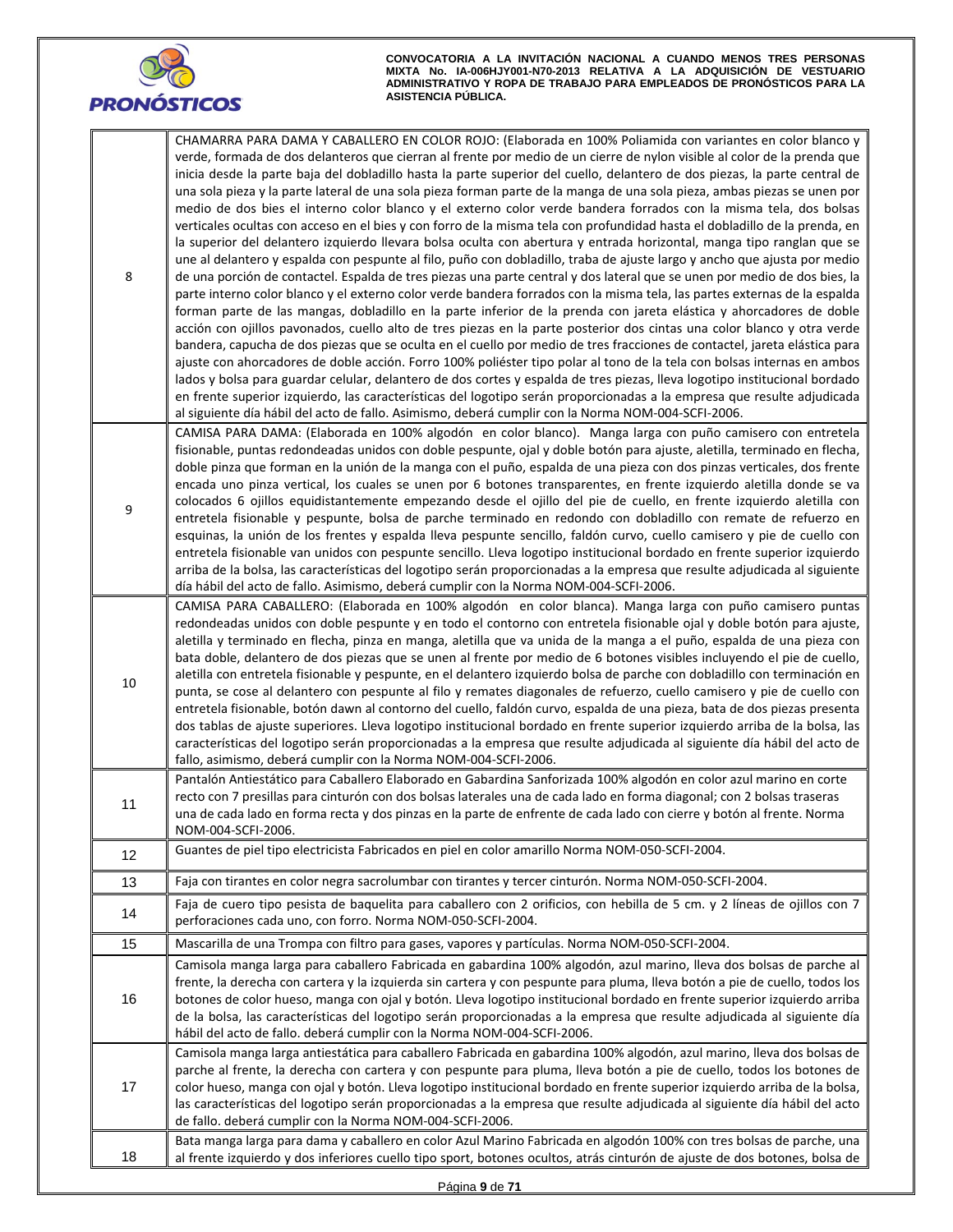| | |
|---|---|
| 8 | CHAMARRA PARA DAMA Y CABALLERO EN COLOR ROJO: (Elaborada en 100% Poliamida con variantes en color blanco y verde, formada de dos delanteros que cierran al frente por medio de un cierre de nylon visible al color de la prenda que inicia desde la parte baja del dobladillo hasta la parte superior del cuello, delantero de dos piezas, la parte central de una sola pieza y la parte lateral de una sola pieza forman parte de la manga de una sola pieza, ambas piezas se unen por medio de dos bies el interno color blanco y el externo color verde bandera forrados con la misma tela, dos bolsas verticales ocultas con acceso en el bies y con forro de la misma tela con profundidad hasta el dobladillo de la prenda, en la superior del delantero izquierdo llevara bolsa oculta con abertura y entrada horizontal, manga tipo ranglan que se une al delantero y espalda con pespunte al filo, puño con dobladillo, traba de ajuste largo y ancho que ajusta por medio de una porción de contactel. Espalda de tres piezas una parte central y dos lateral que se unen por medio de dos bies, la parte interno color blanco y el externo color verde bandera forrados con la misma tela, las partes externas de la espalda forman parte de las mangas, dobladillo en la parte inferior de la prenda con jareta elástica y ahorcadores de doble acción con ojillos pavonados, cuello alto de tres piezas en la parte posterior dos cintas una color blanco y otra verde bandera, capucha de dos piezas que se oculta en el cuello por medio de tres fracciones de contactel, jareta elástica para ajuste con ahorcadores de doble acción. Forro 100% poliéster tipo polar al tono de la tela con bolsas internas en ambos lados y bolsa para guardar celular, delantero de dos cortes y espalda de tres piezas, lleva logotipo institucional bordado en frente superior izquierdo, las características del logotipo serán proporcionadas a la empresa que resulte adjudicada al siguiente día hábil del acto de fallo. Asimismo, deberá cumplir con la Norma NOM-004-SCFI-2006. |
| 9 | CAMISA PARA DAMA: (Elaborada en 100% algodón en color blanco). Manga larga con puño camisero con entretela fisionable, puntas redondeadas unidos con doble pespunte, ojal y doble botón para ajuste, aletilla, terminado en flecha, doble pinza que forman en la unión de la manga con el puño, espalda de una pieza con dos pinzas verticales, dos frente encada uno pinza vertical, los cuales se unen por 6 botones transparentes, en frente izquierdo aletilla donde se va colocados 6 ojillos equidistantemente empezando desde el ojillo del pie de cuello, en frente izquierdo aletilla con entretela fisionable y pespunte, bolsa de parche terminado en redondo con dobladillo con remate de refuerzo en esquinas, la unión de los frentes y espalda lleva pespunte sencillo, faldón curvo, cuello camisero y pie de cuello con entretela fisionable van unidos con pespunte sencillo. Lleva logotipo institucional bordado en frente superior izquierdo arriba de la bolsa, las características del logotipo serán proporcionadas a la empresa que resulte adjudicada al siguiente día hábil del acto de fallo. Asimismo, deberá cumplir con la Norma NOM-004-SCFI-2006. |
| 10 | CAMISA PARA CABALLERO: (Elaborada en 100% algodón en color blanca). Manga larga con puño camisero puntas redondeadas unidos con doble pespunte y en todo el contorno con entretela fisionable ojal y doble botón para ajuste, aletilla y terminado en flecha, pinza en manga, aletilla que va unida de la manga a el puño, espalda de una pieza con bata doble, delantero de dos piezas que se unen al frente por medio de 6 botones visibles incluyendo el pie de cuello, aletilla con entretela fisionable y pespunte, en el delantero izquierdo bolsa de parche con dobladillo con terminación en punta, se cose al delantero con pespunte al filo y remates diagonales de refuerzo, cuello camisero y pie de cuello con entretela fisionable, botón dawn al contorno del cuello, faldón curvo, espalda de una pieza, bata de dos piezas presenta dos tablas de ajuste superiores. Lleva logotipo institucional bordado en frente superior izquierdo arriba de la bolsa, las características del logotipo serán proporcionadas a la empresa que resulte adjudicada al siguiente día hábil del acto de fallo, asimismo, deberá cumplir con la Norma NOM-004-SCFI-2006. |
| 11 | Pantalón Antiestático para Caballero Elaborado en Gabardina Sanforizada 100% algodón en color azul marino en corte recto con 7 presillas para cinturón con dos bolsas laterales una de cada lado en forma diagonal; con 2 bolsas traseras una de cada lado en forma recta y dos pinzas en la parte de enfrente de cada lado con cierre y botón al frente. Norma NOM-004-SCFI-2006. |
| 12 | Guantes de piel tipo electricista Fabricados en piel en color amarillo Norma NOM-050-SCFI-2004. |
| 13 | Faja con tirantes en color negra sacrolumbar con tirantes y tercer cinturón. Norma NOM-050-SCFI-2004. |
| 14 | Faja de cuero tipo pesista de baquelita para caballero con 2 orificios, con hebilla de 5 cm. y 2 líneas de ojillos con 7 perforaciones cada uno, con forro. Norma NOM-050-SCFI-2004. |
| 15 | Mascarilla de una Trompa con filtro para gases, vapores y partículas. Norma NOM-050-SCFI-2004. |
| 16 | Camisola manga larga para caballero Fabricada en gabardina 100% algodón, azul marino, lleva dos bolsas de parche al frente, la derecha con cartera y la izquierda sin cartera y con pespunte para pluma, lleva botón a pie de cuello, todos los botones de color hueso, manga con ojal y botón. Lleva logotipo institucional bordado en frente superior izquierdo arriba de la bolsa, las características del logotipo serán proporcionadas a la empresa que resulte adjudicada al siguiente día hábil del acto de fallo. deberá cumplir con la Norma NOM-004-SCFI-2006. |
| 17 | Camisola manga larga antiestática para caballero Fabricada en gabardina 100% algodón, azul marino, lleva dos bolsas de parche al frente, la derecha con cartera y con pespunte para pluma, lleva botón a pie de cuello, todos los botones de color hueso, manga con ojal y botón. Lleva logotipo institucional bordado en frente superior izquierdo arriba de la bolsa, las características del logotipo serán proporcionadas a la empresa que resulte adjudicada al siguiente día hábil del acto de fallo. deberá cumplir con la Norma NOM-004-SCFI-2006. |
| 18 | Bata manga larga para dama y caballero en color Azul Marino Fabricada en algodón 100% con tres bolsas de parche, una al frente izquierdo y dos inferiores cuello tipo sport, botones ocultos, atrás cinturón de ajuste de dos botones, bolsa de |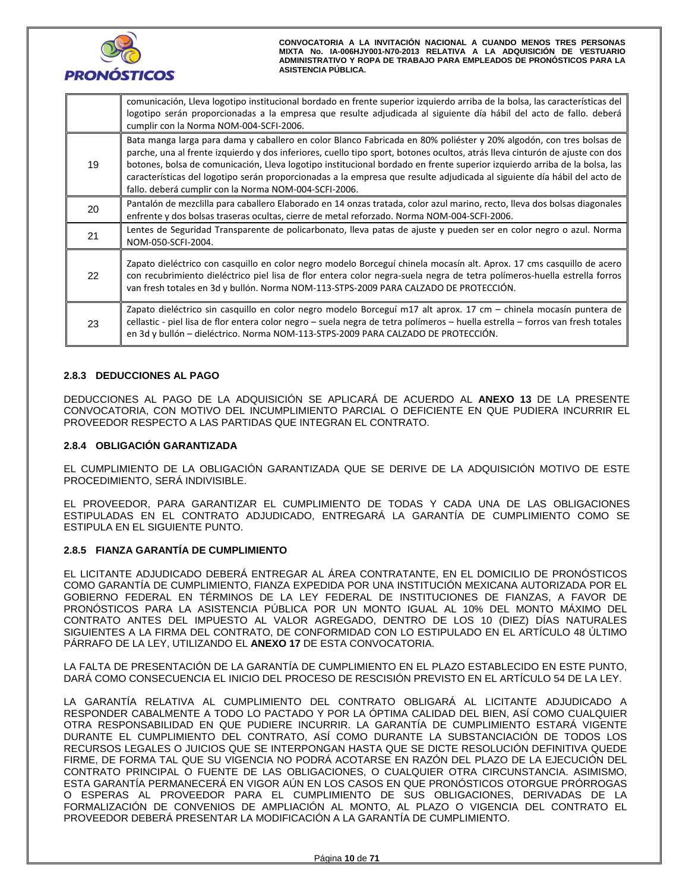| | |
|---|---|
| | comunicación, Lleva logotipo institucional bordado en frente superior izquierdo arriba de la bolsa, las características del logotipo serán proporcionadas a la empresa que resulte adjudicada al siguiente día hábil del acto de fallo. deberá cumplir con la Norma NOM-004-SCFI-2006. |
| 19 | Bata manga larga para dama y caballero en color Blanco Fabricada en 80% poliéster y 20% algodón, con tres bolsas de parche, una al frente izquierdo y dos inferiores, cuello tipo sport, botones ocultos, atrás lleva cinturón de ajuste con dos botones, bolsa de comunicación, Lleva logotipo institucional bordado en frente superior izquierdo arriba de la bolsa, las características del logotipo serán proporcionadas a la empresa que resulte adjudicada al siguiente día hábil del acto de fallo. deberá cumplir con la Norma NOM-004-SCFI-2006. |
| 20 | Pantalón de mezclilla para caballero Elaborado en 14 onzas tratada, color azul marino, recto, lleva dos bolsas diagonales enfrente y dos bolsas traseras ocultas, cierre de metal reforzado. Norma NOM-004-SCFI-2006. |
| 21 | Lentes de Seguridad Transparente de policarbonato, lleva patas de ajuste y pueden ser en color negro o azul. Norma NOM-050-SCFI-2004. |
| 22 | Zapato dieléctrico con casquillo en color negro modelo Borceguí chinela mocasín alt. Aprox. 17 cms casquillo de acero con recubrimiento dieléctrico piel lisa de flor entera color negra-suela negra de tetra polímeros-huella estrella forros van fresh totales en 3d y bullón. Norma NOM-113-STPS-2009 PARA CALZADO DE PROTECCIÓN. |
| 23 | Zapato dieléctrico sin casquillo en color negro modelo Borceguí m17 alt aprox. 17 cm – chinela mocasín puntera de cellastic - piel lisa de flor entera color negro – suela negra de tetra polímeros – huella estrella – forros van fresh totales en 3d y bullón – dieléctrico. Norma NOM-113-STPS-2009 PARA CALZADO DE PROTECCIÓN. |

### 2.8.3 DEDUCCIONES AL PAGO

DEDUCCIONES AL PAGO DE LA ADQUISICIÓN SE APLICARÁ DE ACUERDO AL **ANEXO 13** DE LA PRESENTE CONVOCATORIA, CON MOTIVO DEL INCUMPLIMIENTO PARCIAL O DEFICIENTE EN QUE PUDIERA INCURRIR EL PROVEEDOR RESPECTO A LAS PARTIDAS QUE INTEGRAN EL CONTRATO.

### 2.8.4 OBLIGACIÓN GARANTIZADA

EL CUMPLIMIENTO DE LA OBLIGACIÓN GARANTIZADA QUE SE DERIVE DE LA ADQUISICIÓN MOTIVO DE ESTE PROCEDIMIENTO, SERÁ INDIVISIBLE.

EL PROVEEDOR, PARA GARANTIZAR EL CUMPLIMIENTO DE TODAS Y CADA UNA DE LAS OBLIGACIONES ESTIPULADAS EN EL CONTRATO ADJUDICADO, ENTREGARÁ LA GARANTÍA DE CUMPLIMIENTO COMO SE ESTIPULA EN EL SIGUIENTE PUNTO.

### 2.8.5 FIANZA GARANTÍA DE CUMPLIMIENTO

EL LICITANTE ADJUDICADO DEBERÁ ENTREGAR AL ÁREA CONTRATANTE, EN EL DOMICILIO DE PRONÓSTICOS COMO GARANTÍA DE CUMPLIMIENTO, FIANZA EXPEDIDA POR UNA INSTITUCIÓN MEXICANA AUTORIZADA POR EL GOBIERNO FEDERAL EN TÉRMINOS DE LA LEY FEDERAL DE INSTITUCIONES DE FIANZAS, A FAVOR DE PRONÓSTICOS PARA LA ASISTENCIA PÚBLICA POR UN MONTO IGUAL AL 10% DEL MONTO MÁXIMO DEL CONTRATO ANTES DEL IMPUESTO AL VALOR AGREGADO, DENTRO DE LOS 10 (DIEZ) DÍAS NATURALES SIGUIENTES A LA FIRMA DEL CONTRATO, DE CONFORMIDAD CON LO ESTIPULADO EN EL ARTÍCULO 48 ÚLTIMO PÁRRAFO DE LA LEY, UTILIZANDO EL **ANEXO 17** DE ESTA CONVOCATORIA.

LA FALTA DE PRESENTACIÓN DE LA GARANTÍA DE CUMPLIMIENTO EN EL PLAZO ESTABLECIDO EN ESTE PUNTO, DARÁ COMO CONSECUENCIA EL INICIO DEL PROCESO DE RESCISIÓN PREVISTO EN EL ARTÍCULO 54 DE LA LEY.

LA GARANTÍA RELATIVA AL CUMPLIMIENTO DEL CONTRATO OBLIGARÁ AL LICITANTE ADJUDICADO A RESPONDER CABALMENTE A TODO LO PACTADO Y POR LA ÓPTIMA CALIDAD DEL BIEN, ASÍ COMO CUALQUIER OTRA RESPONSABILIDAD EN QUE PUDIERE INCURRIR. LA GARANTÍA DE CUMPLIMIENTO ESTARÁ VIGENTE DURANTE EL CUMPLIMIENTO DEL CONTRATO, ASÍ COMO DURANTE LA SUBSTANCIACIÓN DE TODOS LOS RECURSOS LEGALES O JUICIOS QUE SE INTERPONGAN HASTA QUE SE DICTE RESOLUCIÓN DEFINITIVA QUEDE FIRME, DE FORMA TAL QUE SU VIGENCIA NO PODRÁ ACOTARSE EN RAZÓN DEL PLAZO DE LA EJECUCIÓN DEL CONTRATO PRINCIPAL O FUENTE DE LAS OBLIGACIONES, O CUALQUIER OTRA CIRCUNSTANCIA. ASIMISMO, ESTA GARANTÍA PERMANECERÁ EN VIGOR AÚN EN LOS CASOS EN QUE PRONÓSTICOS OTORGUE PRÓRROGAS O ESPERAS AL PROVEEDOR PARA EL CUMPLIMIENTO DE SUS OBLIGACIONES, DERIVADAS DE LA FORMALIZACIÓN DE CONVENIOS DE AMPLIACIÓN AL MONTO, AL PLAZO O VIGENCIA DEL CONTRATO EL PROVEEDOR DEBERÁ PRESENTAR LA MODIFICACIÓN A LA GARANTÍA DE CUMPLIMIENTO.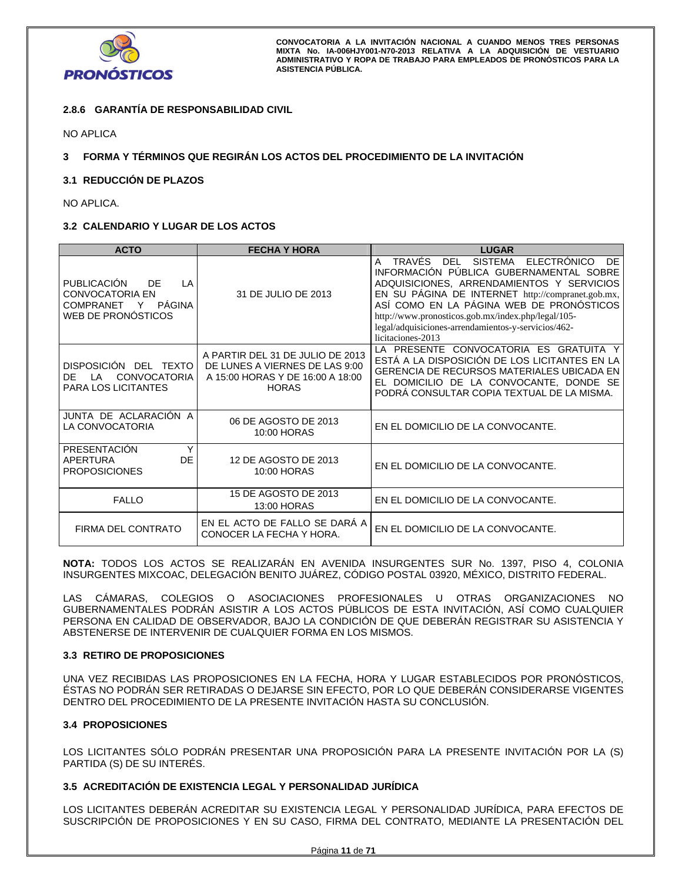### 2.8.6 GARANTÍA DE RESPONSABILIDAD CIVIL

NO APLICA

## 3 FORMA Y TÉRMINOS QUE REGIRÁN LOS ACTOS DEL PROCEDIMIENTO DE LA INVITACIÓN

### 3.1 REDUCCIÓN DE PLAZOS

NO APLICA.

### 3.2 CALENDARIO Y LUGAR DE LOS ACTOS

| ACTO | FECHA Y HORA | LUGAR |
|---|---|---|
| PUBLICACIÓN DE LA CONVOCATORIA EN COMPRANET Y PÁGINA WEB DE PRONÓSTICOS | 31 DE JULIO DE 2013 | A TRAVÉS DEL SISTEMA ELECTRÓNICO DE INFORMACIÓN PÚBLICA GUBERNAMENTAL SOBRE ADQUISICIONES, ARRENDAMIENTOS Y SERVICIOS EN SU PÁGINA DE INTERNET http://compranet.gob.mx, ASÍ COMO EN LA PÁGINA WEB DE PRONÓSTICOS http://www.pronosticos.gob.mx/index.php/legal/105-legal/adquisiciones-arrendamientos-y-servicios/462-licitaciones-2013 |
| DISPOSICIÓN DEL TEXTO DE LA CONVOCATORIA PARA LOS LICITANTES | A PARTIR DEL 31 DE JULIO DE 2013 DE LUNES A VIERNES DE LAS 9:00 A 15:00 HORAS Y DE 16:00 A 18:00 HORAS | LA PRESENTE CONVOCATORIA ES GRATUITA Y ESTÁ A LA DISPOSICIÓN DE LOS LICITANTES EN LA GERENCIA DE RECURSOS MATERIALES UBICADA EN EL DOMICILIO DE LA CONVOCANTE, DONDE SE PODRÁ CONSULTAR COPIA TEXTUAL DE LA MISMA. |
| JUNTA DE ACLARACIÓN A LA CONVOCATORIA | 06 DE AGOSTO DE 2013 10:00 HORAS | EN EL DOMICILIO DE LA CONVOCANTE. |
| PRESENTACIÓN Y APERTURA DE PROPOSICIONES | 12 DE AGOSTO DE 2013 10:00 HORAS | EN EL DOMICILIO DE LA CONVOCANTE. |
| FALLO | 15 DE AGOSTO DE 2013 13:00 HORAS | EN EL DOMICILIO DE LA CONVOCANTE. |
| FIRMA DEL CONTRATO | EN EL ACTO DE FALLO SE DARÁ A CONOCER LA FECHA Y HORA. | EN EL DOMICILIO DE LA CONVOCANTE. |

**NOTA:** TODOS LOS ACTOS SE REALIZARÁN EN AVENIDA INSURGENTES SUR No. 1397, PISO 4, COLONIA INSURGENTES MIXCOAC, DELEGACIÓN BENITO JUÁREZ, CÓDIGO POSTAL 03920, MÉXICO, DISTRITO FEDERAL.

LAS CÁMARAS, COLEGIOS O ASOCIACIONES PROFESIONALES U OTRAS ORGANIZACIONES NO GUBERNAMENTALES PODRÁN ASISTIR A LOS ACTOS PÚBLICOS DE ESTA INVITACIÓN, ASÍ COMO CUALQUIER PERSONA EN CALIDAD DE OBSERVADOR, BAJO LA CONDICIÓN DE QUE DEBERÁN REGISTRAR SU ASISTENCIA Y ABSTENERSE DE INTERVENIR DE CUALQUIER FORMA EN LOS MISMOS.

### 3.3 RETIRO DE PROPOSICIONES

UNA VEZ RECIBIDAS LAS PROPOSICIONES EN LA FECHA, HORA Y LUGAR ESTABLECIDOS POR PRONÓSTICOS, ÉSTAS NO PODRÁN SER RETIRADAS O DEJARSE SIN EFECTO, POR LO QUE DEBERÁN CONSIDERARSE VIGENTES DENTRO DEL PROCEDIMIENTO DE LA PRESENTE INVITACIÓN HASTA SU CONCLUSIÓN.

### 3.4 PROPOSICIONES

LOS LICITANTES SÓLO PODRÁN PRESENTAR UNA PROPOSICIÓN PARA LA PRESENTE INVITACIÓN POR LA (S) PARTIDA (S) DE SU INTERÉS.

### 3.5 ACREDITACIÓN DE EXISTENCIA LEGAL Y PERSONALIDAD JURÍDICA

LOS LICITANTES DEBERÁN ACREDITAR SU EXISTENCIA LEGAL Y PERSONALIDAD JURÍDICA, PARA EFECTOS DE SUSCRIPCIÓN DE PROPOSICIONES Y EN SU CASO, FIRMA DEL CONTRATO, MEDIANTE LA PRESENTACIÓN DEL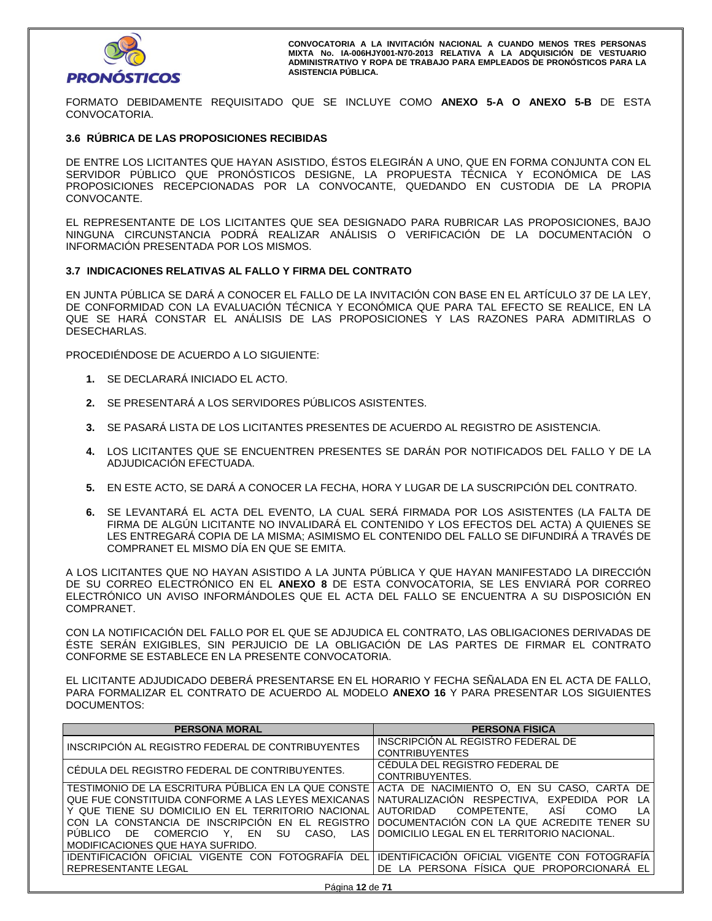FORMATO DEBIDAMENTE REQUISITADO QUE SE INCLUYE COMO **ANEXO 5-A O ANEXO 5-B** DE ESTA CONVOCATORIA.

### 3.6 RÚBRICA DE LAS PROPOSICIONES RECIBIDAS

DE ENTRE LOS LICITANTES QUE HAYAN ASISTIDO, ÉSTOS ELEGIRÁN A UNO, QUE EN FORMA CONJUNTA CON EL SERVIDOR PÚBLICO QUE PRONÓSTICOS DESIGNE, LA PROPUESTA TÉCNICA Y ECONÓMICA DE LAS PROPOSICIONES RECEPCIONADAS POR LA CONVOCANTE, QUEDANDO EN CUSTODIA DE LA PROPIA CONVOCANTE.

EL REPRESENTANTE DE LOS LICITANTES QUE SEA DESIGNADO PARA RUBRICAR LAS PROPOSICIONES, BAJO NINGUNA CIRCUNSTANCIA PODRÁ REALIZAR ANÁLISIS O VERIFICACIÓN DE LA DOCUMENTACIÓN O INFORMACIÓN PRESENTADA POR LOS MISMOS.

### 3.7 INDICACIONES RELATIVAS AL FALLO Y FIRMA DEL CONTRATO

EN JUNTA PÚBLICA SE DARÁ A CONOCER EL FALLO DE LA INVITACIÓN CON BASE EN EL ARTÍCULO 37 DE LA LEY, DE CONFORMIDAD CON LA EVALUACIÓN TÉCNICA Y ECONÓMICA QUE PARA TAL EFECTO SE REALICE, EN LA QUE SE HARÁ CONSTAR EL ANÁLISIS DE LAS PROPOSICIONES Y LAS RAZONES PARA ADMITIRLAS O DESECHARLAS.

PROCEDIÉNDOSE DE ACUERDO A LO SIGUIENTE:

1. SE DECLARARÁ INICIADO EL ACTO.
2. SE PRESENTARÁ A LOS SERVIDORES PÚBLICOS ASISTENTES.
3. SE PASARÁ LISTA DE LOS LICITANTES PRESENTES DE ACUERDO AL REGISTRO DE ASISTENCIA.
4. LOS LICITANTES QUE SE ENCUENTREN PRESENTES SE DARÁN POR NOTIFICADOS DEL FALLO Y DE LA ADJUDICACIÓN EFECTUADA.
5. EN ESTE ACTO, SE DARÁ A CONOCER LA FECHA, HORA Y LUGAR DE LA SUSCRIPCIÓN DEL CONTRATO.
6. SE LEVANTARÁ EL ACTA DEL EVENTO, LA CUAL SERÁ FIRMADA POR LOS ASISTENTES (LA FALTA DE FIRMA DE ALGÚN LICITANTE NO INVALIDARÁ EL CONTENIDO Y LOS EFECTOS DEL ACTA) A QUIENES SE LES ENTREGARÁ COPIA DE LA MISMA; ASIMISMO EL CONTENIDO DEL FALLO SE DIFUNDIRÁ A TRAVÉS DE COMPRANET EL MISMO DÍA EN QUE SE EMITA.

A LOS LICITANTES QUE NO HAYAN ASISTIDO A LA JUNTA PÚBLICA Y QUE HAYAN MANIFESTADO LA DIRECCIÓN DE SU CORREO ELECTRÓNICO EN EL **ANEXO 8** DE ESTA CONVOCATORIA, SE LES ENVIARÁ POR CORREO ELECTRÓNICO UN AVISO INFORMÁNDOLES QUE EL ACTA DEL FALLO SE ENCUENTRA A SU DISPOSICIÓN EN COMPRANET.

CON LA NOTIFICACIÓN DEL FALLO POR EL QUE SE ADJUDICA EL CONTRATO, LAS OBLIGACIONES DERIVADAS DE ÉSTE SERÁN EXIGIBLES, SIN PERJUICIO DE LA OBLIGACIÓN DE LAS PARTES DE FIRMAR EL CONTRATO CONFORME SE ESTABLECE EN LA PRESENTE CONVOCATORIA.

EL LICITANTE ADJUDICADO DEBERÁ PRESENTARSE EN EL HORARIO Y FECHA SEÑALADA EN EL ACTA DE FALLO, PARA FORMALIZAR EL CONTRATO DE ACUERDO AL MODELO **ANEXO 16** Y PARA PRESENTAR LOS SIGUIENTES DOCUMENTOS:

| PERSONA MORAL | PERSONA FÍSICA |
|---|---|
| INSCRIPCIÓN AL REGISTRO FEDERAL DE CONTRIBUYENTES | INSCRIPCIÓN AL REGISTRO FEDERAL DE CONTRIBUYENTES |
| CÉDULA DEL REGISTRO FEDERAL DE CONTRIBUYENTES. | CÉDULA DEL REGISTRO FEDERAL DE CONTRIBUYENTES. |
| TESTIMONIO DE LA ESCRITURA PÚBLICA EN LA QUE CONSTE QUE FUE CONSTITUIDA CONFORME A LAS LEYES MEXICANAS Y QUE TIENE SU DOMICILIO EN EL TERRITORIO NACIONAL CON LA CONSTANCIA DE INSCRIPCIÓN EN EL REGISTRO PÚBLICO DE COMERCIO Y, EN SU CASO, LAS MODIFICACIONES QUE HAYA SUFRIDO. | ACTA DE NACIMIENTO O, EN SU CASO, CARTA DE NATURALIZACIÓN RESPECTIVA, EXPEDIDA POR LA AUTORIDAD COMPETENTE, ASÍ COMO LA DOCUMENTACIÓN CON LA QUE ACREDITE TENER SU DOMICILIO LEGAL EN EL TERRITORIO NACIONAL. |
| IDENTIFICACIÓN OFICIAL VIGENTE CON FOTOGRAFÍA DEL REPRESENTANTE LEGAL | IDENTIFICACIÓN OFICIAL VIGENTE CON FOTOGRAFÍA DE LA PERSONA FÍSICA QUE PROPORCIONARÁ EL |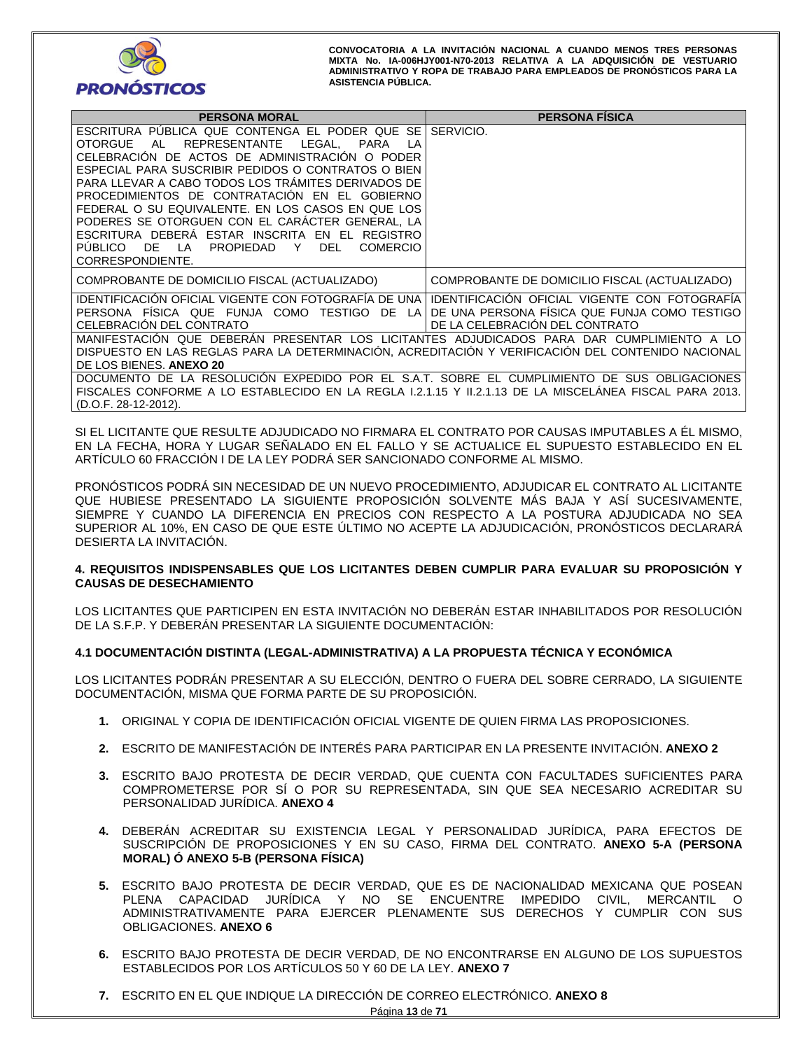| PERSONA MORAL | PERSONA FÍSICA |
|---|---|
| ESCRITURA PÚBLICA QUE CONTENGA EL PODER QUE SE OTORGUE AL REPRESENTANTE LEGAL, PARA LA CELEBRACIÓN DE ACTOS DE ADMINISTRACIÓN O PODER ESPECIAL PARA SUSCRIBIR PEDIDOS O CONTRATOS O BIEN PARA LLEVAR A CABO TODOS LOS TRÁMITES DERIVADOS DE PROCEDIMIENTOS DE CONTRATACIÓN EN EL GOBIERNO FEDERAL O SU EQUIVALENTE. EN LOS CASOS EN QUE LOS PODERES SE OTORGUEN CON EL CARÁCTER GENERAL, LA ESCRITURA DEBERÁ ESTAR INSCRITA EN EL REGISTRO PÚBLICO DE LA PROPIEDAD Y DEL COMERCIO CORRESPONDIENTE. | SERVICIO. |
| COMPROBANTE DE DOMICILIO FISCAL (ACTUALIZADO) | COMPROBANTE DE DOMICILIO FISCAL (ACTUALIZADO) |
| IDENTIFICACIÓN OFICIAL VIGENTE CON FOTOGRAFÍA DE UNA PERSONA FÍSICA QUE FUNJA COMO TESTIGO DE LA CELEBRACIÓN DEL CONTRATO | IDENTIFICACIÓN OFICIAL VIGENTE CON FOTOGRAFÍA DE UNA PERSONA FÍSICA QUE FUNJA COMO TESTIGO DE LA CELEBRACIÓN DEL CONTRATO |
| MANIFESTACIÓN QUE DEBERÁN PRESENTAR LOS LICITANTES ADJUDICADOS PARA DAR CUMPLIMIENTO A LO DISPUESTO EN LAS REGLAS PARA LA DETERMINACIÓN, ACREDITACIÓN Y VERIFICACIÓN DEL CONTENIDO NACIONAL DE LOS BIENES. **ANEXO 20** | |
| DOCUMENTO DE LA RESOLUCIÓN EXPEDIDO POR EL S.A.T. SOBRE EL CUMPLIMIENTO DE SUS OBLIGACIONES FISCALES CONFORME A LO ESTABLECIDO EN LA REGLA I.2.1.15 Y II.2.1.13 DE LA MISCELÁNEA FISCAL PARA 2013. (D.O.F. 28-12-2012). | |

SI EL LICITANTE QUE RESULTE ADJUDICADO NO FIRMARA EL CONTRATO POR CAUSAS IMPUTABLES A ÉL MISMO, EN LA FECHA, HORA Y LUGAR SEÑALADO EN EL FALLO Y SE ACTUALICE EL SUPUESTO ESTABLECIDO EN EL ARTÍCULO 60 FRACCIÓN I DE LA LEY PODRÁ SER SANCIONADO CONFORME AL MISMO.

PRONÓSTICOS PODRÁ SIN NECESIDAD DE UN NUEVO PROCEDIMIENTO, ADJUDICAR EL CONTRATO AL LICITANTE QUE HUBIESE PRESENTADO LA SIGUIENTE PROPOSICIÓN SOLVENTE MÁS BAJA Y ASÍ SUCESIVAMENTE, SIEMPRE Y CUANDO LA DIFERENCIA EN PRECIOS CON RESPECTO A LA POSTURA ADJUDICADA NO SEA SUPERIOR AL 10%, EN CASO DE QUE ESTE ÚLTIMO NO ACEPTE LA ADJUDICACIÓN, PRONÓSTICOS DECLARARÁ DESIERTA LA INVITACIÓN.

## 4. REQUISITOS INDISPENSABLES QUE LOS LICITANTES DEBEN CUMPLIR PARA EVALUAR SU PROPOSICIÓN Y CAUSAS DE DESECHAMIENTO

LOS LICITANTES QUE PARTICIPEN EN ESTA INVITACIÓN NO DEBERÁN ESTAR INHABILITADOS POR RESOLUCIÓN DE LA S.F.P. Y DEBERÁN PRESENTAR LA SIGUIENTE DOCUMENTACIÓN:

### 4.1 DOCUMENTACIÓN DISTINTA (LEGAL-ADMINISTRATIVA) A LA PROPUESTA TÉCNICA Y ECONÓMICA

LOS LICITANTES PODRÁN PRESENTAR A SU ELECCIÓN, DENTRO O FUERA DEL SOBRE CERRADO, LA SIGUIENTE DOCUMENTACIÓN, MISMA QUE FORMA PARTE DE SU PROPOSICIÓN.

1. ORIGINAL Y COPIA DE IDENTIFICACIÓN OFICIAL VIGENTE DE QUIEN FIRMA LAS PROPOSICIONES.
2. ESCRITO DE MANIFESTACIÓN DE INTERÉS PARA PARTICIPAR EN LA PRESENTE INVITACIÓN. **ANEXO 2**
3. ESCRITO BAJO PROTESTA DE DECIR VERDAD, QUE CUENTA CON FACULTADES SUFICIENTES PARA COMPROMETERSE POR SÍ O POR SU REPRESENTADA, SIN QUE SEA NECESARIO ACREDITAR SU PERSONALIDAD JURÍDICA. **ANEXO 4**
4. DEBERÁN ACREDITAR SU EXISTENCIA LEGAL Y PERSONALIDAD JURÍDICA, PARA EFECTOS DE SUSCRIPCIÓN DE PROPOSICIONES Y EN SU CASO, FIRMA DEL CONTRATO. **ANEXO 5-A (PERSONA MORAL) Ó ANEXO 5-B (PERSONA FÍSICA)**
5. ESCRITO BAJO PROTESTA DE DECIR VERDAD, QUE ES DE NACIONALIDAD MEXICANA QUE POSEAN PLENA CAPACIDAD JURÍDICA Y NO SE ENCUENTRE IMPEDIDO CIVIL, MERCANTIL O ADMINISTRATIVAMENTE PARA EJERCER PLENAMENTE SUS DERECHOS Y CUMPLIR CON SUS OBLIGACIONES. **ANEXO 6**
6. ESCRITO BAJO PROTESTA DE DECIR VERDAD, DE NO ENCONTRARSE EN ALGUNO DE LOS SUPUESTOS ESTABLECIDOS POR LOS ARTÍCULOS 50 Y 60 DE LA LEY. **ANEXO 7**
7. ESCRITO EN EL QUE INDIQUE LA DIRECCIÓN DE CORREO ELECTRÓNICO. **ANEXO 8**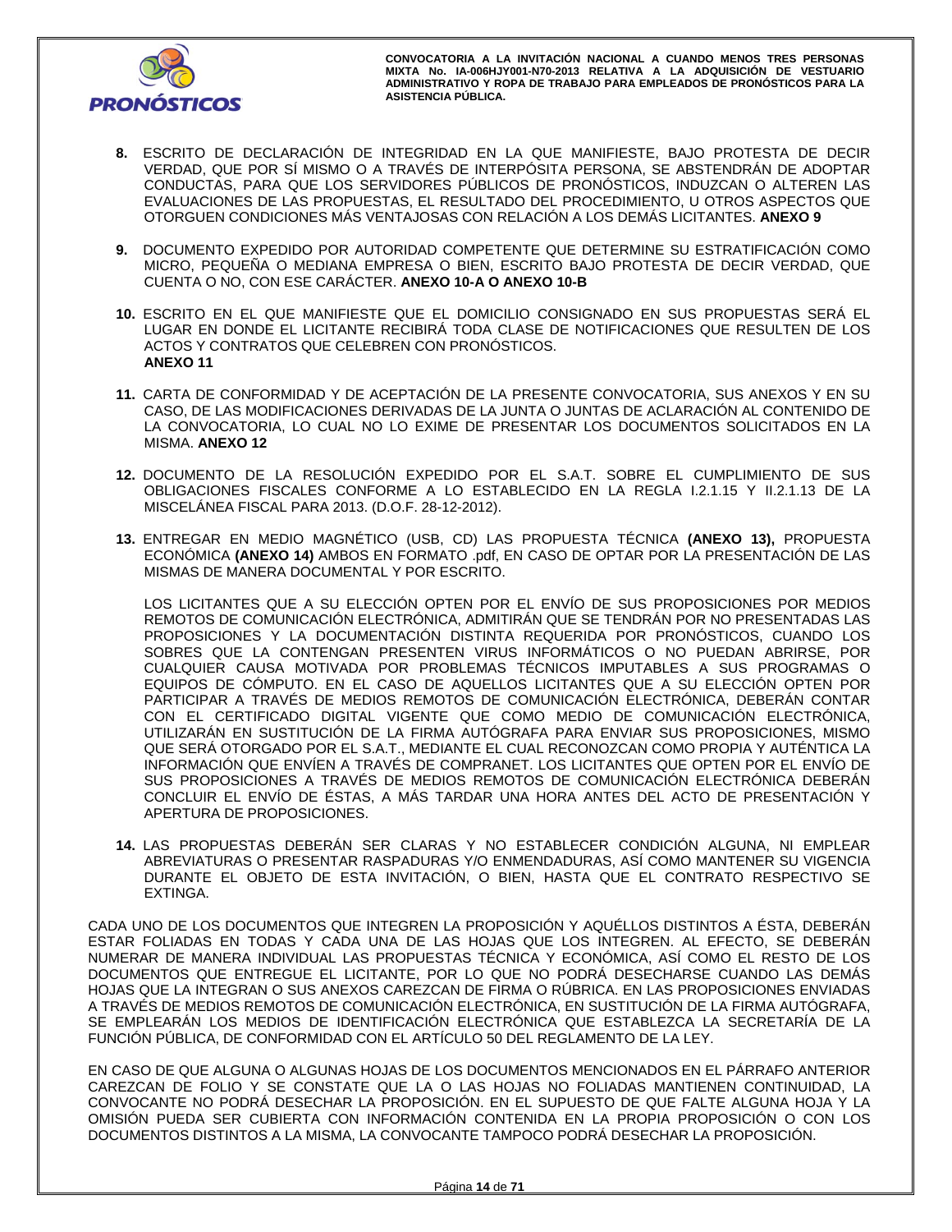8. ESCRITO DE DECLARACIÓN DE INTEGRIDAD EN LA QUE MANIFIESTE, BAJO PROTESTA DE DECIR VERDAD, QUE POR SÍ MISMO O A TRAVÉS DE INTERPÓSITA PERSONA, SE ABSTENDRÁN DE ADOPTAR CONDUCTAS, PARA QUE LOS SERVIDORES PÚBLICOS DE PRONÓSTICOS, INDUZCAN O ALTEREN LAS EVALUACIONES DE LAS PROPUESTAS, EL RESULTADO DEL PROCEDIMIENTO, U OTROS ASPECTOS QUE OTORGUEN CONDICIONES MÁS VENTAJOSAS CON RELACIÓN A LOS DEMÁS LICITANTES. **ANEXO 9**

9. DOCUMENTO EXPEDIDO POR AUTORIDAD COMPETENTE QUE DETERMINE SU ESTRATIFICACIÓN COMO MICRO, PEQUEÑA O MEDIANA EMPRESA O BIEN, ESCRITO BAJO PROTESTA DE DECIR VERDAD, QUE CUENTA O NO, CON ESE CARÁCTER. **ANEXO 10-A O ANEXO 10-B**

10. ESCRITO EN EL QUE MANIFIESTE QUE EL DOMICILIO CONSIGNADO EN SUS PROPUESTAS SERÁ EL LUGAR EN DONDE EL LICITANTE RECIBIRÁ TODA CLASE DE NOTIFICACIONES QUE RESULTEN DE LOS ACTOS Y CONTRATOS QUE CELEBREN CON PRONÓSTICOS. **ANEXO 11**

11. CARTA DE CONFORMIDAD Y DE ACEPTACIÓN DE LA PRESENTE CONVOCATORIA, SUS ANEXOS Y EN SU CASO, DE LAS MODIFICACIONES DERIVADAS DE LA JUNTA O JUNTAS DE ACLARACIÓN AL CONTENIDO DE LA CONVOCATORIA, LO CUAL NO LO EXIME DE PRESENTAR LOS DOCUMENTOS SOLICITADOS EN LA MISMA. **ANEXO 12**

12. DOCUMENTO DE LA RESOLUCIÓN EXPEDIDO POR EL S.A.T. SOBRE EL CUMPLIMIENTO DE SUS OBLIGACIONES FISCALES CONFORME A LO ESTABLECIDO EN LA REGLA I.2.1.15 Y II.2.1.13 DE LA MISCELÁNEA FISCAL PARA 2013. (D.O.F. 28-12-2012).

13. ENTREGAR EN MEDIO MAGNÉTICO (USB, CD) LAS PROPUESTA TÉCNICA **(ANEXO 13),** PROPUESTA ECONÓMICA **(ANEXO 14)** AMBOS EN FORMATO .pdf, EN CASO DE OPTAR POR LA PRESENTACIÓN DE LAS MISMAS DE MANERA DOCUMENTAL Y POR ESCRITO.

    LOS LICITANTES QUE A SU ELECCIÓN OPTEN POR EL ENVÍO DE SUS PROPOSICIONES POR MEDIOS REMOTOS DE COMUNICACIÓN ELECTRÓNICA, ADMITIRÁN QUE SE TENDRÁN POR NO PRESENTADAS LAS PROPOSICIONES Y LA DOCUMENTACIÓN DISTINTA REQUERIDA POR PRONÓSTICOS, CUANDO LOS SOBRES QUE LA CONTENGAN PRESENTEN VIRUS INFORMÁTICOS O NO PUEDAN ABRIRSE, POR CUALQUIER CAUSA MOTIVADA POR PROBLEMAS TÉCNICOS IMPUTABLES A SUS PROGRAMAS O EQUIPOS DE CÓMPUTO. EN EL CASO DE AQUELLOS LICITANTES QUE A SU ELECCIÓN OPTEN POR PARTICIPAR A TRAVÉS DE MEDIOS REMOTOS DE COMUNICACIÓN ELECTRÓNICA, DEBERÁN CONTAR CON EL CERTIFICADO DIGITAL VIGENTE QUE COMO MEDIO DE COMUNICACIÓN ELECTRÓNICA, UTILIZARÁN EN SUSTITUCIÓN DE LA FIRMA AUTÓGRAFA PARA ENVIAR SUS PROPOSICIONES, MISMO QUE SERÁ OTORGADO POR EL S.A.T., MEDIANTE EL CUAL RECONOZCAN COMO PROPIA Y AUTÉNTICA LA INFORMACIÓN QUE ENVÍEN A TRAVÉS DE COMPRANET. LOS LICITANTES QUE OPTEN POR EL ENVÍO DE SUS PROPOSICIONES A TRAVÉS DE MEDIOS REMOTOS DE COMUNICACIÓN ELECTRÓNICA DEBERÁN CONCLUIR EL ENVÍO DE ÉSTAS, A MÁS TARDAR UNA HORA ANTES DEL ACTO DE PRESENTACIÓN Y APERTURA DE PROPOSICIONES.

14. LAS PROPUESTAS DEBERÁN SER CLARAS Y NO ESTABLECER CONDICIÓN ALGUNA, NI EMPLEAR ABREVIATURAS O PRESENTAR RASPADURAS Y/O ENMENDADURAS, ASÍ COMO MANTENER SU VIGENCIA DURANTE EL OBJETO DE ESTA INVITACIÓN, O BIEN, HASTA QUE EL CONTRATO RESPECTIVO SE EXTINGA.

CADA UNO DE LOS DOCUMENTOS QUE INTEGREN LA PROPOSICIÓN Y AQUÉLLOS DISTINTOS A ÉSTA, DEBERÁN ESTAR FOLIADAS EN TODAS Y CADA UNA DE LAS HOJAS QUE LOS INTEGREN. AL EFECTO, SE DEBERÁN NUMERAR DE MANERA INDIVIDUAL LAS PROPUESTAS TÉCNICA Y ECONÓMICA, ASÍ COMO EL RESTO DE LOS DOCUMENTOS QUE ENTREGUE EL LICITANTE, POR LO QUE NO PODRÁ DESECHARSE CUANDO LAS DEMÁS HOJAS QUE LA INTEGRAN O SUS ANEXOS CAREZCAN DE FIRMA O RÚBRICA. EN LAS PROPOSICIONES ENVIADAS A TRAVÉS DE MEDIOS REMOTOS DE COMUNICACIÓN ELECTRÓNICA, EN SUSTITUCIÓN DE LA FIRMA AUTÓGRAFA, SE EMPLEARÁN LOS MEDIOS DE IDENTIFICACIÓN ELECTRÓNICA QUE ESTABLEZCA LA SECRETARÍA DE LA FUNCIÓN PÚBLICA, DE CONFORMIDAD CON EL ARTÍCULO 50 DEL REGLAMENTO DE LA LEY.

EN CASO DE QUE ALGUNA O ALGUNAS HOJAS DE LOS DOCUMENTOS MENCIONADOS EN EL PÁRRAFO ANTERIOR CAREZCAN DE FOLIO Y SE CONSTATE QUE LA O LAS HOJAS NO FOLIADAS MANTIENEN CONTINUIDAD, LA CONVOCANTE NO PODRÁ DESECHAR LA PROPOSICIÓN. EN EL SUPUESTO DE QUE FALTE ALGUNA HOJA Y LA OMISIÓN PUEDA SER CUBIERTA CON INFORMACIÓN CONTENIDA EN LA PROPIA PROPOSICIÓN O CON LOS DOCUMENTOS DISTINTOS A LA MISMA, LA CONVOCANTE TAMPOCO PODRÁ DESECHAR LA PROPOSICIÓN.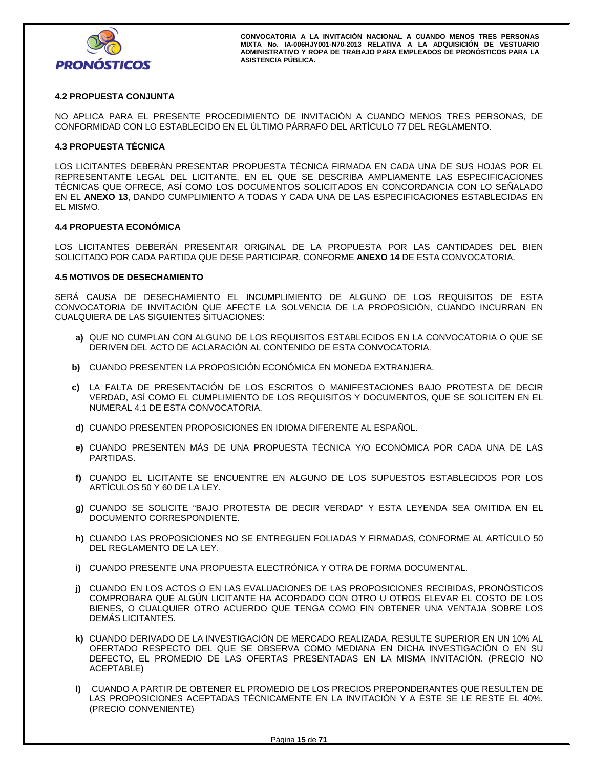### 4.2 PROPUESTA CONJUNTA

NO APLICA PARA EL PRESENTE PROCEDIMIENTO DE INVITACIÓN A CUANDO MENOS TRES PERSONAS, DE CONFORMIDAD CON LO ESTABLECIDO EN EL ÚLTIMO PÁRRAFO DEL ARTÍCULO 77 DEL REGLAMENTO.

### 4.3 PROPUESTA TÉCNICA

LOS LICITANTES DEBERÁN PRESENTAR PROPUESTA TÉCNICA FIRMADA EN CADA UNA DE SUS HOJAS POR EL REPRESENTANTE LEGAL DEL LICITANTE, EN EL QUE SE DESCRIBA AMPLIAMENTE LAS ESPECIFICACIONES TÉCNICAS QUE OFRECE, ASÍ COMO LOS DOCUMENTOS SOLICITADOS EN CONCORDANCIA CON LO SEÑALADO EN EL **ANEXO 13**, DANDO CUMPLIMIENTO A TODAS Y CADA UNA DE LAS ESPECIFICACIONES ESTABLECIDAS EN EL MISMO.

### 4.4 PROPUESTA ECONÓMICA

LOS LICITANTES DEBERÁN PRESENTAR ORIGINAL DE LA PROPUESTA POR LAS CANTIDADES DEL BIEN SOLICITADO POR CADA PARTIDA QUE DESE PARTICIPAR, CONFORME **ANEXO 14** DE ESTA CONVOCATORIA.

### 4.5 MOTIVOS DE DESECHAMIENTO

SERÁ CAUSA DE DESECHAMIENTO EL INCUMPLIMIENTO DE ALGUNO DE LOS REQUISITOS DE ESTA CONVOCATORIA DE INVITACIÓN QUE AFECTE LA SOLVENCIA DE LA PROPOSICIÓN, CUANDO INCURRAN EN CUALQUIERA DE LAS SIGUIENTES SITUACIONES:

**a)** QUE NO CUMPLAN CON ALGUNO DE LOS REQUISITOS ESTABLECIDOS EN LA CONVOCATORIA O QUE SE DERIVEN DEL ACTO DE ACLARACIÓN AL CONTENIDO DE ESTA CONVOCATORIA.

**b)** CUANDO PRESENTEN LA PROPOSICIÓN ECONÓMICA EN MONEDA EXTRANJERA.

**c)** LA FALTA DE PRESENTACIÓN DE LOS ESCRITOS O MANIFESTACIONES BAJO PROTESTA DE DECIR VERDAD, ASÍ COMO EL CUMPLIMIENTO DE LOS REQUISITOS Y DOCUMENTOS, QUE SE SOLICITEN EN EL NUMERAL 4.1 DE ESTA CONVOCATORIA.

**d)** CUANDO PRESENTEN PROPOSICIONES EN IDIOMA DIFERENTE AL ESPAÑOL.

**e)** CUANDO PRESENTEN MÁS DE UNA PROPUESTA TÉCNICA Y/O ECONÓMICA POR CADA UNA DE LAS PARTIDAS.

**f)** CUANDO EL LICITANTE SE ENCUENTRE EN ALGUNO DE LOS SUPUESTOS ESTABLECIDOS POR LOS ARTÍCULOS 50 Y 60 DE LA LEY.

**g)** CUANDO SE SOLICITE "BAJO PROTESTA DE DECIR VERDAD" Y ESTA LEYENDA SEA OMITIDA EN EL DOCUMENTO CORRESPONDIENTE.

**h)** CUANDO LAS PROPOSICIONES NO SE ENTREGUEN FOLIADAS Y FIRMADAS, CONFORME AL ARTÍCULO 50 DEL REGLAMENTO DE LA LEY.

**i)** CUANDO PRESENTE UNA PROPUESTA ELECTRÓNICA Y OTRA DE FORMA DOCUMENTAL.

**j)** CUANDO EN LOS ACTOS O EN LAS EVALUACIONES DE LAS PROPOSICIONES RECIBIDAS, PRONÓSTICOS COMPROBARA QUE ALGÚN LICITANTE HA ACORDADO CON OTRO U OTROS ELEVAR EL COSTO DE LOS BIENES, O CUALQUIER OTRO ACUERDO QUE TENGA COMO FIN OBTENER UNA VENTAJA SOBRE LOS DEMÁS LICITANTES.

**k)** CUANDO DERIVADO DE LA INVESTIGACIÓN DE MERCADO REALIZADA, RESULTE SUPERIOR EN UN 10% AL OFERTADO RESPECTO DEL QUE SE OBSERVA COMO MEDIANA EN DICHA INVESTIGACIÓN O EN SU DEFECTO, EL PROMEDIO DE LAS OFERTAS PRESENTADAS EN LA MISMA INVITACIÓN. (PRECIO NO ACEPTABLE)

**l)** CUANDO A PARTIR DE OBTENER EL PROMEDIO DE LOS PRECIOS PREPONDERANTES QUE RESULTEN DE LAS PROPOSICIONES ACEPTADAS TÉCNICAMENTE EN LA INVITACIÓN Y A ÉSTE SE LE RESTE EL 40%. (PRECIO CONVENIENTE)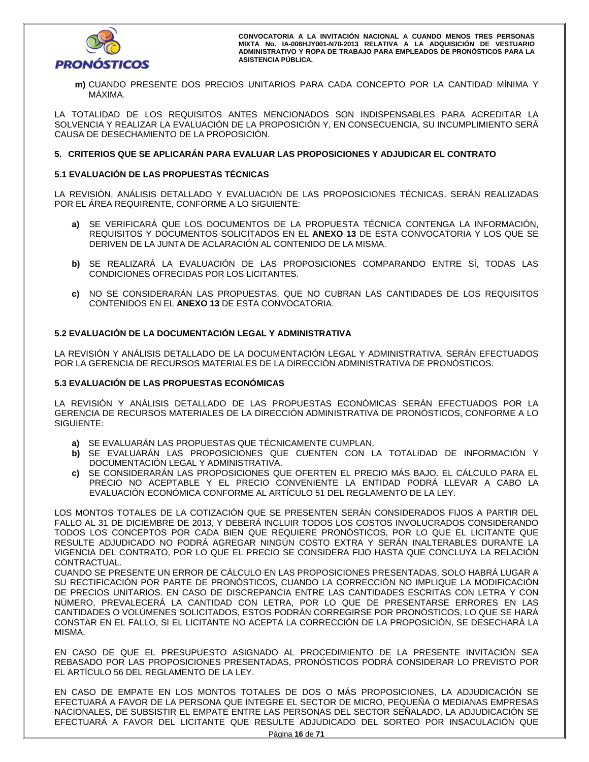**m)** CUANDO PRESENTE DOS PRECIOS UNITARIOS PARA CADA CONCEPTO POR LA CANTIDAD MÍNIMA Y MÁXIMA.

LA TOTALIDAD DE LOS REQUISITOS ANTES MENCIONADOS SON INDISPENSABLES PARA ACREDITAR LA SOLVENCIA Y REALIZAR LA EVALUACIÓN DE LA PROPOSICIÓN Y, EN CONSECUENCIA, SU INCUMPLIMIENTO SERÁ CAUSA DE DESECHAMIENTO DE LA PROPOSICIÓN.

## 5. CRITERIOS QUE SE APLICARÁN PARA EVALUAR LAS PROPOSICIONES Y ADJUDICAR EL CONTRATO

### 5.1 EVALUACIÓN DE LAS PROPUESTAS TÉCNICAS

LA REVISIÓN, ANÁLISIS DETALLADO Y EVALUACIÓN DE LAS PROPOSICIONES TÉCNICAS, SERÁN REALIZADAS POR EL ÁREA REQUIRENTE, CONFORME A LO SIGUIENTE:

**a)** SE VERIFICARÁ QUE LOS DOCUMENTOS DE LA PROPUESTA TÉCNICA CONTENGA LA INFORMACIÓN, REQUISITOS Y DOCUMENTOS SOLICITADOS EN EL **ANEXO 13** DE ESTA CONVOCATORIA Y LOS QUE SE DERIVEN DE LA JUNTA DE ACLARACIÓN AL CONTENIDO DE LA MISMA.

**b)** SE REALIZARÁ LA EVALUACIÓN DE LAS PROPOSICIONES COMPARANDO ENTRE SÍ, TODAS LAS CONDICIONES OFRECIDAS POR LOS LICITANTES.

**c)** NO SE CONSIDERARÁN LAS PROPUESTAS, QUE NO CUBRAN LAS CANTIDADES DE LOS REQUISITOS CONTENIDOS EN EL **ANEXO 13** DE ESTA CONVOCATORIA.

### 5.2 EVALUACIÓN DE LA DOCUMENTACIÓN LEGAL Y ADMINISTRATIVA

LA REVISIÓN Y ANÁLISIS DETALLADO DE LA DOCUMENTACIÓN LEGAL Y ADMINISTRATIVA, SERÁN EFECTUADOS POR LA GERENCIA DE RECURSOS MATERIALES DE LA DIRECCIÓN ADMINISTRATIVA DE PRONÓSTICOS.

### 5.3 EVALUACIÓN DE LAS PROPUESTAS ECONÓMICAS

LA REVISIÓN Y ANÁLISIS DETALLADO DE LAS PROPUESTAS ECONÓMICAS SERÁN EFECTUADOS POR LA GERENCIA DE RECURSOS MATERIALES DE LA DIRECCIÓN ADMINISTRATIVA DE PRONÓSTICOS, CONFORME A LO SIGUIENTE:

**a)** SE EVALUARÁN LAS PROPUESTAS QUE TÉCNICAMENTE CUMPLAN.
**b)** SE EVALUARÁN LAS PROPOSICIONES QUE CUENTEN CON LA TOTALIDAD DE INFORMACIÓN Y DOCUMENTACIÓN LEGAL Y ADMINISTRATIVA.
**c)** SE CONSIDERARÁN LAS PROPOSICIONES QUE OFERTEN EL PRECIO MÁS BAJO. EL CÁLCULO PARA EL PRECIO NO ACEPTABLE Y EL PRECIO CONVENIENTE LA ENTIDAD PODRÁ LLEVAR A CABO LA EVALUACIÓN ECONÓMICA CONFORME AL ARTÍCULO 51 DEL REGLAMENTO DE LA LEY.

LOS MONTOS TOTALES DE LA COTIZACIÓN QUE SE PRESENTEN SERÁN CONSIDERADOS FIJOS A PARTIR DEL FALLO AL 31 DE DICIEMBRE DE 2013, Y DEBERÁ INCLUIR TODOS LOS COSTOS INVOLUCRADOS CONSIDERANDO TODOS LOS CONCEPTOS POR CADA BIEN QUE REQUIERE PRONÓSTICOS, POR LO QUE EL LICITANTE QUE RESULTE ADJUDICADO NO PODRÁ AGREGAR NINGÚN COSTO EXTRA Y SERÁN INALTERABLES DURANTE LA VIGENCIA DEL CONTRATO, POR LO QUE EL PRECIO SE CONSIDERA FIJO HASTA QUE CONCLUYA LA RELACIÓN CONTRACTUAL.
CUANDO SE PRESENTE UN ERROR DE CÁLCULO EN LAS PROPOSICIONES PRESENTADAS, SOLO HABRÁ LUGAR A SU RECTIFICACIÓN POR PARTE DE PRONÓSTICOS, CUANDO LA CORRECCIÓN NO IMPLIQUE LA MODIFICACIÓN DE PRECIOS UNITARIOS. EN CASO DE DISCREPANCIA ENTRE LAS CANTIDADES ESCRITAS CON LETRA Y CON NÚMERO, PREVALECERÁ LA CANTIDAD CON LETRA, POR LO QUE DE PRESENTARSE ERRORES EN LAS CANTIDADES O VOLÚMENES SOLICITADOS, ESTOS PODRÁN CORREGIRSE POR PRONÓSTICOS, LO QUE SE HARÁ CONSTAR EN EL FALLO, SI EL LICITANTE NO ACEPTA LA CORRECCIÓN DE LA PROPOSICIÓN, SE DESECHARÁ LA MISMA.

EN CASO DE QUE EL PRESUPUESTO ASIGNADO AL PROCEDIMIENTO DE LA PRESENTE INVITACIÓN SEA REBASADO POR LAS PROPOSICIONES PRESENTADAS, PRONÓSTICOS PODRÁ CONSIDERAR LO PREVISTO POR EL ARTÍCULO 56 DEL REGLAMENTO DE LA LEY.

EN CASO DE EMPATE EN LOS MONTOS TOTALES DE DOS O MÁS PROPOSICIONES, LA ADJUDICACIÓN SE EFECTUARÁ A FAVOR DE LA PERSONA QUE INTEGRE EL SECTOR DE MICRO, PEQUEÑA O MEDIANAS EMPRESAS NACIONALES, DE SUBSISTIR EL EMPATE ENTRE LAS PERSONAS DEL SECTOR SEÑALADO, LA ADJUDICACIÓN SE EFECTUARÁ A FAVOR DEL LICITANTE QUE RESULTE ADJUDICADO DEL SORTEO POR INSACULACIÓN QUE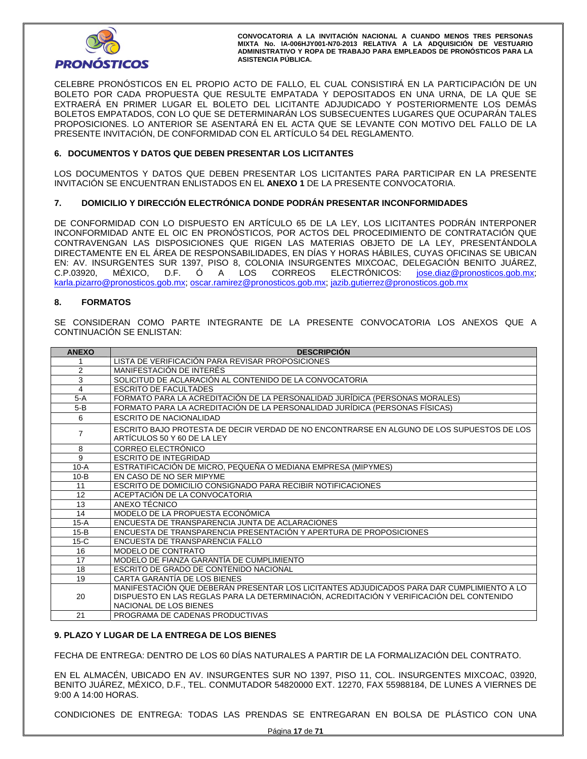CELEBRE PRONÓSTICOS EN EL PROPIO ACTO DE FALLO, EL CUAL CONSISTIRÁ EN LA PARTICIPACIÓN DE UN BOLETO POR CADA PROPUESTA QUE RESULTE EMPATADA Y DEPOSITADOS EN UNA URNA, DE LA QUE SE EXTRAERÁ EN PRIMER LUGAR EL BOLETO DEL LICITANTE ADJUDICADO Y POSTERIORMENTE LOS DEMÁS BOLETOS EMPATADOS, CON LO QUE SE DETERMINARÁN LOS SUBSECUENTES LUGARES QUE OCUPARÁN TALES PROPOSICIONES. LO ANTERIOR SE ASENTARÁ EN EL ACTA QUE SE LEVANTE CON MOTIVO DEL FALLO DE LA PRESENTE INVITACIÓN, DE CONFORMIDAD CON EL ARTÍCULO 54 DEL REGLAMENTO.

### 6. DOCUMENTOS Y DATOS QUE DEBEN PRESENTAR LOS LICITANTES

LOS DOCUMENTOS Y DATOS QUE DEBEN PRESENTAR LOS LICITANTES PARA PARTICIPAR EN LA PRESENTE INVITACIÓN SE ENCUENTRAN ENLISTADOS EN EL **ANEXO 1** DE LA PRESENTE CONVOCATORIA.

### 7. DOMICILIO Y DIRECCIÓN ELECTRÓNICA DONDE PODRÁN PRESENTAR INCONFORMIDADES

DE CONFORMIDAD CON LO DISPUESTO EN ARTÍCULO 65 DE LA LEY, LOS LICITANTES PODRÁN INTERPONER INCONFORMIDAD ANTE EL OIC EN PRONÓSTICOS, POR ACTOS DEL PROCEDIMIENTO DE CONTRATACIÓN QUE CONTRAVENGAN LAS DISPOSICIONES QUE RIGEN LAS MATERIAS OBJETO DE LA LEY, PRESENTÁNDOLA DIRECTAMENTE EN EL ÁREA DE RESPONSABILIDADES, EN DÍAS Y HORAS HÁBILES, CUYAS OFICINAS SE UBICAN EN: AV. INSURGENTES SUR 1397, PISO 8, COLONIA INSURGENTES MIXCOAC, DELEGACIÓN BENITO JUÁREZ, C.P.03920, MÉXICO, D.F. Ó A LOS CORREOS ELECTRÓNICOS: jose.diaz@pronosticos.gob.mx; karla.pizarro@pronosticos.gob.mx; oscar.ramirez@pronosticos.gob.mx; jazib.gutierrez@pronosticos.gob.mx

### 8. FORMATOS

SE CONSIDERAN COMO PARTE INTEGRANTE DE LA PRESENTE CONVOCATORIA LOS ANEXOS QUE A CONTINUACIÓN SE ENLISTAN:

| ANEXO | DESCRIPCIÓN |
|---|---|
| 1 | LISTA DE VERIFICACIÓN PARA REVISAR PROPOSICIONES |
| 2 | MANIFESTACIÓN DE INTERÉS |
| 3 | SOLICITUD DE ACLARACIÓN AL CONTENIDO DE LA CONVOCATORIA |
| 4 | ESCRITO DE FACULTADES |
| 5-A | FORMATO PARA LA ACREDITACIÓN DE LA PERSONALIDAD JURÍDICA (PERSONAS MORALES) |
| 5-B | FORMATO PARA LA ACREDITACIÓN DE LA PERSONALIDAD JURÍDICA (PERSONAS FÍSICAS) |
| 6 | ESCRITO DE NACIONALIDAD |
| 7 | ESCRITO BAJO PROTESTA DE DECIR VERDAD DE NO ENCONTRARSE EN ALGUNO DE LOS SUPUESTOS DE LOS ARTÍCULOS 50 Y 60 DE LA LEY |
| 8 | CORREO ELECTRÓNICO |
| 9 | ESCRITO DE INTEGRIDAD |
| 10-A | ESTRATIFICACIÓN DE MICRO, PEQUEÑA O MEDIANA EMPRESA (MIPYMES) |
| 10-B | EN CASO DE NO SER MIPYME |
| 11 | ESCRITO DE DOMICILIO CONSIGNADO PARA RECIBIR NOTIFICACIONES |
| 12 | ACEPTACIÓN DE LA CONVOCATORIA |
| 13 | ANEXO TÉCNICO |
| 14 | MODELO DE LA PROPUESTA ECONÓMICA |
| 15-A | ENCUESTA DE TRANSPARENCIA JUNTA DE ACLARACIONES |
| 15-B | ENCUESTA DE TRANSPARENCIA PRESENTACIÓN Y APERTURA DE PROPOSICIONES |
| 15-C | ENCUESTA DE TRANSPARENCIA FALLO |
| 16 | MODELO DE CONTRATO |
| 17 | MODELO DE FIANZA GARANTÍA DE CUMPLIMIENTO |
| 18 | ESCRITO DE GRADO DE CONTENIDO NACIONAL |
| 19 | CARTA GARANTÍA DE LOS BIENES |
| 20 | MANIFESTACIÓN QUE DEBERÁN PRESENTAR LOS LICITANTES ADJUDICADOS PARA DAR CUMPLIMIENTO A LO DISPUESTO EN LAS REGLAS PARA LA DETERMINACIÓN, ACREDITACIÓN Y VERIFICACIÓN DEL CONTENIDO NACIONAL DE LOS BIENES |
| 21 | PROGRAMA DE CADENAS PRODUCTIVAS |

### 9. PLAZO Y LUGAR DE LA ENTREGA DE LOS BIENES

FECHA DE ENTREGA: DENTRO DE LOS 60 DÍAS NATURALES A PARTIR DE LA FORMALIZACIÓN DEL CONTRATO.

EN EL ALMACÉN, UBICADO EN AV. INSURGENTES SUR NO 1397, PISO 11, COL. INSURGENTES MIXCOAC, 03920, BENITO JUÁREZ, MÉXICO, D.F., TEL. CONMUTADOR 54820000 EXT. 12270, FAX 55988184, DE LUNES A VIERNES DE 9:00 A 14:00 HORAS.

CONDICIONES DE ENTREGA: TODAS LAS PRENDAS SE ENTREGARAN EN BOLSA DE PLÁSTICO CON UNA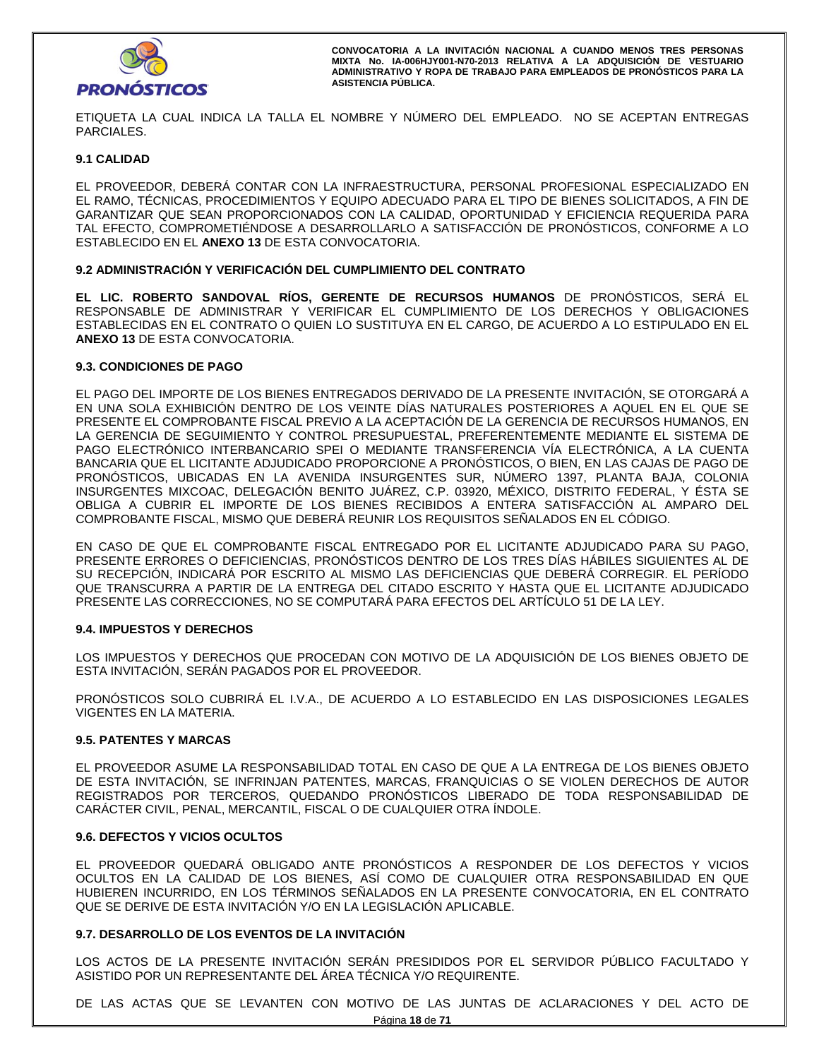ETIQUETA LA CUAL INDICA LA TALLA EL NOMBRE Y NÚMERO DEL EMPLEADO. NO SE ACEPTAN ENTREGAS PARCIALES.

### 9.1 CALIDAD

EL PROVEEDOR, DEBERÁ CONTAR CON LA INFRAESTRUCTURA, PERSONAL PROFESIONAL ESPECIALIZADO EN EL RAMO, TÉCNICAS, PROCEDIMIENTOS Y EQUIPO ADECUADO PARA EL TIPO DE BIENES SOLICITADOS, A FIN DE GARANTIZAR QUE SEAN PROPORCIONADOS CON LA CALIDAD, OPORTUNIDAD Y EFICIENCIA REQUERIDA PARA TAL EFECTO, COMPROMETIÉNDOSE A DESARROLLARLO A SATISFACCIÓN DE PRONÓSTICOS, CONFORME A LO ESTABLECIDO EN EL **ANEXO 13** DE ESTA CONVOCATORIA.

### 9.2 ADMINISTRACIÓN Y VERIFICACIÓN DEL CUMPLIMIENTO DEL CONTRATO

**EL LIC. ROBERTO SANDOVAL RÍOS, GERENTE DE RECURSOS HUMANOS** DE PRONÓSTICOS, SERÁ EL RESPONSABLE DE ADMINISTRAR Y VERIFICAR EL CUMPLIMIENTO DE LOS DERECHOS Y OBLIGACIONES ESTABLECIDAS EN EL CONTRATO O QUIEN LO SUSTITUYA EN EL CARGO, DE ACUERDO A LO ESTIPULADO EN EL **ANEXO 13** DE ESTA CONVOCATORIA.

### 9.3. CONDICIONES DE PAGO

EL PAGO DEL IMPORTE DE LOS BIENES ENTREGADOS DERIVADO DE LA PRESENTE INVITACIÓN, SE OTORGARÁ A EN UNA SOLA EXHIBICIÓN DENTRO DE LOS VEINTE DÍAS NATURALES POSTERIORES A AQUEL EN EL QUE SE PRESENTE EL COMPROBANTE FISCAL PREVIO A LA ACEPTACIÓN DE LA GERENCIA DE RECURSOS HUMANOS, EN LA GERENCIA DE SEGUIMIENTO Y CONTROL PRESUPUESTAL, PREFERENTEMENTE MEDIANTE EL SISTEMA DE PAGO ELECTRÓNICO INTERBANCARIO SPEI O MEDIANTE TRANSFERENCIA VÍA ELECTRÓNICA, A LA CUENTA BANCARIA QUE EL LICITANTE ADJUDICADO PROPORCIONE A PRONÓSTICOS, O BIEN, EN LAS CAJAS DE PAGO DE PRONÓSTICOS, UBICADAS EN LA AVENIDA INSURGENTES SUR, NÚMERO 1397, PLANTA BAJA, COLONIA INSURGENTES MIXCOAC, DELEGACIÓN BENITO JUÁREZ, C.P. 03920, MÉXICO, DISTRITO FEDERAL, Y ÉSTA SE OBLIGA A CUBRIR EL IMPORTE DE LOS BIENES RECIBIDOS A ENTERA SATISFACCIÓN AL AMPARO DEL COMPROBANTE FISCAL, MISMO QUE DEBERÁ REUNIR LOS REQUISITOS SEÑALADOS EN EL CÓDIGO.

EN CASO DE QUE EL COMPROBANTE FISCAL ENTREGADO POR EL LICITANTE ADJUDICADO PARA SU PAGO, PRESENTE ERRORES O DEFICIENCIAS, PRONÓSTICOS DENTRO DE LOS TRES DÍAS HÁBILES SIGUIENTES AL DE SU RECEPCIÓN, INDICARÁ POR ESCRITO AL MISMO LAS DEFICIENCIAS QUE DEBERÁ CORREGIR. EL PERÍODO QUE TRANSCURRA A PARTIR DE LA ENTREGA DEL CITADO ESCRITO Y HASTA QUE EL LICITANTE ADJUDICADO PRESENTE LAS CORRECCIONES, NO SE COMPUTARÁ PARA EFECTOS DEL ARTÍCULO 51 DE LA LEY.

### 9.4. IMPUESTOS Y DERECHOS

LOS IMPUESTOS Y DERECHOS QUE PROCEDAN CON MOTIVO DE LA ADQUISICIÓN DE LOS BIENES OBJETO DE ESTA INVITACIÓN, SERÁN PAGADOS POR EL PROVEEDOR.

PRONÓSTICOS SOLO CUBRIRÁ EL I.V.A., DE ACUERDO A LO ESTABLECIDO EN LAS DISPOSICIONES LEGALES VIGENTES EN LA MATERIA.

### 9.5. PATENTES Y MARCAS

EL PROVEEDOR ASUME LA RESPONSABILIDAD TOTAL EN CASO DE QUE A LA ENTREGA DE LOS BIENES OBJETO DE ESTA INVITACIÓN, SE INFRINJAN PATENTES, MARCAS, FRANQUICIAS O SE VIOLEN DERECHOS DE AUTOR REGISTRADOS POR TERCEROS, QUEDANDO PRONÓSTICOS LIBERADO DE TODA RESPONSABILIDAD DE CARÁCTER CIVIL, PENAL, MERCANTIL, FISCAL O DE CUALQUIER OTRA ÍNDOLE.

### 9.6. DEFECTOS Y VICIOS OCULTOS

EL PROVEEDOR QUEDARÁ OBLIGADO ANTE PRONÓSTICOS A RESPONDER DE LOS DEFECTOS Y VICIOS OCULTOS EN LA CALIDAD DE LOS BIENES, ASÍ COMO DE CUALQUIER OTRA RESPONSABILIDAD EN QUE HUBIEREN INCURRIDO, EN LOS TÉRMINOS SEÑALADOS EN LA PRESENTE CONVOCATORIA, EN EL CONTRATO QUE SE DERIVE DE ESTA INVITACIÓN Y/O EN LA LEGISLACIÓN APLICABLE.

### 9.7. DESARROLLO DE LOS EVENTOS DE LA INVITACIÓN

LOS ACTOS DE LA PRESENTE INVITACIÓN SERÁN PRESIDIDOS POR EL SERVIDOR PÚBLICO FACULTADO Y ASISTIDO POR UN REPRESENTANTE DEL ÁREA TÉCNICA Y/O REQUIRENTE.

DE LAS ACTAS QUE SE LEVANTEN CON MOTIVO DE LAS JUNTAS DE ACLARACIONES Y DEL ACTO DE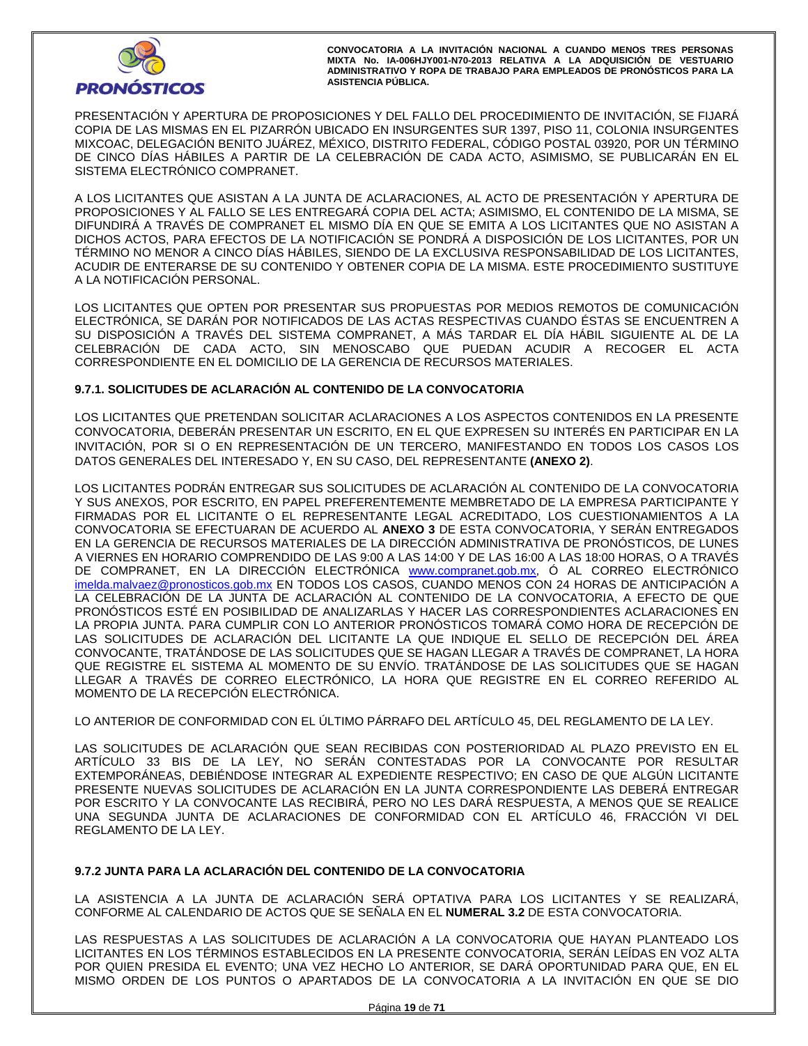PRESENTACIÓN Y APERTURA DE PROPOSICIONES Y DEL FALLO DEL PROCEDIMIENTO DE INVITACIÓN, SE FIJARÁ COPIA DE LAS MISMAS EN EL PIZARRÓN UBICADO EN INSURGENTES SUR 1397, PISO 11, COLONIA INSURGENTES MIXCOAC, DELEGACIÓN BENITO JUÁREZ, MÉXICO, DISTRITO FEDERAL, CÓDIGO POSTAL 03920, POR UN TÉRMINO DE CINCO DÍAS HÁBILES A PARTIR DE LA CELEBRACIÓN DE CADA ACTO, ASIMISMO, SE PUBLICARÁN EN EL SISTEMA ELECTRÓNICO COMPRANET.

A LOS LICITANTES QUE ASISTAN A LA JUNTA DE ACLARACIONES, AL ACTO DE PRESENTACIÓN Y APERTURA DE PROPOSICIONES Y AL FALLO SE LES ENTREGARÁ COPIA DEL ACTA; ASIMISMO, EL CONTENIDO DE LA MISMA, SE DIFUNDIRÁ A TRAVÉS DE COMPRANET EL MISMO DÍA EN QUE SE EMITA A LOS LICITANTES QUE NO ASISTAN A DICHOS ACTOS, PARA EFECTOS DE LA NOTIFICACIÓN SE PONDRÁ A DISPOSICIÓN DE LOS LICITANTES, POR UN TÉRMINO NO MENOR A CINCO DÍAS HÁBILES, SIENDO DE LA EXCLUSIVA RESPONSABILIDAD DE LOS LICITANTES, ACUDIR DE ENTERARSE DE SU CONTENIDO Y OBTENER COPIA DE LA MISMA. ESTE PROCEDIMIENTO SUSTITUYE A LA NOTIFICACIÓN PERSONAL.

LOS LICITANTES QUE OPTEN POR PRESENTAR SUS PROPUESTAS POR MEDIOS REMOTOS DE COMUNICACIÓN ELECTRÓNICA, SE DARÁN POR NOTIFICADOS DE LAS ACTAS RESPECTIVAS CUANDO ÉSTAS SE ENCUENTREN A SU DISPOSICIÓN A TRAVÉS DEL SISTEMA COMPRANET, A MÁS TARDAR EL DÍA HÁBIL SIGUIENTE AL DE LA CELEBRACIÓN DE CADA ACTO, SIN MENOSCABO QUE PUEDAN ACUDIR A RECOGER EL ACTA CORRESPONDIENTE EN EL DOMICILIO DE LA GERENCIA DE RECURSOS MATERIALES.

### 9.7.1. SOLICITUDES DE ACLARACIÓN AL CONTENIDO DE LA CONVOCATORIA

LOS LICITANTES QUE PRETENDAN SOLICITAR ACLARACIONES A LOS ASPECTOS CONTENIDOS EN LA PRESENTE CONVOCATORIA, DEBERÁN PRESENTAR UN ESCRITO, EN EL QUE EXPRESEN SU INTERÉS EN PARTICIPAR EN LA INVITACIÓN, POR SI O EN REPRESENTACIÓN DE UN TERCERO, MANIFESTANDO EN TODOS LOS CASOS LOS DATOS GENERALES DEL INTERESADO Y, EN SU CASO, DEL REPRESENTANTE **(ANEXO 2)**.

LOS LICITANTES PODRÁN ENTREGAR SUS SOLICITUDES DE ACLARACIÓN AL CONTENIDO DE LA CONVOCATORIA Y SUS ANEXOS, POR ESCRITO, EN PAPEL PREFERENTEMENTE MEMBRETADO DE LA EMPRESA PARTICIPANTE Y FIRMADAS POR EL LICITANTE O EL REPRESENTANTE LEGAL ACREDITADO, LOS CUESTIONAMIENTOS A LA CONVOCATORIA SE EFECTUARAN DE ACUERDO AL **ANEXO 3** DE ESTA CONVOCATORIA, Y SERÁN ENTREGADOS EN LA GERENCIA DE RECURSOS MATERIALES DE LA DIRECCIÓN ADMINISTRATIVA DE PRONÓSTICOS, DE LUNES A VIERNES EN HORARIO COMPRENDIDO DE LAS 9:00 A LAS 14:00 Y DE LAS 16:00 A LAS 18:00 HORAS, O A TRAVÉS DE COMPRANET, EN LA DIRECCIÓN ELECTRÓNICA www.compranet.gob.mx, Ó AL CORREO ELECTRÓNICO imelda.malvaez@pronosticos.gob.mx EN TODOS LOS CASOS, CUANDO MENOS CON 24 HORAS DE ANTICIPACIÓN A LA CELEBRACIÓN DE LA JUNTA DE ACLARACIÓN AL CONTENIDO DE LA CONVOCATORIA, A EFECTO DE QUE PRONÓSTICOS ESTÉ EN POSIBILIDAD DE ANALIZARLAS Y HACER LAS CORRESPONDIENTES ACLARACIONES EN LA PROPIA JUNTA. PARA CUMPLIR CON LO ANTERIOR PRONÓSTICOS TOMARÁ COMO HORA DE RECEPCIÓN DE LAS SOLICITUDES DE ACLARACIÓN DEL LICITANTE LA QUE INDIQUE EL SELLO DE RECEPCIÓN DEL ÁREA CONVOCANTE, TRATÁNDOSE DE LAS SOLICITUDES QUE SE HAGAN LLEGAR A TRAVÉS DE COMPRANET, LA HORA QUE REGISTRE EL SISTEMA AL MOMENTO DE SU ENVÍO. TRATÁNDOSE DE LAS SOLICITUDES QUE SE HAGAN LLEGAR A TRAVÉS DE CORREO ELECTRÓNICO, LA HORA QUE REGISTRE EN EL CORREO REFERIDO AL MOMENTO DE LA RECEPCIÓN ELECTRÓNICA.

LO ANTERIOR DE CONFORMIDAD CON EL ÚLTIMO PÁRRAFO DEL ARTÍCULO 45, DEL REGLAMENTO DE LA LEY.

LAS SOLICITUDES DE ACLARACIÓN QUE SEAN RECIBIDAS CON POSTERIORIDAD AL PLAZO PREVISTO EN EL ARTÍCULO 33 BIS DE LA LEY, NO SERÁN CONTESTADAS POR LA CONVOCANTE POR RESULTAR EXTEMPORÁNEAS, DEBIÉNDOSE INTEGRAR AL EXPEDIENTE RESPECTIVO; EN CASO DE QUE ALGÚN LICITANTE PRESENTE NUEVAS SOLICITUDES DE ACLARACIÓN EN LA JUNTA CORRESPONDIENTE LAS DEBERÁ ENTREGAR POR ESCRITO Y LA CONVOCANTE LAS RECIBIRÁ, PERO NO LES DARÁ RESPUESTA, A MENOS QUE SE REALICE UNA SEGUNDA JUNTA DE ACLARACIONES DE CONFORMIDAD CON EL ARTÍCULO 46, FRACCIÓN VI DEL REGLAMENTO DE LA LEY.

### 9.7.2 JUNTA PARA LA ACLARACIÓN DEL CONTENIDO DE LA CONVOCATORIA

LA ASISTENCIA A LA JUNTA DE ACLARACIÓN SERÁ OPTATIVA PARA LOS LICITANTES Y SE REALIZARÁ, CONFORME AL CALENDARIO DE ACTOS QUE SE SEÑALA EN EL **NUMERAL 3.2** DE ESTA CONVOCATORIA.

LAS RESPUESTAS A LAS SOLICITUDES DE ACLARACIÓN A LA CONVOCATORIA QUE HAYAN PLANTEADO LOS LICITANTES EN LOS TÉRMINOS ESTABLECIDOS EN LA PRESENTE CONVOCATORIA, SERÁN LEÍDAS EN VOZ ALTA POR QUIEN PRESIDA EL EVENTO; UNA VEZ HECHO LO ANTERIOR, SE DARÁ OPORTUNIDAD PARA QUE, EN EL MISMO ORDEN DE LOS PUNTOS O APARTADOS DE LA CONVOCATORIA A LA INVITACIÓN EN QUE SE DIO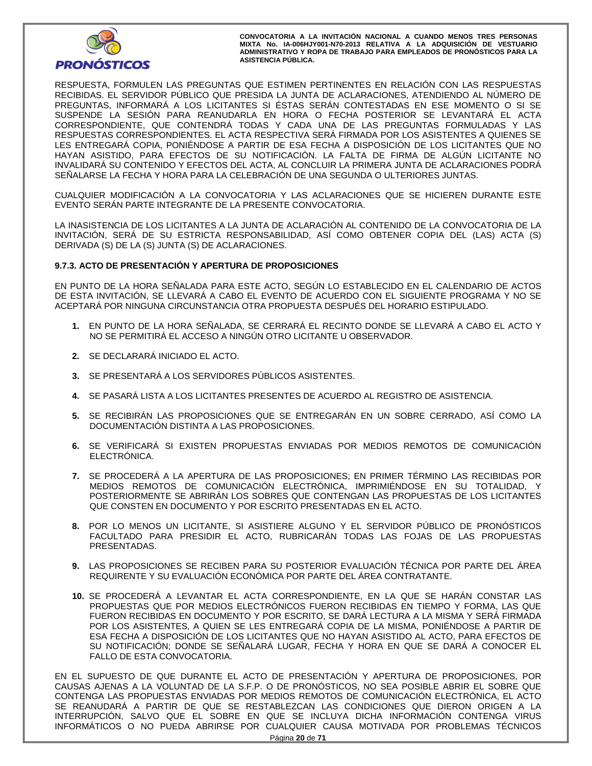RESPUESTA, FORMULEN LAS PREGUNTAS QUE ESTIMEN PERTINENTES EN RELACIÓN CON LAS RESPUESTAS RECIBIDAS. EL SERVIDOR PÚBLICO QUE PRESIDA LA JUNTA DE ACLARACIONES, ATENDIENDO AL NÚMERO DE PREGUNTAS, INFORMARÁ A LOS LICITANTES SI ÉSTAS SERÁN CONTESTADAS EN ESE MOMENTO O SI SE SUSPENDE LA SESIÓN PARA REANUDARLA EN HORA O FECHA POSTERIOR SE LEVANTARÁ EL ACTA CORRESPONDIENTE, QUE CONTENDRÁ TODAS Y CADA UNA DE LAS PREGUNTAS FORMULADAS Y LAS RESPUESTAS CORRESPONDIENTES. EL ACTA RESPECTIVA SERÁ FIRMADA POR LOS ASISTENTES A QUIENES SE LES ENTREGARÁ COPIA, PONIÉNDOSE A PARTIR DE ESA FECHA A DISPOSICIÓN DE LOS LICITANTES QUE NO HAYAN ASISTIDO, PARA EFECTOS DE SU NOTIFICACIÓN. LA FALTA DE FIRMA DE ALGÚN LICITANTE NO INVALIDARÁ SU CONTENIDO Y EFECTOS DEL ACTA, AL CONCLUIR LA PRIMERA JUNTA DE ACLARACIONES PODRÁ SEÑALARSE LA FECHA Y HORA PARA LA CELEBRACIÓN DE UNA SEGUNDA O ULTERIORES JUNTAS.

CUALQUIER MODIFICACIÓN A LA CONVOCATORIA Y LAS ACLARACIONES QUE SE HICIEREN DURANTE ESTE EVENTO SERÁN PARTE INTEGRANTE DE LA PRESENTE CONVOCATORIA.

LA INASISTENCIA DE LOS LICITANTES A LA JUNTA DE ACLARACIÓN AL CONTENIDO DE LA CONVOCATORIA DE LA INVITACIÓN, SERÁ DE SU ESTRICTA RESPONSABILIDAD, ASÍ COMO OBTENER COPIA DEL (LAS) ACTA (S) DERIVADA (S) DE LA (S) JUNTA (S) DE ACLARACIONES.

### 9.7.3. ACTO DE PRESENTACIÓN Y APERTURA DE PROPOSICIONES

EN PUNTO DE LA HORA SEÑALADA PARA ESTE ACTO, SEGÚN LO ESTABLECIDO EN EL CALENDARIO DE ACTOS DE ESTA INVITACIÓN, SE LLEVARÁ A CABO EL EVENTO DE ACUERDO CON EL SIGUIENTE PROGRAMA Y NO SE ACEPTARÁ POR NINGUNA CIRCUNSTANCIA OTRA PROPUESTA DESPUÉS DEL HORARIO ESTIPULADO.

1. EN PUNTO DE LA HORA SEÑALADA, SE CERRARÁ EL RECINTO DONDE SE LLEVARÁ A CABO EL ACTO Y NO SE PERMITIRÁ EL ACCESO A NINGÚN OTRO LICITANTE U OBSERVADOR.
2. SE DECLARARÁ INICIADO EL ACTO.
3. SE PRESENTARÁ A LOS SERVIDORES PÚBLICOS ASISTENTES.
4. SE PASARÁ LISTA A LOS LICITANTES PRESENTES DE ACUERDO AL REGISTRO DE ASISTENCIA.
5. SE RECIBIRÁN LAS PROPOSICIONES QUE SE ENTREGARÁN EN UN SOBRE CERRADO, ASÍ COMO LA DOCUMENTACIÓN DISTINTA A LAS PROPOSICIONES.
6. SE VERIFICARÁ SI EXISTEN PROPUESTAS ENVIADAS POR MEDIOS REMOTOS DE COMUNICACIÓN ELECTRÓNICA.
7. SE PROCEDERÁ A LA APERTURA DE LAS PROPOSICIONES; EN PRIMER TÉRMINO LAS RECIBIDAS POR MEDIOS REMOTOS DE COMUNICACIÓN ELECTRÓNICA, IMPRIMIÉNDOSE EN SU TOTALIDAD, Y POSTERIORMENTE SE ABRIRÁN LOS SOBRES QUE CONTENGAN LAS PROPUESTAS DE LOS LICITANTES QUE CONSTEN EN DOCUMENTO Y POR ESCRITO PRESENTADAS EN EL ACTO.
8. POR LO MENOS UN LICITANTE, SI ASISTIERE ALGUNO Y EL SERVIDOR PÚBLICO DE PRONÓSTICOS FACULTADO PARA PRESIDIR EL ACTO, RUBRICARÁN TODAS LAS FOJAS DE LAS PROPUESTAS PRESENTADAS.
9. LAS PROPOSICIONES SE RECIBEN PARA SU POSTERIOR EVALUACIÓN TÉCNICA POR PARTE DEL ÁREA REQUIRENTE Y SU EVALUACIÓN ECONÓMICA POR PARTE DEL ÁREA CONTRATANTE.
10. SE PROCEDERÁ A LEVANTAR EL ACTA CORRESPONDIENTE, EN LA QUE SE HARÁN CONSTAR LAS PROPUESTAS QUE POR MEDIOS ELECTRÓNICOS FUERON RECIBIDAS EN TIEMPO Y FORMA, LAS QUE FUERON RECIBIDAS EN DOCUMENTO Y POR ESCRITO, SE DARÁ LECTURA A LA MISMA Y SERÁ FIRMADA POR LOS ASISTENTES, A QUIEN SE LES ENTREGARÁ COPIA DE LA MISMA, PONIÉNDOSE A PARTIR DE ESA FECHA A DISPOSICIÓN DE LOS LICITANTES QUE NO HAYAN ASISTIDO AL ACTO, PARA EFECTOS DE SU NOTIFICACIÓN; DONDE SE SEÑALARÁ LUGAR, FECHA Y HORA EN QUE SE DARÁ A CONOCER EL FALLO DE ESTA CONVOCATORIA.

EN EL SUPUESTO DE QUE DURANTE EL ACTO DE PRESENTACIÓN Y APERTURA DE PROPOSICIONES, POR CAUSAS AJENAS A LA VOLUNTAD DE LA S.F.P. O DE PRONÓSTICOS, NO SEA POSIBLE ABRIR EL SOBRE QUE CONTENGA LAS PROPUESTAS ENVIADAS POR MEDIOS REMOTOS DE COMUNICACIÓN ELECTRÓNICA, EL ACTO SE REANUDARÁ A PARTIR DE QUE SE RESTABLEZCAN LAS CONDICIONES QUE DIERON ORIGEN A LA INTERRUPCIÓN, SALVO QUE EL SOBRE EN QUE SE INCLUYA DICHA INFORMACIÓN CONTENGA VIRUS INFORMÁTICOS O NO PUEDA ABRIRSE POR CUALQUIER CAUSA MOTIVADA POR PROBLEMAS TÉCNICOS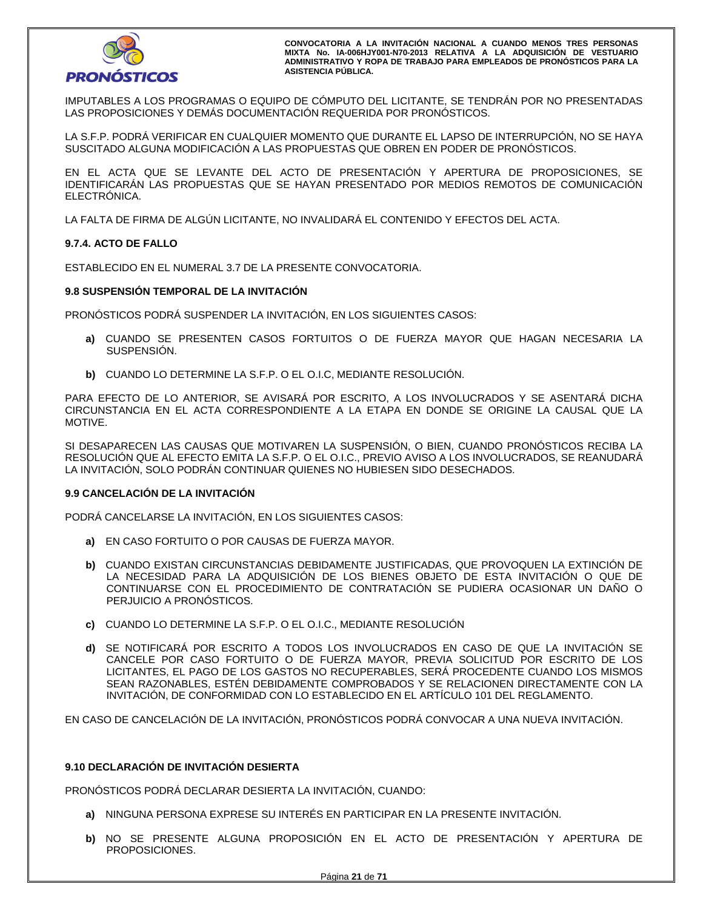IMPUTABLES A LOS PROGRAMAS O EQUIPO DE CÓMPUTO DEL LICITANTE, SE TENDRÁN POR NO PRESENTADAS LAS PROPOSICIONES Y DEMÁS DOCUMENTACIÓN REQUERIDA POR PRONÓSTICOS.

LA S.F.P. PODRÁ VERIFICAR EN CUALQUIER MOMENTO QUE DURANTE EL LAPSO DE INTERRUPCIÓN, NO SE HAYA SUSCITADO ALGUNA MODIFICACIÓN A LAS PROPUESTAS QUE OBREN EN PODER DE PRONÓSTICOS.

EN EL ACTA QUE SE LEVANTE DEL ACTO DE PRESENTACIÓN Y APERTURA DE PROPOSICIONES, SE IDENTIFICARÁN LAS PROPUESTAS QUE SE HAYAN PRESENTADO POR MEDIOS REMOTOS DE COMUNICACIÓN ELECTRÓNICA.

LA FALTA DE FIRMA DE ALGÚN LICITANTE, NO INVALIDARÁ EL CONTENIDO Y EFECTOS DEL ACTA.

#### 9.7.4. ACTO DE FALLO

ESTABLECIDO EN EL NUMERAL 3.7 DE LA PRESENTE CONVOCATORIA.

### 9.8 SUSPENSIÓN TEMPORAL DE LA INVITACIÓN

PRONÓSTICOS PODRÁ SUSPENDER LA INVITACIÓN, EN LOS SIGUIENTES CASOS:

- **a)** CUANDO SE PRESENTEN CASOS FORTUITOS O DE FUERZA MAYOR QUE HAGAN NECESARIA LA SUSPENSIÓN.
- **b)** CUANDO LO DETERMINE LA S.F.P. O EL O.I.C, MEDIANTE RESOLUCIÓN.

PARA EFECTO DE LO ANTERIOR, SE AVISARÁ POR ESCRITO, A LOS INVOLUCRADOS Y SE ASENTARÁ DICHA CIRCUNSTANCIA EN EL ACTA CORRESPONDIENTE A LA ETAPA EN DONDE SE ORIGINE LA CAUSAL QUE LA MOTIVE.

SI DESAPARECEN LAS CAUSAS QUE MOTIVAREN LA SUSPENSIÓN, O BIEN, CUANDO PRONÓSTICOS RECIBA LA RESOLUCIÓN QUE AL EFECTO EMITA LA S.F.P. O EL O.I.C., PREVIO AVISO A LOS INVOLUCRADOS, SE REANUDARÁ LA INVITACIÓN, SOLO PODRÁN CONTINUAR QUIENES NO HUBIESEN SIDO DESECHADOS.

### 9.9 CANCELACIÓN DE LA INVITACIÓN

PODRÁ CANCELARSE LA INVITACIÓN, EN LOS SIGUIENTES CASOS:

- **a)** EN CASO FORTUITO O POR CAUSAS DE FUERZA MAYOR.
- **b)** CUANDO EXISTAN CIRCUNSTANCIAS DEBIDAMENTE JUSTIFICADAS, QUE PROVOQUEN LA EXTINCIÓN DE LA NECESIDAD PARA LA ADQUISICIÓN DE LOS BIENES OBJETO DE ESTA INVITACIÓN O QUE DE CONTINUARSE CON EL PROCEDIMIENTO DE CONTRATACIÓN SE PUDIERA OCASIONAR UN DAÑO O PERJUICIO A PRONÓSTICOS.
- **c)** CUANDO LO DETERMINE LA S.F.P. O EL O.I.C., MEDIANTE RESOLUCIÓN
- **d)** SE NOTIFICARÁ POR ESCRITO A TODOS LOS INVOLUCRADOS EN CASO DE QUE LA INVITACIÓN SE CANCELE POR CASO FORTUITO O DE FUERZA MAYOR, PREVIA SOLICITUD POR ESCRITO DE LOS LICITANTES, EL PAGO DE LOS GASTOS NO RECUPERABLES, SERÁ PROCEDENTE CUANDO LOS MISMOS SEAN RAZONABLES, ESTÉN DEBIDAMENTE COMPROBADOS Y SE RELACIONEN DIRECTAMENTE CON LA INVITACIÓN, DE CONFORMIDAD CON LO ESTABLECIDO EN EL ARTÍCULO 101 DEL REGLAMENTO.

EN CASO DE CANCELACIÓN DE LA INVITACIÓN, PRONÓSTICOS PODRÁ CONVOCAR A UNA NUEVA INVITACIÓN.

### 9.10 DECLARACIÓN DE INVITACIÓN DESIERTA

PRONÓSTICOS PODRÁ DECLARAR DESIERTA LA INVITACIÓN, CUANDO:

- **a)** NINGUNA PERSONA EXPRESE SU INTERÉS EN PARTICIPAR EN LA PRESENTE INVITACIÓN.
- **b)** NO SE PRESENTE ALGUNA PROPOSICIÓN EN EL ACTO DE PRESENTACIÓN Y APERTURA DE PROPOSICIONES.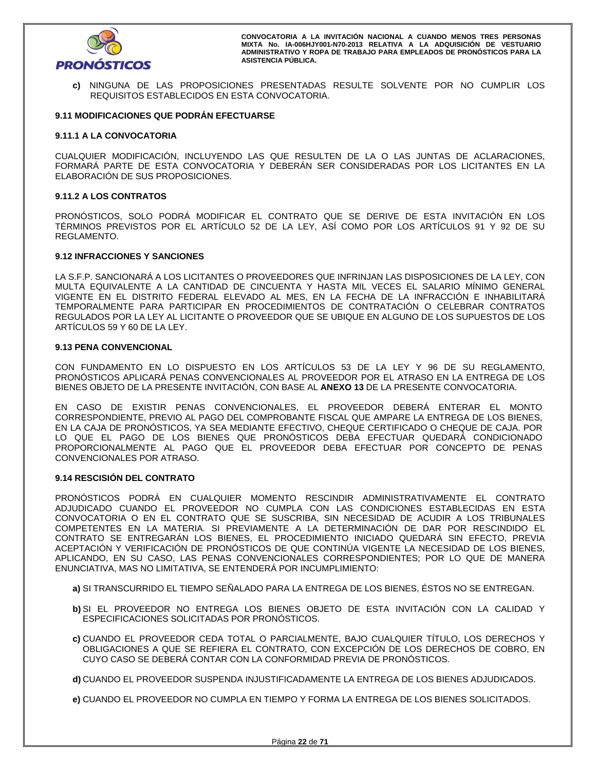**c)** NINGUNA DE LAS PROPOSICIONES PRESENTADAS RESULTE SOLVENTE POR NO CUMPLIR LOS REQUISITOS ESTABLECIDOS EN ESTA CONVOCATORIA.

### 9.11 MODIFICACIONES QUE PODRÁN EFECTUARSE

#### 9.11.1 A LA CONVOCATORIA

CUALQUIER MODIFICACIÓN, INCLUYENDO LAS QUE RESULTEN DE LA O LAS JUNTAS DE ACLARACIONES, FORMARÁ PARTE DE ESTA CONVOCATORIA Y DEBERÁN SER CONSIDERADAS POR LOS LICITANTES EN LA ELABORACIÓN DE SUS PROPOSICIONES.

#### 9.11.2 A LOS CONTRATOS

PRONÓSTICOS, SOLO PODRÁ MODIFICAR EL CONTRATO QUE SE DERIVE DE ESTA INVITACIÓN EN LOS TÉRMINOS PREVISTOS POR EL ARTÍCULO 52 DE LA LEY, ASÍ COMO POR LOS ARTÍCULOS 91 Y 92 DE SU REGLAMENTO.

### 9.12 INFRACCIONES Y SANCIONES

LA S.F.P. SANCIONARÁ A LOS LICITANTES O PROVEEDORES QUE INFRINJAN LAS DISPOSICIONES DE LA LEY, CON MULTA EQUIVALENTE A LA CANTIDAD DE CINCUENTA Y HASTA MIL VECES EL SALARIO MÍNIMO GENERAL VIGENTE EN EL DISTRITO FEDERAL ELEVADO AL MES, EN LA FECHA DE LA INFRACCIÓN E INHABILITARÁ TEMPORALMENTE PARA PARTICIPAR EN PROCEDIMIENTOS DE CONTRATACIÓN O CELEBRAR CONTRATOS REGULADOS POR LA LEY AL LICITANTE O PROVEEDOR QUE SE UBIQUE EN ALGUNO DE LOS SUPUESTOS DE LOS ARTÍCULOS 59 Y 60 DE LA LEY.

### 9.13 PENA CONVENCIONAL

CON FUNDAMENTO EN LO DISPUESTO EN LOS ARTÍCULOS 53 DE LA LEY Y 96 DE SU REGLAMENTO, PRONÓSTICOS APLICARÁ PENAS CONVENCIONALES AL PROVEEDOR POR EL ATRASO EN LA ENTREGA DE LOS BIENES OBJETO DE LA PRESENTE INVITACIÓN, CON BASE AL **ANEXO 13** DE LA PRESENTE CONVOCATORIA.

EN CASO DE EXISTIR PENAS CONVENCIONALES, EL PROVEEDOR DEBERÁ ENTERAR EL MONTO CORRESPONDIENTE, PREVIO AL PAGO DEL COMPROBANTE FISCAL QUE AMPARE LA ENTREGA DE LOS BIENES, EN LA CAJA DE PRONÓSTICOS, YA SEA MEDIANTE EFECTIVO, CHEQUE CERTIFICADO O CHEQUE DE CAJA. POR LO QUE EL PAGO DE LOS BIENES QUE PRONÓSTICOS DEBA EFECTUAR QUEDARÁ CONDICIONADO PROPORCIONALMENTE AL PAGO QUE EL PROVEEDOR DEBA EFECTUAR POR CONCEPTO DE PENAS CONVENCIONALES POR ATRASO.

### 9.14 RESCISIÓN DEL CONTRATO

PRONÓSTICOS PODRÁ EN CUALQUIER MOMENTO RESCINDIR ADMINISTRATIVAMENTE EL CONTRATO ADJUDICADO CUANDO EL PROVEEDOR NO CUMPLA CON LAS CONDICIONES ESTABLECIDAS EN ESTA CONVOCATORIA O EN EL CONTRATO QUE SE SUSCRIBA, SIN NECESIDAD DE ACUDIR A LOS TRIBUNALES COMPETENTES EN LA MATERIA. SI PREVIAMENTE A LA DETERMINACIÓN DE DAR POR RESCINDIDO EL CONTRATO SE ENTREGARÁN LOS BIENES, EL PROCEDIMIENTO INICIADO QUEDARÁ SIN EFECTO, PREVIA ACEPTACIÓN Y VERIFICACIÓN DE PRONÓSTICOS DE QUE CONTINÚA VIGENTE LA NECESIDAD DE LOS BIENES, APLICANDO, EN SU CASO, LAS PENAS CONVENCIONALES CORRESPONDIENTES; POR LO QUE DE MANERA ENUNCIATIVA, MAS NO LIMITATIVA, SE ENTENDERÁ POR INCUMPLIMIENTO:

**a)** SI TRANSCURRIDO EL TIEMPO SEÑALADO PARA LA ENTREGA DE LOS BIENES, ÉSTOS NO SE ENTREGAN.

**b)** SI EL PROVEEDOR NO ENTREGA LOS BIENES OBJETO DE ESTA INVITACIÓN CON LA CALIDAD Y ESPECIFICACIONES SOLICITADAS POR PRONÓSTICOS.

**c)** CUANDO EL PROVEEDOR CEDA TOTAL O PARCIALMENTE, BAJO CUALQUIER TÍTULO, LOS DERECHOS Y OBLIGACIONES A QUE SE REFIERA EL CONTRATO, CON EXCEPCIÓN DE LOS DERECHOS DE COBRO, EN CUYO CASO SE DEBERÁ CONTAR CON LA CONFORMIDAD PREVIA DE PRONÓSTICOS.

**d)** CUANDO EL PROVEEDOR SUSPENDA INJUSTIFICADAMENTE LA ENTREGA DE LOS BIENES ADJUDICADOS.

**e)** CUANDO EL PROVEEDOR NO CUMPLA EN TIEMPO Y FORMA LA ENTREGA DE LOS BIENES SOLICITADOS.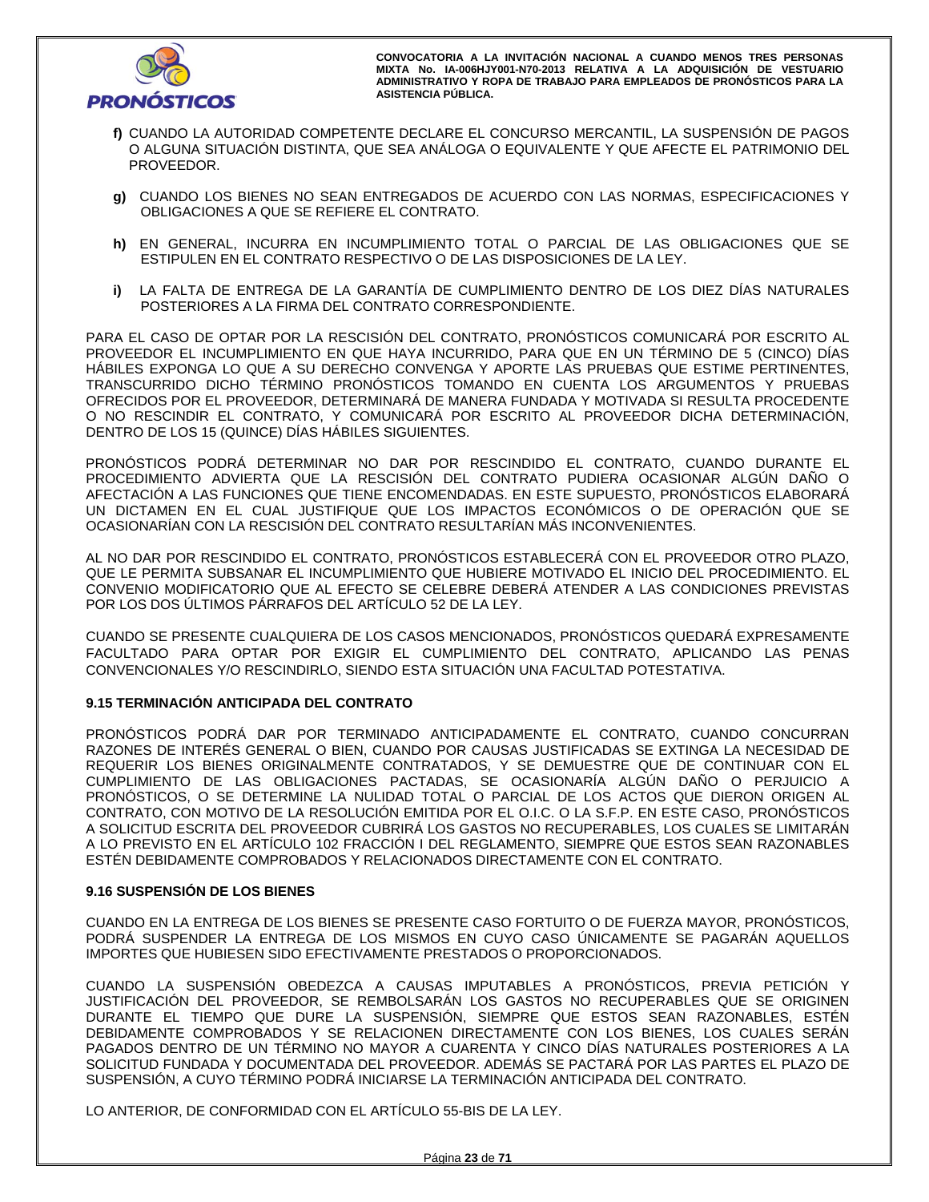**f)** CUANDO LA AUTORIDAD COMPETENTE DECLARE EL CONCURSO MERCANTIL, LA SUSPENSIÓN DE PAGOS O ALGUNA SITUACIÓN DISTINTA, QUE SEA ANÁLOGA O EQUIVALENTE Y QUE AFECTE EL PATRIMONIO DEL PROVEEDOR.

**g)** CUANDO LOS BIENES NO SEAN ENTREGADOS DE ACUERDO CON LAS NORMAS, ESPECIFICACIONES Y OBLIGACIONES A QUE SE REFIERE EL CONTRATO.

**h)** EN GENERAL, INCURRA EN INCUMPLIMIENTO TOTAL O PARCIAL DE LAS OBLIGACIONES QUE SE ESTIPULEN EN EL CONTRATO RESPECTIVO O DE LAS DISPOSICIONES DE LA LEY.

**i)** LA FALTA DE ENTREGA DE LA GARANTÍA DE CUMPLIMIENTO DENTRO DE LOS DIEZ DÍAS NATURALES POSTERIORES A LA FIRMA DEL CONTRATO CORRESPONDIENTE.

PARA EL CASO DE OPTAR POR LA RESCISIÓN DEL CONTRATO, PRONÓSTICOS COMUNICARÁ POR ESCRITO AL PROVEEDOR EL INCUMPLIMIENTO EN QUE HAYA INCURRIDO, PARA QUE EN UN TÉRMINO DE 5 (CINCO) DÍAS HÁBILES EXPONGA LO QUE A SU DERECHO CONVENGA Y APORTE LAS PRUEBAS QUE ESTIME PERTINENTES, TRANSCURRIDO DICHO TÉRMINO PRONÓSTICOS TOMANDO EN CUENTA LOS ARGUMENTOS Y PRUEBAS OFRECIDOS POR EL PROVEEDOR, DETERMINARÁ DE MANERA FUNDADA Y MOTIVADA SI RESULTA PROCEDENTE O NO RESCINDIR EL CONTRATO, Y COMUNICARÁ POR ESCRITO AL PROVEEDOR DICHA DETERMINACIÓN, DENTRO DE LOS 15 (QUINCE) DÍAS HÁBILES SIGUIENTES.

PRONÓSTICOS PODRÁ DETERMINAR NO DAR POR RESCINDIDO EL CONTRATO, CUANDO DURANTE EL PROCEDIMIENTO ADVIERTA QUE LA RESCISIÓN DEL CONTRATO PUDIERA OCASIONAR ALGÚN DAÑO O AFECTACIÓN A LAS FUNCIONES QUE TIENE ENCOMENDADAS. EN ESTE SUPUESTO, PRONÓSTICOS ELABORARÁ UN DICTAMEN EN EL CUAL JUSTIFIQUE QUE LOS IMPACTOS ECONÓMICOS O DE OPERACIÓN QUE SE OCASIONARÍAN CON LA RESCISIÓN DEL CONTRATO RESULTARÍAN MÁS INCONVENIENTES.

AL NO DAR POR RESCINDIDO EL CONTRATO, PRONÓSTICOS ESTABLECERÁ CON EL PROVEEDOR OTRO PLAZO, QUE LE PERMITA SUBSANAR EL INCUMPLIMIENTO QUE HUBIERE MOTIVADO EL INICIO DEL PROCEDIMIENTO. EL CONVENIO MODIFICATORIO QUE AL EFECTO SE CELEBRE DEBERÁ ATENDER A LAS CONDICIONES PREVISTAS POR LOS DOS ÚLTIMOS PÁRRAFOS DEL ARTÍCULO 52 DE LA LEY.

CUANDO SE PRESENTE CUALQUIERA DE LOS CASOS MENCIONADOS, PRONÓSTICOS QUEDARÁ EXPRESAMENTE FACULTADO PARA OPTAR POR EXIGIR EL CUMPLIMIENTO DEL CONTRATO, APLICANDO LAS PENAS CONVENCIONALES Y/O RESCINDIRLO, SIENDO ESTA SITUACIÓN UNA FACULTAD POTESTATIVA.

### 9.15 TERMINACIÓN ANTICIPADA DEL CONTRATO

PRONÓSTICOS PODRÁ DAR POR TERMINADO ANTICIPADAMENTE EL CONTRATO, CUANDO CONCURRAN RAZONES DE INTERÉS GENERAL O BIEN, CUANDO POR CAUSAS JUSTIFICADAS SE EXTINGA LA NECESIDAD DE REQUERIR LOS BIENES ORIGINALMENTE CONTRATADOS, Y SE DEMUESTRE QUE DE CONTINUAR CON EL CUMPLIMIENTO DE LAS OBLIGACIONES PACTADAS, SE OCASIONARÍA ALGÚN DAÑO O PERJUICIO A PRONÓSTICOS, O SE DETERMINE LA NULIDAD TOTAL O PARCIAL DE LOS ACTOS QUE DIERON ORIGEN AL CONTRATO, CON MOTIVO DE LA RESOLUCIÓN EMITIDA POR EL O.I.C. O LA S.F.P. EN ESTE CASO, PRONÓSTICOS A SOLICITUD ESCRITA DEL PROVEEDOR CUBRIRÁ LOS GASTOS NO RECUPERABLES, LOS CUALES SE LIMITARÁN A LO PREVISTO EN EL ARTÍCULO 102 FRACCIÓN I DEL REGLAMENTO, SIEMPRE QUE ESTOS SEAN RAZONABLES ESTÉN DEBIDAMENTE COMPROBADOS Y RELACIONADOS DIRECTAMENTE CON EL CONTRATO.

### 9.16 SUSPENSIÓN DE LOS BIENES

CUANDO EN LA ENTREGA DE LOS BIENES SE PRESENTE CASO FORTUITO O DE FUERZA MAYOR, PRONÓSTICOS, PODRÁ SUSPENDER LA ENTREGA DE LOS MISMOS EN CUYO CASO ÚNICAMENTE SE PAGARÁN AQUELLOS IMPORTES QUE HUBIESEN SIDO EFECTIVAMENTE PRESTADOS O PROPORCIONADOS.

CUANDO LA SUSPENSIÓN OBEDEZCA A CAUSAS IMPUTABLES A PRONÓSTICOS, PREVIA PETICIÓN Y JUSTIFICACIÓN DEL PROVEEDOR, SE REMBOLSARÁN LOS GASTOS NO RECUPERABLES QUE SE ORIGINEN DURANTE EL TIEMPO QUE DURE LA SUSPENSIÓN, SIEMPRE QUE ESTOS SEAN RAZONABLES, ESTÉN DEBIDAMENTE COMPROBADOS Y SE RELACIONEN DIRECTAMENTE CON LOS BIENES, LOS CUALES SERÁN PAGADOS DENTRO DE UN TÉRMINO NO MAYOR A CUARENTA Y CINCO DÍAS NATURALES POSTERIORES A LA SOLICITUD FUNDADA Y DOCUMENTADA DEL PROVEEDOR. ADEMÁS SE PACTARÁ POR LAS PARTES EL PLAZO DE SUSPENSIÓN, A CUYO TÉRMINO PODRÁ INICIARSE LA TERMINACIÓN ANTICIPADA DEL CONTRATO.

LO ANTERIOR, DE CONFORMIDAD CON EL ARTÍCULO 55-BIS DE LA LEY.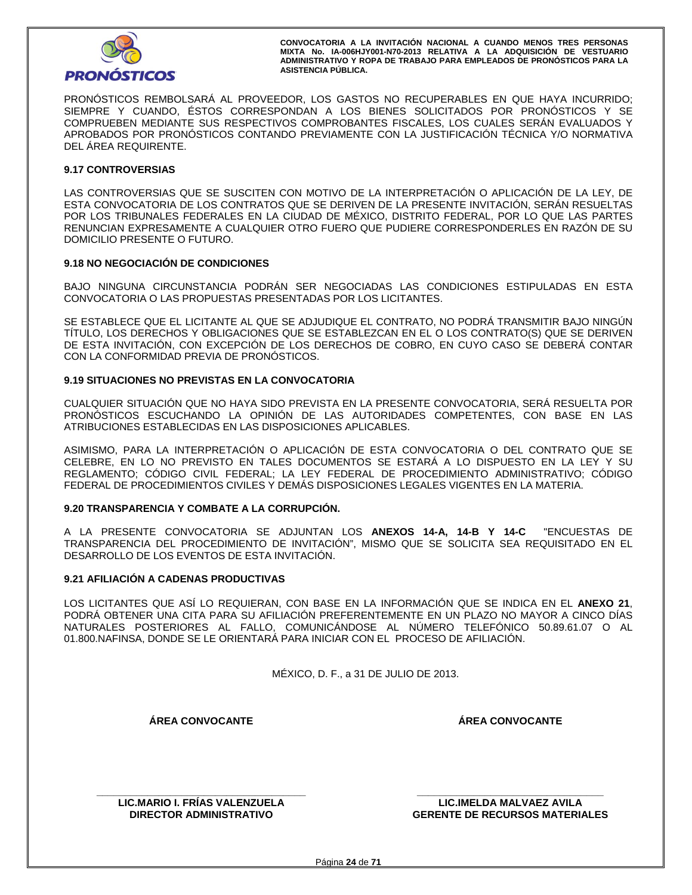PRONÓSTICOS REMBOLSARÁ AL PROVEEDOR, LOS GASTOS NO RECUPERABLES EN QUE HAYA INCURRIDO; SIEMPRE Y CUANDO, ÉSTOS CORRESPONDAN A LOS BIENES SOLICITADOS POR PRONÓSTICOS Y SE COMPRUEBEN MEDIANTE SUS RESPECTIVOS COMPROBANTES FISCALES, LOS CUALES SERÁN EVALUADOS Y APROBADOS POR PRONÓSTICOS CONTANDO PREVIAMENTE CON LA JUSTIFICACIÓN TÉCNICA Y/O NORMATIVA DEL ÁREA REQUIRENTE.

### 9.17 CONTROVERSIAS

LAS CONTROVERSIAS QUE SE SUSCITEN CON MOTIVO DE LA INTERPRETACIÓN O APLICACIÓN DE LA LEY, DE ESTA CONVOCATORIA DE LOS CONTRATOS QUE SE DERIVEN DE LA PRESENTE INVITACIÓN, SERÁN RESUELTAS POR LOS TRIBUNALES FEDERALES EN LA CIUDAD DE MÉXICO, DISTRITO FEDERAL, POR LO QUE LAS PARTES RENUNCIAN EXPRESAMENTE A CUALQUIER OTRO FUERO QUE PUDIERE CORRESPONDERLES EN RAZÓN DE SU DOMICILIO PRESENTE O FUTURO.

### 9.18 NO NEGOCIACIÓN DE CONDICIONES

BAJO NINGUNA CIRCUNSTANCIA PODRÁN SER NEGOCIADAS LAS CONDICIONES ESTIPULADAS EN ESTA CONVOCATORIA O LAS PROPUESTAS PRESENTADAS POR LOS LICITANTES.

SE ESTABLECE QUE EL LICITANTE AL QUE SE ADJUDIQUE EL CONTRATO, NO PODRÁ TRANSMITIR BAJO NINGÚN TÍTULO, LOS DERECHOS Y OBLIGACIONES QUE SE ESTABLEZCAN EN EL O LOS CONTRATO(S) QUE SE DERIVEN DE ESTA INVITACIÓN, CON EXCEPCIÓN DE LOS DERECHOS DE COBRO, EN CUYO CASO SE DEBERÁ CONTAR CON LA CONFORMIDAD PREVIA DE PRONÓSTICOS.

### 9.19 SITUACIONES NO PREVISTAS EN LA CONVOCATORIA

CUALQUIER SITUACIÓN QUE NO HAYA SIDO PREVISTA EN LA PRESENTE CONVOCATORIA, SERÁ RESUELTA POR PRONÓSTICOS ESCUCHANDO LA OPINIÓN DE LAS AUTORIDADES COMPETENTES, CON BASE EN LAS ATRIBUCIONES ESTABLECIDAS EN LAS DISPOSICIONES APLICABLES.

ASIMISMO, PARA LA INTERPRETACIÓN O APLICACIÓN DE ESTA CONVOCATORIA O DEL CONTRATO QUE SE CELEBRE, EN LO NO PREVISTO EN TALES DOCUMENTOS SE ESTARÁ A LO DISPUESTO EN LA LEY Y SU REGLAMENTO; CÓDIGO CIVIL FEDERAL; LA LEY FEDERAL DE PROCEDIMIENTO ADMINISTRATIVO; CÓDIGO FEDERAL DE PROCEDIMIENTOS CIVILES Y DEMÁS DISPOSICIONES LEGALES VIGENTES EN LA MATERIA.

### 9.20 TRANSPARENCIA Y COMBATE A LA CORRUPCIÓN.

A LA PRESENTE CONVOCATORIA SE ADJUNTAN LOS **ANEXOS 14-A, 14-B Y 14-C** "ENCUESTAS DE TRANSPARENCIA DEL PROCEDIMIENTO DE INVITACIÓN", MISMO QUE SE SOLICITA SEA REQUISITADO EN EL DESARROLLO DE LOS EVENTOS DE ESTA INVITACIÓN.

### 9.21 AFILIACIÓN A CADENAS PRODUCTIVAS

LOS LICITANTES QUE ASÍ LO REQUIERAN, CON BASE EN LA INFORMACIÓN QUE SE INDICA EN EL **ANEXO 21**, PODRÁ OBTENER UNA CITA PARA SU AFILIACIÓN PREFERENTEMENTE EN UN PLAZO NO MAYOR A CINCO DÍAS NATURALES POSTERIORES AL FALLO, COMUNICÁNDOSE AL NÚMERO TELEFÓNICO 50.89.61.07 O AL 01.800.NAFINSA, DONDE SE LE ORIENTARÁ PARA INICIAR CON EL PROCESO DE AFILIACIÓN.

MÉXICO, D. F., a 31 DE JULIO DE 2013.

| **ÁREA CONVOCANTE** | **ÁREA CONVOCANTE** |
|---|---|
| \_\_\_\_\_\_\_\_\_\_\_\_\_\_\_\_\_\_\_\_\_\_\_\_\_\_\_\_\_\_ | \_\_\_\_\_\_\_\_\_\_\_\_\_\_\_\_\_\_\_\_\_\_\_\_\_\_\_\_\_\_ |
| **LIC.MARIO I. FRÍAS VALENZUELA** | **LIC.IMELDA MALVAEZ AVILA** |
| **DIRECTOR ADMINISTRATIVO** | **GERENTE DE RECURSOS MATERIALES** |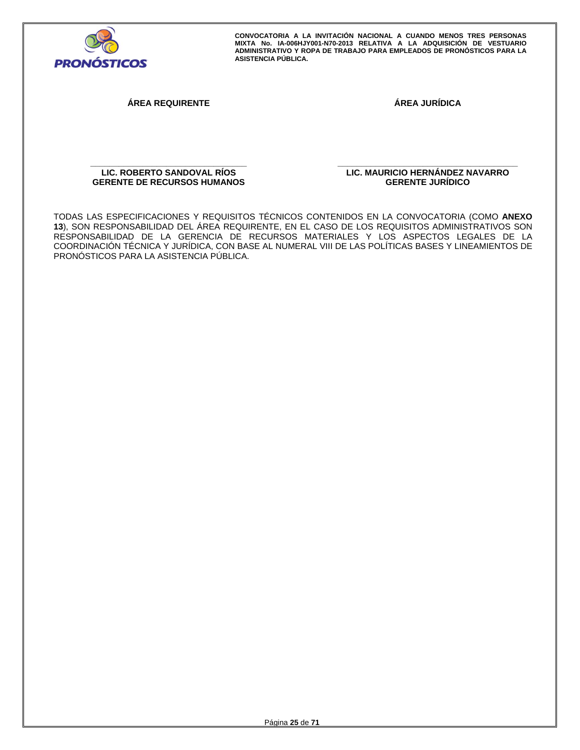| **ÁREA REQUIRENTE** | **ÁREA JURÍDICA** |
|---|---|
| \_\_\_\_\_\_\_\_\_\_\_\_\_\_\_\_\_\_\_\_\_\_\_\_\_\_\_\_\_\_\_\_\_\_ | \_\_\_\_\_\_\_\_\_\_\_\_\_\_\_\_\_\_\_\_\_\_\_\_\_\_\_\_\_\_\_\_\_\_ |
| **LIC. ROBERTO SANDOVAL RÍOS**<br>**GERENTE DE RECURSOS HUMANOS** | **LIC. MAURICIO HERNÁNDEZ NAVARRO**<br>**GERENTE JURÍDICO** |

TODAS LAS ESPECIFICACIONES Y REQUISITOS TÉCNICOS CONTENIDOS EN LA CONVOCATORIA (COMO **ANEXO 13**), SON RESPONSABILIDAD DEL ÁREA REQUIRENTE, EN EL CASO DE LOS REQUISITOS ADMINISTRATIVOS SON RESPONSABILIDAD DE LA GERENCIA DE RECURSOS MATERIALES Y LOS ASPECTOS LEGALES DE LA COORDINACIÓN TÉCNICA Y JURÍDICA, CON BASE AL NUMERAL VIII DE LAS POLÍTICAS BASES Y LINEAMIENTOS DE PRONÓSTICOS PARA LA ASISTENCIA PÚBLICA.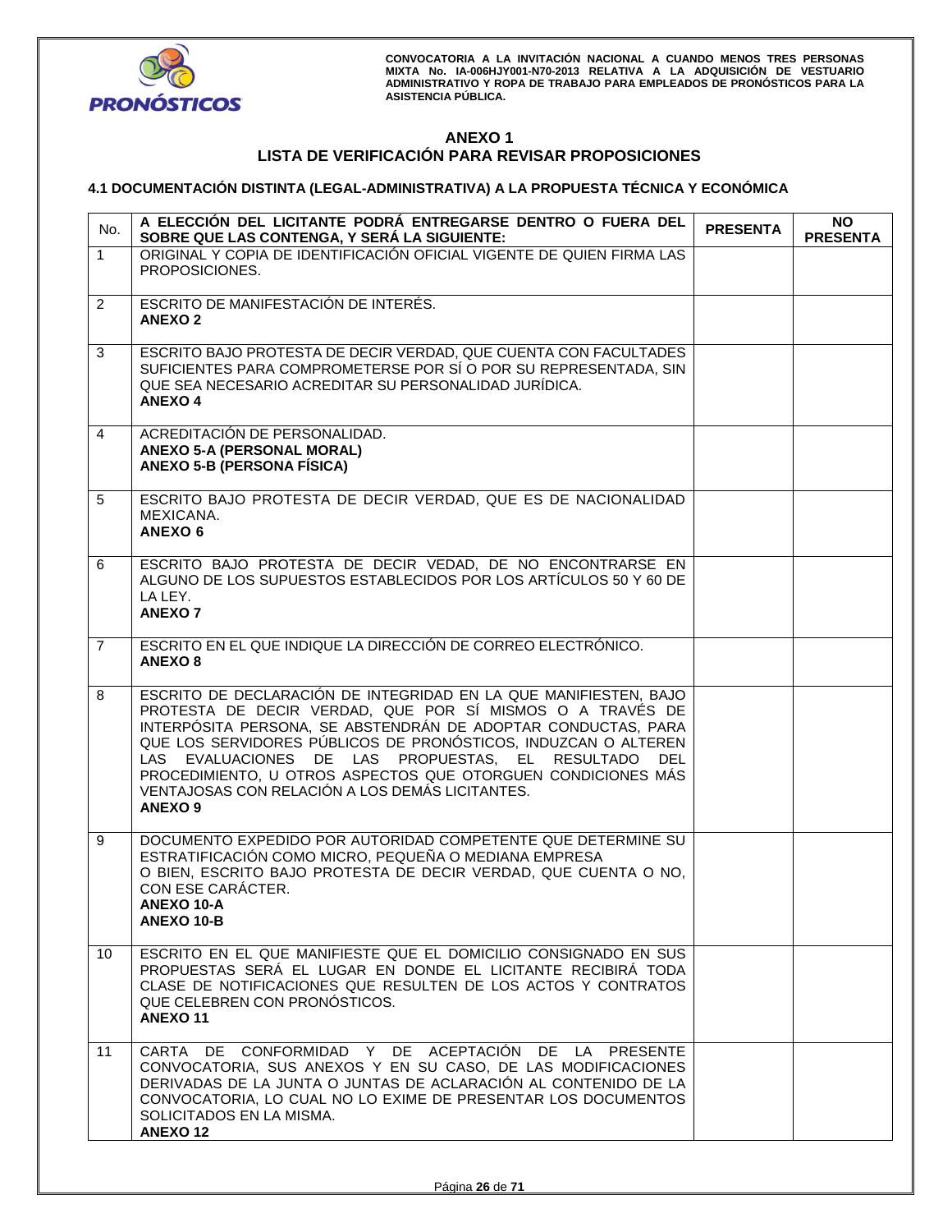## ANEXO 1
## LISTA DE VERIFICACIÓN PARA REVISAR PROPOSICIONES

### 4.1 DOCUMENTACIÓN DISTINTA (LEGAL-ADMINISTRATIVA) A LA PROPUESTA TÉCNICA Y ECONÓMICA

| No. | A ELECCIÓN DEL LICITANTE PODRÁ ENTREGARSE DENTRO O FUERA DEL SOBRE QUE LAS CONTENGA, Y SERÁ LA SIGUIENTE: | PRESENTA | NO PRESENTA |
|---|---|---|---|
| 1 | ORIGINAL Y COPIA DE IDENTIFICACIÓN OFICIAL VIGENTE DE QUIEN FIRMA LAS PROPOSICIONES. | | |
| 2 | ESCRITO DE MANIFESTACIÓN DE INTERÉS. **ANEXO 2** | | |
| 3 | ESCRITO BAJO PROTESTA DE DECIR VERDAD, QUE CUENTA CON FACULTADES SUFICIENTES PARA COMPROMETERSE POR SÍ O POR SU REPRESENTADA, SIN QUE SEA NECESARIO ACREDITAR SU PERSONALIDAD JURÍDICA. **ANEXO 4** | | |
| 4 | ACREDITACIÓN DE PERSONALIDAD. **ANEXO 5-A (PERSONAL MORAL)** **ANEXO 5-B (PERSONA FÍSICA)** | | |
| 5 | ESCRITO BAJO PROTESTA DE DECIR VERDAD, QUE ES DE NACIONALIDAD MEXICANA. **ANEXO 6** | | |
| 6 | ESCRITO BAJO PROTESTA DE DECIR VEDAD, DE NO ENCONTRARSE EN ALGUNO DE LOS SUPUESTOS ESTABLECIDOS POR LOS ARTÍCULOS 50 Y 60 DE LA LEY. **ANEXO 7** | | |
| 7 | ESCRITO EN EL QUE INDIQUE LA DIRECCIÓN DE CORREO ELECTRÓNICO. **ANEXO 8** | | |
| 8 | ESCRITO DE DECLARACIÓN DE INTEGRIDAD EN LA QUE MANIFIESTEN, BAJO PROTESTA DE DECIR VERDAD, QUE POR SÍ MISMOS O A TRAVÉS DE INTERPÓSITA PERSONA, SE ABSTENDRÁN DE ADOPTAR CONDUCTAS, PARA QUE LOS SERVIDORES PÚBLICOS DE PRONÓSTICOS, INDUZCAN O ALTEREN LAS EVALUACIONES DE LAS PROPUESTAS, EL RESULTADO DEL PROCEDIMIENTO, U OTROS ASPECTOS QUE OTORGUEN CONDICIONES MÁS VENTAJOSAS CON RELACIÓN A LOS DEMÁS LICITANTES. **ANEXO 9** | | |
| 9 | DOCUMENTO EXPEDIDO POR AUTORIDAD COMPETENTE QUE DETERMINE SU ESTRATIFICACIÓN COMO MICRO, PEQUEÑA O MEDIANA EMPRESA O BIEN, ESCRITO BAJO PROTESTA DE DECIR VERDAD, QUE CUENTA O NO, CON ESE CARÁCTER. **ANEXO 10-A** **ANEXO 10-B** | | |
| 10 | ESCRITO EN EL QUE MANIFIESTE QUE EL DOMICILIO CONSIGNADO EN SUS PROPUESTAS SERÁ EL LUGAR EN DONDE EL LICITANTE RECIBIRÁ TODA CLASE DE NOTIFICACIONES QUE RESULTEN DE LOS ACTOS Y CONTRATOS QUE CELEBREN CON PRONÓSTICOS. **ANEXO 11** | | |
| 11 | CARTA DE CONFORMIDAD Y DE ACEPTACIÓN DE LA PRESENTE CONVOCATORIA, SUS ANEXOS Y EN SU CASO, DE LAS MODIFICACIONES DERIVADAS DE LA JUNTA O JUNTAS DE ACLARACIÓN AL CONTENIDO DE LA CONVOCATORIA, LO CUAL NO LO EXIME DE PRESENTAR LOS DOCUMENTOS SOLICITADOS EN LA MISMA. **ANEXO 12** | | |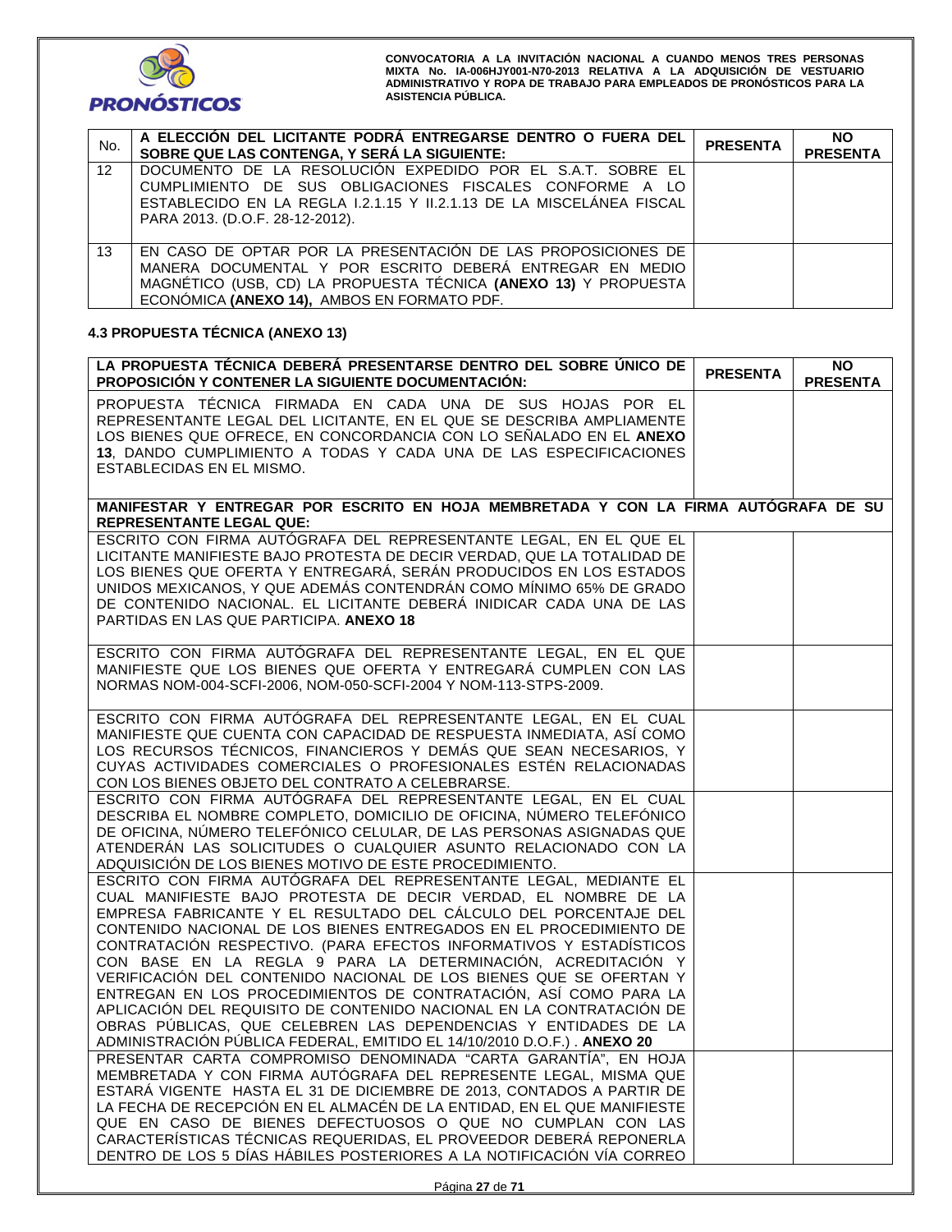| No. | A ELECCIÓN DEL LICITANTE PODRÁ ENTREGARSE DENTRO O FUERA DEL SOBRE QUE LAS CONTENGA, Y SERÁ LA SIGUIENTE: | PRESENTA | NO PRESENTA |
|---|---|---|---|
| 12 | DOCUMENTO DE LA RESOLUCIÓN EXPEDIDO POR EL S.A.T. SOBRE EL CUMPLIMIENTO DE SUS OBLIGACIONES FISCALES CONFORME A LO ESTABLECIDO EN LA REGLA I.2.1.15 Y II.2.1.13 DE LA MISCELÁNEA FISCAL PARA 2013. (D.O.F. 28-12-2012). | | |
| 13 | EN CASO DE OPTAR POR LA PRESENTACIÓN DE LAS PROPOSICIONES DE MANERA DOCUMENTAL Y POR ESCRITO DEBERÁ ENTREGAR EN MEDIO MAGNÉTICO (USB, CD) LA PROPUESTA TÉCNICA **(ANEXO 13)** Y PROPUESTA ECONÓMICA **(ANEXO 14),** AMBOS EN FORMATO PDF. | | |

### 4.3 PROPUESTA TÉCNICA (ANEXO 13)

| LA PROPUESTA TÉCNICA DEBERÁ PRESENTARSE DENTRO DEL SOBRE ÚNICO DE PROPOSICIÓN Y CONTENER LA SIGUIENTE DOCUMENTACIÓN: | PRESENTA | NO PRESENTA |
|---|---|---|
| PROPUESTA TÉCNICA FIRMADA EN CADA UNA DE SUS HOJAS POR EL REPRESENTANTE LEGAL DEL LICITANTE, EN EL QUE SE DESCRIBA AMPLIAMENTE LOS BIENES QUE OFRECE, EN CONCORDANCIA CON LO SEÑALADO EN EL **ANEXO 13**, DANDO CUMPLIMIENTO A TODAS Y CADA UNA DE LAS ESPECIFICACIONES ESTABLECIDAS EN EL MISMO. | | |
| **MANIFESTAR Y ENTREGAR POR ESCRITO EN HOJA MEMBRETADA Y CON LA FIRMA AUTÓGRAFA DE SU REPRESENTANTE LEGAL QUE:** | | |
| ESCRITO CON FIRMA AUTÓGRAFA DEL REPRESENTANTE LEGAL, EN EL QUE EL LICITANTE MANIFIESTE BAJO PROTESTA DE DECIR VERDAD, QUE LA TOTALIDAD DE LOS BIENES QUE OFERTA Y ENTREGARÁ, SERÁN PRODUCIDOS EN LOS ESTADOS UNIDOS MEXICANOS, Y QUE ADEMÁS CONTENDRÁN COMO MÍNIMO 65% DE GRADO DE CONTENIDO NACIONAL. EL LICITANTE DEBERÁ INIDICAR CADA UNA DE LAS PARTIDAS EN LAS QUE PARTICIPA. **ANEXO 18** | | |
| ESCRITO CON FIRMA AUTÓGRAFA DEL REPRESENTANTE LEGAL, EN EL QUE MANIFIESTE QUE LOS BIENES QUE OFERTA Y ENTREGARÁ CUMPLEN CON LAS NORMAS NOM-004-SCFI-2006, NOM-050-SCFI-2004 Y NOM-113-STPS-2009. | | |
| ESCRITO CON FIRMA AUTÓGRAFA DEL REPRESENTANTE LEGAL, EN EL CUAL MANIFIESTE QUE CUENTA CON CAPACIDAD DE RESPUESTA INMEDIATA, ASÍ COMO LOS RECURSOS TÉCNICOS, FINANCIEROS Y DEMÁS QUE SEAN NECESARIOS, Y CUYAS ACTIVIDADES COMERCIALES O PROFESIONALES ESTÉN RELACIONADAS CON LOS BIENES OBJETO DEL CONTRATO A CELEBRARSE. | | |
| ESCRITO CON FIRMA AUTÓGRAFA DEL REPRESENTANTE LEGAL, EN EL CUAL DESCRIBA EL NOMBRE COMPLETO, DOMICILIO DE OFICINA, NÚMERO TELEFÓNICO DE OFICINA, NÚMERO TELEFÓNICO CELULAR, DE LAS PERSONAS ASIGNADAS QUE ATENDERÁN LAS SOLICITUDES O CUALQUIER ASUNTO RELACIONADO CON LA ADQUISICIÓN DE LOS BIENES MOTIVO DE ESTE PROCEDIMIENTO. | | |
| ESCRITO CON FIRMA AUTÓGRAFA DEL REPRESENTANTE LEGAL, MEDIANTE EL CUAL MANIFIESTE BAJO PROTESTA DE DECIR VERDAD, EL NOMBRE DE LA EMPRESA FABRICANTE Y EL RESULTADO DEL CÁLCULO DEL PORCENTAJE DEL CONTENIDO NACIONAL DE LOS BIENES ENTREGADOS EN EL PROCEDIMIENTO DE CONTRATACIÓN RESPECTIVO. (PARA EFECTOS INFORMATIVOS Y ESTADÍSTICOS CON BASE EN LA REGLA 9 PARA LA DETERMINACIÓN, ACREDITACIÓN Y VERIFICACIÓN DEL CONTENIDO NACIONAL DE LOS BIENES QUE SE OFERTAN Y ENTREGAN EN LOS PROCEDIMIENTOS DE CONTRATACIÓN, ASÍ COMO PARA LA APLICACIÓN DEL REQUISITO DE CONTENIDO NACIONAL EN LA CONTRATACIÓN DE OBRAS PÚBLICAS, QUE CELEBREN LAS DEPENDENCIAS Y ENTIDADES DE LA ADMINISTRACIÓN PÚBLICA FEDERAL, EMITIDO EL 14/10/2010 D.O.F.) . **ANEXO 20** | | |
| PRESENTAR CARTA COMPROMISO DENOMINADA "CARTA GARANTÍA", EN HOJA MEMBRETADA Y CON FIRMA AUTÓGRAFA DEL REPRESENTE LEGAL, MISMA QUE ESTARÁ VIGENTE HASTA EL 31 DE DICIEMBRE DE 2013, CONTADOS A PARTIR DE LA FECHA DE RECEPCIÓN EN EL ALMACÉN DE LA ENTIDAD, EN EL QUE MANIFIESTE QUE EN CASO DE BIENES DEFECTUOSOS O QUE NO CUMPLAN CON LAS CARACTERÍSTICAS TÉCNICAS REQUERIDAS, EL PROVEEDOR DEBERÁ REPONERLA DENTRO DE LOS 5 DÍAS HÁBILES POSTERIORES A LA NOTIFICACIÓN VÍA CORREO | | |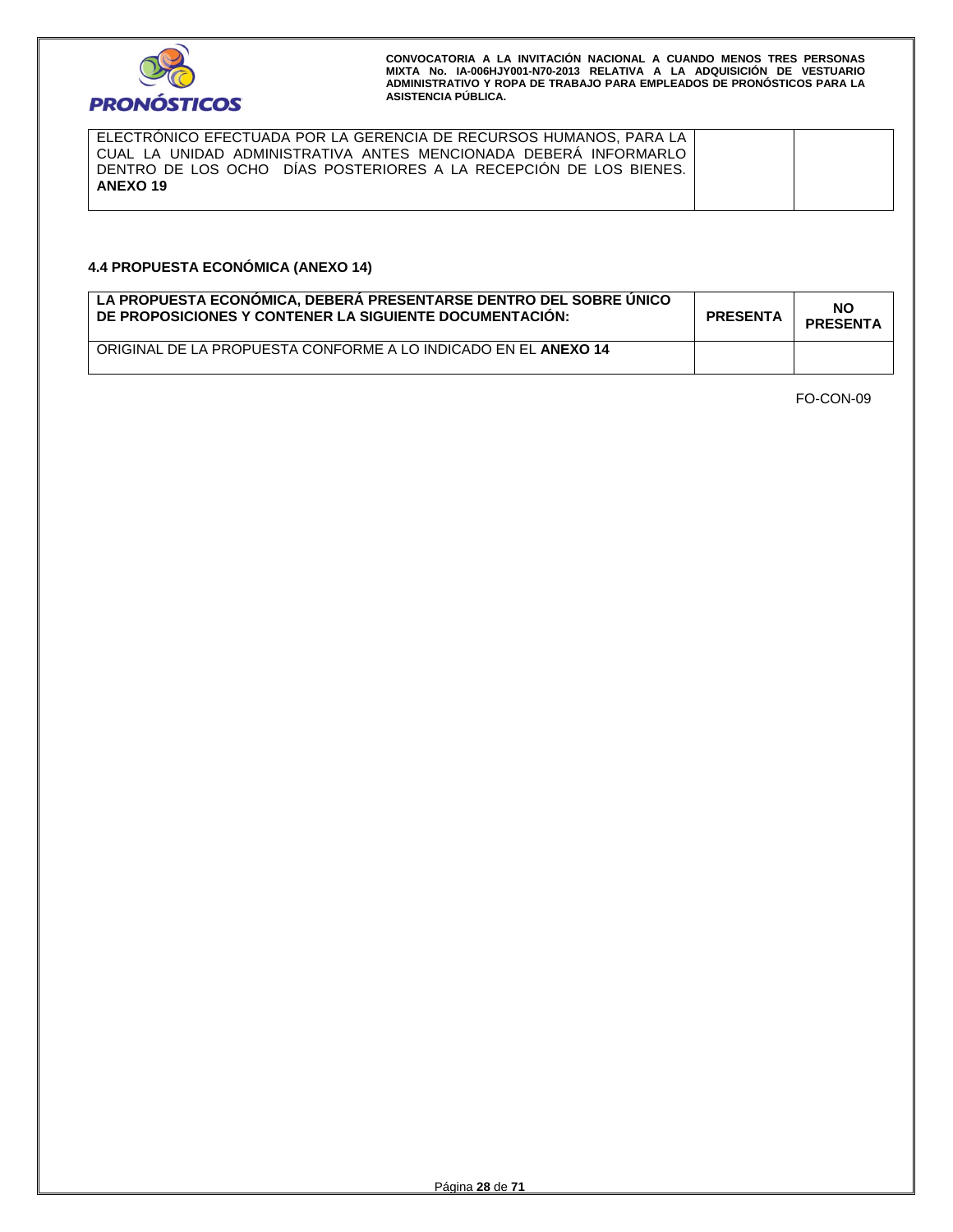| | | |
|---|---|---|
| ELECTRÓNICO EFECTUADA POR LA GERENCIA DE RECURSOS HUMANOS, PARA LA CUAL LA UNIDAD ADMINISTRATIVA ANTES MENCIONADA DEBERÁ INFORMARLO DENTRO DE LOS OCHO DÍAS POSTERIORES A LA RECEPCIÓN DE LOS BIENES. **ANEXO 19** | | |

**4.4 PROPUESTA ECONÓMICA (ANEXO 14)**

| LA PROPUESTA ECONÓMICA, DEBERÁ PRESENTARSE DENTRO DEL SOBRE ÚNICO DE PROPOSICIONES Y CONTENER LA SIGUIENTE DOCUMENTACIÓN: | PRESENTA | NO PRESENTA |
|---|---|---|
| ORIGINAL DE LA PROPUESTA CONFORME A LO INDICADO EN EL **ANEXO 14** | | |

FO-CON-09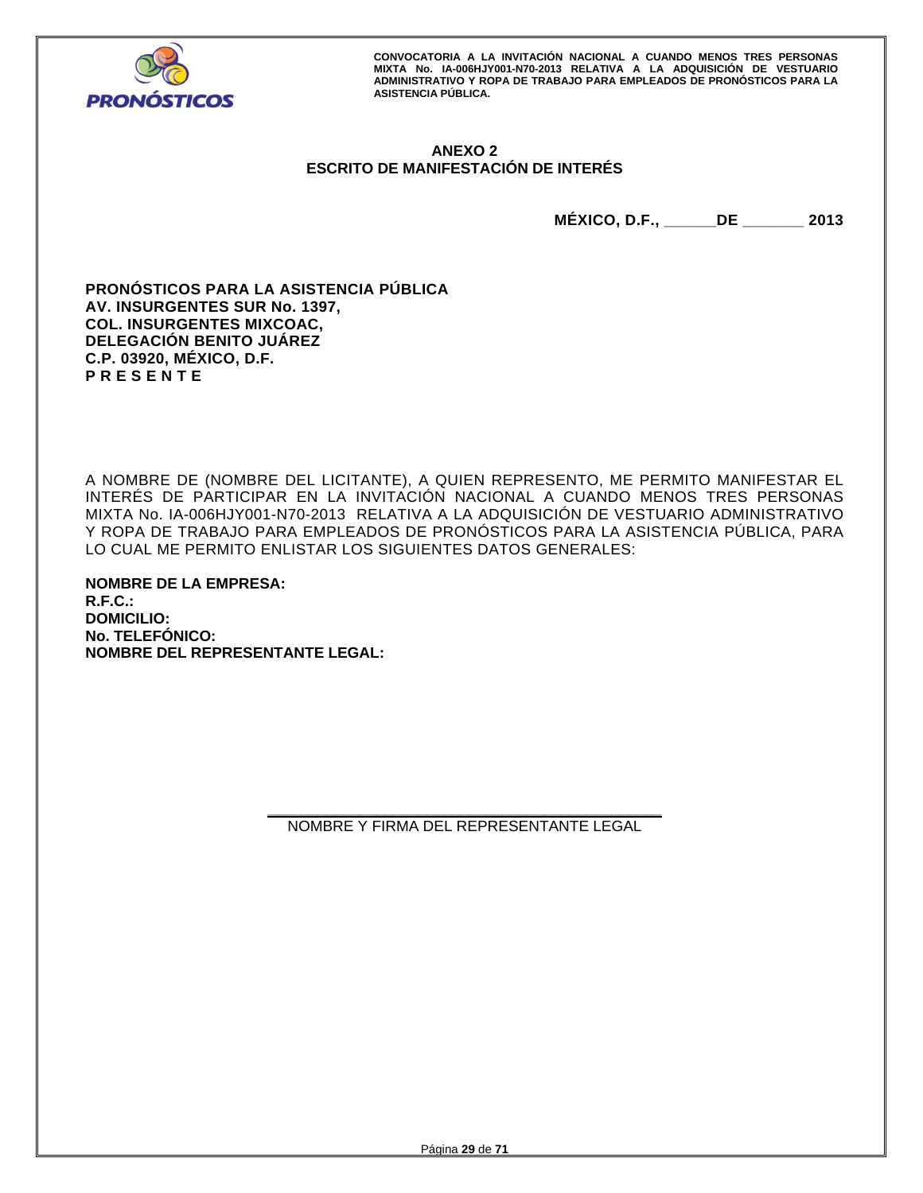## ANEXO 2
## ESCRITO DE MANIFESTACIÓN DE INTERÉS

**MÉXICO, D.F., ______DE _______ 2013**

**PRONÓSTICOS PARA LA ASISTENCIA PÚBLICA**
**AV. INSURGENTES SUR No. 1397,**
**COL. INSURGENTES MIXCOAC,**
**DELEGACIÓN BENITO JUÁREZ**
**C.P. 03920, MÉXICO, D.F.**
**P R E S E N T E**

A NOMBRE DE (NOMBRE DEL LICITANTE), A QUIEN REPRESENTO, ME PERMITO MANIFESTAR EL INTERÉS DE PARTICIPAR EN LA INVITACIÓN NACIONAL A CUANDO MENOS TRES PERSONAS MIXTA No. IA-006HJY001-N70-2013 RELATIVA A LA ADQUISICIÓN DE VESTUARIO ADMINISTRATIVO Y ROPA DE TRABAJO PARA EMPLEADOS DE PRONÓSTICOS PARA LA ASISTENCIA PÚBLICA, PARA LO CUAL ME PERMITO ENLISTAR LOS SIGUIENTES DATOS GENERALES:

**NOMBRE DE LA EMPRESA:**
**R.F.C.:**
**DOMICILIO:**
**No. TELEFÓNICO:**
**NOMBRE DEL REPRESENTANTE LEGAL:**

_______________________________________________
NOMBRE Y FIRMA DEL REPRESENTANTE LEGAL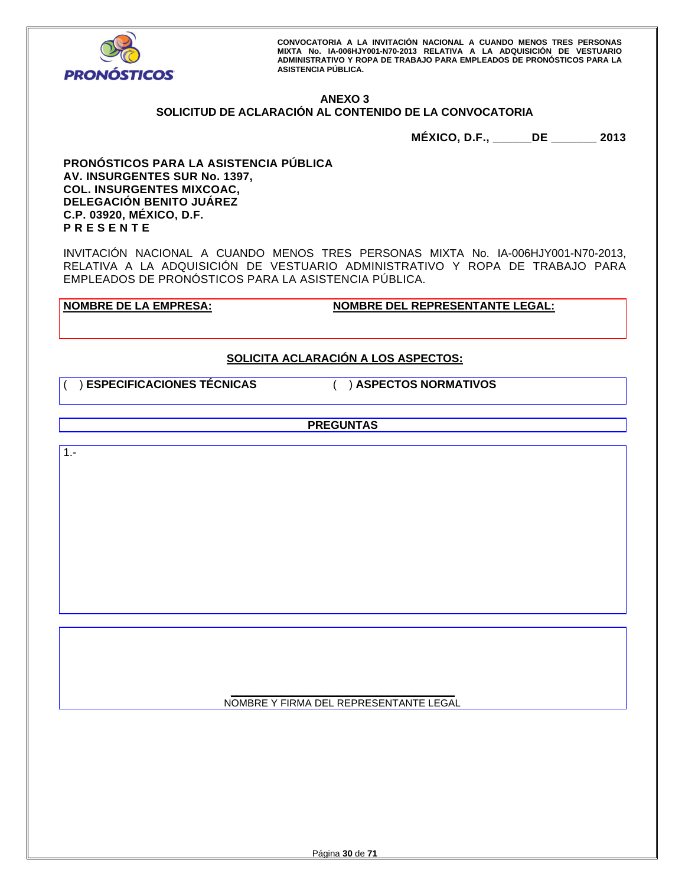## ANEXO 3
## SOLICITUD DE ACLARACIÓN AL CONTENIDO DE LA CONVOCATORIA

**MÉXICO, D.F., ______DE _______ 2013**

**PRONÓSTICOS PARA LA ASISTENCIA PÚBLICA**
**AV. INSURGENTES SUR No. 1397,**
**COL. INSURGENTES MIXCOAC,**
**DELEGACIÓN BENITO JUÁREZ**
**C.P. 03920, MÉXICO, D.F.**
**P R E S E N T E**

INVITACIÓN NACIONAL A CUANDO MENOS TRES PERSONAS MIXTA No. IA-006HJY001-N70-2013, RELATIVA A LA ADQUISICIÓN DE VESTUARIO ADMINISTRATIVO Y ROPA DE TRABAJO PARA EMPLEADOS DE PRONÓSTICOS PARA LA ASISTENCIA PÚBLICA.

| **NOMBRE DE LA EMPRESA:** | **NOMBRE DEL REPRESENTANTE LEGAL:** |
|---|---|
| | |

**SOLICITA ACLARACIÓN A LOS ASPECTOS:**

| ( ) **ESPECIFICACIONES TÉCNICAS** | ( ) **ASPECTOS NORMATIVOS** |
|---|---|

| **PREGUNTAS** |
|---|
| 1.- |

______________________________________
NOMBRE Y FIRMA DEL REPRESENTANTE LEGAL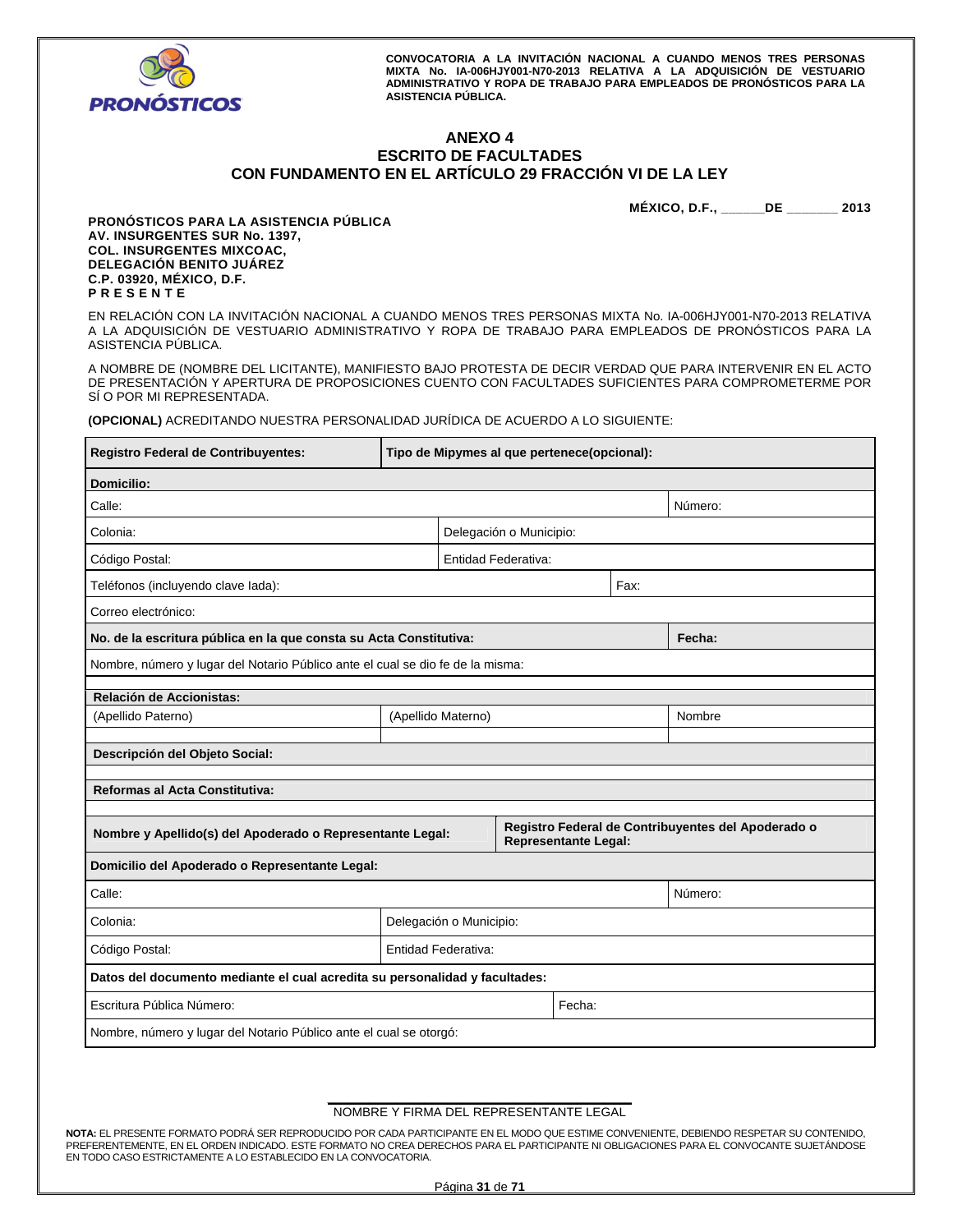# ANEXO 4
## ESCRITO DE FACULTADES
## CON FUNDAMENTO EN EL ARTÍCULO 29 FRACCIÓN VI DE LA LEY

**MÉXICO, D.F., ______DE _______ 2013**

**PRONÓSTICOS PARA LA ASISTENCIA PÚBLICA**
**AV. INSURGENTES SUR No. 1397,**
**COL. INSURGENTES MIXCOAC,**
**DELEGACIÓN BENITO JUÁREZ**
**C.P. 03920, MÉXICO, D.F.**
**P R E S E N T E**

EN RELACIÓN CON LA INVITACIÓN NACIONAL A CUANDO MENOS TRES PERSONAS MIXTA No. IA-006HJY001-N70-2013 RELATIVA A LA ADQUISICIÓN DE VESTUARIO ADMINISTRATIVO Y ROPA DE TRABAJO PARA EMPLEADOS DE PRONÓSTICOS PARA LA ASISTENCIA PÚBLICA.

A NOMBRE DE (NOMBRE DEL LICITANTE), MANIFIESTO BAJO PROTESTA DE DECIR VERDAD QUE PARA INTERVENIR EN EL ACTO DE PRESENTACIÓN Y APERTURA DE PROPOSICIONES CUENTO CON FACULTADES SUFICIENTES PARA COMPROMETERME POR SÍ O POR MI REPRESENTADA.

**(OPCIONAL)** ACREDITANDO NUESTRA PERSONALIDAD JURÍDICA DE ACUERDO A LO SIGUIENTE:

| **Registro Federal de Contribuyentes:** | **Tipo de Mipymes al que pertenece(opcional):** | |
|---|---|---|
| **Domicilio:** | | |
| Calle: | | Número: |
| Colonia: | Delegación o Municipio: | |
| Código Postal: | Entidad Federativa: | |
| Teléfonos (incluyendo clave lada): | Fax: | |
| Correo electrónico: | | |
| **No. de la escritura pública en la que consta su Acta Constitutiva:** | | **Fecha:** |
| Nombre, número y lugar del Notario Público ante el cual se dio fe de la misma: | | |
| **Relación de Accionistas:** | | |
| (Apellido Paterno) | (Apellido Materno) | Nombre |
| | | |
| **Descripción del Objeto Social:** | | |
| | | |
| **Reformas al Acta Constitutiva:** | | |
| | | |
| **Nombre y Apellido(s) del Apoderado o Representante Legal:** | **Registro Federal de Contribuyentes del Apoderado o Representante Legal:** | |
| **Domicilio del Apoderado o Representante Legal:** | | |
| Calle: | | Número: |
| Colonia: | Delegación o Municipio: | |
| Código Postal: | Entidad Federativa: | |
| **Datos del documento mediante el cual acredita su personalidad y facultades:** | | |
| Escritura Pública Número: | Fecha: | |
| Nombre, número y lugar del Notario Público ante el cual se otorgó: | | |

NOMBRE Y FIRMA DEL REPRESENTANTE LEGAL

**NOTA:** EL PRESENTE FORMATO PODRÁ SER REPRODUCIDO POR CADA PARTICIPANTE EN EL MODO QUE ESTIME CONVENIENTE, DEBIENDO RESPETAR SU CONTENIDO, PREFERENTEMENTE, EN EL ORDEN INDICADO. ESTE FORMATO NO CREA DERECHOS PARA EL PARTICIPANTE NI OBLIGACIONES PARA EL CONVOCANTE SUJETÁNDOSE EN TODO CASO ESTRICTAMENTE A LO ESTABLECIDO EN LA CONVOCATORIA.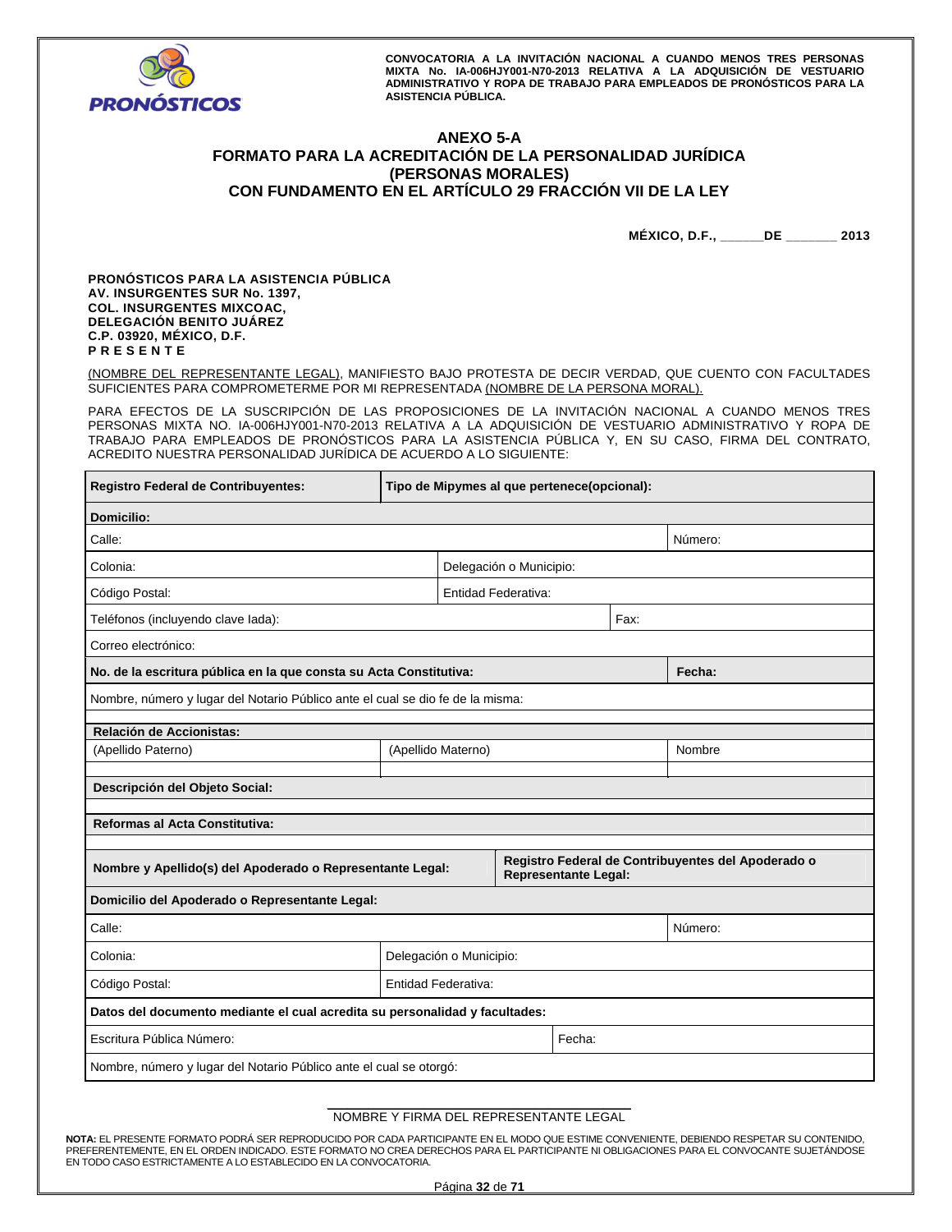# ANEXO 5-A

## FORMATO PARA LA ACREDITACIÓN DE LA PERSONALIDAD JURÍDICA (PERSONAS MORALES) CON FUNDAMENTO EN EL ARTÍCULO 29 FRACCIÓN VII DE LA LEY

**MÉXICO, D.F., ______DE _______ 2013**

**PRONÓSTICOS PARA LA ASISTENCIA PÚBLICA**
**AV. INSURGENTES SUR No. 1397,**
**COL. INSURGENTES MIXCOAC,**
**DELEGACIÓN BENITO JUÁREZ**
**C.P. 03920, MÉXICO, D.F.**
**P R E S E N T E**

(NOMBRE DEL REPRESENTANTE LEGAL), MANIFIESTO BAJO PROTESTA DE DECIR VERDAD, QUE CUENTO CON FACULTADES SUFICIENTES PARA COMPROMETERME POR MI REPRESENTADA (NOMBRE DE LA PERSONA MORAL).

PARA EFECTOS DE LA SUSCRIPCIÓN DE LAS PROPOSICIONES DE LA INVITACIÓN NACIONAL A CUANDO MENOS TRES PERSONAS MIXTA NO. IA-006HJY001-N70-2013 RELATIVA A LA ADQUISICIÓN DE VESTUARIO ADMINISTRATIVO Y ROPA DE TRABAJO PARA EMPLEADOS DE PRONÓSTICOS PARA LA ASISTENCIA PÚBLICA Y, EN SU CASO, FIRMA DEL CONTRATO, ACREDITO NUESTRA PERSONALIDAD JURÍDICA DE ACUERDO A LO SIGUIENTE:

| **Registro Federal de Contribuyentes:** | **Tipo de Mipymes al que pertenece(opcional):** | |
|---|---|---|
| **Domicilio:** | | |
| Calle: | | Número: |
| Colonia: | Delegación o Municipio: | |
| Código Postal: | Entidad Federativa: | |
| Teléfonos (incluyendo clave lada): | | Fax: |
| Correo electrónico: | | |
| **No. de la escritura pública en la que consta su Acta Constitutiva:** | | **Fecha:** |
| Nombre, número y lugar del Notario Público ante el cual se dio fe de la misma: | | |
| **Relación de Accionistas:** | | |
| (Apellido Paterno) | (Apellido Materno) | Nombre |
| | | |
| **Descripción del Objeto Social:** | | |
| | | |
| **Reformas al Acta Constitutiva:** | | |
| | | |
| **Nombre y Apellido(s) del Apoderado o Representante Legal:** | **Registro Federal de Contribuyentes del Apoderado o Representante Legal:** | |
| **Domicilio del Apoderado o Representante Legal:** | | |
| Calle: | | Número: |
| Colonia: | Delegación o Municipio: | |
| Código Postal: | Entidad Federativa: | |
| **Datos del documento mediante el cual acredita su personalidad y facultades:** | | |
| Escritura Pública Número: | Fecha: | |
| Nombre, número y lugar del Notario Público ante el cual se otorgó: | | |

______________________________
NOMBRE Y FIRMA DEL REPRESENTANTE LEGAL

**NOTA:** EL PRESENTE FORMATO PODRÁ SER REPRODUCIDO POR CADA PARTICIPANTE EN EL MODO QUE ESTIME CONVENIENTE, DEBIENDO RESPETAR SU CONTENIDO, PREFERENTEMENTE, EN EL ORDEN INDICADO. ESTE FORMATO NO CREA DERECHOS PARA EL PARTICIPANTE NI OBLIGACIONES PARA EL CONVOCANTE SUJETÁNDOSE EN TODO CASO ESTRICTAMENTE A LO ESTABLECIDO EN LA CONVOCATORIA.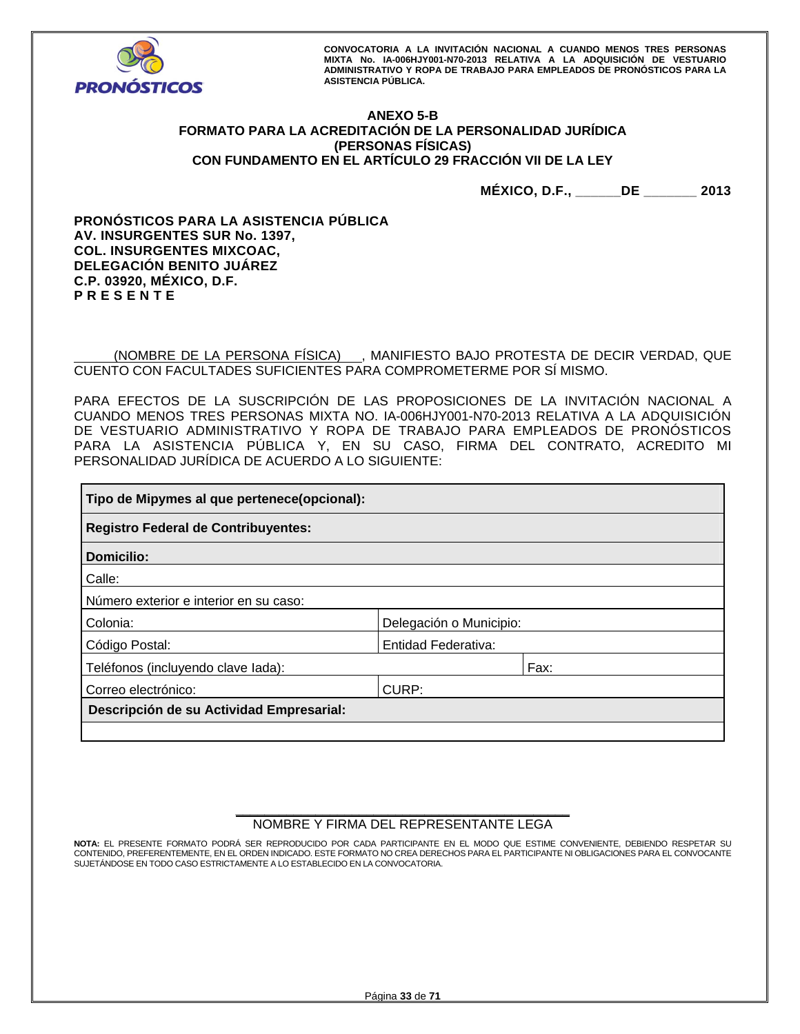**CONVOCATORIA A LA INVITACIÓN NACIONAL A CUANDO MENOS TRES PERSONAS MIXTA No. IA-006HJY001-N70-2013 RELATIVA A LA ADQUISICIÓN DE VESTUARIO ADMINISTRATIVO Y ROPA DE TRABAJO PARA EMPLEADOS DE PRONÓSTICOS PARA LA ASISTENCIA PÚBLICA.**

# ANEXO 5-B
## FORMATO PARA LA ACREDITACIÓN DE LA PERSONALIDAD JURÍDICA (PERSONAS FÍSICAS) CON FUNDAMENTO EN EL ARTÍCULO 29 FRACCIÓN VII DE LA LEY

**MÉXICO, D.F., ______DE _______ 2013**

**PRONÓSTICOS PARA LA ASISTENCIA PÚBLICA**
**AV. INSURGENTES SUR No. 1397,**
**COL. INSURGENTES MIXCOAC,**
**DELEGACIÓN BENITO JUÁREZ**
**C.P. 03920, MÉXICO, D.F.**
**P R E S E N T E**

_____(NOMBRE DE LA PERSONA FÍSICA)___, MANIFIESTO BAJO PROTESTA DE DECIR VERDAD, QUE CUENTO CON FACULTADES SUFICIENTES PARA COMPROMETERME POR SÍ MISMO.

PARA EFECTOS DE LA SUSCRIPCIÓN DE LAS PROPOSICIONES DE LA INVITACIÓN NACIONAL A CUANDO MENOS TRES PERSONAS MIXTA NO. IA-006HJY001-N70-2013 RELATIVA A LA ADQUISICIÓN DE VESTUARIO ADMINISTRATIVO Y ROPA DE TRABAJO PARA EMPLEADOS DE PRONÓSTICOS PARA LA ASISTENCIA PÚBLICA Y, EN SU CASO, FIRMA DEL CONTRATO, ACREDITO MI PERSONALIDAD JURÍDICA DE ACUERDO A LO SIGUIENTE:

| **Tipo de Mipymes al que pertenece(opcional):** | | |
|---|---|---|
| **Registro Federal de Contribuyentes:** | | |
| **Domicilio:** | | |
| Calle: | | |
| Número exterior e interior en su caso: | | |
| Colonia: | Delegación o Municipio: | |
| Código Postal: | Entidad Federativa: | |
| Teléfonos (incluyendo clave lada): | | Fax: |
| Correo electrónico: | CURP: | |
| **Descripción de su Actividad Empresarial:** | | |
| | | |

______________________________
NOMBRE Y FIRMA DEL REPRESENTANTE LEGA

**NOTA:** EL PRESENTE FORMATO PODRÁ SER REPRODUCIDO POR CADA PARTICIPANTE EN EL MODO QUE ESTIME CONVENIENTE, DEBIENDO RESPETAR SU CONTENIDO, PREFERENTEMENTE, EN EL ORDEN INDICADO. ESTE FORMATO NO CREA DERECHOS PARA EL PARTICIPANTE NI OBLIGACIONES PARA EL CONVOCANTE SUJETÁNDOSE EN TODO CASO ESTRICTAMENTE A LO ESTABLECIDO EN LA CONVOCATORIA.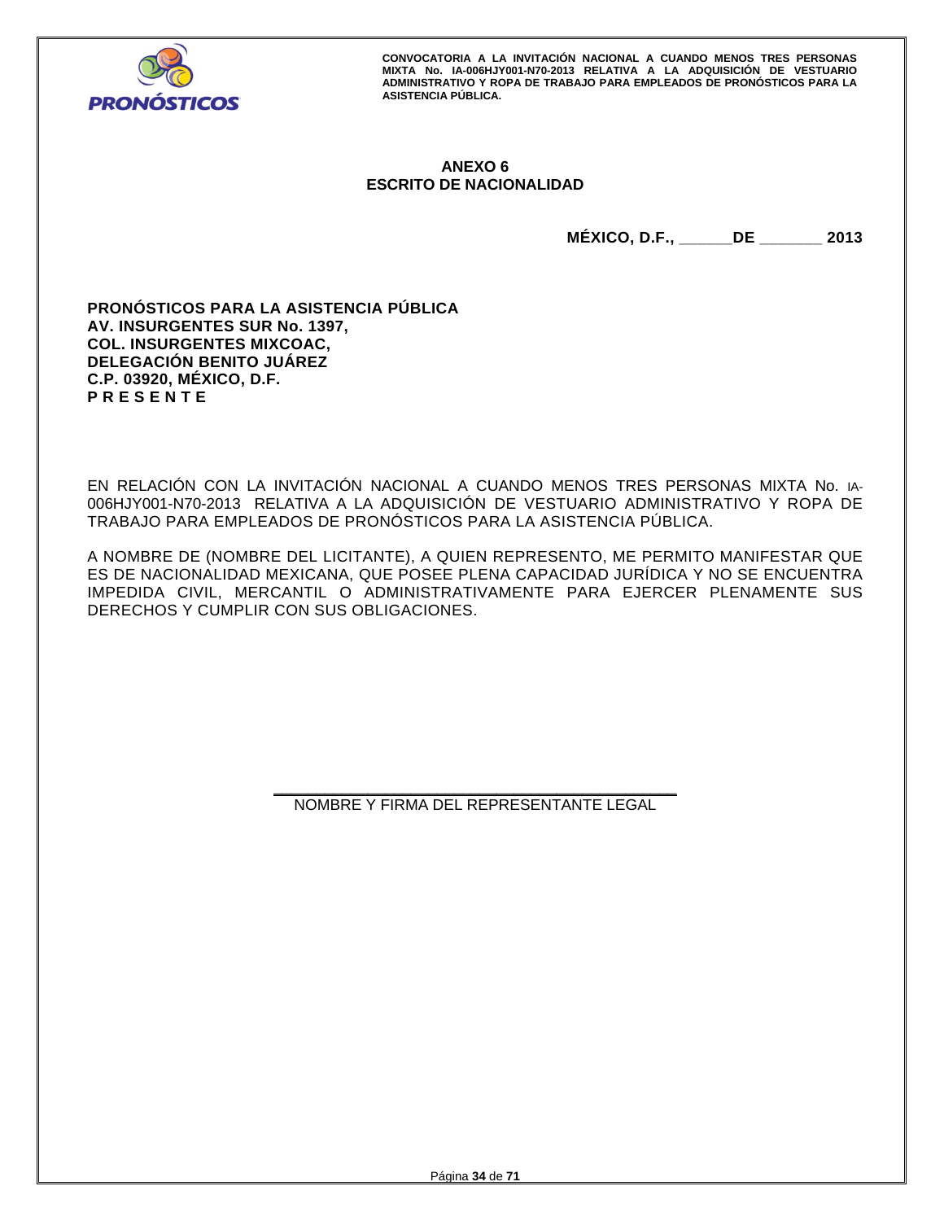# ANEXO 6
## ESCRITO DE NACIONALIDAD

**MÉXICO, D.F., ______DE _______ 2013**

**PRONÓSTICOS PARA LA ASISTENCIA PÚBLICA**
**AV. INSURGENTES SUR No. 1397,**
**COL. INSURGENTES MIXCOAC,**
**DELEGACIÓN BENITO JUÁREZ**
**C.P. 03920, MÉXICO, D.F.**
**P R E S E N T E**

EN RELACIÓN CON LA INVITACIÓN NACIONAL A CUANDO MENOS TRES PERSONAS MIXTA No. IA-006HJY001-N70-2013 RELATIVA A LA ADQUISICIÓN DE VESTUARIO ADMINISTRATIVO Y ROPA DE TRABAJO PARA EMPLEADOS DE PRONÓSTICOS PARA LA ASISTENCIA PÚBLICA.

A NOMBRE DE (NOMBRE DEL LICITANTE), A QUIEN REPRESENTO, ME PERMITO MANIFESTAR QUE ES DE NACIONALIDAD MEXICANA, QUE POSEE PLENA CAPACIDAD JURÍDICA Y NO SE ENCUENTRA IMPEDIDA CIVIL, MERCANTIL O ADMINISTRATIVAMENTE PARA EJERCER PLENAMENTE SUS DERECHOS Y CUMPLIR CON SUS OBLIGACIONES.

_____________________________________________
NOMBRE Y FIRMA DEL REPRESENTANTE LEGAL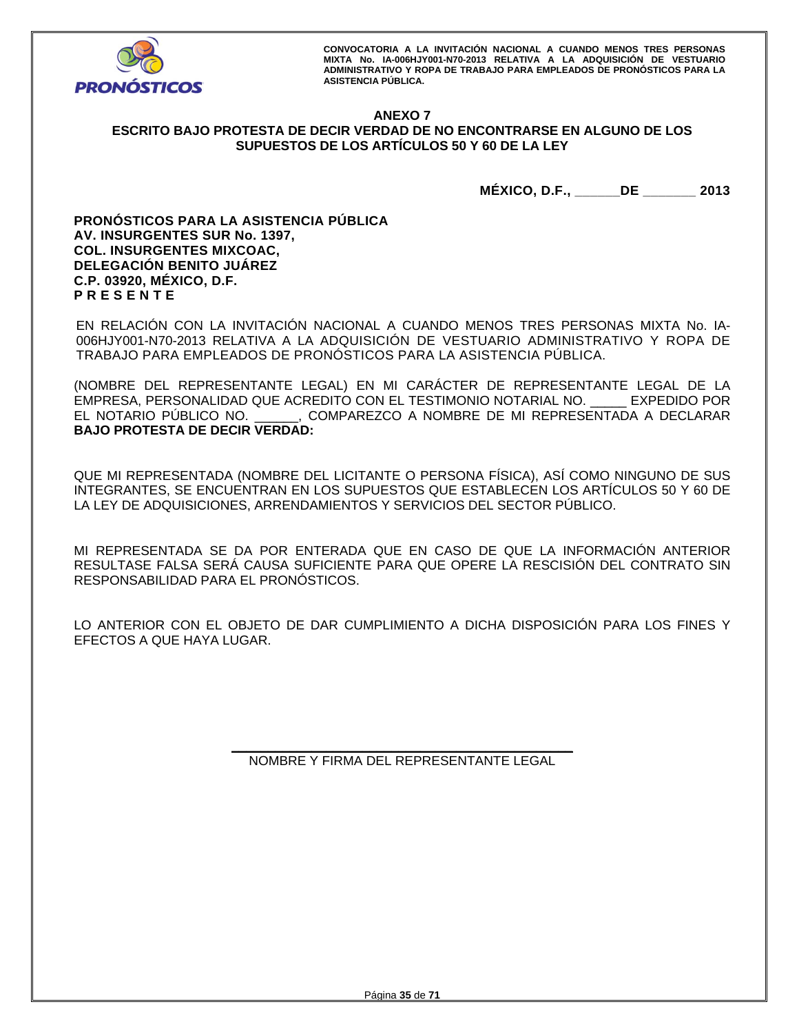## ANEXO 7

## ESCRITO BAJO PROTESTA DE DECIR VERDAD DE NO ENCONTRARSE EN ALGUNO DE LOS SUPUESTOS DE LOS ARTÍCULOS 50 Y 60 DE LA LEY

**MÉXICO, D.F., ______DE _______ 2013**

**PRONÓSTICOS PARA LA ASISTENCIA PÚBLICA**
**AV. INSURGENTES SUR No. 1397,**
**COL. INSURGENTES MIXCOAC,**
**DELEGACIÓN BENITO JUÁREZ**
**C.P. 03920, MÉXICO, D.F.**
**P R E S E N T E**

EN RELACIÓN CON LA INVITACIÓN NACIONAL A CUANDO MENOS TRES PERSONAS MIXTA No. IA-006HJY001-N70-2013 RELATIVA A LA ADQUISICIÓN DE VESTUARIO ADMINISTRATIVO Y ROPA DE TRABAJO PARA EMPLEADOS DE PRONÓSTICOS PARA LA ASISTENCIA PÚBLICA.

(NOMBRE DEL REPRESENTANTE LEGAL) EN MI CARÁCTER DE REPRESENTANTE LEGAL DE LA EMPRESA, PERSONALIDAD QUE ACREDITO CON EL TESTIMONIO NOTARIAL NO. _____ EXPEDIDO POR EL NOTARIO PÚBLICO NO. ______, COMPAREZCO A NOMBRE DE MI REPRESENTADA A DECLARAR **BAJO PROTESTA DE DECIR VERDAD:**

QUE MI REPRESENTADA (NOMBRE DEL LICITANTE O PERSONA FÍSICA), ASÍ COMO NINGUNO DE SUS INTEGRANTES, SE ENCUENTRAN EN LOS SUPUESTOS QUE ESTABLECEN LOS ARTÍCULOS 50 Y 60 DE LA LEY DE ADQUISICIONES, ARRENDAMIENTOS Y SERVICIOS DEL SECTOR PÚBLICO.

MI REPRESENTADA SE DA POR ENTERADA QUE EN CASO DE QUE LA INFORMACIÓN ANTERIOR RESULTASE FALSA SERÁ CAUSA SUFICIENTE PARA QUE OPERE LA RESCISIÓN DEL CONTRATO SIN RESPONSABILIDAD PARA EL PRONÓSTICOS.

LO ANTERIOR CON EL OBJETO DE DAR CUMPLIMIENTO A DICHA DISPOSICIÓN PARA LOS FINES Y EFECTOS A QUE HAYA LUGAR.

_______________________________________________

NOMBRE Y FIRMA DEL REPRESENTANTE LEGAL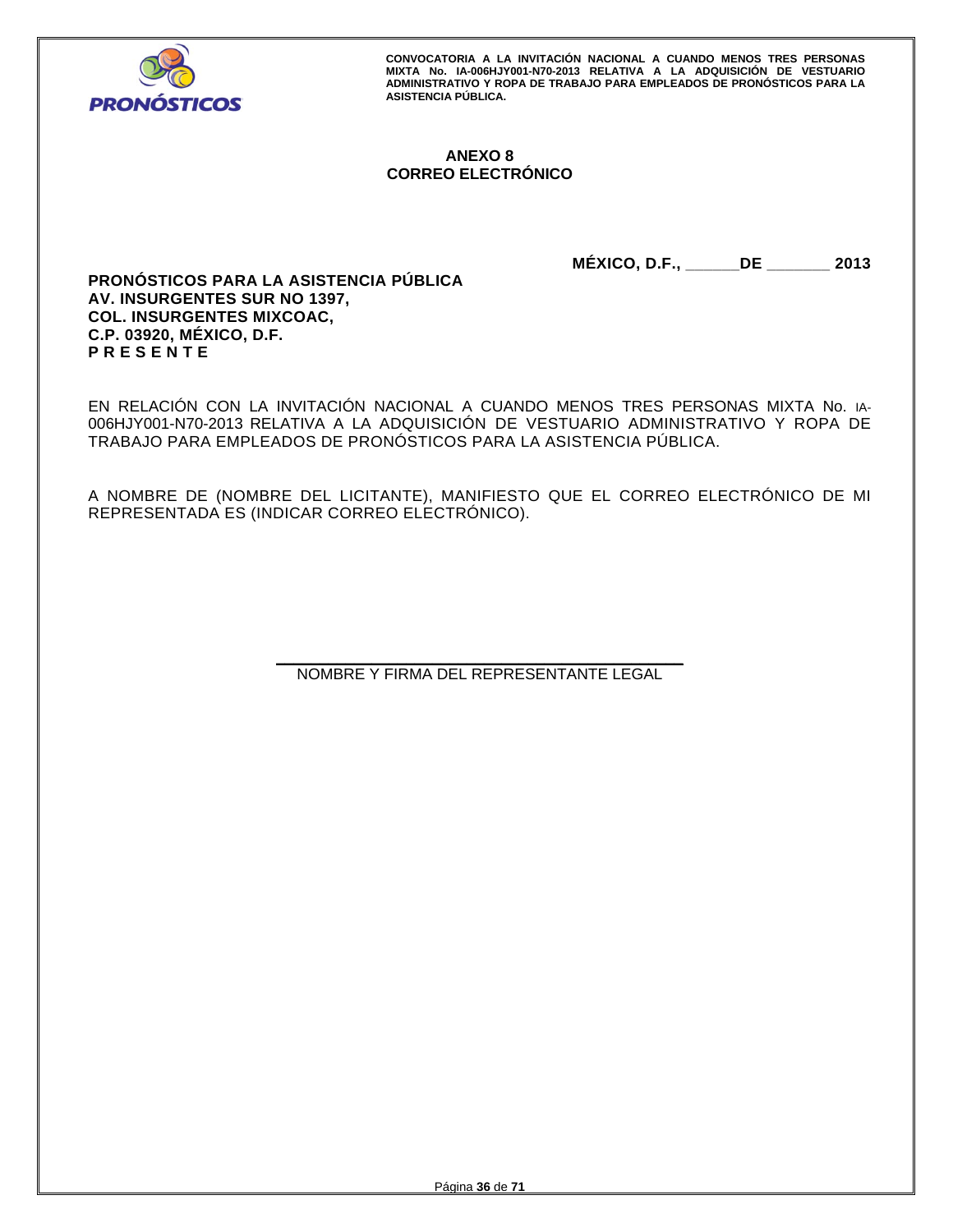**ANEXO 8**
**CORREO ELECTRÓNICO**

**MÉXICO, D.F., \_\_\_\_\_\_DE \_\_\_\_\_\_\_ 2013**

**PRONÓSTICOS PARA LA ASISTENCIA PÚBLICA**
**AV. INSURGENTES SUR NO 1397,**
**COL. INSURGENTES MIXCOAC,**
**C.P. 03920, MÉXICO, D.F.**
**P R E S E N T E**

EN RELACIÓN CON LA INVITACIÓN NACIONAL A CUANDO MENOS TRES PERSONAS MIXTA No. IA-006HJY001-N70-2013 RELATIVA A LA ADQUISICIÓN DE VESTUARIO ADMINISTRATIVO Y ROPA DE TRABAJO PARA EMPLEADOS DE PRONÓSTICOS PARA LA ASISTENCIA PÚBLICA.

A NOMBRE DE (NOMBRE DEL LICITANTE), MANIFIESTO QUE EL CORREO ELECTRÓNICO DE MI REPRESENTADA ES (INDICAR CORREO ELECTRÓNICO).

\_\_\_\_\_\_\_\_\_\_\_\_\_\_\_\_\_\_\_\_\_\_\_\_\_\_\_\_\_\_\_\_\_\_\_\_\_\_\_\_
NOMBRE Y FIRMA DEL REPRESENTANTE LEGAL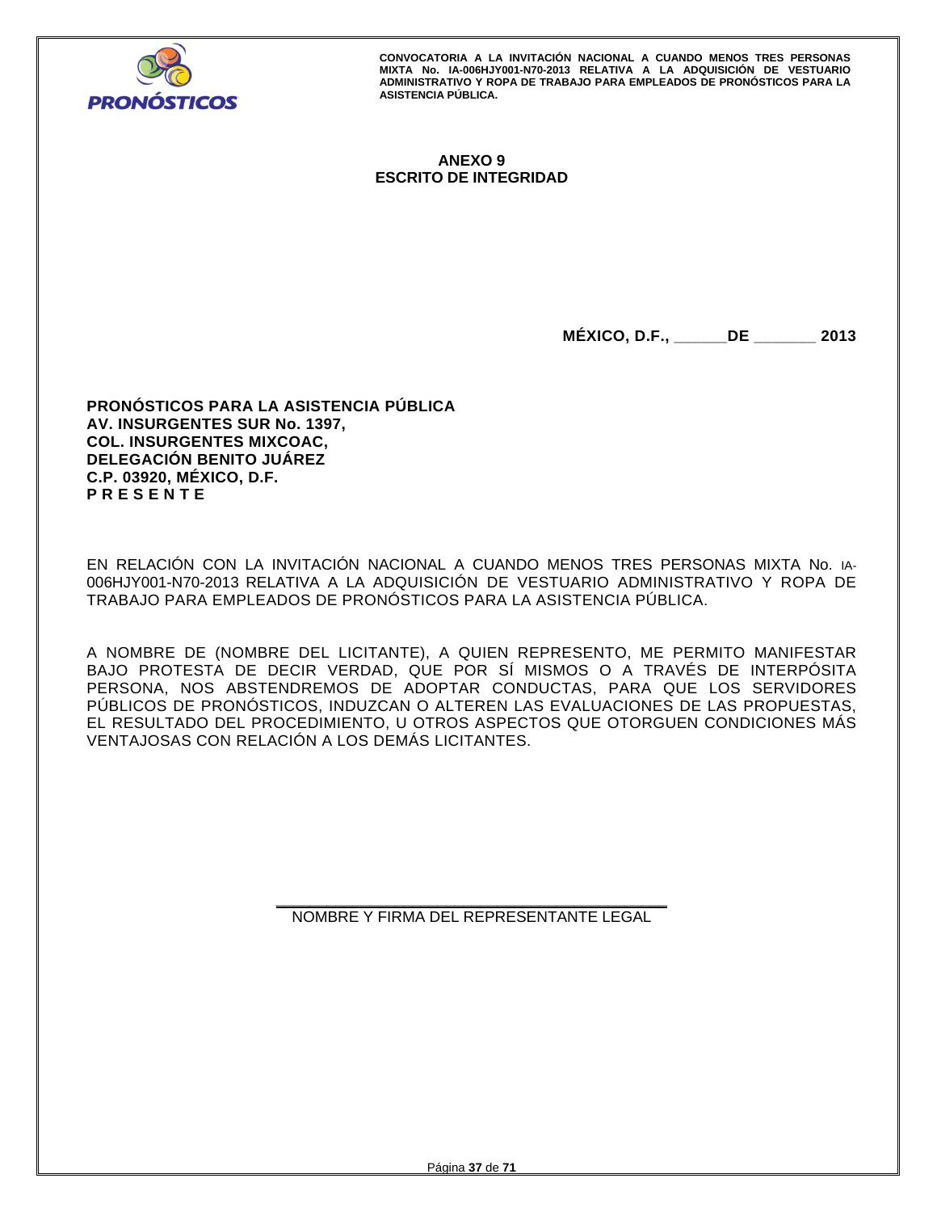## ANEXO 9
## ESCRITO DE INTEGRIDAD

**MÉXICO, D.F., ______DE _______ 2013**

**PRONÓSTICOS PARA LA ASISTENCIA PÚBLICA**
**AV. INSURGENTES SUR No. 1397,**
**COL. INSURGENTES MIXCOAC,**
**DELEGACIÓN BENITO JUÁREZ**
**C.P. 03920, MÉXICO, D.F.**
**P R E S E N T E**

EN RELACIÓN CON LA INVITACIÓN NACIONAL A CUANDO MENOS TRES PERSONAS MIXTA No. IA-006HJY001-N70-2013 RELATIVA A LA ADQUISICIÓN DE VESTUARIO ADMINISTRATIVO Y ROPA DE TRABAJO PARA EMPLEADOS DE PRONÓSTICOS PARA LA ASISTENCIA PÚBLICA.

A NOMBRE DE (NOMBRE DEL LICITANTE), A QUIEN REPRESENTO, ME PERMITO MANIFESTAR BAJO PROTESTA DE DECIR VERDAD, QUE POR SÍ MISMOS O A TRAVÉS DE INTERPÓSITA PERSONA, NOS ABSTENDREMOS DE ADOPTAR CONDUCTAS, PARA QUE LOS SERVIDORES PÚBLICOS DE PRONÓSTICOS, INDUZCAN O ALTEREN LAS EVALUACIONES DE LAS PROPUESTAS, EL RESULTADO DEL PROCEDIMIENTO, U OTROS ASPECTOS QUE OTORGUEN CONDICIONES MÁS VENTAJOSAS CON RELACIÓN A LOS DEMÁS LICITANTES.

\_\_\_\_\_\_\_\_\_\_\_\_\_\_\_\_\_\_\_\_\_\_\_\_\_\_\_\_\_\_\_\_\_\_\_\_\_\_\_\_\_\_\_\_

NOMBRE Y FIRMA DEL REPRESENTANTE LEGAL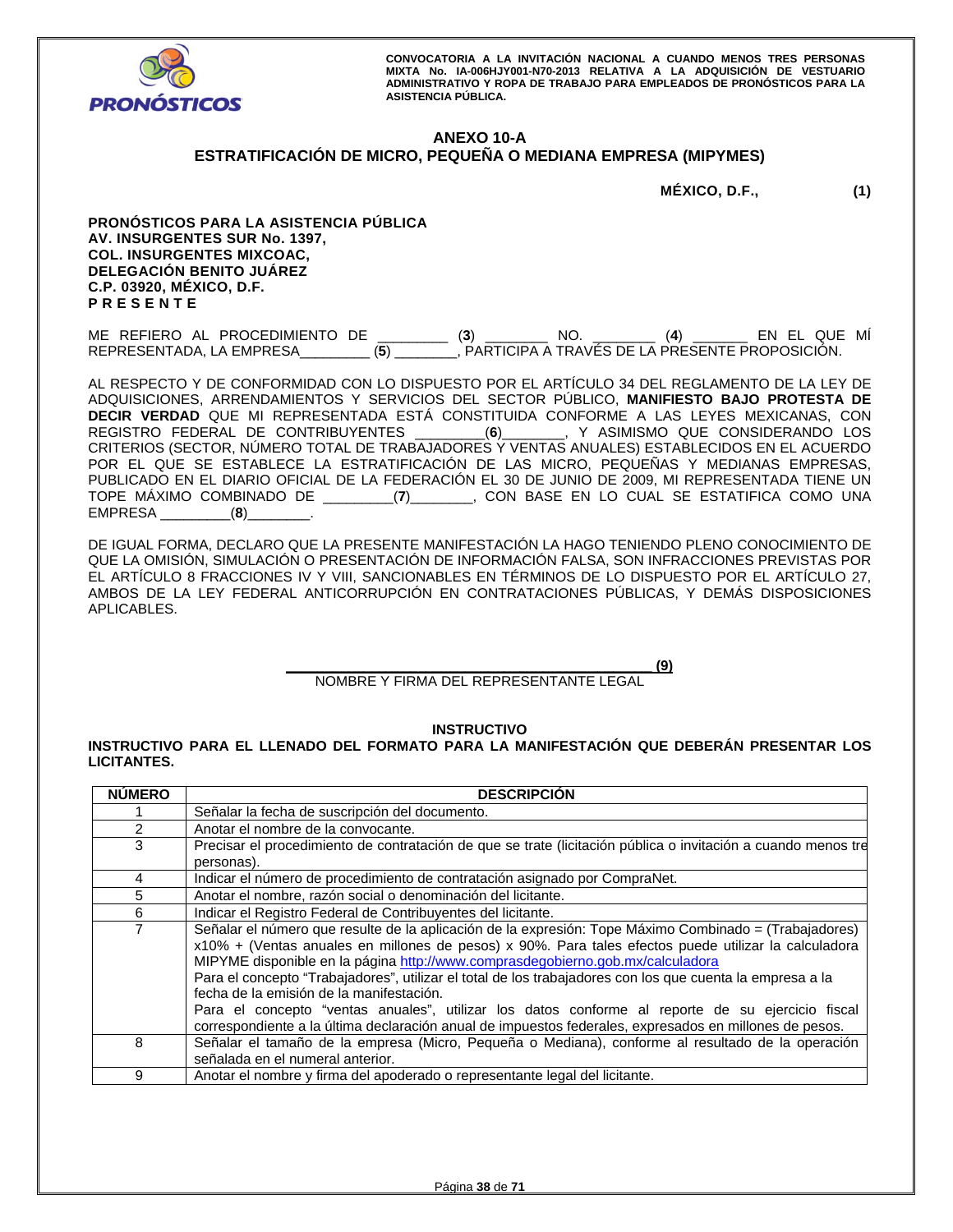# ANEXO 10-A
## ESTRATIFICACIÓN DE MICRO, PEQUEÑA O MEDIANA EMPRESA (MIPYMES)

**MÉXICO, D.F., (1)**

**PRONÓSTICOS PARA LA ASISTENCIA PÚBLICA**
**AV. INSURGENTES SUR No. 1397,**
**COL. INSURGENTES MIXCOAC,**
**DELEGACIÓN BENITO JUÁREZ**
**C.P. 03920, MÉXICO, D.F.**
**P R E S E N T E**

ME REFIERO AL PROCEDIMIENTO DE ________ (**3**) _______ NO. _______ (**4**) ______ EN EL QUE MÍ REPRESENTADA, LA EMPRESA________ (**5**) _______, PARTICIPA A TRAVÉS DE LA PRESENTE PROPOSICIÓN.

AL RESPECTO Y DE CONFORMIDAD CON LO DISPUESTO POR EL ARTÍCULO 34 DEL REGLAMENTO DE LA LEY DE ADQUISICIONES, ARRENDAMIENTOS Y SERVICIOS DEL SECTOR PÚBLICO, **MANIFIESTO BAJO PROTESTA DE DECIR VERDAD** QUE MI REPRESENTADA ESTÁ CONSTITUIDA CONFORME A LAS LEYES MEXICANAS, CON REGISTRO FEDERAL DE CONTRIBUYENTES ________(**6**)_______, Y ASIMISMO QUE CONSIDERANDO LOS CRITERIOS (SECTOR, NÚMERO TOTAL DE TRABAJADORES Y VENTAS ANUALES) ESTABLECIDOS EN EL ACUERDO POR EL QUE SE ESTABLECE LA ESTRATIFICACIÓN DE LAS MICRO, PEQUEÑAS Y MEDIANAS EMPRESAS, PUBLICADO EN EL DIARIO OFICIAL DE LA FEDERACIÓN EL 30 DE JUNIO DE 2009, MI REPRESENTADA TIENE UN TOPE MÁXIMO COMBINADO DE ________(**7**)_______, CON BASE EN LO CUAL SE ESTATIFICA COMO UNA EMPRESA ________(**8**)_______.

DE IGUAL FORMA, DECLARO QUE LA PRESENTE MANIFESTACIÓN LA HAGO TENIENDO PLENO CONOCIMIENTO DE QUE LA OMISIÓN, SIMULACIÓN O PRESENTACIÓN DE INFORMACIÓN FALSA, SON INFRACCIONES PREVISTAS POR EL ARTÍCULO 8 FRACCIONES IV Y VIII, SANCIONABLES EN TÉRMINOS DE LO DISPUESTO POR EL ARTÍCULO 27, AMBOS DE LA LEY FEDERAL ANTICORRUPCIÓN EN CONTRATACIONES PÚBLICAS, Y DEMÁS DISPOSICIONES APLICABLES.

**___________________________________________ (9)**
NOMBRE Y FIRMA DEL REPRESENTANTE LEGAL

**INSTRUCTIVO**

**INSTRUCTIVO PARA EL LLENADO DEL FORMATO PARA LA MANIFESTACIÓN QUE DEBERÁN PRESENTAR LOS LICITANTES.**

| NÚMERO | DESCRIPCIÓN |
|---|---|
| 1 | Señalar la fecha de suscripción del documento. |
| 2 | Anotar el nombre de la convocante. |
| 3 | Precisar el procedimiento de contratación de que se trate (licitación pública o invitación a cuando menos tres personas). |
| 4 | Indicar el número de procedimiento de contratación asignado por CompraNet. |
| 5 | Anotar el nombre, razón social o denominación del licitante. |
| 6 | Indicar el Registro Federal de Contribuyentes del licitante. |
| 7 | Señalar el número que resulte de la aplicación de la expresión: Tope Máximo Combinado = (Trabajadores) x10% + (Ventas anuales en millones de pesos) x 90%. Para tales efectos puede utilizar la calculadora MIPYME disponible en la página http://www.comprasdegobierno.gob.mx/calculadora<br>Para el concepto "Trabajadores", utilizar el total de los trabajadores con los que cuenta la empresa a la fecha de la emisión de la manifestación.<br>Para el concepto "ventas anuales", utilizar los datos conforme al reporte de su ejercicio fiscal correspondiente a la última declaración anual de impuestos federales, expresados en millones de pesos. |
| 8 | Señalar el tamaño de la empresa (Micro, Pequeña o Mediana), conforme al resultado de la operación señalada en el numeral anterior. |
| 9 | Anotar el nombre y firma del apoderado o representante legal del licitante. |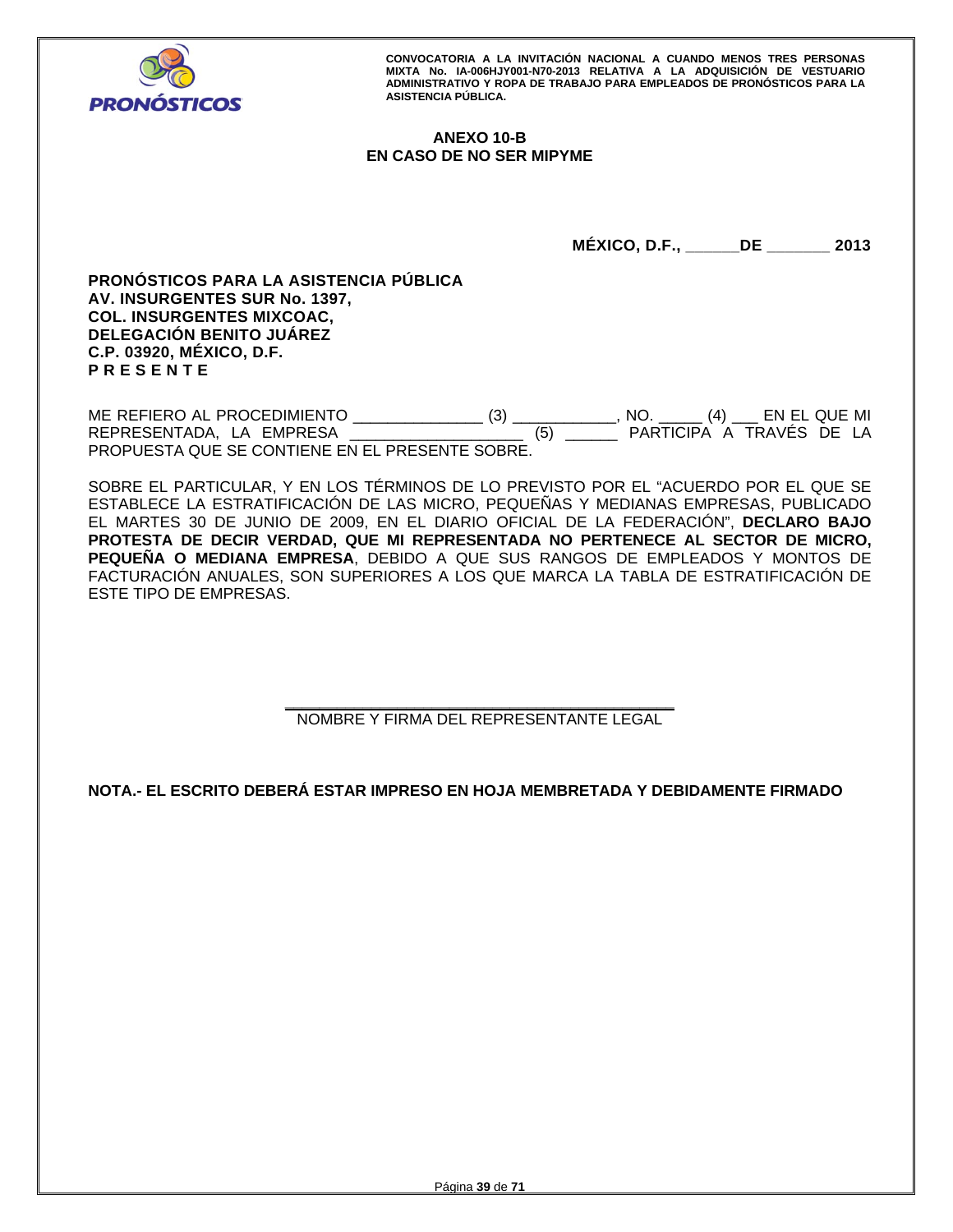## ANEXO 10-B
## EN CASO DE NO SER MIPYME

**MÉXICO, D.F., ______DE _______ 2013**

**PRONÓSTICOS PARA LA ASISTENCIA PÚBLICA**
**AV. INSURGENTES SUR No. 1397,**
**COL. INSURGENTES MIXCOAC,**
**DELEGACIÓN BENITO JUÁREZ**
**C.P. 03920, MÉXICO, D.F.**
**P R E S E N T E**

ME REFIERO AL PROCEDIMIENTO _______________ (3) ____________, NO. _____ (4) ___ EN EL QUE MI REPRESENTADA, LA EMPRESA ___________________ (5) ______ PARTICIPA A TRAVÉS DE LA PROPUESTA QUE SE CONTIENE EN EL PRESENTE SOBRE.

SOBRE EL PARTICULAR, Y EN LOS TÉRMINOS DE LO PREVISTO POR EL "ACUERDO POR EL QUE SE ESTABLECE LA ESTRATIFICACIÓN DE LAS MICRO, PEQUEÑAS Y MEDIANAS EMPRESAS, PUBLICADO EL MARTES 30 DE JUNIO DE 2009, EN EL DIARIO OFICIAL DE LA FEDERACIÓN", **DECLARO BAJO PROTESTA DE DECIR VERDAD, QUE MI REPRESENTADA NO PERTENECE AL SECTOR DE MICRO, PEQUEÑA O MEDIANA EMPRESA**, DEBIDO A QUE SUS RANGOS DE EMPLEADOS Y MONTOS DE FACTURACIÓN ANUALES, SON SUPERIORES A LOS QUE MARCA LA TABLA DE ESTRATIFICACIÓN DE ESTE TIPO DE EMPRESAS.

\_\_\_\_\_\_\_\_\_\_\_\_\_\_\_\_\_\_\_\_\_\_\_\_\_\_\_\_\_\_\_\_\_\_\_\_\_\_\_\_\_\_

NOMBRE Y FIRMA DEL REPRESENTANTE LEGAL

**NOTA.- EL ESCRITO DEBERÁ ESTAR IMPRESO EN HOJA MEMBRETADA Y DEBIDAMENTE FIRMADO**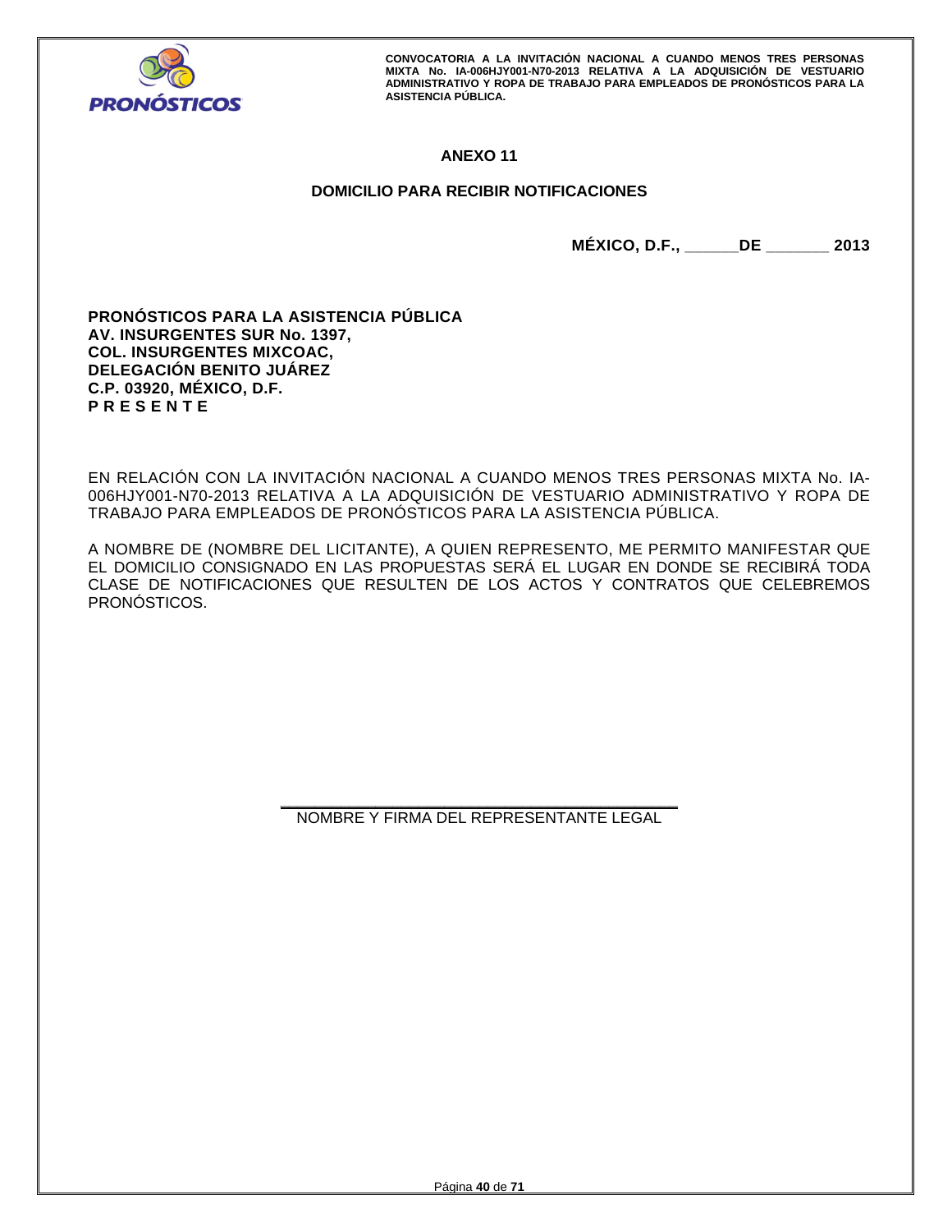## ANEXO 11

## DOMICILIO PARA RECIBIR NOTIFICACIONES

**MÉXICO, D.F., ______DE _______ 2013**

**PRONÓSTICOS PARA LA ASISTENCIA PÚBLICA**
**AV. INSURGENTES SUR No. 1397,**
**COL. INSURGENTES MIXCOAC,**
**DELEGACIÓN BENITO JUÁREZ**
**C.P. 03920, MÉXICO, D.F.**
**P R E S E N T E**

EN RELACIÓN CON LA INVITACIÓN NACIONAL A CUANDO MENOS TRES PERSONAS MIXTA No. IA-006HJY001-N70-2013 RELATIVA A LA ADQUISICIÓN DE VESTUARIO ADMINISTRATIVO Y ROPA DE TRABAJO PARA EMPLEADOS DE PRONÓSTICOS PARA LA ASISTENCIA PÚBLICA.

A NOMBRE DE (NOMBRE DEL LICITANTE), A QUIEN REPRESENTO, ME PERMITO MANIFESTAR QUE EL DOMICILIO CONSIGNADO EN LAS PROPUESTAS SERÁ EL LUGAR EN DONDE SE RECIBIRÁ TODA CLASE DE NOTIFICACIONES QUE RESULTEN DE LOS ACTOS Y CONTRATOS QUE CELEBREMOS PRONÓSTICOS.

\_\_\_\_\_\_\_\_\_\_\_\_\_\_\_\_\_\_\_\_\_\_\_\_\_\_\_\_\_\_\_\_\_\_\_\_\_\_\_\_

NOMBRE Y FIRMA DEL REPRESENTANTE LEGAL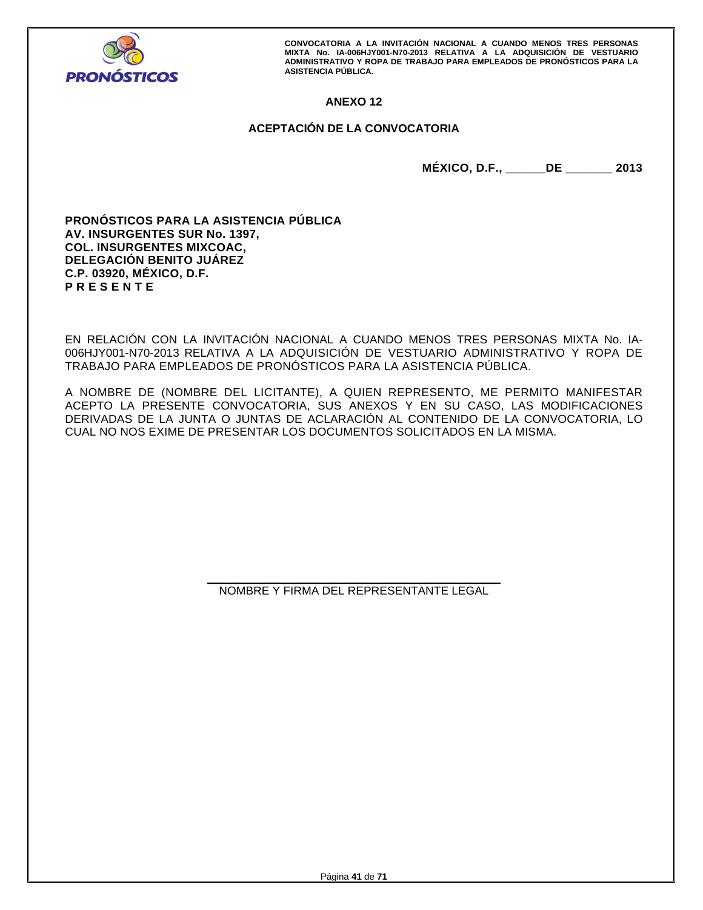## ANEXO 12

## ACEPTACIÓN DE LA CONVOCATORIA

**MÉXICO, D.F., ______DE _______ 2013**

**PRONÓSTICOS PARA LA ASISTENCIA PÚBLICA**
**AV. INSURGENTES SUR No. 1397,**
**COL. INSURGENTES MIXCOAC,**
**DELEGACIÓN BENITO JUÁREZ**
**C.P. 03920, MÉXICO, D.F.**
**P R E S E N T E**

EN RELACIÓN CON LA INVITACIÓN NACIONAL A CUANDO MENOS TRES PERSONAS MIXTA No. IA-006HJY001-N70-2013 RELATIVA A LA ADQUISICIÓN DE VESTUARIO ADMINISTRATIVO Y ROPA DE TRABAJO PARA EMPLEADOS DE PRONÓSTICOS PARA LA ASISTENCIA PÚBLICA.

A NOMBRE DE (NOMBRE DEL LICITANTE), A QUIEN REPRESENTO, ME PERMITO MANIFESTAR ACEPTO LA PRESENTE CONVOCATORIA, SUS ANEXOS Y EN SU CASO, LAS MODIFICACIONES DERIVADAS DE LA JUNTA O JUNTAS DE ACLARACIÓN AL CONTENIDO DE LA CONVOCATORIA, LO CUAL NO NOS EXIME DE PRESENTAR LOS DOCUMENTOS SOLICITADOS EN LA MISMA.

_____________________________________________
NOMBRE Y FIRMA DEL REPRESENTANTE LEGAL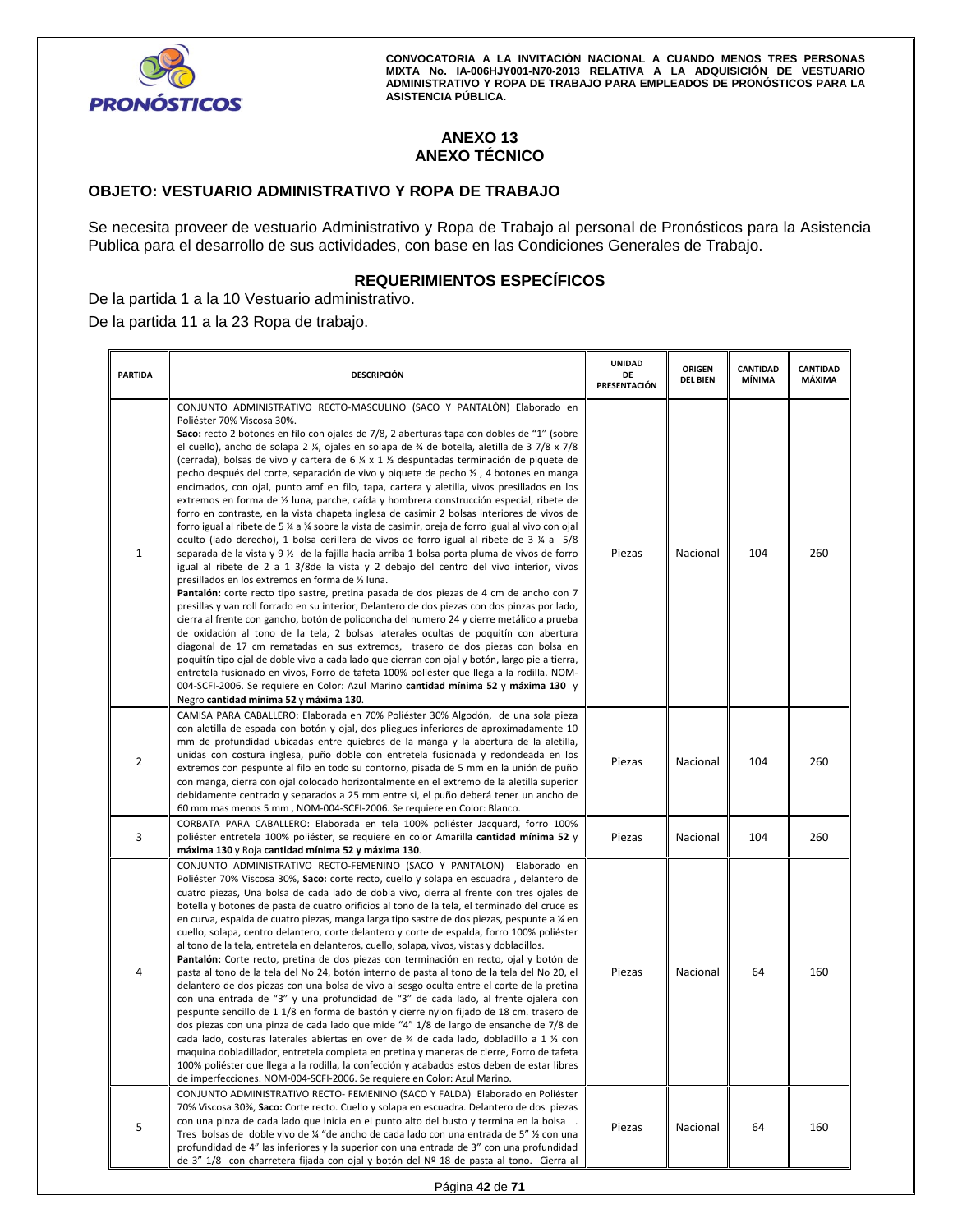# ANEXO 13
# ANEXO TÉCNICO

## OBJETO: VESTUARIO ADMINISTRATIVO Y ROPA DE TRABAJO

Se necesita proveer de vestuario Administrativo y Ropa de Trabajo al personal de Pronósticos para la Asistencia Publica para el desarrollo de sus actividades, con base en las Condiciones Generales de Trabajo.

## REQUERIMIENTOS ESPECÍFICOS

De la partida 1 a la 10 Vestuario administrativo.

De la partida 11 a la 23 Ropa de trabajo.

| PARTIDA | DESCRIPCIÓN | UNIDAD DE PRESENTACIÓN | ORIGEN DEL BIEN | CANTIDAD MÍNIMA | CANTIDAD MÁXIMA |
|---|---|---|---|---|---|
| 1 | CONJUNTO ADMINISTRATIVO RECTO-MASCULINO (SACO Y PANTALÓN) Elaborado en Poliéster 70% Viscosa 30%. **Saco:** recto 2 botones en filo con ojales de 7/8, 2 aberturas tapa con dobles de "1" (sobre el cuello), ancho de solapa 2 ¼, ojales en solapa de ¾ de botella, aletilla de 3 7/8 x 7/8 (cerrada), bolsas de vivo y cartera de 6 ¼ x 1 ½ despuntadas terminación de piquete de pecho después del corte, separación de vivo y piquete de pecho ½ , 4 botones en manga encimados, con ojal, punto amf en filo, tapa, cartera y aletilla, vivos presillados en los extremos en forma de ½ luna, parche, caída y hombrera construcción especial, ribete de forro en contraste, en la vista chapeta inglesa de casimir 2 bolsas interiores de vivos de forro igual al ribete de 5 ¼ a ¾ sobre la vista de casimir, oreja de forro igual al vivo con ojal oculto (lado derecho), 1 bolsa cerillera de vivos de forro igual al ribete de 3 ¼ a 5/8 separada de la vista y 9 ½ de la fajilla hacia arriba 1 bolsa porta pluma de vivos de forro igual al ribete de 2 a 1 3/8de la vista y 2 debajo del centro del vivo interior, vivos presillados en los extremos en forma de ½ luna. **Pantalón:** corte recto tipo sastre, pretina pasada de dos piezas de 4 cm de ancho con 7 presillas y van roll forrado en su interior, Delantero de dos piezas con dos pinzas por lado, cierra al frente con gancho, botón de policoncha del numero 24 y cierre metálico a prueba de oxidación al tono de la tela, 2 bolsas laterales ocultas de poquitín con abertura diagonal de 17 cm rematadas en sus extremos, trasero de dos piezas con bolsa en poquitín tipo ojal de doble vivo a cada lado que cierran con ojal y botón, largo pie a tierra, entretela fusionado en vivos, Forro de tafeta 100% poliéster que llega a la rodilla. NOM-004-SCFI-2006. Se requiere en Color: Azul Marino **cantidad mínima 52** y **máxima 130** y Negro **cantidad mínima 52** y **máxima 130**. | Piezas | Nacional | 104 | 260 |
| 2 | CAMISA PARA CABALLERO: Elaborada en 70% Poliéster 30% Algodón, de una sola pieza con aletilla de espada con botón y ojal, dos pliegues inferiores de aproximadamente 10 mm de profundidad ubicadas entre quiebres de la manga y la abertura de la aletilla, unidas con costura inglesa, puño doble con entretela fusionada y redondeada en los extremos con pespunte al filo en todo su contorno, pisada de 5 mm en la unión de puño con manga, cierra con ojal colocado horizontalmente en el extremo de la aletilla superior debidamente centrado y separados a 25 mm entre si, el puño deberá tener un ancho de 60 mm mas menos 5 mm , NOM-004-SCFI-2006. Se requiere en Color: Blanco. | Piezas | Nacional | 104 | 260 |
| 3 | CORBATA PARA CABALLERO: Elaborada en tela 100% poliéster Jacquard, forro 100% poliéster entretela 100% poliéster, se requiere en color Amarilla **cantidad mínima 52** y **máxima 130** y Roja **cantidad mínima 52 y máxima 130**. | Piezas | Nacional | 104 | 260 |
| 4 | CONJUNTO ADMINISTRATIVO RECTO-FEMENINO (SACO Y PANTALON) Elaborado en Poliéster 70% Viscosa 30%, **Saco:** corte recto, cuello y solapa en escuadra , delantero de cuatro piezas, Una bolsa de cada lado de dobla vivo, cierra al frente con tres ojales de botella y botones de pasta de cuatro orificios al tono de la tela, el terminado del cruce es en curva, espalda de cuatro piezas, manga larga tipo sastre de dos piezas, pespunte a ¼ en cuello, solapa, centro delantero, corte delantero y corte de espalda, forro 100% poliéster al tono de la tela, entretela en delanteros, cuello, solapa, vivos, vistas y dobladillos. **Pantalón:** Corte recto, pretina de dos piezas con terminación en recto, ojal y botón de pasta al tono de la tela del No 24, botón interno de pasta al tono de la tela del No 20, el delantero de dos piezas con una bolsa de vivo al sesgo oculta entre el corte de la pretina con una entrada de "3" y una profundidad de "3" de cada lado, al frente ojalera con pespunte sencillo de 1 1/8 en forma de bastón y cierre nylon fijado de 18 cm. trasero de dos piezas con una pinza de cada lado que mide "4" 1/8 de largo de ensanche de 7/8 de cada lado, costuras laterales abiertas en over de ¾ de cada lado, dobladillo a 1 ½ con maquina dobladillador, entretela completa en pretina y maneras de cierre, Forro de tafeta 100% poliéster que llega a la rodilla, la confección y acabados estos deben de estar libres de imperfecciones. NOM-004-SCFI-2006. Se requiere en Color: Azul Marino. | Piezas | Nacional | 64 | 160 |
| 5 | CONJUNTO ADMINISTRATIVO RECTO- FEMENINO (SACO Y FALDA) Elaborado en Poliéster 70% Viscosa 30%, **Saco:** Corte recto. Cuello y solapa en escuadra. Delantero de dos piezas con una pinza de cada lado que inicia en el punto alto del busto y termina en la bolsa . Tres bolsas de doble vivo de ¼ "de ancho de cada lado con una entrada de 5" ½ con una profundidad de 4" las inferiores y la superior con una entrada de 3" con una profundidad de 3" 1/8 con charretera fijada con ojal y botón del Nº 18 de pasta al tono. Cierra al | Piezas | Nacional | 64 | 160 |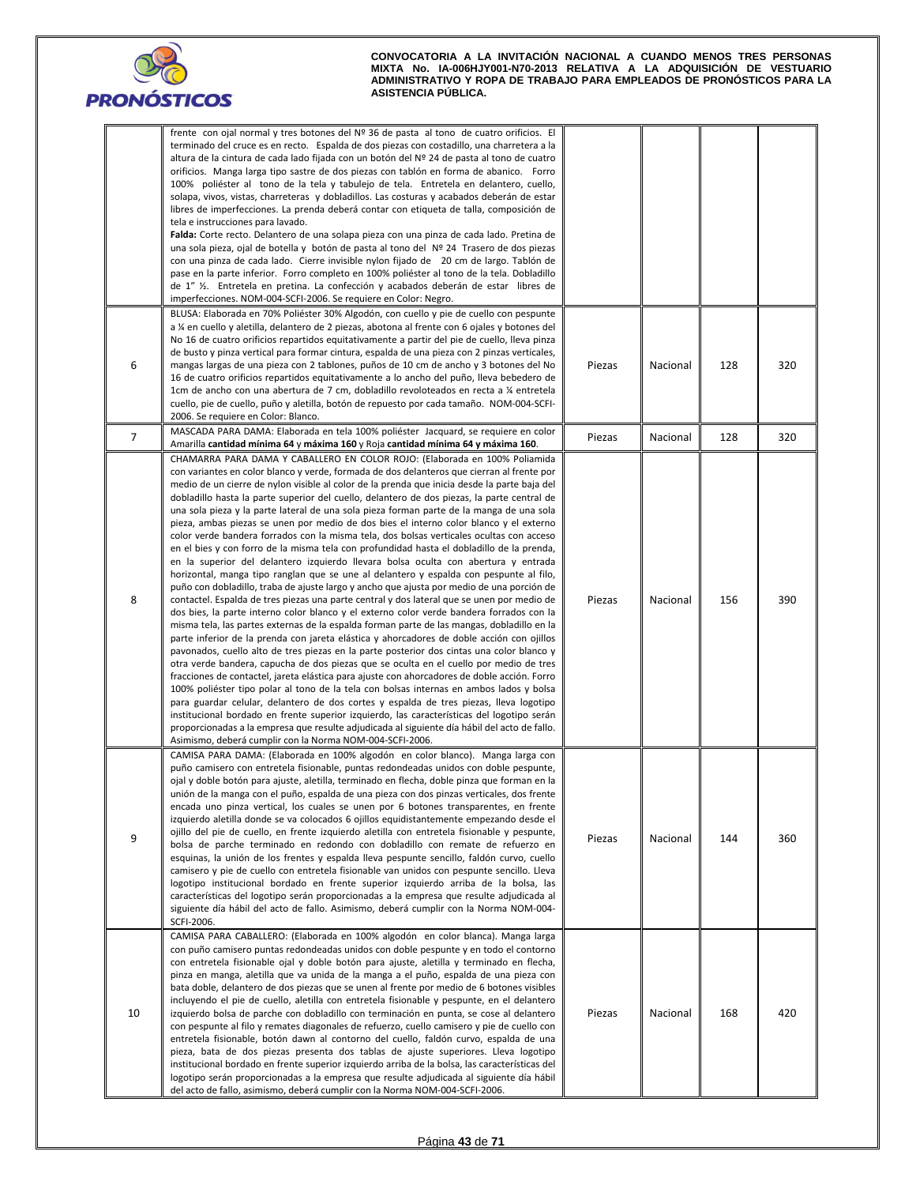| | | | | | |
|---|---|---|---|---|---|
| | frente con ojal normal y tres botones del Nº 36 de pasta al tono de cuatro orificios. El terminado del cruce es en recto. Espalda de dos piezas con costadillo, una charretera a la altura de la cintura de cada lado fijada con un botón del Nº 24 de pasta al tono de cuatro orificios. Manga larga tipo sastre de dos piezas con tablón en forma de abanico. Forro 100% poliéster al tono de la tela y tabulejo de tela. Entretela en delantero, cuello, solapa, vivos, vistas, charreteras y dobladillos. Las costuras y acabados deberán de estar libres de imperfecciones. La prenda deberá contar con etiqueta de talla, composición de tela e instrucciones para lavado.<br>**Falda:** Corte recto. Delantero de una solapa pieza con una pinza de cada lado. Pretina de una sola pieza, ojal de botella y botón de pasta al tono del Nº 24 Trasero de dos piezas con una pinza de cada lado. Cierre invisible nylon fijado de 20 cm de largo. Tablón de pase en la parte inferior. Forro completo en 100% poliéster al tono de la tela. Dobladillo de 1" ½. Entretela en pretina. La confección y acabados deberán de estar libres de imperfecciones. NOM-004-SCFI-2006. Se requiere en Color: Negro. | | | | |
| 6 | BLUSA: Elaborada en 70% Poliéster 30% Algodón, con cuello y pie de cuello con pespunte a ¼ en cuello y aletilla, delantero de 2 piezas, abotona al frente con 6 ojales y botones del No 16 de cuatro orificios repartidos equitativamente a partir del pie de cuello, lleva pinza de busto y pinza vertical para formar cintura, espalda de una pieza con 2 pinzas verticales, mangas largas de una pieza con 2 tablones, puños de 10 cm de ancho y 3 botones del No 16 de cuatro orificios repartidos equitativamente a lo ancho del puño, lleva bebedero de 1cm de ancho con una abertura de 7 cm, dobladillo revoloteados en recta a ¼ entretela cuello, pie de cuello, puño y aletilla, botón de repuesto por cada tamaño. NOM-004-SCFI-2006. Se requiere en Color: Blanco. | Piezas | Nacional | 128 | 320 |
| 7 | MASCADA PARA DAMA: Elaborada en tela 100% poliéster Jacquard, se requiere en color Amarilla **cantidad mínima 64** y **máxima 160** y Roja **cantidad mínima 64 y máxima 160**. | Piezas | Nacional | 128 | 320 |
| 8 | CHAMARRA PARA DAMA Y CABALLERO EN COLOR ROJO: (Elaborada en 100% Poliamida con variantes en color blanco y verde, formada de dos delanteros que cierran al frente por medio de un cierre de nylon visible al color de la prenda que inicia desde la parte baja del dobladillo hasta la parte superior del cuello, delantero de dos piezas, la parte central de una sola pieza y la parte lateral de una sola pieza forman parte de la manga de una sola pieza, ambas piezas se unen por medio de dos bies el interno color blanco y el externo color verde bandera forrados con la misma tela, dos bolsas verticales ocultas con acceso en el bies y con forro de la misma tela con profundidad hasta el dobladillo de la prenda, en la superior del delantero izquierdo llevara bolsa oculta con abertura y entrada horizontal, manga tipo ranglan que se une al delantero y espalda con pespunte al filo, puño con dobladillo, traba de ajuste largo y ancho que ajusta por medio de una porción de contactel. Espalda de tres piezas una parte central y dos lateral que se unen por medio de dos bies, la parte interno color blanco y el externo color verde bandera forrados con la misma tela, las partes externas de la espalda forman parte de las mangas, dobladillo en la parte inferior de la prenda con jareta elástica y ahorcadores de doble acción con ojillos pavonados, cuello alto de tres piezas en la parte posterior dos cintas una color blanco y otra verde bandera, capucha de dos piezas que se oculta en el cuello por medio de tres fracciones de contactel, jareta elástica para ajuste con ahorcadores de doble acción. Forro 100% poliéster tipo polar al tono de la tela con bolsas internas en ambos lados y bolsa para guardar celular, delantero de dos cortes y espalda de tres piezas, lleva logotipo institucional bordado en frente superior izquierdo, las características del logotipo serán proporcionadas a la empresa que resulte adjudicada al siguiente día hábil del acto de fallo. Asimismo, deberá cumplir con la Norma NOM-004-SCFI-2006. | Piezas | Nacional | 156 | 390 |
| 9 | CAMISA PARA DAMA: (Elaborada en 100% algodón en color blanco). Manga larga con puño camisero con entretela fisionable, puntas redondeadas unidos con doble pespunte, ojal y doble botón para ajuste, aletilla, terminado en flecha, doble pinza que forman en la unión de la manga con el puño, espalda de una pieza con dos pinzas verticales, dos frente encada uno pinza vertical, los cuales se unen por 6 botones transparentes, en frente izquierdo aletilla donde se va colocados 6 ojillos equidistantemente empezando desde el ojillo del pie de cuello, en frente izquierdo aletilla con entretela fisionable y pespunte, bolsa de parche terminado en redondo con dobladillo con remate de refuerzo en esquinas, la unión de los frentes y espalda lleva pespunte sencillo, faldón curvo, cuello camisero y pie de cuello con entretela fisionable van unidos con pespunte sencillo. Lleva logotipo institucional bordado en frente superior izquierdo arriba de la bolsa, las características del logotipo serán proporcionadas a la empresa que resulte adjudicada al siguiente día hábil del acto de fallo. Asimismo, deberá cumplir con la Norma NOM-004-SCFI-2006. | Piezas | Nacional | 144 | 360 |
| 10 | CAMISA PARA CABALLERO: (Elaborada en 100% algodón en color blanca). Manga larga con puño camisero puntas redondeadas unidos con doble pespunte y en todo el contorno con entretela fisionable ojal y doble botón para ajuste, aletilla y terminado en flecha, pinza en manga, aletilla que va unida de la manga a el puño, espalda de una pieza con bata doble, delantero de dos piezas que se unen al frente por medio de 6 botones visibles incluyendo el pie de cuello, aletilla con entretela fisionable y pespunte, en el delantero izquierdo bolsa de parche con dobladillo con terminación en punta, se cose al delantero con pespunte al filo y remates diagonales de refuerzo, cuello camisero y pie de cuello con entretela fisionable, botón dawn al contorno del cuello, faldón curvo, espalda de una pieza, bata de dos piezas presenta dos tablas de ajuste superiores. Lleva logotipo institucional bordado en frente superior izquierdo arriba de la bolsa, las características del logotipo serán proporcionadas a la empresa que resulte adjudicada al siguiente día hábil del acto de fallo, asimismo, deberá cumplir con la Norma NOM-004-SCFI-2006. | Piezas | Nacional | 168 | 420 |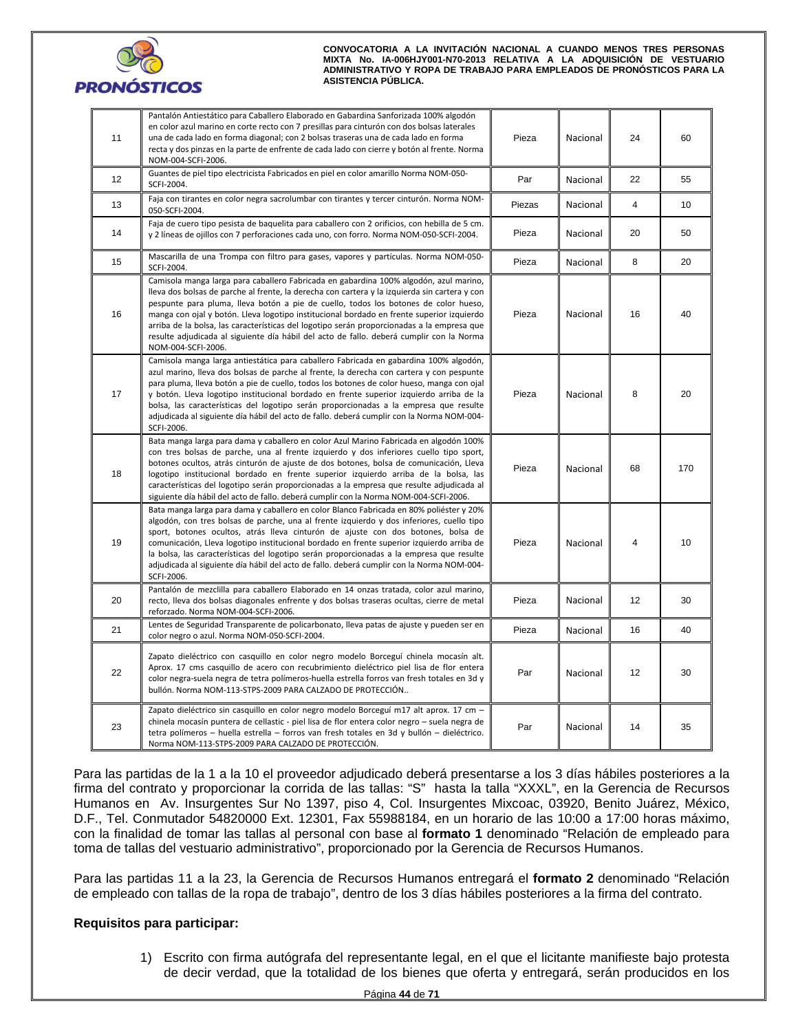| 11 | Pantalón Antiestático para Caballero Elaborado en Gabardina Sanforizada 100% algodón en color azul marino en corte recto con 7 presillas para cinturón con dos bolsas laterales una de cada lado en forma diagonal; con 2 bolsas traseras una de cada lado en forma recta y dos pinzas en la parte de enfrente de cada lado con cierre y botón al frente. Norma NOM-004-SCFI-2006. | Pieza | Nacional | 24 | 60 |
|---|---|---|---|---|---|
| 12 | Guantes de piel tipo electricista Fabricados en piel en color amarillo Norma NOM-050-SCFI-2004. | Par | Nacional | 22 | 55 |
| 13 | Faja con tirantes en color negra sacrolumbar con tirantes y tercer cinturón. Norma NOM-050-SCFI-2004. | Piezas | Nacional | 4 | 10 |
| 14 | Faja de cuero tipo pesista de baquelita para caballero con 2 orificios, con hebilla de 5 cm. y 2 líneas de ojillos con 7 perforaciones cada uno, con forro. Norma NOM-050-SCFI-2004. | Pieza | Nacional | 20 | 50 |
| 15 | Mascarilla de una Trompa con filtro para gases, vapores y partículas. Norma NOM-050-SCFI-2004. | Pieza | Nacional | 8 | 20 |
| 16 | Camisola manga larga para caballero Fabricada en gabardina 100% algodón, azul marino, lleva dos bolsas de parche al frente, la derecha con cartera y la izquierda sin cartera y con pespunte para pluma, lleva botón a pie de cuello, todos los botones de color hueso, manga con ojal y botón. Lleva logotipo institucional bordado en frente superior izquierdo arriba de la bolsa, las características del logotipo serán proporcionadas a la empresa que resulte adjudicada al siguiente día hábil del acto de fallo. deberá cumplir con la Norma NOM-004-SCFI-2006. | Pieza | Nacional | 16 | 40 |
| 17 | Camisola manga larga antiestática para caballero Fabricada en gabardina 100% algodón, azul marino, lleva dos bolsas de parche al frente, la derecha con cartera y con pespunte para pluma, lleva botón a pie de cuello, todos los botones de color hueso, manga con ojal y botón. Lleva logotipo institucional bordado en frente superior izquierdo arriba de la bolsa, las características del logotipo serán proporcionadas a la empresa que resulte adjudicada al siguiente día hábil del acto de fallo. deberá cumplir con la Norma NOM-004-SCFI-2006. | Pieza | Nacional | 8 | 20 |
| 18 | Bata manga larga para dama y caballero en color Azul Marino Fabricada en algodón 100% con tres bolsas de parche, una al frente izquierdo y dos inferiores cuello tipo sport, botones ocultos, atrás cinturón de ajuste de dos botones, bolsa de comunicación, Lleva logotipo institucional bordado en frente superior izquierdo arriba de la bolsa, las características del logotipo serán proporcionadas a la empresa que resulte adjudicada al siguiente día hábil del acto de fallo. deberá cumplir con la Norma NOM-004-SCFI-2006. | Pieza | Nacional | 68 | 170 |
| 19 | Bata manga larga para dama y caballero en color Blanco Fabricada en 80% poliéster y 20% algodón, con tres bolsas de parche, una al frente izquierdo y dos inferiores, cuello tipo sport, botones ocultos, atrás lleva cinturón de ajuste con dos botones, bolsa de comunicación, Lleva logotipo institucional bordado en frente superior izquierdo arriba de la bolsa, las características del logotipo serán proporcionadas a la empresa que resulte adjudicada al siguiente día hábil del acto de fallo. deberá cumplir con la Norma NOM-004-SCFI-2006. | Pieza | Nacional | 4 | 10 |
| 20 | Pantalón de mezclilla para caballero Elaborado en 14 onzas tratada, color azul marino, recto, lleva dos bolsas diagonales enfrente y dos bolsas traseras ocultas, cierre de metal reforzado. Norma NOM-004-SCFI-2006. | Pieza | Nacional | 12 | 30 |
| 21 | Lentes de Seguridad Transparente de policarbonato, lleva patas de ajuste y pueden ser en color negro o azul. Norma NOM-050-SCFI-2004. | Pieza | Nacional | 16 | 40 |
| 22 | Zapato dieléctrico con casquillo en color negro modelo Borceguí chinela mocasín alt. Aprox. 17 cms casquillo de acero con recubrimiento dieléctrico piel lisa de flor entera color negra-suela negra de tetra polímeros-huella estrella forros van fresh totales en 3d y bullón. Norma NOM-113-STPS-2009 PARA CALZADO DE PROTECCIÓN.. | Par | Nacional | 12 | 30 |
| 23 | Zapato dieléctrico sin casquillo en color negro modelo Borceguí m17 alt aprox. 17 cm – chinela mocasín puntera de cellastic - piel lisa de flor entera color negro – suela negra de tetra polímeros – huella estrella – forros van fresh totales en 3d y bullón – dieléctrico. Norma NOM-113-STPS-2009 PARA CALZADO DE PROTECCIÓN. | Par | Nacional | 14 | 35 |

Para las partidas de la 1 a la 10 el proveedor adjudicado deberá presentarse a los 3 días hábiles posteriores a la firma del contrato y proporcionar la corrida de las tallas: "S" hasta la talla "XXXL", en la Gerencia de Recursos Humanos en Av. Insurgentes Sur No 1397, piso 4, Col. Insurgentes Mixcoac, 03920, Benito Juárez, México, D.F., Tel. Conmutador 54820000 Ext. 12301, Fax 55988184, en un horario de las 10:00 a 17:00 horas máximo, con la finalidad de tomar las tallas al personal con base al **formato 1** denominado "Relación de empleado para toma de tallas del vestuario administrativo", proporcionado por la Gerencia de Recursos Humanos.

Para las partidas 11 a la 23, la Gerencia de Recursos Humanos entregará el **formato 2** denominado "Relación de empleado con tallas de la ropa de trabajo", dentro de los 3 días hábiles posteriores a la firma del contrato.

**Requisitos para participar:**

1) Escrito con firma autógrafa del representante legal, en el que el licitante manifieste bajo protesta de decir verdad, que la totalidad de los bienes que oferta y entregará, serán producidos en los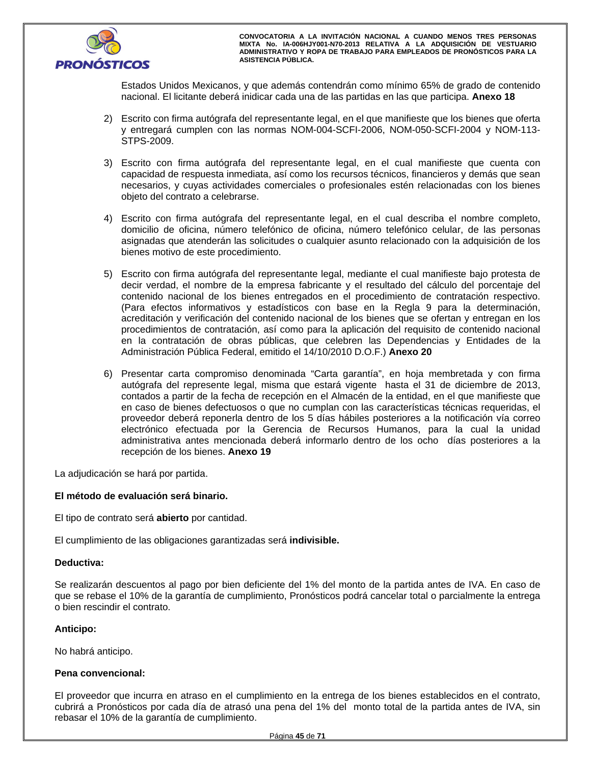Estados Unidos Mexicanos, y que además contendrán como mínimo 65% de grado de contenido nacional. El licitante deberá inidicar cada una de las partidas en las que participa. **Anexo 18**

2) Escrito con firma autógrafa del representante legal, en el que manifieste que los bienes que oferta y entregará cumplen con las normas NOM-004-SCFI-2006, NOM-050-SCFI-2004 y NOM-113-STPS-2009.

3) Escrito con firma autógrafa del representante legal, en el cual manifieste que cuenta con capacidad de respuesta inmediata, así como los recursos técnicos, financieros y demás que sean necesarios, y cuyas actividades comerciales o profesionales estén relacionadas con los bienes objeto del contrato a celebrarse.

4) Escrito con firma autógrafa del representante legal, en el cual describa el nombre completo, domicilio de oficina, número telefónico de oficina, número telefónico celular, de las personas asignadas que atenderán las solicitudes o cualquier asunto relacionado con la adquisición de los bienes motivo de este procedimiento.

5) Escrito con firma autógrafa del representante legal, mediante el cual manifieste bajo protesta de decir verdad, el nombre de la empresa fabricante y el resultado del cálculo del porcentaje del contenido nacional de los bienes entregados en el procedimiento de contratación respectivo. (Para efectos informativos y estadísticos con base en la Regla 9 para la determinación, acreditación y verificación del contenido nacional de los bienes que se ofertan y entregan en los procedimientos de contratación, así como para la aplicación del requisito de contenido nacional en la contratación de obras públicas, que celebren las Dependencias y Entidades de la Administración Pública Federal, emitido el 14/10/2010 D.O.F.) **Anexo 20**

6) Presentar carta compromiso denominada "Carta garantía", en hoja membretada y con firma autógrafa del represente legal, misma que estará vigente hasta el 31 de diciembre de 2013, contados a partir de la fecha de recepción en el Almacén de la entidad, en el que manifieste que en caso de bienes defectuosos o que no cumplan con las características técnicas requeridas, el proveedor deberá reponerla dentro de los 5 días hábiles posteriores a la notificación vía correo electrónico efectuada por la Gerencia de Recursos Humanos, para la cual la unidad administrativa antes mencionada deberá informarlo dentro de los ocho días posteriores a la recepción de los bienes. **Anexo 19**

La adjudicación se hará por partida.

**El método de evaluación será binario.**

El tipo de contrato será **abierto** por cantidad.

El cumplimiento de las obligaciones garantizadas será **indivisible.**

**Deductiva:**

Se realizarán descuentos al pago por bien deficiente del 1% del monto de la partida antes de IVA. En caso de que se rebase el 10% de la garantía de cumplimiento, Pronósticos podrá cancelar total o parcialmente la entrega o bien rescindir el contrato.

**Anticipo:**

No habrá anticipo.

**Pena convencional:**

El proveedor que incurra en atraso en el cumplimiento en la entrega de los bienes establecidos en el contrato, cubrirá a Pronósticos por cada día de atrasó una pena del 1% del monto total de la partida antes de IVA, sin rebasar el 10% de la garantía de cumplimiento.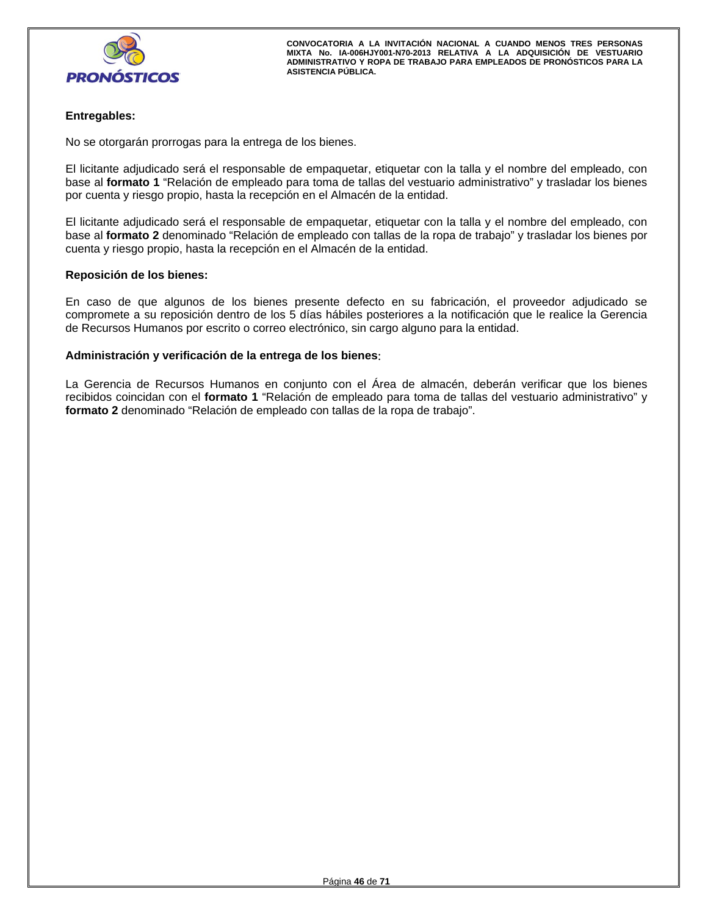**Entregables:**

No se otorgarán prorrogas para la entrega de los bienes.

El licitante adjudicado será el responsable de empaquetar, etiquetar con la talla y el nombre del empleado, con base al **formato 1** “Relación de empleado para toma de tallas del vestuario administrativo” y trasladar los bienes por cuenta y riesgo propio, hasta la recepción en el Almacén de la entidad.

El licitante adjudicado será el responsable de empaquetar, etiquetar con la talla y el nombre del empleado, con base al **formato 2** denominado “Relación de empleado con tallas de la ropa de trabajo” y trasladar los bienes por cuenta y riesgo propio, hasta la recepción en el Almacén de la entidad.

**Reposición de los bienes:**

En caso de que algunos de los bienes presente defecto en su fabricación, el proveedor adjudicado se compromete a su reposición dentro de los 5 días hábiles posteriores a la notificación que le realice la Gerencia de Recursos Humanos por escrito o correo electrónico, sin cargo alguno para la entidad.

**Administración y verificación de la entrega de los bienes**:

La Gerencia de Recursos Humanos en conjunto con el Área de almacén, deberán verificar que los bienes recibidos coincidan con el **formato 1** “Relación de empleado para toma de tallas del vestuario administrativo” y **formato 2** denominado “Relación de empleado con tallas de la ropa de trabajo”.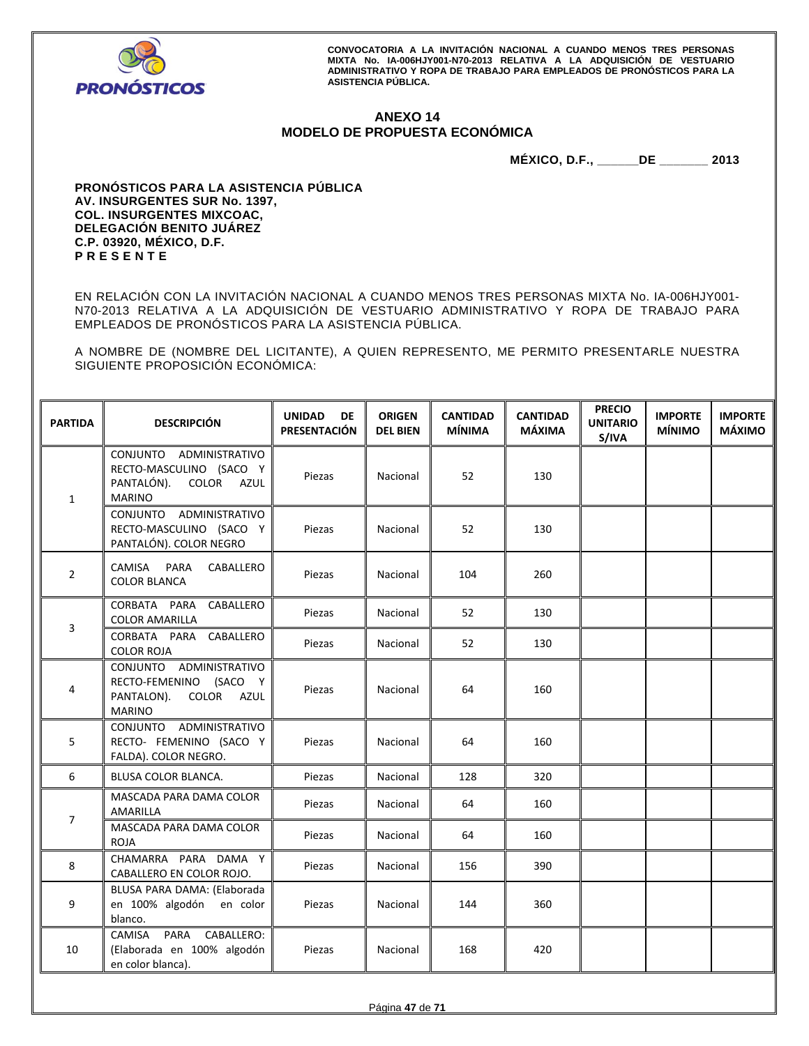CONVOCATORIA A LA INVITACIÓN NACIONAL A CUANDO MENOS TRES PERSONAS MIXTA No. IA-006HJY001-N70-2013 RELATIVA A LA ADQUISICIÓN DE VESTUARIO ADMINISTRATIVO Y ROPA DE TRABAJO PARA EMPLEADOS DE PRONÓSTICOS PARA LA ASISTENCIA PÚBLICA.

## ANEXO 14
## MODELO DE PROPUESTA ECONÓMICA

**MÉXICO, D.F., ______DE _______ 2013**

**PRONÓSTICOS PARA LA ASISTENCIA PÚBLICA**
**AV. INSURGENTES SUR No. 1397,**
**COL. INSURGENTES MIXCOAC,**
**DELEGACIÓN BENITO JUÁREZ**
**C.P. 03920, MÉXICO, D.F.**
**P R E S E N T E**

EN RELACIÓN CON LA INVITACIÓN NACIONAL A CUANDO MENOS TRES PERSONAS MIXTA No. IA-006HJY001-N70-2013 RELATIVA A LA ADQUISICIÓN DE VESTUARIO ADMINISTRATIVO Y ROPA DE TRABAJO PARA EMPLEADOS DE PRONÓSTICOS PARA LA ASISTENCIA PÚBLICA.

A NOMBRE DE (NOMBRE DEL LICITANTE), A QUIEN REPRESENTO, ME PERMITO PRESENTARLE NUESTRA SIGUIENTE PROPOSICIÓN ECONÓMICA:

| PARTIDA | DESCRIPCIÓN | UNIDAD DE PRESENTACIÓN | ORIGEN DEL BIEN | CANTIDAD MÍNIMA | CANTIDAD MÁXIMA | PRECIO UNITARIO S/IVA | IMPORTE MÍNIMO | IMPORTE MÁXIMO |
|---|---|---|---|---|---|---|---|---|
| 1 | CONJUNTO ADMINISTRATIVO RECTO-MASCULINO (SACO Y PANTALÓN). COLOR AZUL MARINO | Piezas | Nacional | 52 | 130 | | | |
| | CONJUNTO ADMINISTRATIVO RECTO-MASCULINO (SACO Y PANTALÓN). COLOR NEGRO | Piezas | Nacional | 52 | 130 | | | |
| 2 | CAMISA PARA CABALLERO COLOR BLANCA | Piezas | Nacional | 104 | 260 | | | |
| 3 | CORBATA PARA CABALLERO COLOR AMARILLA | Piezas | Nacional | 52 | 130 | | | |
| | CORBATA PARA CABALLERO COLOR ROJA | Piezas | Nacional | 52 | 130 | | | |
| 4 | CONJUNTO ADMINISTRATIVO RECTO-FEMENINO (SACO Y PANTALON). COLOR AZUL MARINO | Piezas | Nacional | 64 | 160 | | | |
| 5 | CONJUNTO ADMINISTRATIVO RECTO- FEMENINO (SACO Y FALDA). COLOR NEGRO. | Piezas | Nacional | 64 | 160 | | | |
| 6 | BLUSA COLOR BLANCA. | Piezas | Nacional | 128 | 320 | | | |
| 7 | MASCADA PARA DAMA COLOR AMARILLA | Piezas | Nacional | 64 | 160 | | | |
| | MASCADA PARA DAMA COLOR ROJA | Piezas | Nacional | 64 | 160 | | | |
| 8 | CHAMARRA PARA DAMA Y CABALLERO EN COLOR ROJO. | Piezas | Nacional | 156 | 390 | | | |
| 9 | BLUSA PARA DAMA: (Elaborada en 100% algodón en color blanco. | Piezas | Nacional | 144 | 360 | | | |
| 10 | CAMISA PARA CABALLERO: (Elaborada en 100% algodón en color blanca). | Piezas | Nacional | 168 | 420 | | | |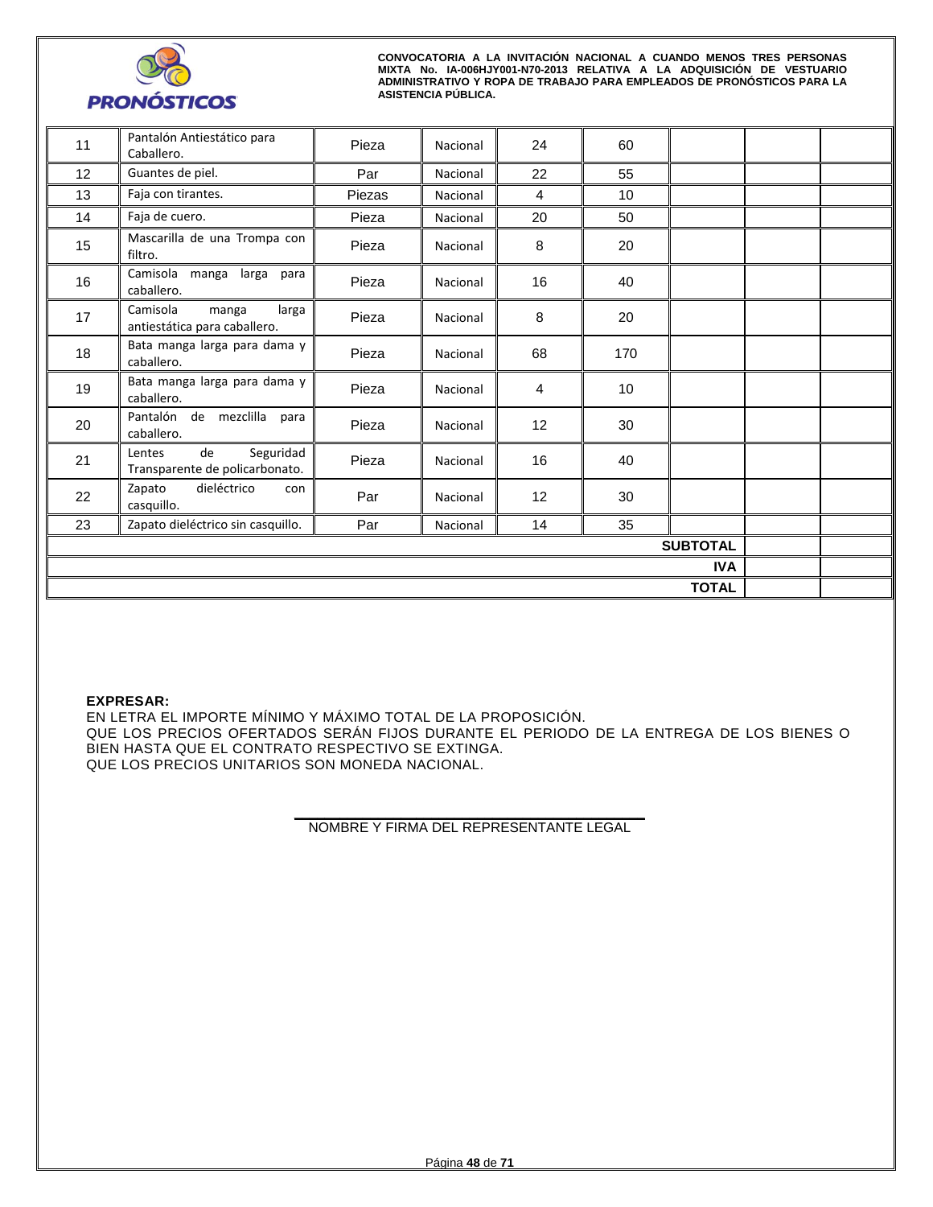| 11 | Pantalón Antiestático para Caballero. | Pieza | Nacional | 24 | 60 | | | |
|---|---|---|---|---|---|---|---|---|
| 12 | Guantes de piel. | Par | Nacional | 22 | 55 | | | |
| 13 | Faja con tirantes. | Piezas | Nacional | 4 | 10 | | | |
| 14 | Faja de cuero. | Pieza | Nacional | 20 | 50 | | | |
| 15 | Mascarilla de una Trompa con filtro. | Pieza | Nacional | 8 | 20 | | | |
| 16 | Camisola manga larga para caballero. | Pieza | Nacional | 16 | 40 | | | |
| 17 | Camisola manga larga antiestática para caballero. | Pieza | Nacional | 8 | 20 | | | |
| 18 | Bata manga larga para dama y caballero. | Pieza | Nacional | 68 | 170 | | | |
| 19 | Bata manga larga para dama y caballero. | Pieza | Nacional | 4 | 10 | | | |
| 20 | Pantalón de mezclilla para caballero. | Pieza | Nacional | 12 | 30 | | | |
| 21 | Lentes de Seguridad Transparente de policarbonato. | Pieza | Nacional | 16 | 40 | | | |
| 22 | Zapato dieléctrico con casquillo. | Par | Nacional | 12 | 30 | | | |
| 23 | Zapato dieléctrico sin casquillo. | Par | Nacional | 14 | 35 | | | |
| | | | | | | **SUBTOTAL** | | |
| | | | | | | **IVA** | | |
| | | | | | | **TOTAL** | | |

**EXPRESAR:**
EN LETRA EL IMPORTE MÍNIMO Y MÁXIMO TOTAL DE LA PROPOSICIÓN.
QUE LOS PRECIOS OFERTADOS SERÁN FIJOS DURANTE EL PERIODO DE LA ENTREGA DE LOS BIENES O BIEN HASTA QUE EL CONTRATO RESPECTIVO SE EXTINGA.
QUE LOS PRECIOS UNITARIOS SON MONEDA NACIONAL.

NOMBRE Y FIRMA DEL REPRESENTANTE LEGAL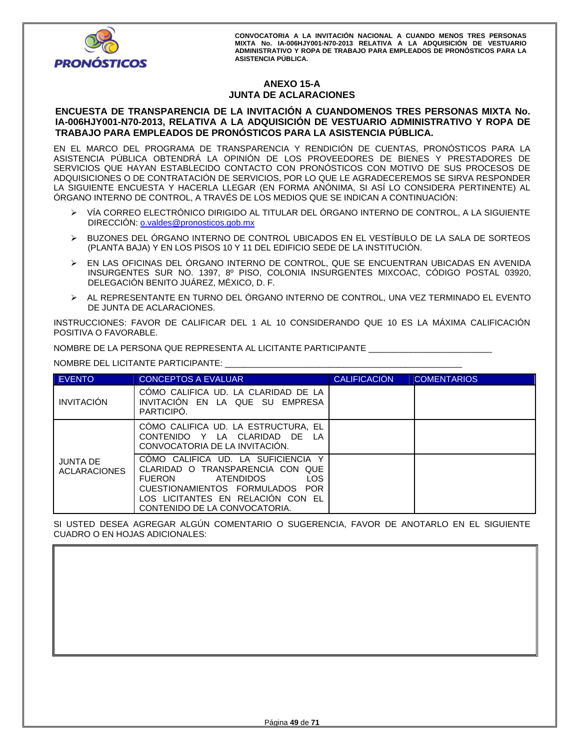## ANEXO 15-A
## JUNTA DE ACLARACIONES

**ENCUESTA DE TRANSPARENCIA DE LA INVITACIÓN A CUANDOMENOS TRES PERSONAS MIXTA No. IA-006HJY001-N70-2013, RELATIVA A LA ADQUISICIÓN DE VESTUARIO ADMINISTRATIVO Y ROPA DE TRABAJO PARA EMPLEADOS DE PRONÓSTICOS PARA LA ASISTENCIA PÚBLICA.**

EN EL MARCO DEL PROGRAMA DE TRANSPARENCIA Y RENDICIÓN DE CUENTAS, PRONÓSTICOS PARA LA ASISTENCIA PÚBLICA OBTENDRÁ LA OPINIÓN DE LOS PROVEEDORES DE BIENES Y PRESTADORES DE SERVICIOS QUE HAYAN ESTABLECIDO CONTACTO CON PRONÓSTICOS CON MOTIVO DE SUS PROCESOS DE ADQUISICIONES O DE CONTRATACIÓN DE SERVICIOS, POR LO QUE LE AGRADECEREMOS SE SIRVA RESPONDER LA SIGUIENTE ENCUESTA Y HACERLA LLEGAR (EN FORMA ANÓNIMA, SI ASÍ LO CONSIDERA PERTINENTE) AL ÓRGANO INTERNO DE CONTROL, A TRAVÉS DE LOS MEDIOS QUE SE INDICAN A CONTINUACIÓN:

- VÍA CORREO ELECTRÓNICO DIRIGIDO AL TITULAR DEL ÓRGANO INTERNO DE CONTROL, A LA SIGUIENTE DIRECCIÓN: o.valdes@pronosticos.gob.mx
- BUZONES DEL ÓRGANO INTERNO DE CONTROL UBICADOS EN EL VESTÍBULO DE LA SALA DE SORTEOS (PLANTA BAJA) Y EN LOS PISOS 10 Y 11 DEL EDIFICIO SEDE DE LA INSTITUCIÓN.
- EN LAS OFICINAS DEL ÓRGANO INTERNO DE CONTROL, QUE SE ENCUENTRAN UBICADAS EN AVENIDA INSURGENTES SUR NO. 1397, 8º PISO, COLONIA INSURGENTES MIXCOAC, CÓDIGO POSTAL 03920, DELEGACIÓN BENITO JUÁREZ, MÉXICO, D. F.
- AL REPRESENTANTE EN TURNO DEL ÓRGANO INTERNO DE CONTROL, UNA VEZ TERMINADO EL EVENTO DE JUNTA DE ACLARACIONES.

INSTRUCCIONES: FAVOR DE CALIFICAR DEL 1 AL 10 CONSIDERANDO QUE 10 ES LA MÁXIMA CALIFICACIÓN POSITIVA O FAVORABLE.

NOMBRE DE LA PERSONA QUE REPRESENTA AL LICITANTE PARTICIPANTE _________________________

NOMBRE DEL LICITANTE PARTICIPANTE: ________________________________________________

| EVENTO | CONCEPTOS A EVALUAR | CALIFICACIÓN | COMENTARIOS |
|---|---|---|---|
| INVITACIÓN | CÓMO CALIFICA UD. LA CLARIDAD DE LA INVITACIÓN EN LA QUE SU EMPRESA PARTICIPÓ. | | |
| JUNTA DE ACLARACIONES | CÓMO CALIFICA UD. LA ESTRUCTURA, EL CONTENIDO Y LA CLARIDAD DE LA CONVOCATORIA DE LA INVITACIÓN. | | |
| | CÓMO CALIFICA UD. LA SUFICIENCIA Y CLARIDAD O TRANSPARENCIA CON QUE FUERON ATENDIDOS LOS CUESTIONAMIENTOS FORMULADOS POR LOS LICITANTES EN RELACIÓN CON EL CONTENIDO DE LA CONVOCATORIA. | | |

SI USTED DESEA AGREGAR ALGÚN COMENTARIO O SUGERENCIA, FAVOR DE ANOTARLO EN EL SIGUIENTE CUADRO O EN HOJAS ADICIONALES: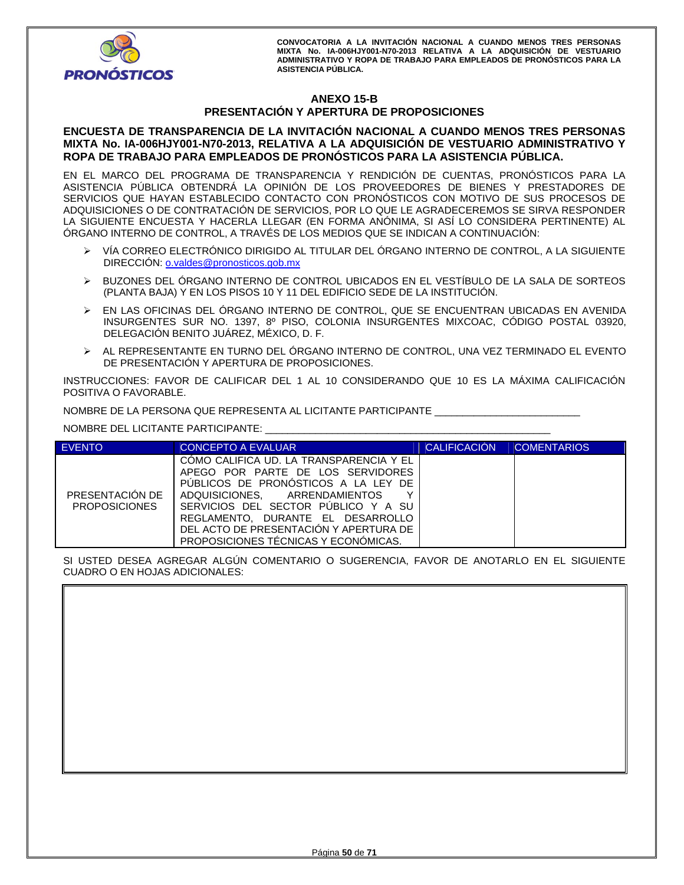## ANEXO 15-B
## PRESENTACIÓN Y APERTURA DE PROPOSICIONES

**ENCUESTA DE TRANSPARENCIA DE LA INVITACIÓN NACIONAL A CUANDO MENOS TRES PERSONAS MIXTA No. IA-006HJY001-N70-2013, RELATIVA A LA ADQUISICIÓN DE VESTUARIO ADMINISTRATIVO Y ROPA DE TRABAJO PARA EMPLEADOS DE PRONÓSTICOS PARA LA ASISTENCIA PÚBLICA.**

EN EL MARCO DEL PROGRAMA DE TRANSPARENCIA Y RENDICIÓN DE CUENTAS, PRONÓSTICOS PARA LA ASISTENCIA PÚBLICA OBTENDRÁ LA OPINIÓN DE LOS PROVEEDORES DE BIENES Y PRESTADORES DE SERVICIOS QUE HAYAN ESTABLECIDO CONTACTO CON PRONÓSTICOS CON MOTIVO DE SUS PROCESOS DE ADQUISICIONES O DE CONTRATACIÓN DE SERVICIOS, POR LO QUE LE AGRADECEREMOS SE SIRVA RESPONDER LA SIGUIENTE ENCUESTA Y HACERLA LLEGAR (EN FORMA ANÓNIMA, SI ASÍ LO CONSIDERA PERTINENTE) AL ÓRGANO INTERNO DE CONTROL, A TRAVÉS DE LOS MEDIOS QUE SE INDICAN A CONTINUACIÓN:

- VÍA CORREO ELECTRÓNICO DIRIGIDO AL TITULAR DEL ÓRGANO INTERNO DE CONTROL, A LA SIGUIENTE DIRECCIÓN: o.valdes@pronosticos.gob.mx
- BUZONES DEL ÓRGANO INTERNO DE CONTROL UBICADOS EN EL VESTÍBULO DE LA SALA DE SORTEOS (PLANTA BAJA) Y EN LOS PISOS 10 Y 11 DEL EDIFICIO SEDE DE LA INSTITUCIÓN.
- EN LAS OFICINAS DEL ÓRGANO INTERNO DE CONTROL, QUE SE ENCUENTRAN UBICADAS EN AVENIDA INSURGENTES SUR NO. 1397, 8º PISO, COLONIA INSURGENTES MIXCOAC, CÓDIGO POSTAL 03920, DELEGACIÓN BENITO JUÁREZ, MÉXICO, D. F.
- AL REPRESENTANTE EN TURNO DEL ÓRGANO INTERNO DE CONTROL, UNA VEZ TERMINADO EL EVENTO DE PRESENTACIÓN Y APERTURA DE PROPOSICIONES.

INSTRUCCIONES: FAVOR DE CALIFICAR DEL 1 AL 10 CONSIDERANDO QUE 10 ES LA MÁXIMA CALIFICACIÓN POSITIVA O FAVORABLE.

NOMBRE DE LA PERSONA QUE REPRESENTA AL LICITANTE PARTICIPANTE ________________________

NOMBRE DEL LICITANTE PARTICIPANTE: ________________________________________________

| EVENTO | CONCEPTO A EVALUAR | CALIFICACIÓN | COMENTARIOS |
|---|---|---|---|
| PRESENTACIÓN DE PROPOSICIONES | CÓMO CALIFICA UD. LA TRANSPARENCIA Y EL APEGO POR PARTE DE LOS SERVIDORES PÚBLICOS DE PRONÓSTICOS A LA LEY DE ADQUISICIONES, ARRENDAMIENTOS Y SERVICIOS DEL SECTOR PÚBLICO Y A SU REGLAMENTO, DURANTE EL DESARROLLO DEL ACTO DE PRESENTACIÓN Y APERTURA DE PROPOSICIONES TÉCNICAS Y ECONÓMICAS. | | |

SI USTED DESEA AGREGAR ALGÚN COMENTARIO O SUGERENCIA, FAVOR DE ANOTARLO EN EL SIGUIENTE CUADRO O EN HOJAS ADICIONALES:

| |
|---|
| |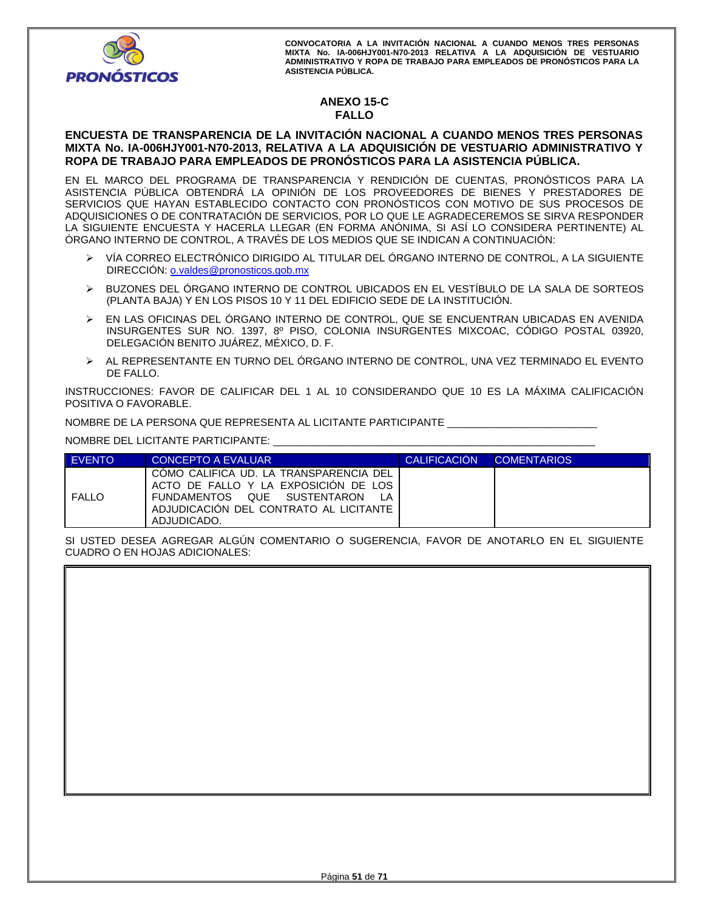## ANEXO 15-C
## FALLO

### ENCUESTA DE TRANSPARENCIA DE LA INVITACIÓN NACIONAL A CUANDO MENOS TRES PERSONAS MIXTA No. IA-006HJY001-N70-2013, RELATIVA A LA ADQUISICIÓN DE VESTUARIO ADMINISTRATIVO Y ROPA DE TRABAJO PARA EMPLEADOS DE PRONÓSTICOS PARA LA ASISTENCIA PÚBLICA.

EN EL MARCO DEL PROGRAMA DE TRANSPARENCIA Y RENDICIÓN DE CUENTAS, PRONÓSTICOS PARA LA ASISTENCIA PÚBLICA OBTENDRÁ LA OPINIÓN DE LOS PROVEEDORES DE BIENES Y PRESTADORES DE SERVICIOS QUE HAYAN ESTABLECIDO CONTACTO CON PRONÓSTICOS CON MOTIVO DE SUS PROCESOS DE ADQUISICIONES O DE CONTRATACIÓN DE SERVICIOS, POR LO QUE LE AGRADECEREMOS SE SIRVA RESPONDER LA SIGUIENTE ENCUESTA Y HACERLA LLEGAR (EN FORMA ANÓNIMA, SI ASÍ LO CONSIDERA PERTINENTE) AL ÓRGANO INTERNO DE CONTROL, A TRAVÉS DE LOS MEDIOS QUE SE INDICAN A CONTINUACIÓN:

- VÍA CORREO ELECTRÓNICO DIRIGIDO AL TITULAR DEL ÓRGANO INTERNO DE CONTROL, A LA SIGUIENTE DIRECCIÓN: o.valdes@pronosticos.gob.mx
- BUZONES DEL ÓRGANO INTERNO DE CONTROL UBICADOS EN EL VESTÍBULO DE LA SALA DE SORTEOS (PLANTA BAJA) Y EN LOS PISOS 10 Y 11 DEL EDIFICIO SEDE DE LA INSTITUCIÓN.
- EN LAS OFICINAS DEL ÓRGANO INTERNO DE CONTROL, QUE SE ENCUENTRAN UBICADAS EN AVENIDA INSURGENTES SUR NO. 1397, 8º PISO, COLONIA INSURGENTES MIXCOAC, CÓDIGO POSTAL 03920, DELEGACIÓN BENITO JUÁREZ, MÉXICO, D. F.
- AL REPRESENTANTE EN TURNO DEL ÓRGANO INTERNO DE CONTROL, UNA VEZ TERMINADO EL EVENTO DE FALLO.

INSTRUCCIONES: FAVOR DE CALIFICAR DEL 1 AL 10 CONSIDERANDO QUE 10 ES LA MÁXIMA CALIFICACIÓN POSITIVA O FAVORABLE.

NOMBRE DE LA PERSONA QUE REPRESENTA AL LICITANTE PARTICIPANTE _________________________

NOMBRE DEL LICITANTE PARTICIPANTE: _____________________________________________________

| EVENTO | CONCEPTO A EVALUAR | CALIFICACIÓN | COMENTARIOS |
|---|---|---|---|
| FALLO | CÓMO CALIFICA UD. LA TRANSPARENCIA DEL ACTO DE FALLO Y LA EXPOSICIÓN DE LOS FUNDAMENTOS QUE SUSTENTARON LA ADJUDICACIÓN DEL CONTRATO AL LICITANTE ADJUDICADO. | | |

SI USTED DESEA AGREGAR ALGÚN COMENTARIO O SUGERENCIA, FAVOR DE ANOTARLO EN EL SIGUIENTE CUADRO O EN HOJAS ADICIONALES:

| |
|---|
| |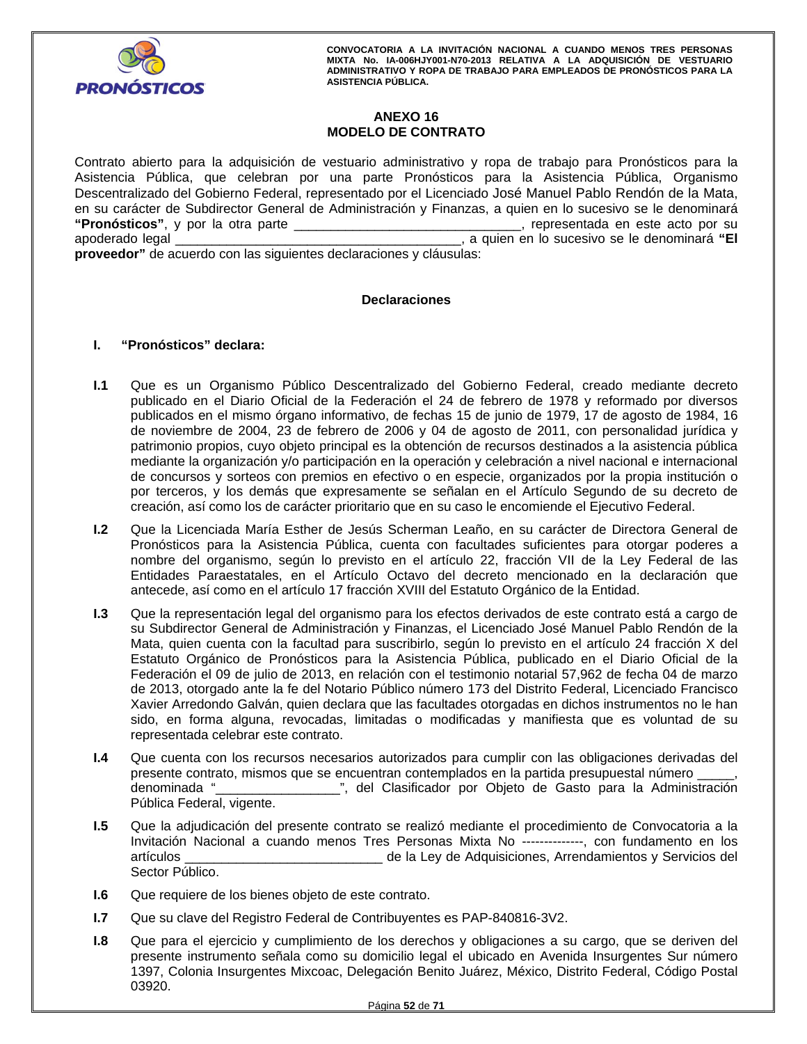## ANEXO 16
## MODELO DE CONTRATO

Contrato abierto para la adquisición de vestuario administrativo y ropa de trabajo para Pronósticos para la Asistencia Pública, que celebran por una parte Pronósticos para la Asistencia Pública, Organismo Descentralizado del Gobierno Federal, representado por el Licenciado José Manuel Pablo Rendón de la Mata, en su carácter de Subdirector General de Administración y Finanzas, a quien en lo sucesivo se le denominará **"Pronósticos"**, y por la otra parte ______________________________, representada en este acto por su apoderado legal ______________________________________, a quien en lo sucesivo se le denominará **"El proveedor"** de acuerdo con las siguientes declaraciones y cláusulas:

### Declaraciones

**I. "Pronósticos" declara:**

**I.1** Que es un Organismo Público Descentralizado del Gobierno Federal, creado mediante decreto publicado en el Diario Oficial de la Federación el 24 de febrero de 1978 y reformado por diversos publicados en el mismo órgano informativo, de fechas 15 de junio de 1979, 17 de agosto de 1984, 16 de noviembre de 2004, 23 de febrero de 2006 y 04 de agosto de 2011, con personalidad jurídica y patrimonio propios, cuyo objeto principal es la obtención de recursos destinados a la asistencia pública mediante la organización y/o participación en la operación y celebración a nivel nacional e internacional de concursos y sorteos con premios en efectivo o en especie, organizados por la propia institución o por terceros, y los demás que expresamente se señalan en el Artículo Segundo de su decreto de creación, así como los de carácter prioritario que en su caso le encomiende el Ejecutivo Federal.

**I.2** Que la Licenciada María Esther de Jesús Scherman Leaño, en su carácter de Directora General de Pronósticos para la Asistencia Pública, cuenta con facultades suficientes para otorgar poderes a nombre del organismo, según lo previsto en el artículo 22, fracción VII de la Ley Federal de las Entidades Paraestatales, en el Artículo Octavo del decreto mencionado en la declaración que antecede, así como en el artículo 17 fracción XVIII del Estatuto Orgánico de la Entidad.

**I.3** Que la representación legal del organismo para los efectos derivados de este contrato está a cargo de su Subdirector General de Administración y Finanzas, el Licenciado José Manuel Pablo Rendón de la Mata, quien cuenta con la facultad para suscribirlo, según lo previsto en el artículo 24 fracción X del Estatuto Orgánico de Pronósticos para la Asistencia Pública, publicado en el Diario Oficial de la Federación el 09 de julio de 2013, en relación con el testimonio notarial 57,962 de fecha 04 de marzo de 2013, otorgado ante la fe del Notario Público número 173 del Distrito Federal, Licenciado Francisco Xavier Arredondo Galván, quien declara que las facultades otorgadas en dichos instrumentos no le han sido, en forma alguna, revocadas, limitadas o modificadas y manifiesta que es voluntad de su representada celebrar este contrato.

**I.4** Que cuenta con los recursos necesarios autorizados para cumplir con las obligaciones derivadas del presente contrato, mismos que se encuentran contemplados en la partida presupuestal número _____, denominada "_________________", del Clasificador por Objeto de Gasto para la Administración Pública Federal, vigente.

**I.5** Que la adjudicación del presente contrato se realizó mediante el procedimiento de Convocatoria a la Invitación Nacional a cuando menos Tres Personas Mixta No -------------, con fundamento en los artículos ___________________________ de la Ley de Adquisiciones, Arrendamientos y Servicios del Sector Público.

**I.6** Que requiere de los bienes objeto de este contrato.

**I.7** Que su clave del Registro Federal de Contribuyentes es PAP-840816-3V2.

**I.8** Que para el ejercicio y cumplimiento de los derechos y obligaciones a su cargo, que se deriven del presente instrumento señala como su domicilio legal el ubicado en Avenida Insurgentes Sur número 1397, Colonia Insurgentes Mixcoac, Delegación Benito Juárez, México, Distrito Federal, Código Postal 03920.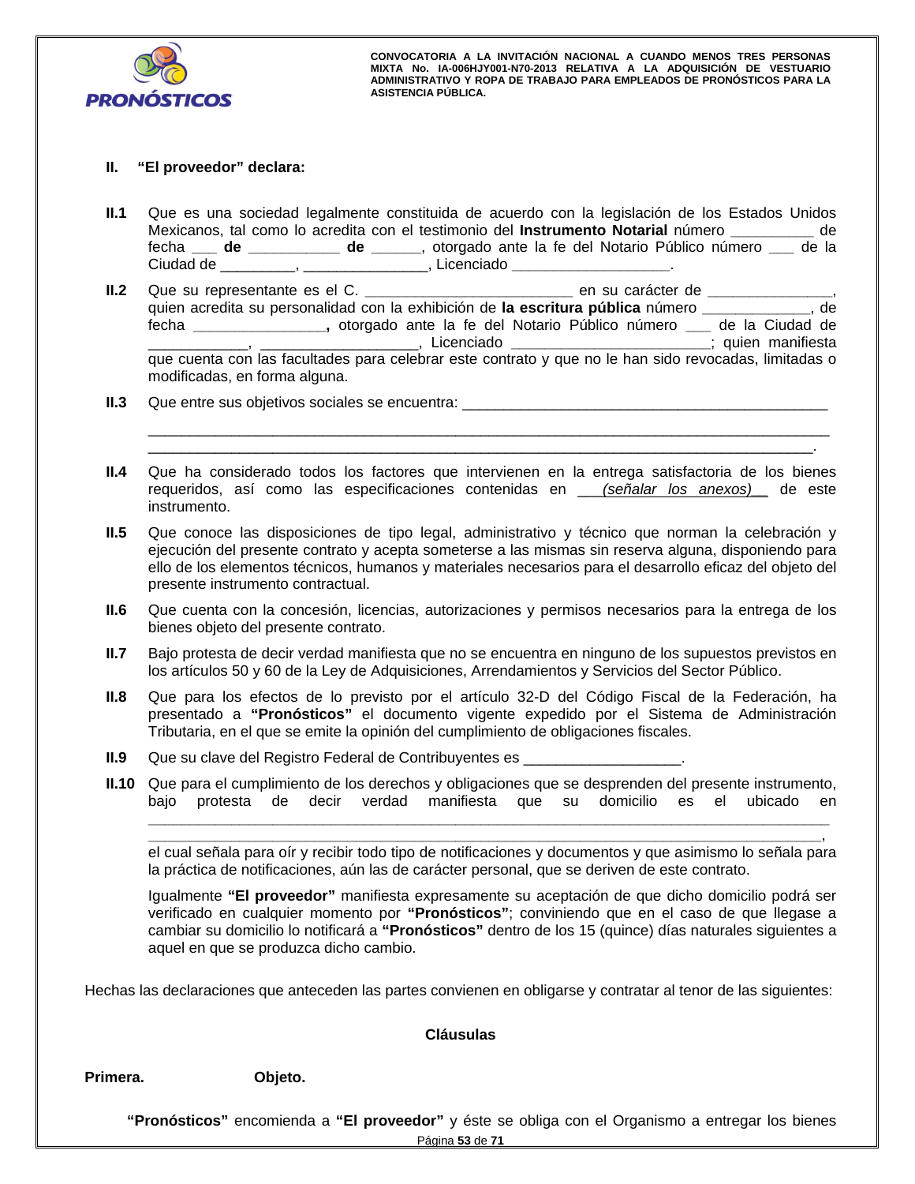**II. "El proveedor" declara:**

**II.1** Que es una sociedad legalmente constituida de acuerdo con la legislación de los Estados Unidos Mexicanos, tal como lo acredita con el testimonio del **Instrumento Notarial** número __________ de fecha ___ **de** ___________ **de** ______, otorgado ante la fe del Notario Público número ___ de la Ciudad de _________, _______________, Licenciado ___________________.

**II.2** Que su representante es el C. __________________________ en su carácter de _______________, quien acredita su personalidad con la exhibición de **la escritura pública** número _____________, de fecha ________________**,** otorgado ante la fe del Notario Público número ___ de la Ciudad de ____________, ___________________, Licenciado ________________________; quien manifiesta que cuenta con las facultades para celebrar este contrato y que no le han sido revocadas, limitadas o modificadas, en forma alguna.

**II.3** Que entre sus objetivos sociales se encuentra: _______________________________________________ ______________________________________________________________________________________ _____________________________________________________________________________________.

**II.4** Que ha considerado todos los factores que intervienen en la entrega satisfactoria de los bienes requeridos, así como las especificaciones contenidas en ___*(señalar los anexos)*__ de este instrumento.

**II.5** Que conoce las disposiciones de tipo legal, administrativo y técnico que norman la celebración y ejecución del presente contrato y acepta someterse a las mismas sin reserva alguna, disponiendo para ello de los elementos técnicos, humanos y materiales necesarios para el desarrollo eficaz del objeto del presente instrumento contractual.

**II.6** Que cuenta con la concesión, licencias, autorizaciones y permisos necesarios para la entrega de los bienes objeto del presente contrato.

**II.7** Bajo protesta de decir verdad manifiesta que no se encuentra en ninguno de los supuestos previstos en los artículos 50 y 60 de la Ley de Adquisiciones, Arrendamientos y Servicios del Sector Público.

**II.8** Que para los efectos de lo previsto por el artículo 32-D del Código Fiscal de la Federación, ha presentado a **"Pronósticos"** el documento vigente expedido por el Sistema de Administración Tributaria, en el que se emite la opinión del cumplimiento de obligaciones fiscales.

**II.9** Que su clave del Registro Federal de Contribuyentes es ___________________.

**II.10** Que para el cumplimiento de los derechos y obligaciones que se desprenden del presente instrumento, bajo protesta de decir verdad manifiesta que su domicilio es el ubicado en ______________________________________________________________________________________ ______________________________________________________________________________________, el cual señala para oír y recibir todo tipo de notificaciones y documentos y que asimismo lo señala para la práctica de notificaciones, aún las de carácter personal, que se deriven de este contrato.

Igualmente **"El proveedor"** manifiesta expresamente su aceptación de que dicho domicilio podrá ser verificado en cualquier momento por **"Pronósticos"**; conviniendo que en el caso de que llegase a cambiar su domicilio lo notificará a **"Pronósticos"** dentro de los 15 (quince) días naturales siguientes a aquel en que se produzca dicho cambio.

Hechas las declaraciones que anteceden las partes convienen en obligarse y contratar al tenor de las siguientes:

**Cláusulas**

**Primera. Objeto.**

**"Pronósticos"** encomienda a **"El proveedor"** y éste se obliga con el Organismo a entregar los bienes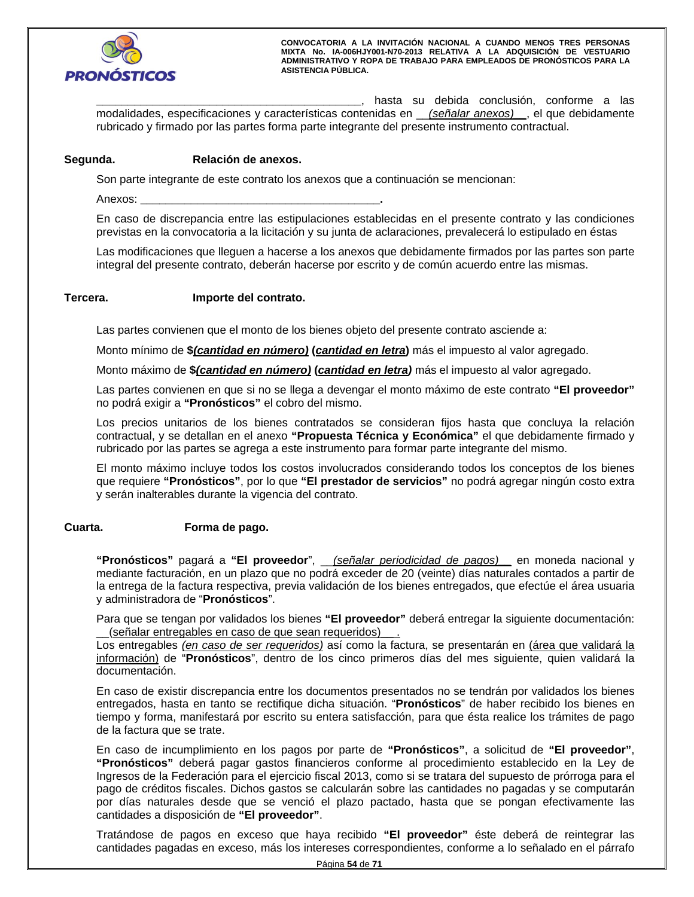__________________________________________, hasta su debida conclusión, conforme a las modalidades, especificaciones y características contenidas en __*(señalar anexos)*__, el que debidamente rubricado y firmado por las partes forma parte integrante del presente instrumento contractual.

**Segunda. Relación de anexos.**

Son parte integrante de este contrato los anexos que a continuación se mencionan:

Anexos: ______________________________________**.**

En caso de discrepancia entre las estipulaciones establecidas en el presente contrato y las condiciones previstas en la convocatoria a la licitación y su junta de aclaraciones, prevalecerá lo estipulado en éstas

Las modificaciones que lleguen a hacerse a los anexos que debidamente firmados por las partes son parte integral del presente contrato, deberán hacerse por escrito y de común acuerdo entre las mismas.

**Tercera. Importe del contrato.**

Las partes convienen que el monto de los bienes objeto del presente contrato asciende a:

Monto mínimo de **$*(cantidad en número)* (*cantidad en letra*)** más el impuesto al valor agregado.

Monto máximo de **$*(cantidad en número)* (*cantidad en letra)*** más el impuesto al valor agregado.

Las partes convienen en que si no se llega a devengar el monto máximo de este contrato **"El proveedor"** no podrá exigir a **"Pronósticos"** el cobro del mismo.

Los precios unitarios de los bienes contratados se consideran fijos hasta que concluya la relación contractual, y se detallan en el anexo **"Propuesta Técnica y Económica"** el que debidamente firmado y rubricado por las partes se agrega a este instrumento para formar parte integrante del mismo.

El monto máximo incluye todos los costos involucrados considerando todos los conceptos de los bienes que requiere **"Pronósticos"**, por lo que **"El prestador de servicios"** no podrá agregar ningún costo extra y serán inalterables durante la vigencia del contrato.

**Cuarta. Forma de pago.**

**"Pronósticos"** pagará a **"El proveedor**", __*(señalar periodicidad de pagos)*__ en moneda nacional y mediante facturación, en un plazo que no podrá exceder de 20 (veinte) días naturales contados a partir de la entrega de la factura respectiva, previa validación de los bienes entregados, que efectúe el área usuaria y administradora de "**Pronósticos**".

Para que se tengan por validados los bienes **"El proveedor"** deberá entregar la siguiente documentación: __(señalar entregables en caso de que sean requeridos)__.
Los entregables *(en caso de ser requeridos)* así como la factura, se presentarán en (área que validará la información) de "**Pronósticos**", dentro de los cinco primeros días del mes siguiente, quien validará la documentación.

En caso de existir discrepancia entre los documentos presentados no se tendrán por validados los bienes entregados, hasta en tanto se rectifique dicha situación. "**Pronósticos**" de haber recibido los bienes en tiempo y forma, manifestará por escrito su entera satisfacción, para que ésta realice los trámites de pago de la factura que se trate.

En caso de incumplimiento en los pagos por parte de **"Pronósticos"**, a solicitud de **"El proveedor"**, **"Pronósticos"** deberá pagar gastos financieros conforme al procedimiento establecido en la Ley de Ingresos de la Federación para el ejercicio fiscal 2013, como si se tratara del supuesto de prórroga para el pago de créditos fiscales. Dichos gastos se calcularán sobre las cantidades no pagadas y se computarán por días naturales desde que se venció el plazo pactado, hasta que se pongan efectivamente las cantidades a disposición de **"El proveedor"**.

Tratándose de pagos en exceso que haya recibido **"El proveedor"** éste deberá de reintegrar las cantidades pagadas en exceso, más los intereses correspondientes, conforme a lo señalado en el párrafo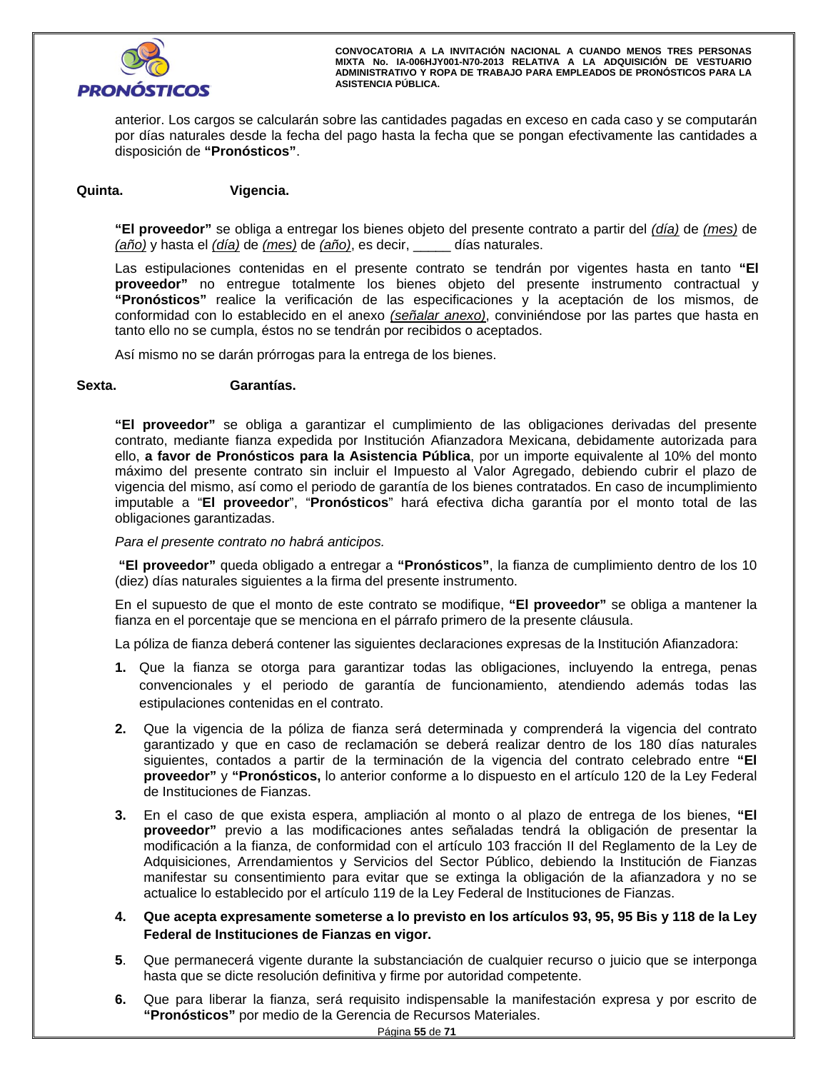anterior. Los cargos se calcularán sobre las cantidades pagadas en exceso en cada caso y se computarán por días naturales desde la fecha del pago hasta la fecha que se pongan efectivamente las cantidades a disposición de **"Pronósticos"**.

**Quinta. Vigencia.**

**"El proveedor"** se obliga a entregar los bienes objeto del presente contrato a partir del *(día)* de *(mes)* de *(año)* y hasta el *(día)* de *(mes)* de *(año)*, es decir, _____ días naturales.

Las estipulaciones contenidas en el presente contrato se tendrán por vigentes hasta en tanto **"El proveedor"** no entregue totalmente los bienes objeto del presente instrumento contractual y **"Pronósticos"** realice la verificación de las especificaciones y la aceptación de los mismos, de conformidad con lo establecido en el anexo *(señalar anexo)*, conviniéndose por las partes que hasta en tanto ello no se cumpla, éstos no se tendrán por recibidos o aceptados.

Así mismo no se darán prórrogas para la entrega de los bienes.

**Sexta. Garantías.**

**"El proveedor"** se obliga a garantizar el cumplimiento de las obligaciones derivadas del presente contrato, mediante fianza expedida por Institución Afianzadora Mexicana, debidamente autorizada para ello, **a favor de Pronósticos para la Asistencia Pública**, por un importe equivalente al 10% del monto máximo del presente contrato sin incluir el Impuesto al Valor Agregado, debiendo cubrir el plazo de vigencia del mismo, así como el periodo de garantía de los bienes contratados. En caso de incumplimiento imputable a "**El proveedor**", "**Pronósticos**" hará efectiva dicha garantía por el monto total de las obligaciones garantizadas.

*Para el presente contrato no habrá anticipos.*

**"El proveedor"** queda obligado a entregar a **"Pronósticos"**, la fianza de cumplimiento dentro de los 10 (diez) días naturales siguientes a la firma del presente instrumento.

En el supuesto de que el monto de este contrato se modifique, **"El proveedor"** se obliga a mantener la fianza en el porcentaje que se menciona en el párrafo primero de la presente cláusula.

La póliza de fianza deberá contener las siguientes declaraciones expresas de la Institución Afianzadora:

1. Que la fianza se otorga para garantizar todas las obligaciones, incluyendo la entrega, penas convencionales y el periodo de garantía de funcionamiento, atendiendo además todas las estipulaciones contenidas en el contrato.
2. Que la vigencia de la póliza de fianza será determinada y comprenderá la vigencia del contrato garantizado y que en caso de reclamación se deberá realizar dentro de los 180 días naturales siguientes, contados a partir de la terminación de la vigencia del contrato celebrado entre **"El proveedor"** y **"Pronósticos,** lo anterior conforme a lo dispuesto en el artículo 120 de la Ley Federal de Instituciones de Fianzas.
3. En el caso de que exista espera, ampliación al monto o al plazo de entrega de los bienes, **"El proveedor"** previo a las modificaciones antes señaladas tendrá la obligación de presentar la modificación a la fianza, de conformidad con el artículo 103 fracción II del Reglamento de la Ley de Adquisiciones, Arrendamientos y Servicios del Sector Público, debiendo la Institución de Fianzas manifestar su consentimiento para evitar que se extinga la obligación de la afianzadora y no se actualice lo establecido por el artículo 119 de la Ley Federal de Instituciones de Fianzas.
4. **Que acepta expresamente someterse a lo previsto en los artículos 93, 95, 95 Bis y 118 de la Ley Federal de Instituciones de Fianzas en vigor.**
5. Que permanecerá vigente durante la substanciación de cualquier recurso o juicio que se interponga hasta que se dicte resolución definitiva y firme por autoridad competente.
6. Que para liberar la fianza, será requisito indispensable la manifestación expresa y por escrito de **"Pronósticos"** por medio de la Gerencia de Recursos Materiales.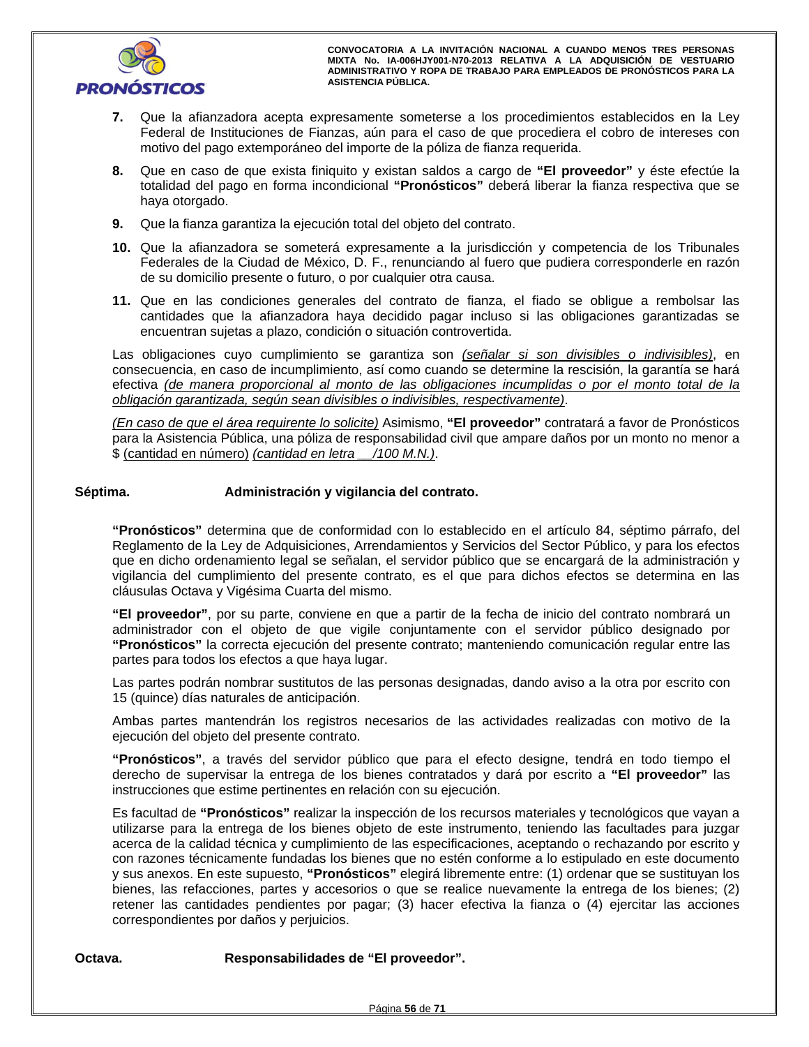7. Que la afianzadora acepta expresamente someterse a los procedimientos establecidos en la Ley Federal de Instituciones de Fianzas, aún para el caso de que procediera el cobro de intereses con motivo del pago extemporáneo del importe de la póliza de fianza requerida.

8. Que en caso de que exista finiquito y existan saldos a cargo de **"El proveedor"** y éste efectúe la totalidad del pago en forma incondicional **"Pronósticos"** deberá liberar la fianza respectiva que se haya otorgado.

9. Que la fianza garantiza la ejecución total del objeto del contrato.

10. Que la afianzadora se someterá expresamente a la jurisdicción y competencia de los Tribunales Federales de la Ciudad de México, D. F., renunciando al fuero que pudiera corresponderle en razón de su domicilio presente o futuro, o por cualquier otra causa.

11. Que en las condiciones generales del contrato de fianza, el fiado se obligue a rembolsar las cantidades que la afianzadora haya decidido pagar incluso si las obligaciones garantizadas se encuentran sujetas a plazo, condición o situación controvertida.

Las obligaciones cuyo cumplimiento se garantiza son *<u>(señalar si son divisibles o indivisibles)</u>*, en consecuencia, en caso de incumplimiento, así como cuando se determine la rescisión, la garantía se hará efectiva *<u>(de manera proporcional al monto de las obligaciones incumplidas o por el monto total de la obligación garantizada, según sean divisibles o indivisibles, respectivamente)</u>*.

*<u>(En caso de que el área requirente lo solicite)</u>* Asimismo, **"El proveedor"** contratará a favor de Pronósticos para la Asistencia Pública, una póliza de responsabilidad civil que ampare daños por un monto no menor a $ <u>(cantidad en número)</u> *<u>(cantidad en letra __/100 M.N.)</u>*.

**Séptima. Administración y vigilancia del contrato.**

**"Pronósticos"** determina que de conformidad con lo establecido en el artículo 84, séptimo párrafo, del Reglamento de la Ley de Adquisiciones, Arrendamientos y Servicios del Sector Público, y para los efectos que en dicho ordenamiento legal se señalan, el servidor público que se encargará de la administración y vigilancia del cumplimiento del presente contrato, es el que para dichos efectos se determina en las cláusulas Octava y Vigésima Cuarta del mismo.

**"El proveedor"**, por su parte, conviene en que a partir de la fecha de inicio del contrato nombrará un administrador con el objeto de que vigile conjuntamente con el servidor público designado por **"Pronósticos"** la correcta ejecución del presente contrato; manteniendo comunicación regular entre las partes para todos los efectos a que haya lugar.

Las partes podrán nombrar sustitutos de las personas designadas, dando aviso a la otra por escrito con 15 (quince) días naturales de anticipación.

Ambas partes mantendrán los registros necesarios de las actividades realizadas con motivo de la ejecución del objeto del presente contrato.

**"Pronósticos"**, a través del servidor público que para el efecto designe, tendrá en todo tiempo el derecho de supervisar la entrega de los bienes contratados y dará por escrito a **"El proveedor"** las instrucciones que estime pertinentes en relación con su ejecución.

Es facultad de **"Pronósticos"** realizar la inspección de los recursos materiales y tecnológicos que vayan a utilizarse para la entrega de los bienes objeto de este instrumento, teniendo las facultades para juzgar acerca de la calidad técnica y cumplimiento de las especificaciones, aceptando o rechazando por escrito y con razones técnicamente fundadas los bienes que no estén conforme a lo estipulado en este documento y sus anexos. En este supuesto, **"Pronósticos"** elegirá libremente entre: (1) ordenar que se sustituyan los bienes, las refacciones, partes y accesorios o que se realice nuevamente la entrega de los bienes; (2) retener las cantidades pendientes por pagar; (3) hacer efectiva la fianza o (4) ejercitar las acciones correspondientes por daños y perjuicios.

**Octava. Responsabilidades de "El proveedor".**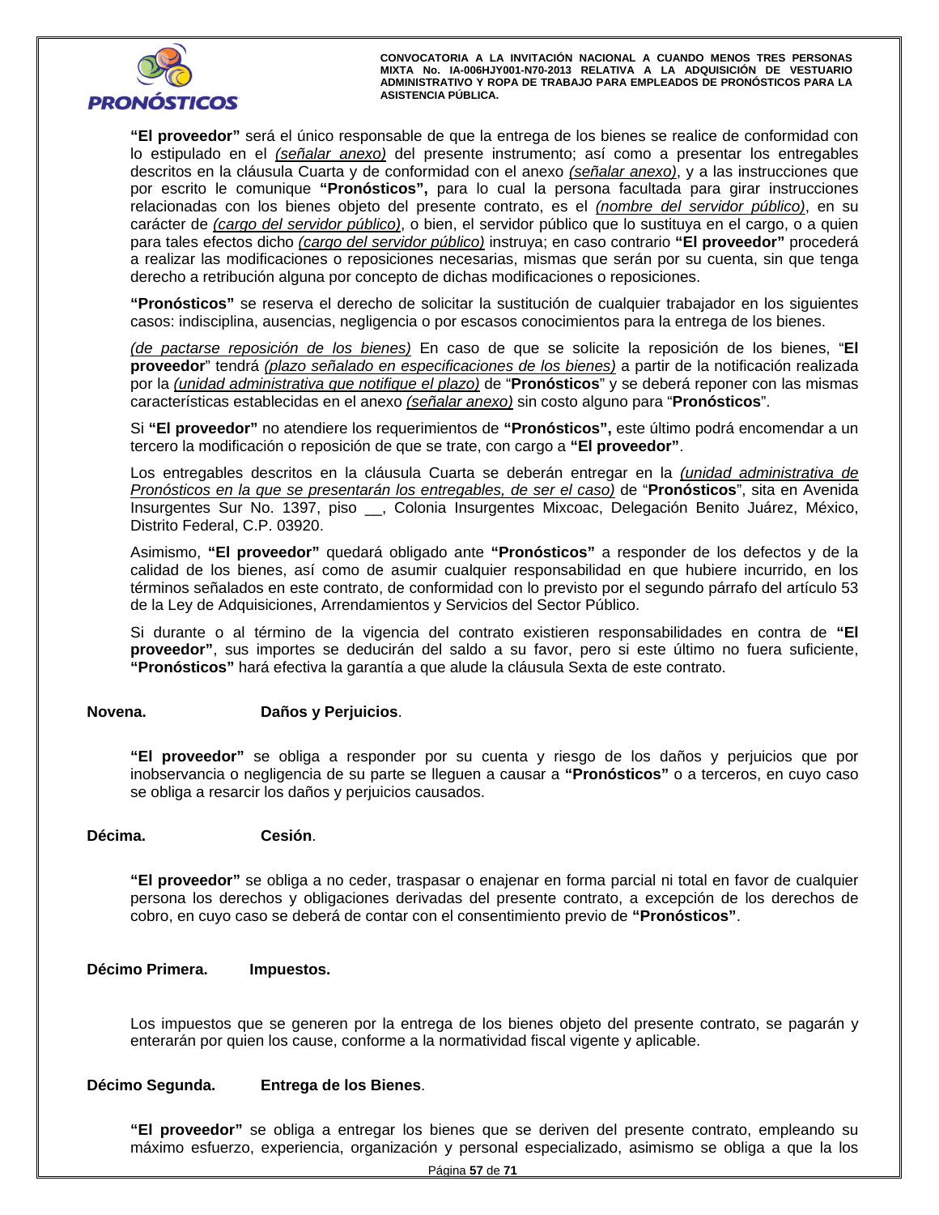**"El proveedor"** será el único responsable de que la entrega de los bienes se realice de conformidad con lo estipulado en el *(señalar anexo)* del presente instrumento; así como a presentar los entregables descritos en la cláusula Cuarta y de conformidad con el anexo *(señalar anexo)*, y a las instrucciones que por escrito le comunique **"Pronósticos",** para lo cual la persona facultada para girar instrucciones relacionadas con los bienes objeto del presente contrato, es el *(nombre del servidor público)*, en su carácter de *(cargo del servidor público)*, o bien, el servidor público que lo sustituya en el cargo, o a quien para tales efectos dicho *(cargo del servidor público)* instruya; en caso contrario **"El proveedor"** procederá a realizar las modificaciones o reposiciones necesarias, mismas que serán por su cuenta, sin que tenga derecho a retribución alguna por concepto de dichas modificaciones o reposiciones.

**"Pronósticos"** se reserva el derecho de solicitar la sustitución de cualquier trabajador en los siguientes casos: indisciplina, ausencias, negligencia o por escasos conocimientos para la entrega de los bienes.

*(de pactarse reposición de los bienes)* En caso de que se solicite la reposición de los bienes, "**El proveedor**" tendrá *(plazo señalado en especificaciones de los bienes)* a partir de la notificación realizada por la *(unidad administrativa que notifique el plazo)* de "**Pronósticos**" y se deberá reponer con las mismas características establecidas en el anexo *(señalar anexo)* sin costo alguno para "**Pronósticos**".

Si **"El proveedor"** no atendiere los requerimientos de **"Pronósticos",** este último podrá encomendar a un tercero la modificación o reposición de que se trate, con cargo a **"El proveedor"**.

Los entregables descritos en la cláusula Cuarta se deberán entregar en la *(unidad administrativa de Pronósticos en la que se presentarán los entregables, de ser el caso)* de "**Pronósticos**", sita en Avenida Insurgentes Sur No. 1397, piso __, Colonia Insurgentes Mixcoac, Delegación Benito Juárez, México, Distrito Federal, C.P. 03920.

Asimismo, **"El proveedor"** quedará obligado ante **"Pronósticos"** a responder de los defectos y de la calidad de los bienes, así como de asumir cualquier responsabilidad en que hubiere incurrido, en los términos señalados en este contrato, de conformidad con lo previsto por el segundo párrafo del artículo 53 de la Ley de Adquisiciones, Arrendamientos y Servicios del Sector Público.

Si durante o al término de la vigencia del contrato existieren responsabilidades en contra de **"El proveedor"**, sus importes se deducirán del saldo a su favor, pero si este último no fuera suficiente, **"Pronósticos"** hará efectiva la garantía a que alude la cláusula Sexta de este contrato.

**Novena. Daños y Perjuicios**.

**"El proveedor"** se obliga a responder por su cuenta y riesgo de los daños y perjuicios que por inobservancia o negligencia de su parte se lleguen a causar a **"Pronósticos"** o a terceros, en cuyo caso se obliga a resarcir los daños y perjuicios causados.

**Décima. Cesión**.

**"El proveedor"** se obliga a no ceder, traspasar o enajenar en forma parcial ni total en favor de cualquier persona los derechos y obligaciones derivadas del presente contrato, a excepción de los derechos de cobro, en cuyo caso se deberá de contar con el consentimiento previo de **"Pronósticos"**.

**Décimo Primera. Impuestos.**

Los impuestos que se generen por la entrega de los bienes objeto del presente contrato, se pagarán y enterarán por quien los cause, conforme a la normatividad fiscal vigente y aplicable.

**Décimo Segunda. Entrega de los Bienes**.

**"El proveedor"** se obliga a entregar los bienes que se deriven del presente contrato, empleando su máximo esfuerzo, experiencia, organización y personal especializado, asimismo se obliga a que la los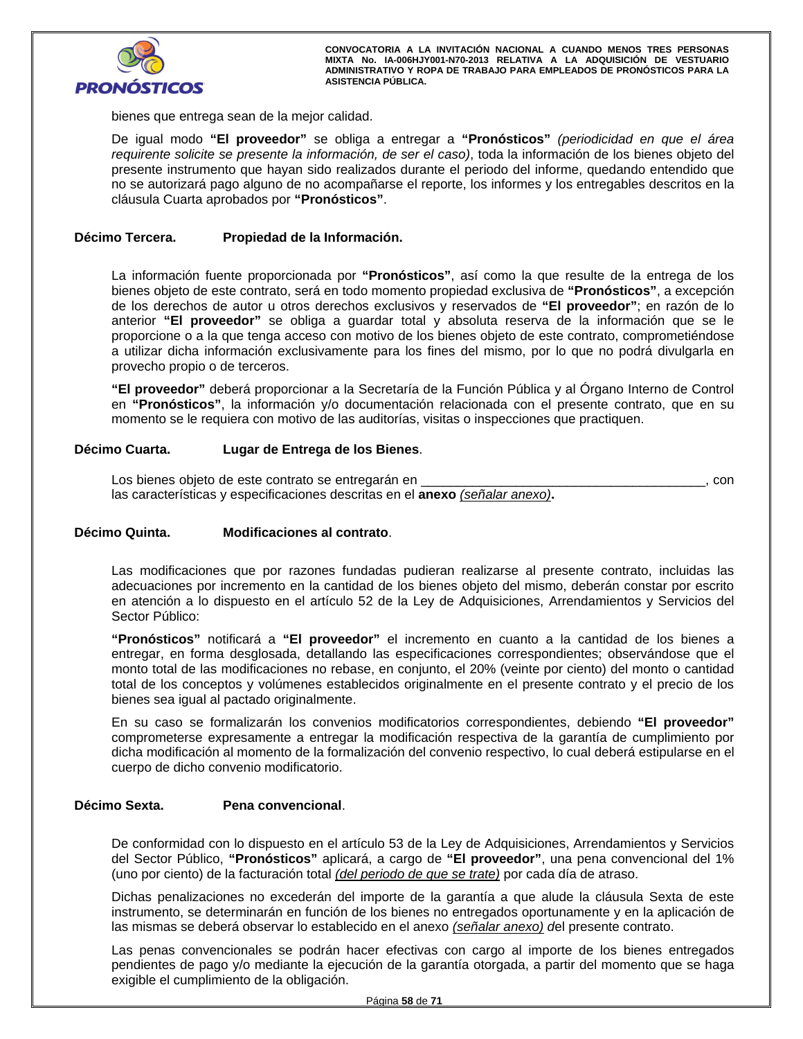bienes que entrega sean de la mejor calidad.

De igual modo **"El proveedor"** se obliga a entregar a **"Pronósticos"** *(periodicidad en que el área requirente solicite se presente la información, de ser el caso)*, toda la información de los bienes objeto del presente instrumento que hayan sido realizados durante el periodo del informe, quedando entendido que no se autorizará pago alguno de no acompañarse el reporte, los informes y los entregables descritos en la cláusula Cuarta aprobados por **"Pronósticos"**.

**Décimo Tercera. Propiedad de la Información.**

La información fuente proporcionada por **"Pronósticos"**, así como la que resulte de la entrega de los bienes objeto de este contrato, será en todo momento propiedad exclusiva de **"Pronósticos"**, a excepción de los derechos de autor u otros derechos exclusivos y reservados de **"El proveedor"**; en razón de lo anterior **"El proveedor"** se obliga a guardar total y absoluta reserva de la información que se le proporcione o a la que tenga acceso con motivo de los bienes objeto de este contrato, comprometiéndose a utilizar dicha información exclusivamente para los fines del mismo, por lo que no podrá divulgarla en provecho propio o de terceros.

**"El proveedor"** deberá proporcionar a la Secretaría de la Función Pública y al Órgano Interno de Control en **"Pronósticos"**, la información y/o documentación relacionada con el presente contrato, que en su momento se le requiera con motivo de las auditorías, visitas o inspecciones que practiquen.

**Décimo Cuarta. Lugar de Entrega de los Bienes**.

Los bienes objeto de este contrato se entregarán en ________________________________________, con las características y especificaciones descritas en el **anexo** *<u>(señalar anexo)</u>***.**

**Décimo Quinta. Modificaciones al contrato**.

Las modificaciones que por razones fundadas pudieran realizarse al presente contrato, incluidas las adecuaciones por incremento en la cantidad de los bienes objeto del mismo, deberán constar por escrito en atención a lo dispuesto en el artículo 52 de la Ley de Adquisiciones, Arrendamientos y Servicios del Sector Público:

**"Pronósticos"** notificará a **"El proveedor"** el incremento en cuanto a la cantidad de los bienes a entregar, en forma desglosada, detallando las especificaciones correspondientes; observándose que el monto total de las modificaciones no rebase, en conjunto, el 20% (veinte por ciento) del monto o cantidad total de los conceptos y volúmenes establecidos originalmente en el presente contrato y el precio de los bienes sea igual al pactado originalmente.

En su caso se formalizarán los convenios modificatorios correspondientes, debiendo **"El proveedor"** comprometerse expresamente a entregar la modificación respectiva de la garantía de cumplimiento por dicha modificación al momento de la formalización del convenio respectivo, lo cual deberá estipularse en el cuerpo de dicho convenio modificatorio.

**Décimo Sexta. Pena convencional**.

De conformidad con lo dispuesto en el artículo 53 de la Ley de Adquisiciones, Arrendamientos y Servicios del Sector Público, **"Pronósticos"** aplicará, a cargo de **"El proveedor"**, una pena convencional del 1% (uno por ciento) de la facturación total *<u>(del periodo de que se trate)</u>* por cada día de atraso.

Dichas penalizaciones no excederán del importe de la garantía a que alude la cláusula Sexta de este instrumento, se determinarán en función de los bienes no entregados oportunamente y en la aplicación de las mismas se deberá observar lo establecido en el anexo *<u>(señalar anexo)</u> d*el presente contrato.

Las penas convencionales se podrán hacer efectivas con cargo al importe de los bienes entregados pendientes de pago y/o mediante la ejecución de la garantía otorgada, a partir del momento que se haga exigible el cumplimiento de la obligación.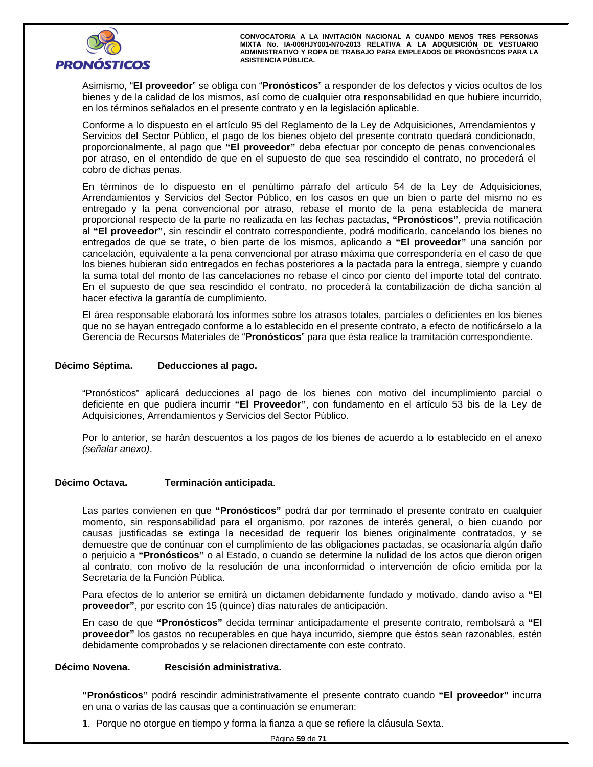Asimismo, “**El proveedor**” se obliga con “**Pronósticos**” a responder de los defectos y vicios ocultos de los bienes y de la calidad de los mismos, así como de cualquier otra responsabilidad en que hubiere incurrido, en los términos señalados en el presente contrato y en la legislación aplicable.

Conforme a lo dispuesto en el artículo 95 del Reglamento de la Ley de Adquisiciones, Arrendamientos y Servicios del Sector Público, el pago de los bienes objeto del presente contrato quedará condicionado, proporcionalmente, al pago que **“El proveedor”** deba efectuar por concepto de penas convencionales por atraso, en el entendido de que en el supuesto de que sea rescindido el contrato, no procederá el cobro de dichas penas.

En términos de lo dispuesto en el penúltimo párrafo del artículo 54 de la Ley de Adquisiciones, Arrendamientos y Servicios del Sector Público, en los casos en que un bien o parte del mismo no es entregado y la pena convencional por atraso, rebase el monto de la pena establecida de manera proporcional respecto de la parte no realizada en las fechas pactadas, **“Pronósticos”**, previa notificación al **“El proveedor”**, sin rescindir el contrato correspondiente, podrá modificarlo, cancelando los bienes no entregados de que se trate, o bien parte de los mismos, aplicando a **“El proveedor”** una sanción por cancelación, equivalente a la pena convencional por atraso máxima que correspondería en el caso de que los bienes hubieran sido entregados en fechas posteriores a la pactada para la entrega, siempre y cuando la suma total del monto de las cancelaciones no rebase el cinco por ciento del importe total del contrato. En el supuesto de que sea rescindido el contrato, no procederá la contabilización de dicha sanción al hacer efectiva la garantía de cumplimiento.

El área responsable elaborará los informes sobre los atrasos totales, parciales o deficientes en los bienes que no se hayan entregado conforme a lo establecido en el presente contrato, a efecto de notificárselo a la Gerencia de Recursos Materiales de “**Pronósticos**” para que ésta realice la tramitación correspondiente.

**Décimo Séptima. Deducciones al pago.**

“Pronósticos” aplicará deducciones al pago de los bienes con motivo del incumplimiento parcial o deficiente en que pudiera incurrir **“El Proveedor”**, con fundamento en el artículo 53 bis de la Ley de Adquisiciones, Arrendamientos y Servicios del Sector Público.

Por lo anterior, se harán descuentos a los pagos de los bienes de acuerdo a lo establecido en el anexo *(señalar anexo)*.

**Décimo Octava. Terminación anticipada**.

Las partes convienen en que **“Pronósticos”** podrá dar por terminado el presente contrato en cualquier momento, sin responsabilidad para el organismo, por razones de interés general, o bien cuando por causas justificadas se extinga la necesidad de requerir los bienes originalmente contratados, y se demuestre que de continuar con el cumplimiento de las obligaciones pactadas, se ocasionaría algún daño o perjuicio a **“Pronósticos”** o al Estado, o cuando se determine la nulidad de los actos que dieron origen al contrato, con motivo de la resolución de una inconformidad o intervención de oficio emitida por la Secretaría de la Función Pública.

Para efectos de lo anterior se emitirá un dictamen debidamente fundado y motivado, dando aviso a **“El proveedor”**, por escrito con 15 (quince) días naturales de anticipación.

En caso de que **“Pronósticos”** decida terminar anticipadamente el presente contrato, rembolsará a **“El proveedor”** los gastos no recuperables en que haya incurrido, siempre que éstos sean razonables, estén debidamente comprobados y se relacionen directamente con este contrato.

**Décimo Novena. Rescisión administrativa.**

**“Pronósticos”** podrá rescindir administrativamente el presente contrato cuando **“El proveedor”** incurra en una o varias de las causas que a continuación se enumeran:

**1**. Porque no otorgue en tiempo y forma la fianza a que se refiere la cláusula Sexta.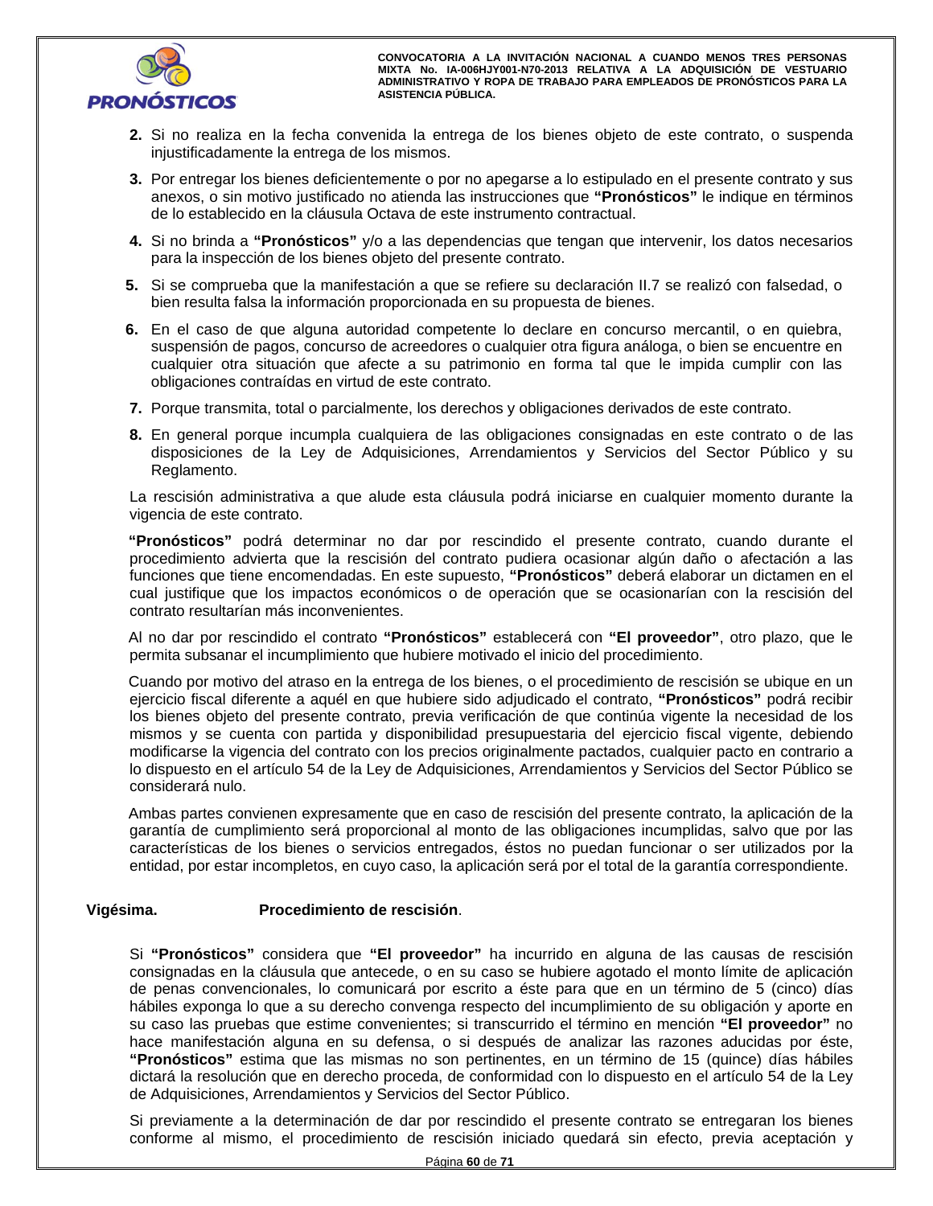2. Si no realiza en la fecha convenida la entrega de los bienes objeto de este contrato, o suspenda injustificadamente la entrega de los mismos.
3. Por entregar los bienes deficientemente o por no apegarse a lo estipulado en el presente contrato y sus anexos, o sin motivo justificado no atienda las instrucciones que **"Pronósticos"** le indique en términos de lo establecido en la cláusula Octava de este instrumento contractual.
4. Si no brinda a **"Pronósticos"** y/o a las dependencias que tengan que intervenir, los datos necesarios para la inspección de los bienes objeto del presente contrato.
5. Si se comprueba que la manifestación a que se refiere su declaración II.7 se realizó con falsedad, o bien resulta falsa la información proporcionada en su propuesta de bienes.
6. En el caso de que alguna autoridad competente lo declare en concurso mercantil, o en quiebra, suspensión de pagos, concurso de acreedores o cualquier otra figura análoga, o bien se encuentre en cualquier otra situación que afecte a su patrimonio en forma tal que le impida cumplir con las obligaciones contraídas en virtud de este contrato.
7. Porque transmita, total o parcialmente, los derechos y obligaciones derivados de este contrato.
8. En general porque incumpla cualquiera de las obligaciones consignadas en este contrato o de las disposiciones de la Ley de Adquisiciones, Arrendamientos y Servicios del Sector Público y su Reglamento.

La rescisión administrativa a que alude esta cláusula podrá iniciarse en cualquier momento durante la vigencia de este contrato.

**"Pronósticos"** podrá determinar no dar por rescindido el presente contrato, cuando durante el procedimiento advierta que la rescisión del contrato pudiera ocasionar algún daño o afectación a las funciones que tiene encomendadas. En este supuesto, **"Pronósticos"** deberá elaborar un dictamen en el cual justifique que los impactos económicos o de operación que se ocasionarían con la rescisión del contrato resultarían más inconvenientes.

Al no dar por rescindido el contrato **"Pronósticos"** establecerá con **"El proveedor"**, otro plazo, que le permita subsanar el incumplimiento que hubiere motivado el inicio del procedimiento.

Cuando por motivo del atraso en la entrega de los bienes, o el procedimiento de rescisión se ubique en un ejercicio fiscal diferente a aquél en que hubiere sido adjudicado el contrato, **"Pronósticos"** podrá recibir los bienes objeto del presente contrato, previa verificación de que continúa vigente la necesidad de los mismos y se cuenta con partida y disponibilidad presupuestaria del ejercicio fiscal vigente, debiendo modificarse la vigencia del contrato con los precios originalmente pactados, cualquier pacto en contrario a lo dispuesto en el artículo 54 de la Ley de Adquisiciones, Arrendamientos y Servicios del Sector Público se considerará nulo.

Ambas partes convienen expresamente que en caso de rescisión del presente contrato, la aplicación de la garantía de cumplimiento será proporcional al monto de las obligaciones incumplidas, salvo que por las características de los bienes o servicios entregados, éstos no puedan funcionar o ser utilizados por la entidad, por estar incompletos, en cuyo caso, la aplicación será por el total de la garantía correspondiente.

**Vigésima. Procedimiento de rescisión**.

Si **"Pronósticos"** considera que **"El proveedor"** ha incurrido en alguna de las causas de rescisión consignadas en la cláusula que antecede, o en su caso se hubiere agotado el monto límite de aplicación de penas convencionales, lo comunicará por escrito a éste para que en un término de 5 (cinco) días hábiles exponga lo que a su derecho convenga respecto del incumplimiento de su obligación y aporte en su caso las pruebas que estime convenientes; si transcurrido el término en mención **"El proveedor"** no hace manifestación alguna en su defensa, o si después de analizar las razones aducidas por éste, **"Pronósticos"** estima que las mismas no son pertinentes, en un término de 15 (quince) días hábiles dictará la resolución que en derecho proceda, de conformidad con lo dispuesto en el artículo 54 de la Ley de Adquisiciones, Arrendamientos y Servicios del Sector Público.

Si previamente a la determinación de dar por rescindido el presente contrato se entregaran los bienes conforme al mismo, el procedimiento de rescisión iniciado quedará sin efecto, previa aceptación y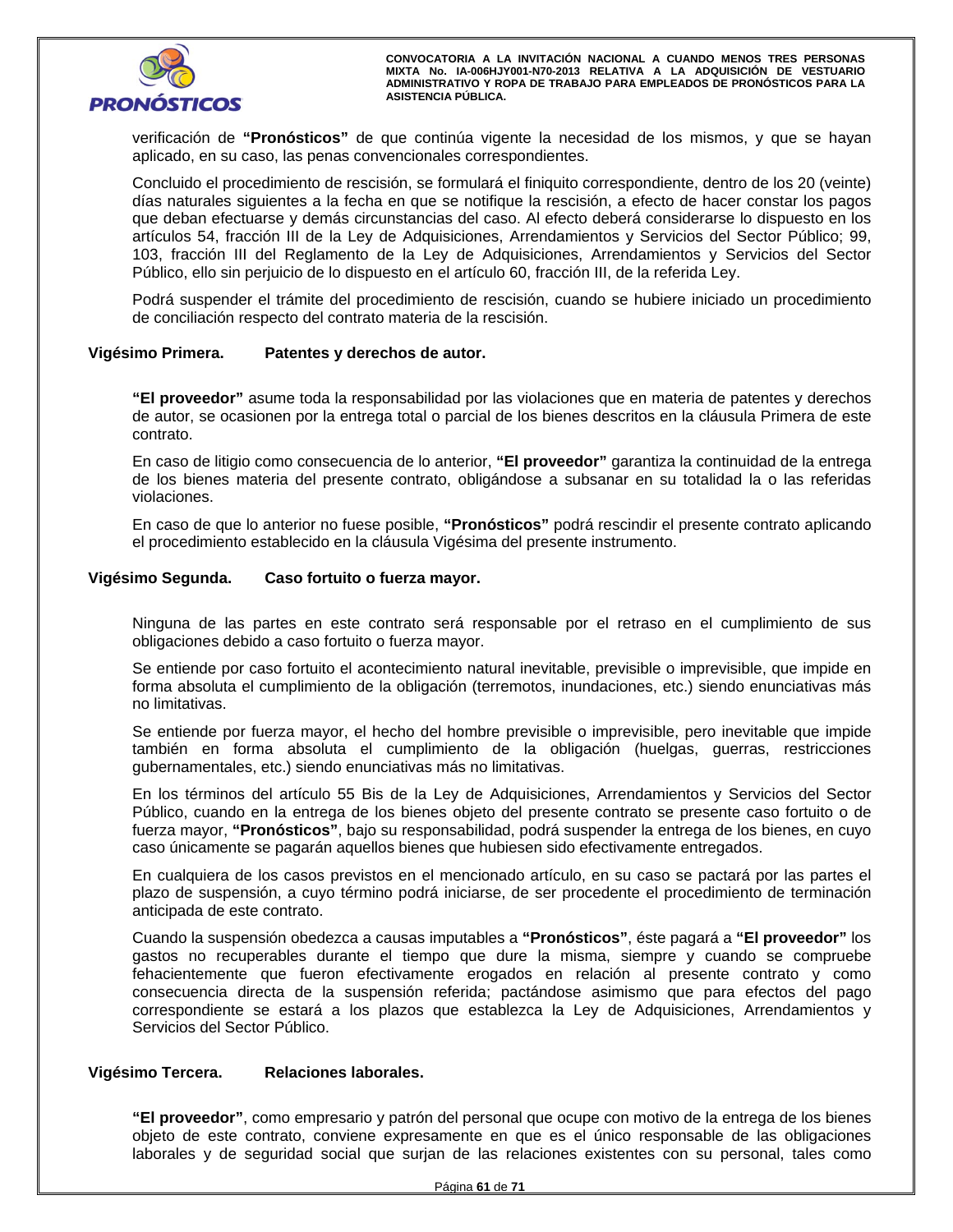verificación de **"Pronósticos"** de que continúa vigente la necesidad de los mismos, y que se hayan aplicado, en su caso, las penas convencionales correspondientes.

Concluido el procedimiento de rescisión, se formulará el finiquito correspondiente, dentro de los 20 (veinte) días naturales siguientes a la fecha en que se notifique la rescisión, a efecto de hacer constar los pagos que deban efectuarse y demás circunstancias del caso. Al efecto deberá considerarse lo dispuesto en los artículos 54, fracción III de la Ley de Adquisiciones, Arrendamientos y Servicios del Sector Público; 99, 103, fracción III del Reglamento de la Ley de Adquisiciones, Arrendamientos y Servicios del Sector Público, ello sin perjuicio de lo dispuesto en el artículo 60, fracción III, de la referida Ley.

Podrá suspender el trámite del procedimiento de rescisión, cuando se hubiere iniciado un procedimiento de conciliación respecto del contrato materia de la rescisión.

**Vigésimo Primera. Patentes y derechos de autor.**

**"El proveedor"** asume toda la responsabilidad por las violaciones que en materia de patentes y derechos de autor, se ocasionen por la entrega total o parcial de los bienes descritos en la cláusula Primera de este contrato.

En caso de litigio como consecuencia de lo anterior, **"El proveedor"** garantiza la continuidad de la entrega de los bienes materia del presente contrato, obligándose a subsanar en su totalidad la o las referidas violaciones.

En caso de que lo anterior no fuese posible, **"Pronósticos"** podrá rescindir el presente contrato aplicando el procedimiento establecido en la cláusula Vigésima del presente instrumento.

**Vigésimo Segunda. Caso fortuito o fuerza mayor.**

Ninguna de las partes en este contrato será responsable por el retraso en el cumplimiento de sus obligaciones debido a caso fortuito o fuerza mayor.

Se entiende por caso fortuito el acontecimiento natural inevitable, previsible o imprevisible, que impide en forma absoluta el cumplimiento de la obligación (terremotos, inundaciones, etc.) siendo enunciativas más no limitativas.

Se entiende por fuerza mayor, el hecho del hombre previsible o imprevisible, pero inevitable que impide también en forma absoluta el cumplimiento de la obligación (huelgas, guerras, restricciones gubernamentales, etc.) siendo enunciativas más no limitativas.

En los términos del artículo 55 Bis de la Ley de Adquisiciones, Arrendamientos y Servicios del Sector Público, cuando en la entrega de los bienes objeto del presente contrato se presente caso fortuito o de fuerza mayor, **"Pronósticos"**, bajo su responsabilidad, podrá suspender la entrega de los bienes, en cuyo caso únicamente se pagarán aquellos bienes que hubiesen sido efectivamente entregados.

En cualquiera de los casos previstos en el mencionado artículo, en su caso se pactará por las partes el plazo de suspensión, a cuyo término podrá iniciarse, de ser procedente el procedimiento de terminación anticipada de este contrato.

Cuando la suspensión obedezca a causas imputables a **"Pronósticos"**, éste pagará a **"El proveedor"** los gastos no recuperables durante el tiempo que dure la misma, siempre y cuando se compruebe fehacientemente que fueron efectivamente erogados en relación al presente contrato y como consecuencia directa de la suspensión referida; pactándose asimismo que para efectos del pago correspondiente se estará a los plazos que establezca la Ley de Adquisiciones, Arrendamientos y Servicios del Sector Público.

**Vigésimo Tercera. Relaciones laborales.**

**"El proveedor"**, como empresario y patrón del personal que ocupe con motivo de la entrega de los bienes objeto de este contrato, conviene expresamente en que es el único responsable de las obligaciones laborales y de seguridad social que surjan de las relaciones existentes con su personal, tales como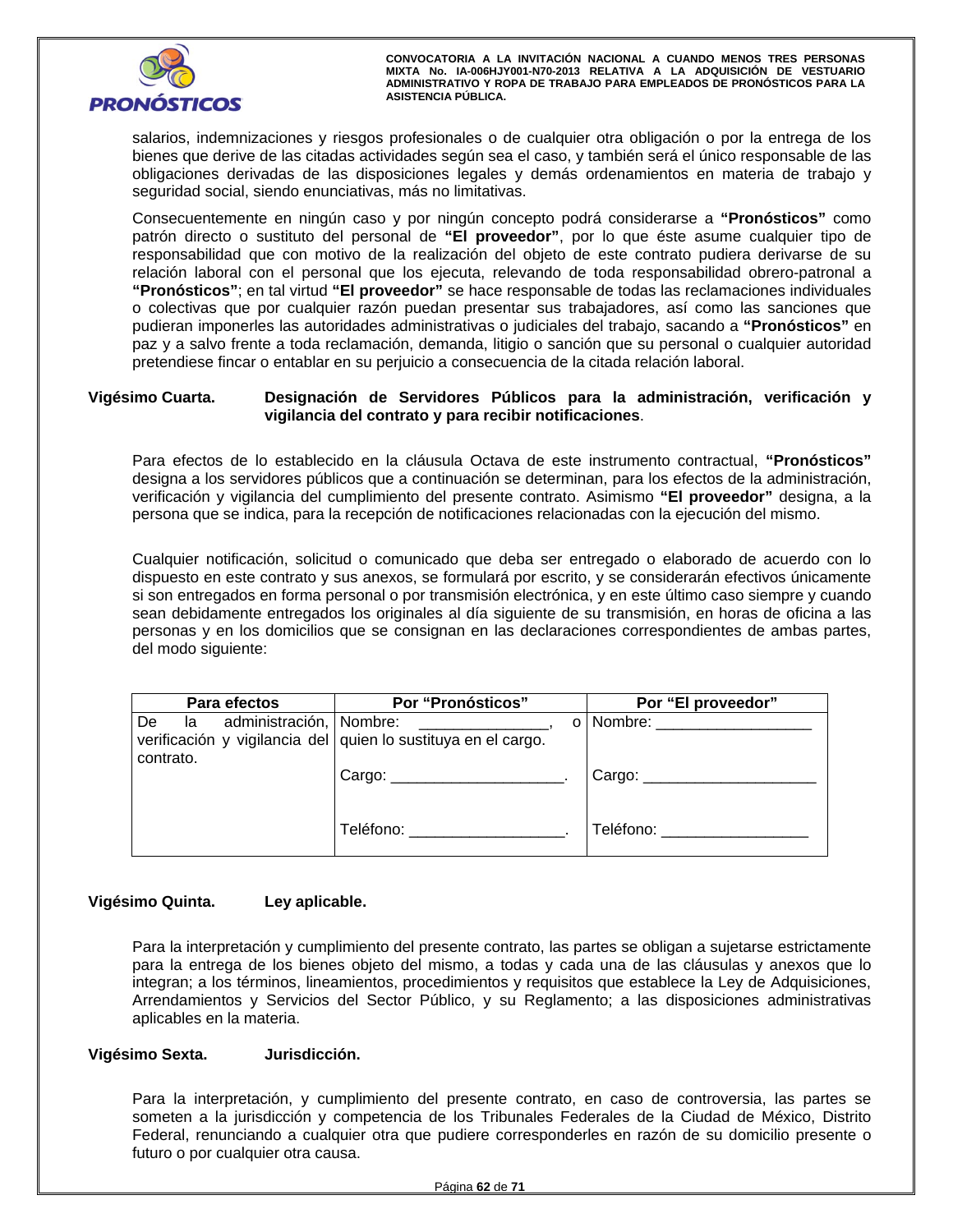salarios, indemnizaciones y riesgos profesionales o de cualquier otra obligación o por la entrega de los bienes que derive de las citadas actividades según sea el caso, y también será el único responsable de las obligaciones derivadas de las disposiciones legales y demás ordenamientos en materia de trabajo y seguridad social, siendo enunciativas, más no limitativas.

Consecuentemente en ningún caso y por ningún concepto podrá considerarse a **"Pronósticos"** como patrón directo o sustituto del personal de **"El proveedor"**, por lo que éste asume cualquier tipo de responsabilidad que con motivo de la realización del objeto de este contrato pudiera derivarse de su relación laboral con el personal que los ejecuta, relevando de toda responsabilidad obrero-patronal a **"Pronósticos"**; en tal virtud **"El proveedor"** se hace responsable de todas las reclamaciones individuales o colectivas que por cualquier razón puedan presentar sus trabajadores, así como las sanciones que pudieran imponerles las autoridades administrativas o judiciales del trabajo, sacando a **"Pronósticos"** en paz y a salvo frente a toda reclamación, demanda, litigio o sanción que su personal o cualquier autoridad pretendiese fincar o entablar en su perjuicio a consecuencia de la citada relación laboral.

**Vigésimo Cuarta. Designación de Servidores Públicos para la administración, verificación y vigilancia del contrato y para recibir notificaciones**.

Para efectos de lo establecido en la cláusula Octava de este instrumento contractual, **"Pronósticos"** designa a los servidores públicos que a continuación se determinan, para los efectos de la administración, verificación y vigilancia del cumplimiento del presente contrato. Asimismo **"El proveedor"** designa, a la persona que se indica, para la recepción de notificaciones relacionadas con la ejecución del mismo.

Cualquier notificación, solicitud o comunicado que deba ser entregado o elaborado de acuerdo con lo dispuesto en este contrato y sus anexos, se formulará por escrito, y se considerarán efectivos únicamente si son entregados en forma personal o por transmisión electrónica, y en este último caso siempre y cuando sean debidamente entregados los originales al día siguiente de su transmisión, en horas de oficina a las personas y en los domicilios que se consignan en las declaraciones correspondientes de ambas partes, del modo siguiente:

| Para efectos | Por "Pronósticos" | Por "El proveedor" |
|---|---|---|
| De la administración, verificación y vigilancia del contrato. | Nombre: _______________, o quien lo sustituya en el cargo.<br><br>Cargo: ____________________.<br><br>Teléfono: __________________. | Nombre: __________________<br><br>Cargo: ____________________<br><br>Teléfono: _________________ |

**Vigésimo Quinta. Ley aplicable.**

Para la interpretación y cumplimiento del presente contrato, las partes se obligan a sujetarse estrictamente para la entrega de los bienes objeto del mismo, a todas y cada una de las cláusulas y anexos que lo integran; a los términos, lineamientos, procedimientos y requisitos que establece la Ley de Adquisiciones, Arrendamientos y Servicios del Sector Público, y su Reglamento; a las disposiciones administrativas aplicables en la materia.

**Vigésimo Sexta. Jurisdicción.**

Para la interpretación, y cumplimiento del presente contrato, en caso de controversia, las partes se someten a la jurisdicción y competencia de los Tribunales Federales de la Ciudad de México, Distrito Federal, renunciando a cualquier otra que pudiere corresponderles en razón de su domicilio presente o futuro o por cualquier otra causa.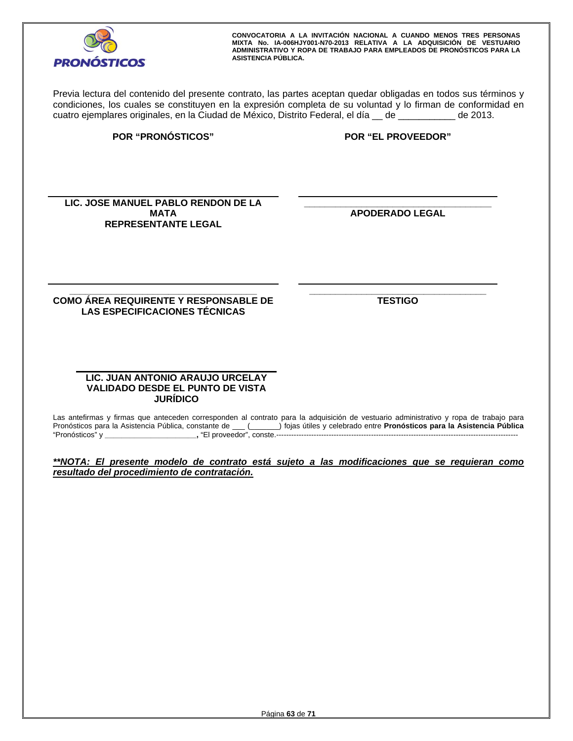Previa lectura del contenido del presente contrato, las partes aceptan quedar obligadas en todos sus términos y condiciones, los cuales se constituyen en la expresión completa de su voluntad y lo firman de conformidad en cuatro ejemplares originales, en la Ciudad de México, Distrito Federal, el día __ de ___________ de 2013.

| **POR "PRONÓSTICOS"** | **POR "EL PROVEEDOR"** |
|---|---|
| **LIC. JOSE MANUEL PABLO RENDON DE LA MATA**<br>**REPRESENTANTE LEGAL** | ______________________________________<br>**APODERADO LEGAL** |
| ______________________________________<br>**COMO ÁREA REQUIRENTE Y RESPONSABLE DE LAS ESPECIFICACIONES TÉCNICAS** | ______________________________________<br>**TESTIGO** |
| **LIC. JUAN ANTONIO ARAUJO URCELAY**<br>**VALIDADO DESDE EL PUNTO DE VISTA JURÍDICO** | |

Las antefirmas y firmas que anteceden corresponden al contrato para la adquisición de vestuario administrativo y ropa de trabajo para Pronósticos para la Asistencia Pública, constante de ___ (_______) fojas útiles y celebrado entre **Pronósticos para la Asistencia Pública** "Pronósticos" y **______________________,** "El proveedor", conste.----------------------------------------------------------------------------------------------------

***\*\*NOTA: El presente modelo de contrato está sujeto a las modificaciones que se requieran como resultado del procedimiento de contratación.***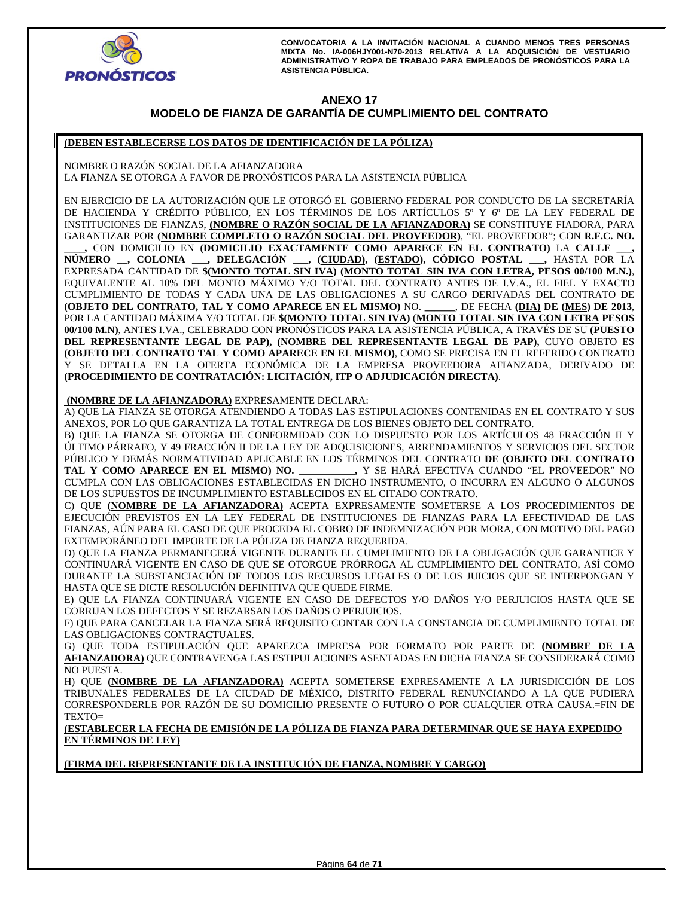## ANEXO 17

## MODELO DE FIANZA DE GARANTÍA DE CUMPLIMIENTO DEL CONTRATO

**(DEBEN ESTABLECERSE LOS DATOS DE IDENTIFICACIÓN DE LA PÓLIZA)**

NOMBRE O RAZÓN SOCIAL DE LA AFIANZADORA
LA FIANZA SE OTORGA A FAVOR DE PRONÓSTICOS PARA LA ASISTENCIA PÚBLICA

EN EJERCICIO DE LA AUTORIZACIÓN QUE LE OTORGÓ EL GOBIERNO FEDERAL POR CONDUCTO DE LA SECRETARÍA DE HACIENDA Y CRÉDITO PÚBLICO, EN LOS TÉRMINOS DE LOS ARTÍCULOS 5º Y 6º DE LA LEY FEDERAL DE INSTITUCIONES DE FIANZAS, **(NOMBRE O RAZÓN SOCIAL DE LA AFIANZADORA)** SE CONSTITUYE FIADORA, PARA GARANTIZAR POR **(NOMBRE COMPLETO O RAZÓN SOCIAL DEL PROVEEDOR)**, "EL PROVEEDOR"; CON **R.F.C. NO. \_\_\_\_,** CON DOMICILIO EN **(DOMICILIO EXACTAMENTE COMO APARECE EN EL CONTRATO)** LA **CALLE \_\_\_, NÚMERO \_\_, COLONIA \_\_\_, DELEGACIÓN \_\_\_, (CIUDAD), (ESTADO), CÓDIGO POSTAL \_\_\_,** HASTA POR LA EXPRESADA CANTIDAD DE **$(MONTO TOTAL SIN IVA) (MONTO TOTAL SIN IVA CON LETRA, PESOS 00/100 M.N.)**, EQUIVALENTE AL 10% DEL MONTO MÁXIMO Y/O TOTAL DEL CONTRATO ANTES DE I.V.A., EL FIEL Y EXACTO CUMPLIMIENTO DE TODAS Y CADA UNA DE LAS OBLIGACIONES A SU CARGO DERIVADAS DEL CONTRATO DE **(OBJETO DEL CONTRATO, TAL Y COMO APARECE EN EL MISMO)** NO. \_\_\_\_\_\_, DE FECHA **(DIA) DE (MES) DE 2013**, POR LA CANTIDAD MÁXIMA Y/O TOTAL DE **$(MONTO TOTAL SIN IVA)** (**MONTO TOTAL SIN IVA CON LETRA PESOS 00/100 M.N)**, ANTES I.V.A., CELEBRADO CON PRONÓSTICOS PARA LA ASISTENCIA PÚBLICA, A TRAVÉS DE SU **(PUESTO DEL REPRESENTANTE LEGAL DE PAP), (NOMBRE DEL REPRESENTANTE LEGAL DE PAP),** CUYO OBJETO ES **(OBJETO DEL CONTRATO TAL Y COMO APARECE EN EL MISMO)**, COMO SE PRECISA EN EL REFERIDO CONTRATO Y SE DETALLA EN LA OFERTA ECONÓMICA DE LA EMPRESA PROVEEDORA AFIANZADA, DERIVADO DE **(PROCEDIMIENTO DE CONTRATACIÓN: LICITACIÓN, ITP O ADJUDICACIÓN DIRECTA)**.

**(NOMBRE DE LA AFIANZADORA)** EXPRESAMENTE DECLARA:

A) QUE LA FIANZA SE OTORGA ATENDIENDO A TODAS LAS ESTIPULACIONES CONTENIDAS EN EL CONTRATO Y SUS ANEXOS, POR LO QUE GARANTIZA LA TOTAL ENTREGA DE LOS BIENES OBJETO DEL CONTRATO.

B) QUE LA FIANZA SE OTORGA DE CONFORMIDAD CON LO DISPUESTO POR LOS ARTÍCULOS 48 FRACCIÓN II Y ÚLTIMO PÁRRAFO, Y 49 FRACCIÓN II DE LA LEY DE ADQUISICIONES, ARRENDAMIENTOS Y SERVICIOS DEL SECTOR PÚBLICO Y DEMÁS NORMATIVIDAD APLICABLE EN LOS TÉRMINOS DEL CONTRATO **DE (OBJETO DEL CONTRATO TAL Y COMO APARECE EN EL MISMO) NO. \_\_\_\_\_\_\_\_\_\_\_,** Y SE HARÁ EFECTIVA CUANDO "EL PROVEEDOR" NO CUMPLA CON LAS OBLIGACIONES ESTABLECIDAS EN DICHO INSTRUMENTO, O INCURRA EN ALGUNO O ALGUNOS DE LOS SUPUESTOS DE INCUMPLIMIENTO ESTABLECIDOS EN EL CITADO CONTRATO.

C) QUE **(NOMBRE DE LA AFIANZADORA)** ACEPTA EXPRESAMENTE SOMETERSE A LOS PROCEDIMIENTOS DE EJECUCIÓN PREVISTOS EN LA LEY FEDERAL DE INSTITUCIONES DE FIANZAS PARA LA EFECTIVIDAD DE LAS FIANZAS, AÚN PARA EL CASO DE QUE PROCEDA EL COBRO DE INDEMNIZACIÓN POR MORA, CON MOTIVO DEL PAGO EXTEMPORÁNEO DEL IMPORTE DE LA PÓLIZA DE FIANZA REQUERIDA.

D) QUE LA FIANZA PERMANECERÁ VIGENTE DURANTE EL CUMPLIMIENTO DE LA OBLIGACIÓN QUE GARANTICE Y CONTINUARÁ VIGENTE EN CASO DE QUE SE OTORGUE PRÓRROGA AL CUMPLIMIENTO DEL CONTRATO, ASÍ COMO DURANTE LA SUBSTANCIACIÓN DE TODOS LOS RECURSOS LEGALES O DE LOS JUICIOS QUE SE INTERPONGAN Y HASTA QUE SE DICTE RESOLUCIÓN DEFINITIVA QUE QUEDE FIRME.

E) QUE LA FIANZA CONTINUARÁ VIGENTE EN CASO DE DEFECTOS Y/O DAÑOS Y/O PERJUICIOS HASTA QUE SE CORRIJAN LOS DEFECTOS Y SE REZARSAN LOS DAÑOS O PERJUICIOS.

F) QUE PARA CANCELAR LA FIANZA SERÁ REQUISITO CONTAR CON LA CONSTANCIA DE CUMPLIMIENTO TOTAL DE LAS OBLIGACIONES CONTRACTUALES.

G) QUE TODA ESTIPULACIÓN QUE APAREZCA IMPRESA POR FORMATO POR PARTE DE **(NOMBRE DE LA AFIANZADORA)** QUE CONTRAVENGA LAS ESTIPULACIONES ASENTADAS EN DICHA FIANZA SE CONSIDERARÁ COMO NO PUESTA.

H) QUE **(NOMBRE DE LA AFIANZADORA)** ACEPTA SOMETERSE EXPRESAMENTE A LA JURISDICCIÓN DE LOS TRIBUNALES FEDERALES DE LA CIUDAD DE MÉXICO, DISTRITO FEDERAL RENUNCIANDO A LA QUE PUDIERA CORRESPONDERLE POR RAZÓN DE SU DOMICILIO PRESENTE O FUTURO O POR CUALQUIER OTRA CAUSA.=FIN DE TEXTO=

**(ESTABLECER LA FECHA DE EMISIÓN DE LA PÓLIZA DE FIANZA PARA DETERMINAR QUE SE HAYA EXPEDIDO EN TÉRMINOS DE LEY)**

**(FIRMA DEL REPRESENTANTE DE LA INSTITUCIÓN DE FIANZA, NOMBRE Y CARGO)**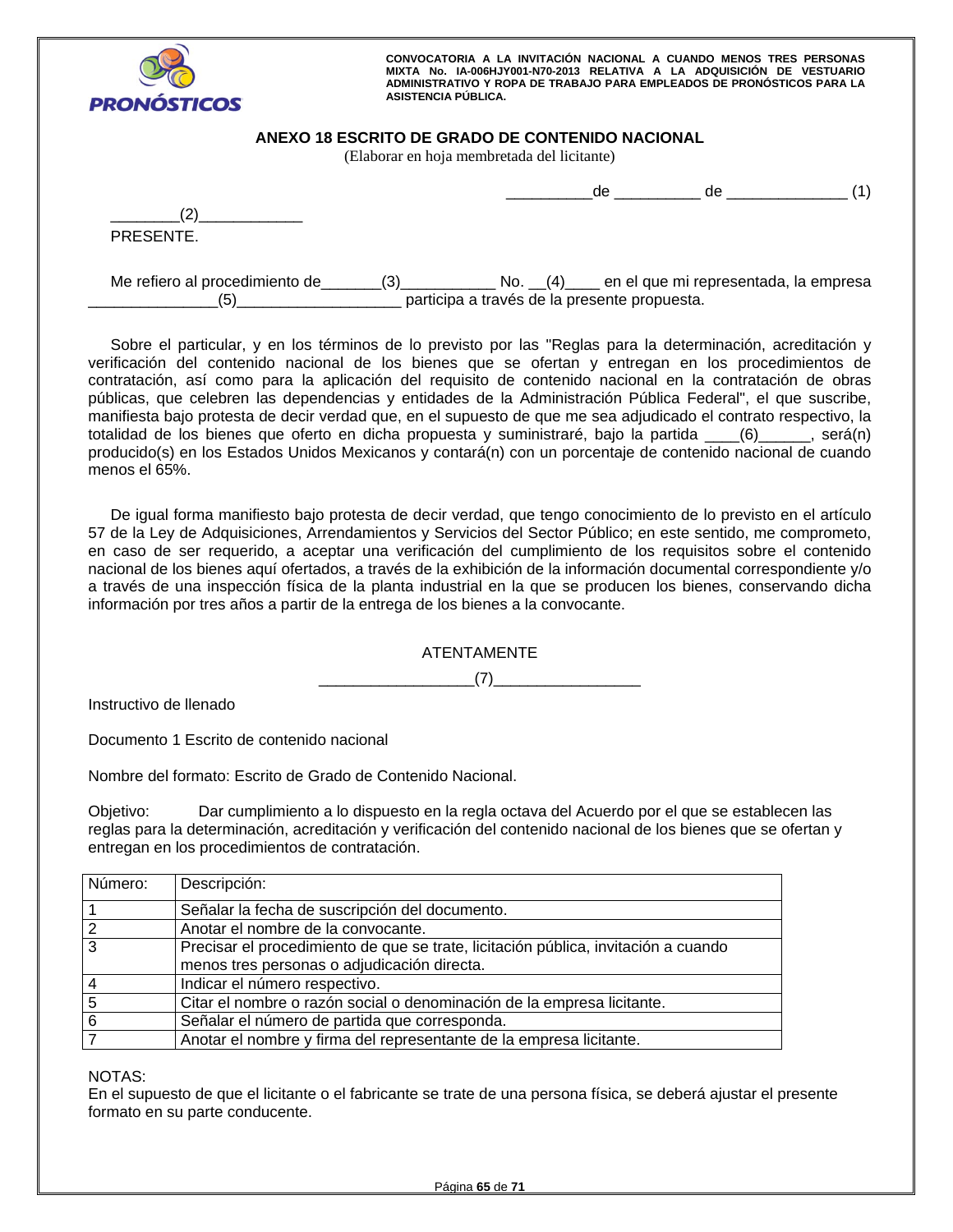## ANEXO 18 ESCRITO DE GRADO DE CONTENIDO NACIONAL

(Elaborar en hoja membretada del licitante)

__________de __________ de ______________ (1)

________(2)____________

PRESENTE.

Me refiero al procedimiento de_______(3)___________ No. __(4)____ en el que mi representada, la empresa _______________(5)___________________ participa a través de la presente propuesta.

Sobre el particular, y en los términos de lo previsto por las "Reglas para la determinación, acreditación y verificación del contenido nacional de los bienes que se ofertan y entregan en los procedimientos de contratación, así como para la aplicación del requisito de contenido nacional en la contratación de obras públicas, que celebren las dependencias y entidades de la Administración Pública Federal", el que suscribe, manifiesta bajo protesta de decir verdad que, en el supuesto de que me sea adjudicado el contrato respectivo, la totalidad de los bienes que oferto en dicha propuesta y suministraré, bajo la partida ____(6)______, será(n) producido(s) en los Estados Unidos Mexicanos y contará(n) con un porcentaje de contenido nacional de cuando menos el 65%.

De igual forma manifiesto bajo protesta de decir verdad, que tengo conocimiento de lo previsto en el artículo 57 de la Ley de Adquisiciones, Arrendamientos y Servicios del Sector Público; en este sentido, me comprometo, en caso de ser requerido, a aceptar una verificación del cumplimiento de los requisitos sobre el contenido nacional de los bienes aquí ofertados, a través de la exhibición de la información documental correspondiente y/o a través de una inspección física de la planta industrial en la que se producen los bienes, conservando dicha información por tres años a partir de la entrega de los bienes a la convocante.

ATENTAMENTE

__________________(7)_________________

Instructivo de llenado

Documento 1 Escrito de contenido nacional

Nombre del formato: Escrito de Grado de Contenido Nacional.

Objetivo: Dar cumplimiento a lo dispuesto en la regla octava del Acuerdo por el que se establecen las reglas para la determinación, acreditación y verificación del contenido nacional de los bienes que se ofertan y entregan en los procedimientos de contratación.

| Número: | Descripción: |
|---|---|
| 1 | Señalar la fecha de suscripción del documento. |
| 2 | Anotar el nombre de la convocante. |
| 3 | Precisar el procedimiento de que se trate, licitación pública, invitación a cuando menos tres personas o adjudicación directa. |
| 4 | Indicar el número respectivo. |
| 5 | Citar el nombre o razón social o denominación de la empresa licitante. |
| 6 | Señalar el número de partida que corresponda. |
| 7 | Anotar el nombre y firma del representante de la empresa licitante. |

NOTAS:
En el supuesto de que el licitante o el fabricante se trate de una persona física, se deberá ajustar el presente formato en su parte conducente.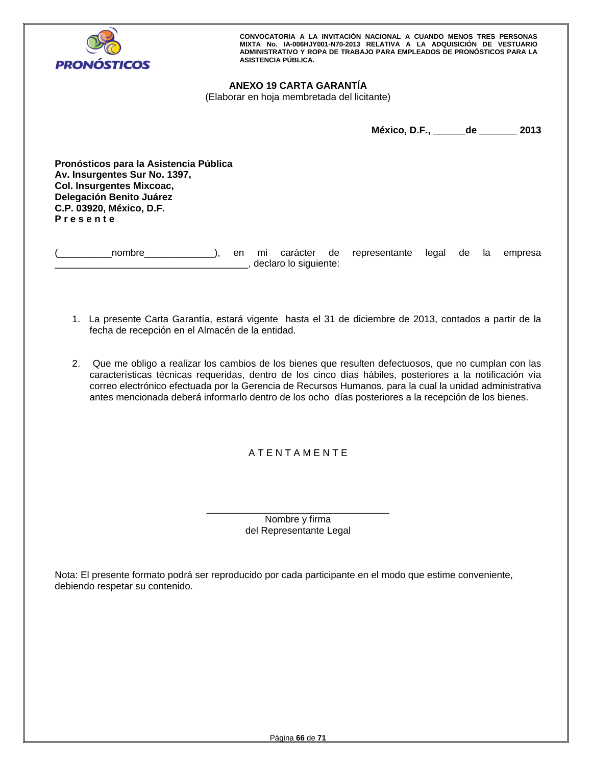## ANEXO 19 CARTA GARANTÍA

(Elaborar en hoja membretada del licitante)

**México, D.F., ______de _______ 2013**

**Pronósticos para la Asistencia Pública**
**Av. Insurgentes Sur No. 1397,**
**Col. Insurgentes Mixcoac,**
**Delegación Benito Juárez**
**C.P. 03920, México, D.F.**
**P r e s e n t e**

(__________nombre_____________), en mi carácter de representante legal de la empresa ______________________________________, declaro lo siguiente:

1. La presente Carta Garantía, estará vigente hasta el 31 de diciembre de 2013, contados a partir de la fecha de recepción en el Almacén de la entidad.

2. Que me obligo a realizar los cambios de los bienes que resulten defectuosos, que no cumplan con las características técnicas requeridas, dentro de los cinco días hábiles, posteriores a la notificación vía correo electrónico efectuada por la Gerencia de Recursos Humanos, para la cual la unidad administrativa antes mencionada deberá informarlo dentro de los ocho días posteriores a la recepción de los bienes.

A T E N T A M E N T E

___________________________________
Nombre y firma
del Representante Legal

Nota: El presente formato podrá ser reproducido por cada participante en el modo que estime conveniente, debiendo respetar su contenido.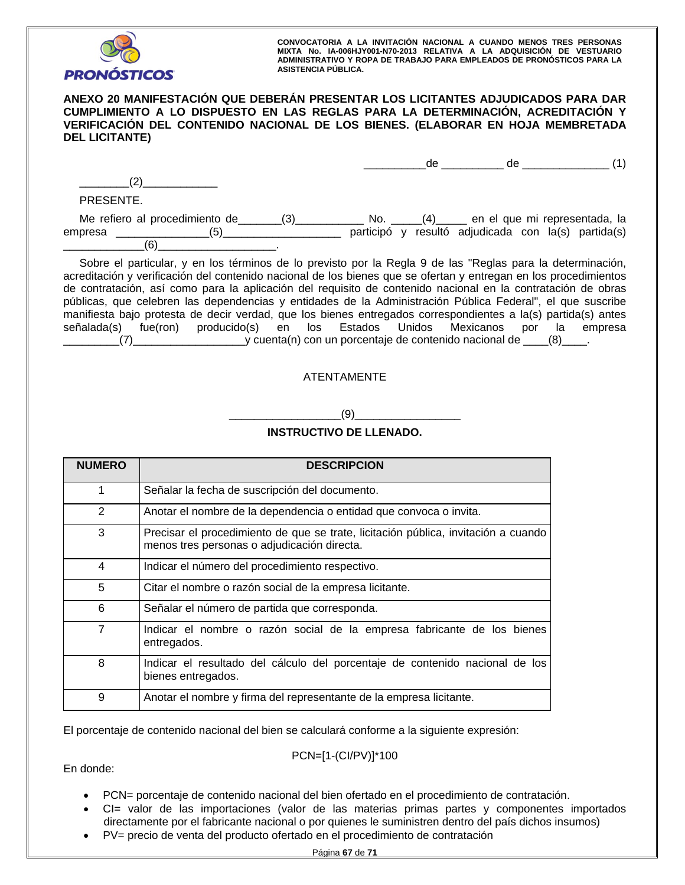**ANEXO 20 MANIFESTACIÓN QUE DEBERÁN PRESENTAR LOS LICITANTES ADJUDICADOS PARA DAR CUMPLIMIENTO A LO DISPUESTO EN LAS REGLAS PARA LA DETERMINACIÓN, ACREDITACIÓN Y VERIFICACIÓN DEL CONTENIDO NACIONAL DE LOS BIENES. (ELABORAR EN HOJA MEMBRETADA DEL LICITANTE)**

__________de __________ de ______________ (1)

________(2)____________

PRESENTE.

Me refiero al procedimiento de_______(3)___________ No. _____(4)_____ en el que mi representada, la empresa _______________(5)___________________ participó y resultó adjudicada con la(s) partida(s) _____________(6)___________________.

Sobre el particular, y en los términos de lo previsto por la Regla 9 de las "Reglas para la determinación, acreditación y verificación del contenido nacional de los bienes que se ofertan y entregan en los procedimientos de contratación, así como para la aplicación del requisito de contenido nacional en la contratación de obras públicas, que celebren las dependencias y entidades de la Administración Pública Federal", el que suscribe manifiesta bajo protesta de decir verdad, que los bienes entregados correspondientes a la(s) partida(s) antes señalada(s) fue(ron) producido(s) en los Estados Unidos Mexicanos por la empresa _________(7)__________________y cuenta(n) con un porcentaje de contenido nacional de ____(8)____.

ATENTAMENTE

_________________(9)_________________

**INSTRUCTIVO DE LLENADO.**

| NUMERO | DESCRIPCION |
|---|---|
| 1 | Señalar la fecha de suscripción del documento. |
| 2 | Anotar el nombre de la dependencia o entidad que convoca o invita. |
| 3 | Precisar el procedimiento de que se trate, licitación pública, invitación a cuando menos tres personas o adjudicación directa. |
| 4 | Indicar el número del procedimiento respectivo. |
| 5 | Citar el nombre o razón social de la empresa licitante. |
| 6 | Señalar el número de partida que corresponda. |
| 7 | Indicar el nombre o razón social de la empresa fabricante de los bienes entregados. |
| 8 | Indicar el resultado del cálculo del porcentaje de contenido nacional de los bienes entregados. |
| 9 | Anotar el nombre y firma del representante de la empresa licitante. |

El porcentaje de contenido nacional del bien se calculará conforme a la siguiente expresión:

$$PCN=[1-(CI/PV)]*100$$

En donde:

- PCN= porcentaje de contenido nacional del bien ofertado en el procedimiento de contratación.
- CI= valor de las importaciones (valor de las materias primas partes y componentes importados directamente por el fabricante nacional o por quienes le suministren dentro del país dichos insumos)
- PV= precio de venta del producto ofertado en el procedimiento de contratación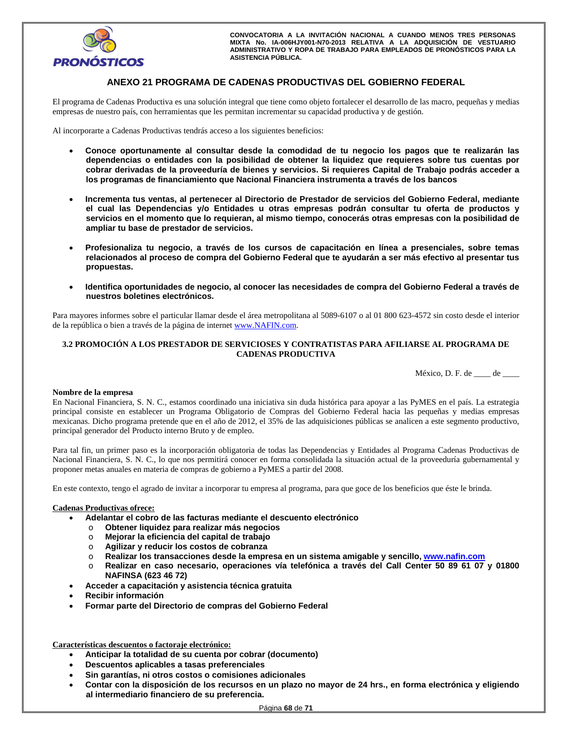## ANEXO 21 PROGRAMA DE CADENAS PRODUCTIVAS DEL GOBIERNO FEDERAL

El programa de Cadenas Productiva es una solución integral que tiene como objeto fortalecer el desarrollo de las macro, pequeñas y medias empresas de nuestro país, con herramientas que les permitan incrementar su capacidad productiva y de gestión.

Al incorporarte a Cadenas Productivas tendrás acceso a los siguientes beneficios:

- **Conoce oportunamente al consultar desde la comodidad de tu negocio los pagos que te realizarán las dependencias o entidades con la posibilidad de obtener la liquidez que requieres sobre tus cuentas por cobrar derivadas de la proveeduría de bienes y servicios. Si requieres Capital de Trabajo podrás acceder a los programas de financiamiento que Nacional Financiera instrumenta a través de los bancos**

- **Incrementa tus ventas, al pertenecer al Directorio de Prestador de servicios del Gobierno Federal, mediante el cual las Dependencias y/o Entidades u otras empresas podrán consultar tu oferta de productos y servicios en el momento que lo requieran, al mismo tiempo, conocerás otras empresas con la posibilidad de ampliar tu base de prestador de servicios.**

- **Profesionaliza tu negocio, a través de los cursos de capacitación en línea a presenciales, sobre temas relacionados al proceso de compra del Gobierno Federal que te ayudarán a ser más efectivo al presentar tus propuestas.**

- **Identifica oportunidades de negocio, al conocer las necesidades de compra del Gobierno Federal a través de nuestros boletines electrónicos.**

Para mayores informes sobre el particular llamar desde el área metropolitana al 5089-6107 o al 01 800 623-4572 sin costo desde el interior de la república o bien a través de la página de internet www.NAFIN.com.

### 3.2 PROMOCIÓN A LOS PRESTADOR DE SERVICIOSES Y CONTRATISTAS PARA AFILIARSE AL PROGRAMA DE CADENAS PRODUCTIVA

México, D. F. de ____ de ____

**Nombre de la empresa**
En Nacional Financiera, S. N. C., estamos coordinado una iniciativa sin duda histórica para apoyar a las PyMES en el país. La estrategia principal consiste en establecer un Programa Obligatorio de Compras del Gobierno Federal hacia las pequeñas y medias empresas mexicanas. Dicho programa pretende que en el año de 2012, el 35% de las adquisiciones públicas se analicen a este segmento productivo, principal generador del Producto interno Bruto y de empleo.

Para tal fin, un primer paso es la incorporación obligatoria de todas las Dependencias y Entidades al Programa Cadenas Productivas de Nacional Financiera, S. N. C., lo que nos permitirá conocer en forma consolidada la situación actual de la proveeduría gubernamental y proponer metas anuales en materia de compras de gobierno a PyMES a partir del 2008.

En este contexto, tengo el agrado de invitar a incorporar tu empresa al programa, para que goce de los beneficios que éste le brinda.

**Cadenas Productivas ofrece:**

- **Adelantar el cobro de las facturas mediante el descuento electrónico**
  - **Obtener liquidez para realizar más negocios**
  - **Mejorar la eficiencia del capital de trabajo**
  - **Agilizar y reducir los costos de cobranza**
  - **Realizar los transacciones desde la empresa en un sistema amigable y sencillo, www.nafin.com**
  - **Realizar en caso necesario, operaciones vía telefónica a través del Call Center 50 89 61 07 y 01800 NAFINSA (623 46 72)**
- **Acceder a capacitación y asistencia técnica gratuita**
- **Recibir información**
- **Formar parte del Directorio de compras del Gobierno Federal**

**Características descuentos o factoraje electrónico:**

- **Anticipar la totalidad de su cuenta por cobrar (documento)**
- **Descuentos aplicables a tasas preferenciales**
- **Sin garantías, ni otros costos o comisiones adicionales**
- **Contar con la disposición de los recursos en un plazo no mayor de 24 hrs., en forma electrónica y eligiendo al intermediario financiero de su preferencia.**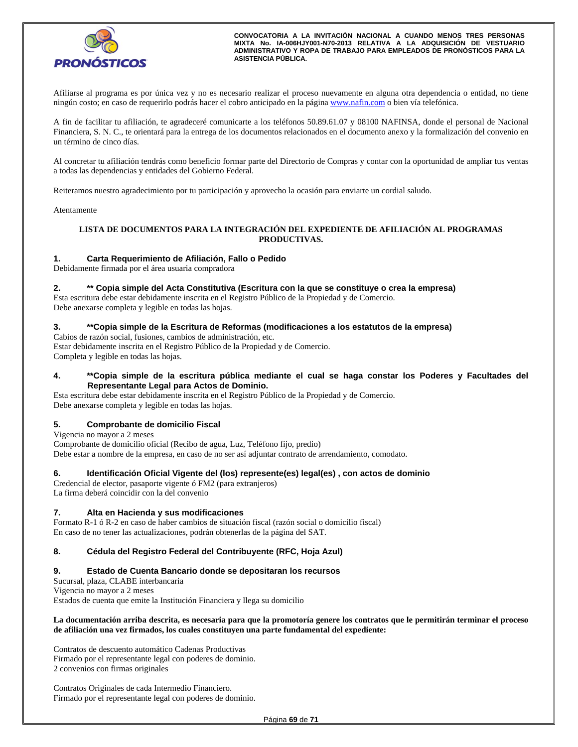Afiliarse al programa es por única vez y no es necesario realizar el proceso nuevamente en alguna otra dependencia o entidad, no tiene ningún costo; en caso de requerirlo podrás hacer el cobro anticipado en la página www.nafin.com o bien vía telefónica.

A fin de facilitar tu afiliación, te agradeceré comunicarte a los teléfonos 50.89.61.07 y 08100 NAFINSA, donde el personal de Nacional Financiera, S. N. C., te orientará para la entrega de los documentos relacionados en el documento anexo y la formalización del convenio en un término de cinco días.

Al concretar tu afiliación tendrás como beneficio formar parte del Directorio de Compras y contar con la oportunidad de ampliar tus ventas a todas las dependencias y entidades del Gobierno Federal.

Reiteramos nuestro agradecimiento por tu participación y aprovecho la ocasión para enviarte un cordial saludo.

Atentamente

**LISTA DE DOCUMENTOS PARA LA INTEGRACIÓN DEL EXPEDIENTE DE AFILIACIÓN AL PROGRAMAS PRODUCTIVAS.**

**1. Carta Requerimiento de Afiliación, Fallo o Pedido**

Debidamente firmada por el área usuaria compradora

**2. ** Copia simple del Acta Constitutiva (Escritura con la que se constituye o crea la empresa)**

Esta escritura debe estar debidamente inscrita en el Registro Público de la Propiedad y de Comercio.
Debe anexarse completa y legible en todas las hojas.

**3. **Copia simple de la Escritura de Reformas (modificaciones a los estatutos de la empresa)**

Cabios de razón social, fusiones, cambios de administración, etc.
Estar debidamente inscrita en el Registro Público de la Propiedad y de Comercio.
Completa y legible en todas las hojas.

**4. **Copia simple de la escritura pública mediante el cual se haga constar los Poderes y Facultades del Representante Legal para Actos de Dominio.**

Esta escritura debe estar debidamente inscrita en el Registro Público de la Propiedad y de Comercio.
Debe anexarse completa y legible en todas las hojas.

**5. Comprobante de domicilio Fiscal**

Vigencia no mayor a 2 meses
Comprobante de domicilio oficial (Recibo de agua, Luz, Teléfono fijo, predio)
Debe estar a nombre de la empresa, en caso de no ser así adjuntar contrato de arrendamiento, comodato.

**6. Identificación Oficial Vigente del (los) represente(es) legal(es) , con actos de dominio**

Credencial de elector, pasaporte vigente ó FM2 (para extranjeros)
La firma deberá coincidir con la del convenio

**7. Alta en Hacienda y sus modificaciones**

Formato R-1 ó R-2 en caso de haber cambios de situación fiscal (razón social o domicilio fiscal)
En caso de no tener las actualizaciones, podrán obtenerlas de la página del SAT.

**8. Cédula del Registro Federal del Contribuyente (RFC, Hoja Azul)**

**9. Estado de Cuenta Bancario donde se depositaran los recursos**

Sucursal, plaza, CLABE interbancaria
Vigencia no mayor a 2 meses
Estados de cuenta que emite la Institución Financiera y llega su domicilio

**La documentación arriba descrita, es necesaria para que la promotoría genere los contratos que le permitirán terminar el proceso de afiliación una vez firmados, los cuales constituyen una parte fundamental del expediente:**

Contratos de descuento automático Cadenas Productivas
Firmado por el representante legal con poderes de dominio.
2 convenios con firmas originales

Contratos Originales de cada Intermedio Financiero.
Firmado por el representante legal con poderes de dominio.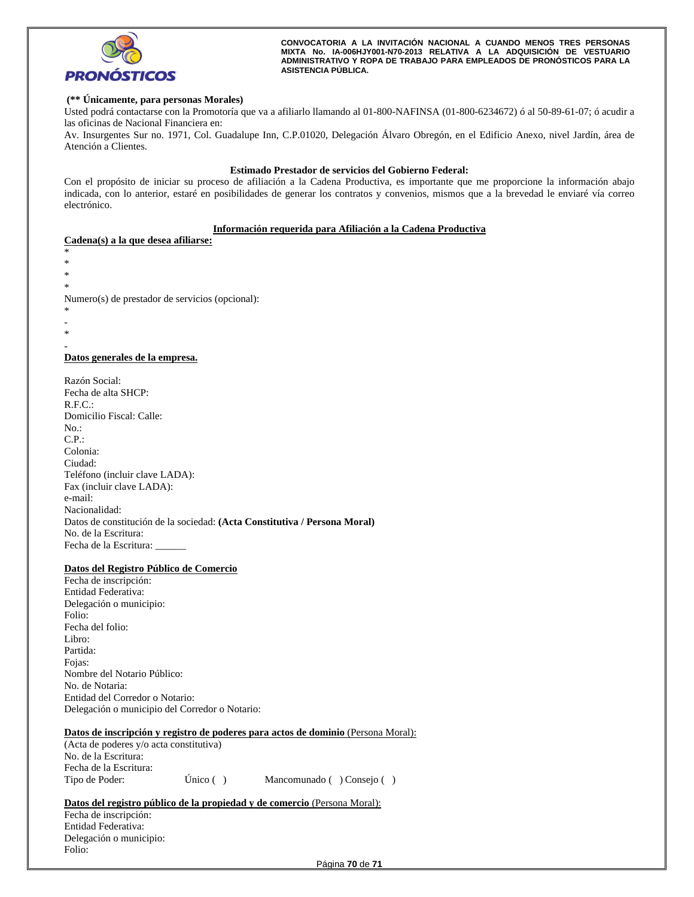**(\*\* Únicamente, para personas Morales)**

Usted podrá contactarse con la Promotoría que va a afiliarlo llamando al 01-800-NAFINSA (01-800-6234672) ó al 50-89-61-07; ó acudir a las oficinas de Nacional Financiera en:

Av. Insurgentes Sur no. 1971, Col. Guadalupe Inn, C.P.01020, Delegación Álvaro Obregón, en el Edificio Anexo, nivel Jardín, área de Atención a Clientes.

**Estimado Prestador de servicios del Gobierno Federal:**

Con el propósito de iniciar su proceso de afiliación a la Cadena Productiva, es importante que me proporcione la información abajo indicada, con lo anterior, estaré en posibilidades de generar los contratos y convenios, mismos que a la brevedad le enviaré vía correo electrónico.

**<u>Información requerida para Afiliación a la Cadena Productiva</u>**

**<u>Cadena(s) a la que desea afiliarse:</u>**

*
*
*
*

Numero(s) de prestador de servicios (opcional):

*
-
*
-

**<u>Datos generales de la empresa.</u>**

Razón Social:
Fecha de alta SHCP:
R.F.C.:
Domicilio Fiscal: Calle:
No.:
C.P.:
Colonia:
Ciudad:
Teléfono (incluir clave LADA):
Fax (incluir clave LADA):
e-mail:
Nacionalidad:
Datos de constitución de la sociedad: **(Acta Constitutiva / Persona Moral)**
No. de la Escritura:
Fecha de la Escritura: ______

**<u>Datos del Registro Público de Comercio</u>**

Fecha de inscripción:
Entidad Federativa:
Delegación o municipio:
Folio:
Fecha del folio:
Libro:
Partida:
Fojas:
Nombre del Notario Público:
No. de Notaria:
Entidad del Corredor o Notario:
Delegación o municipio del Corredor o Notario:

**<u>Datos de inscripción y registro de poderes para actos de dominio</u>** <u>(Persona Moral):</u>

(Acta de poderes y/o acta constitutiva)
No. de la Escritura:
Fecha de la Escritura:
Tipo de Poder: Único ( ) Mancomunado ( ) Consejo ( )

**<u>Datos del registro público de la propiedad y de comercio</u>** <u>(Persona Moral):</u>

Fecha de inscripción:
Entidad Federativa:
Delegación o municipio:
Folio: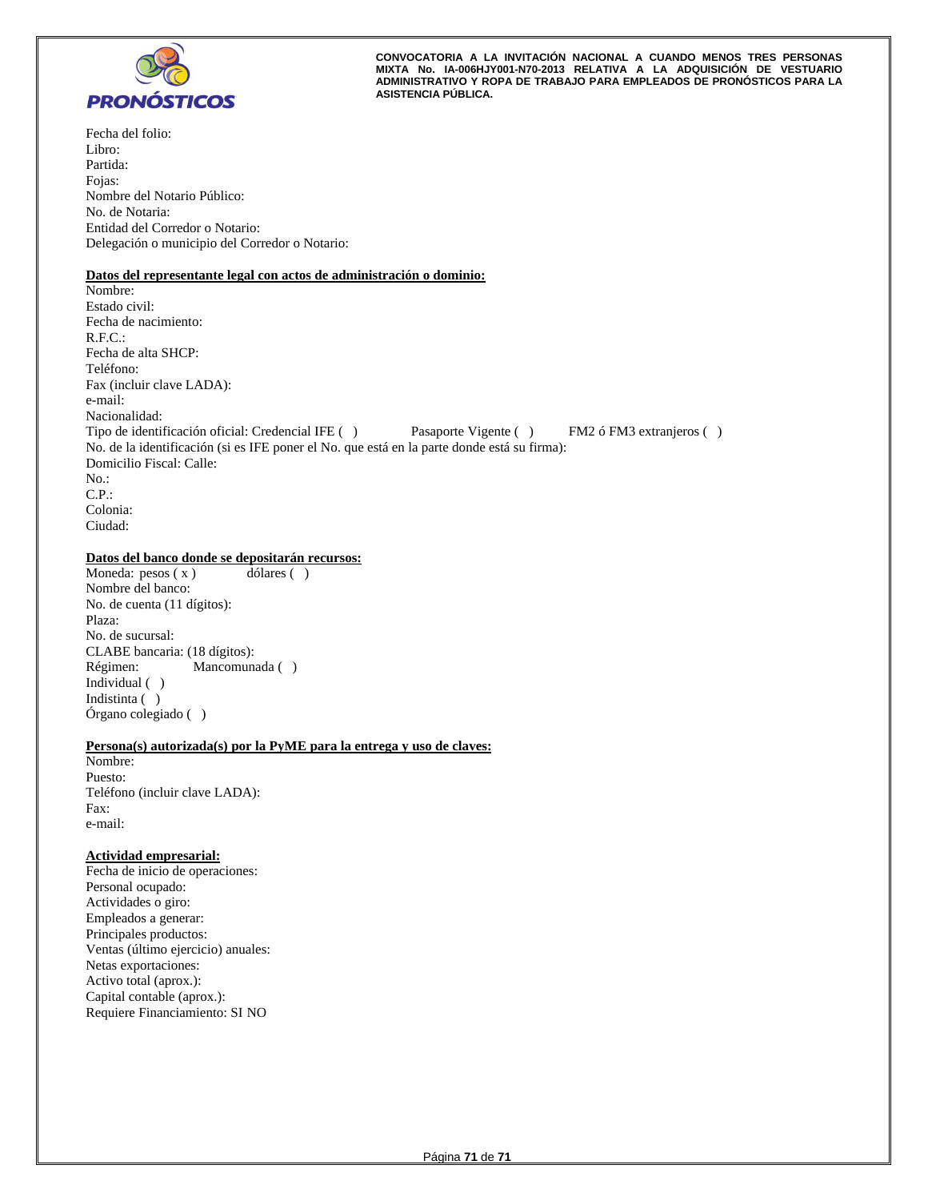Fecha del folio:
Libro:
Partida:
Fojas:
Nombre del Notario Público:
No. de Notaria:
Entidad del Corredor o Notario:
Delegación o municipio del Corredor o Notario:

**Datos del representante legal con actos de administración o dominio:**

Nombre:
Estado civil:
Fecha de nacimiento:
R.F.C.:
Fecha de alta SHCP:
Teléfono:
Fax (incluir clave LADA):
e-mail:
Nacionalidad:
Tipo de identificación oficial: Credencial IFE ( ) Pasaporte Vigente ( ) FM2 ó FM3 extranjeros ( )
No. de la identificación (si es IFE poner el No. que está en la parte donde está su firma):
Domicilio Fiscal: Calle:
No.:
C.P.:
Colonia:
Ciudad:

**Datos del banco donde se depositarán recursos:**

Moneda: pesos ( x ) dólares ( )
Nombre del banco:
No. de cuenta (11 dígitos):
Plaza:
No. de sucursal:
CLABE bancaria: (18 dígitos):
Régimen: Mancomunada ( )
Individual ( )
Indistinta ( )
Órgano colegiado ( )

**Persona(s) autorizada(s) por la PyME para la entrega y uso de claves:**

Nombre:
Puesto:
Teléfono (incluir clave LADA):
Fax:
e-mail:

**Actividad empresarial:**

Fecha de inicio de operaciones:
Personal ocupado:
Actividades o giro:
Empleados a generar:
Principales productos:
Ventas (último ejercicio) anuales:
Netas exportaciones:
Activo total (aprox.):
Capital contable (aprox.):
Requiere Financiamiento: SI NO